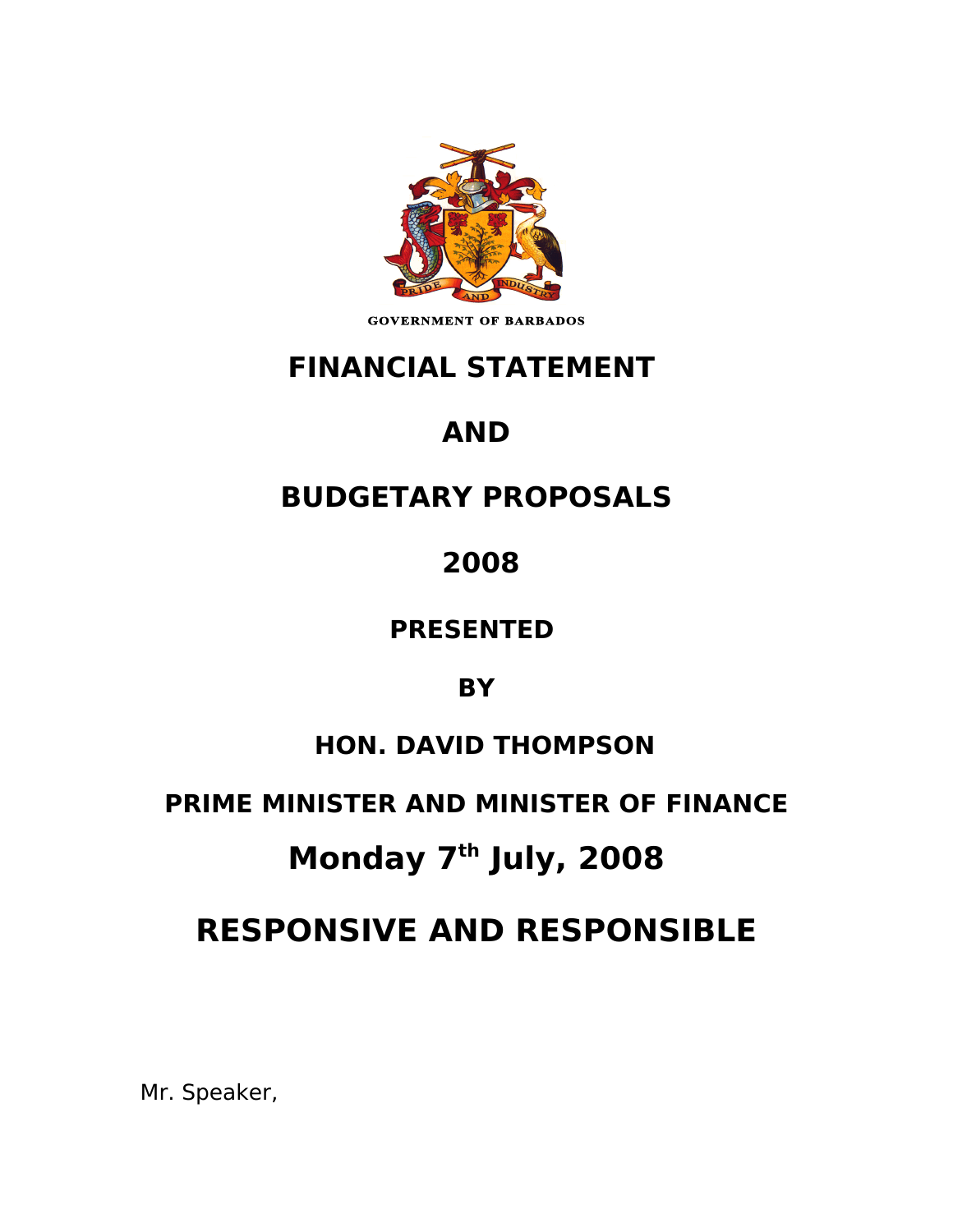GOVERNMENT OF BARBADOS

# FINANCIAL STATEMENT

# AND

# BUDGETARY PROPOSALS

# 2008

## PRESENTED

## BY

## HON. DAVID THOMPSON

## PRIME MINISTER AND MINISTER OF FINANCE

# Monday 7th July, 2008

# RESPONSIVE AND RESPONSIBLE

Mr. Speaker,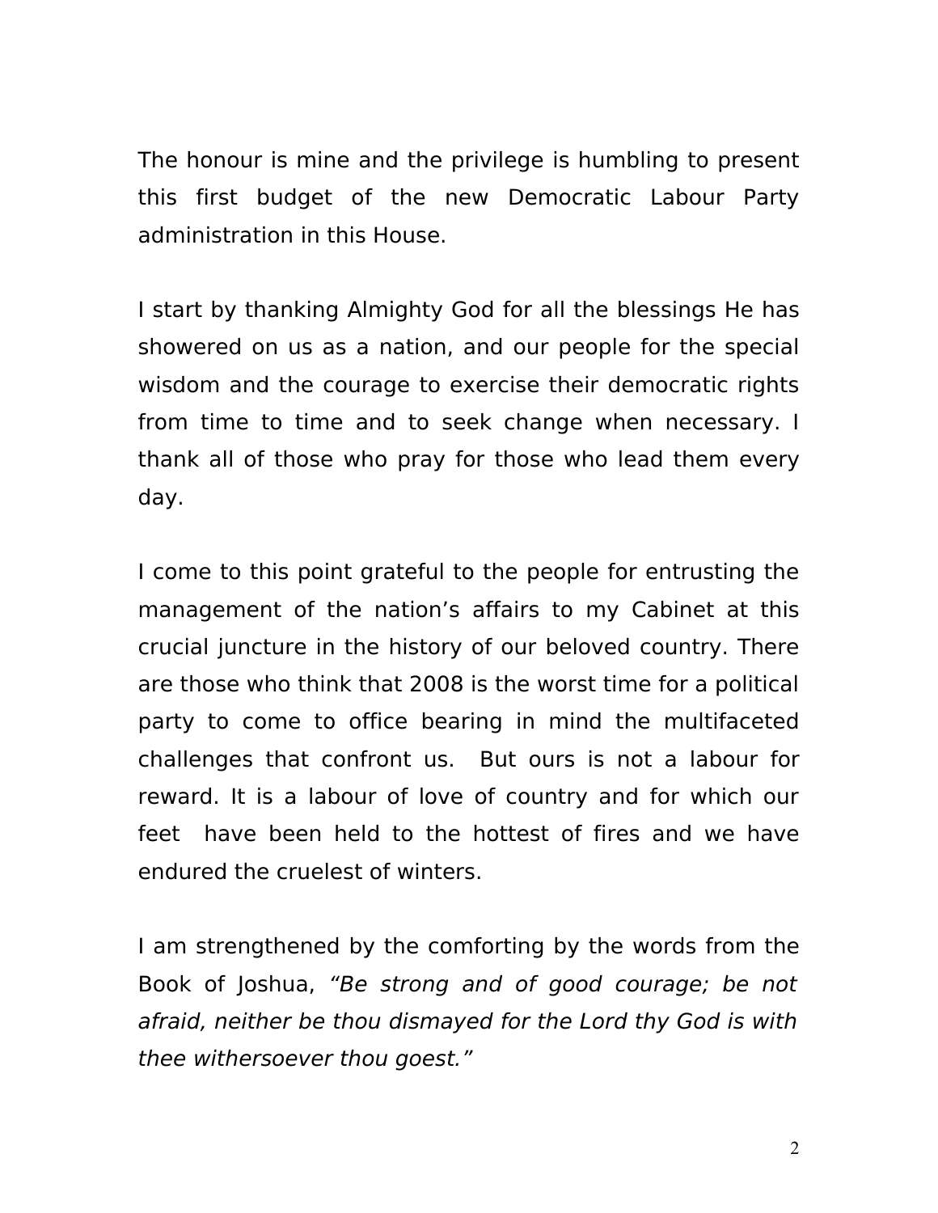The honour is mine and the privilege is humbling to present this first budget of the new Democratic Labour Party administration in this House.

I start by thanking Almighty God for all the blessings He has showered on us as a nation, and our people for the special wisdom and the courage to exercise their democratic rights from time to time and to seek change when necessary. I thank all of those who pray for those who lead them every day.

I come to this point grateful to the people for entrusting the management of the nation's affairs to my Cabinet at this crucial juncture in the history of our beloved country. There are those who think that 2008 is the worst time for a political party to come to office bearing in mind the multifaceted challenges that confront us. But ours is not a labour for reward. It is a labour of love of country and for which our feet have been held to the hottest of fires and we have endured the cruelest of winters.

I am strengthened by the comforting by the words from the Book of Joshua, *"Be strong and of good courage; be not afraid, neither be thou dismayed for the Lord thy God is with thee withersoever thou goest."*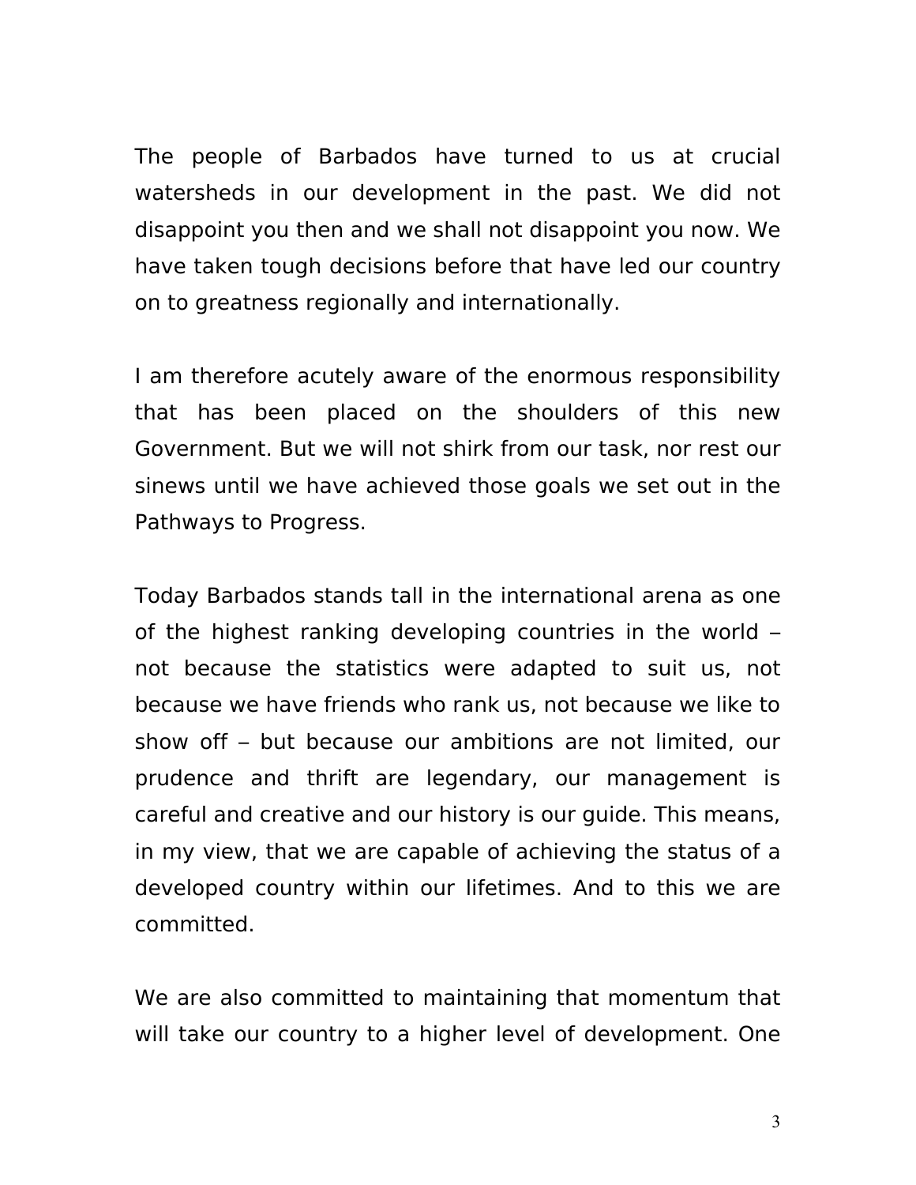The people of Barbados have turned to us at crucial watersheds in our development in the past. We did not disappoint you then and we shall not disappoint you now. We have taken tough decisions before that have led our country on to greatness regionally and internationally.

I am therefore acutely aware of the enormous responsibility that has been placed on the shoulders of this new Government. But we will not shirk from our task, nor rest our sinews until we have achieved those goals we set out in the Pathways to Progress.

Today Barbados stands tall in the international arena as one of the highest ranking developing countries in the world – not because the statistics were adapted to suit us, not because we have friends who rank us, not because we like to show off – but because our ambitions are not limited, our prudence and thrift are legendary, our management is careful and creative and our history is our guide. This means, in my view, that we are capable of achieving the status of a developed country within our lifetimes. And to this we are committed.

We are also committed to maintaining that momentum that will take our country to a higher level of development. One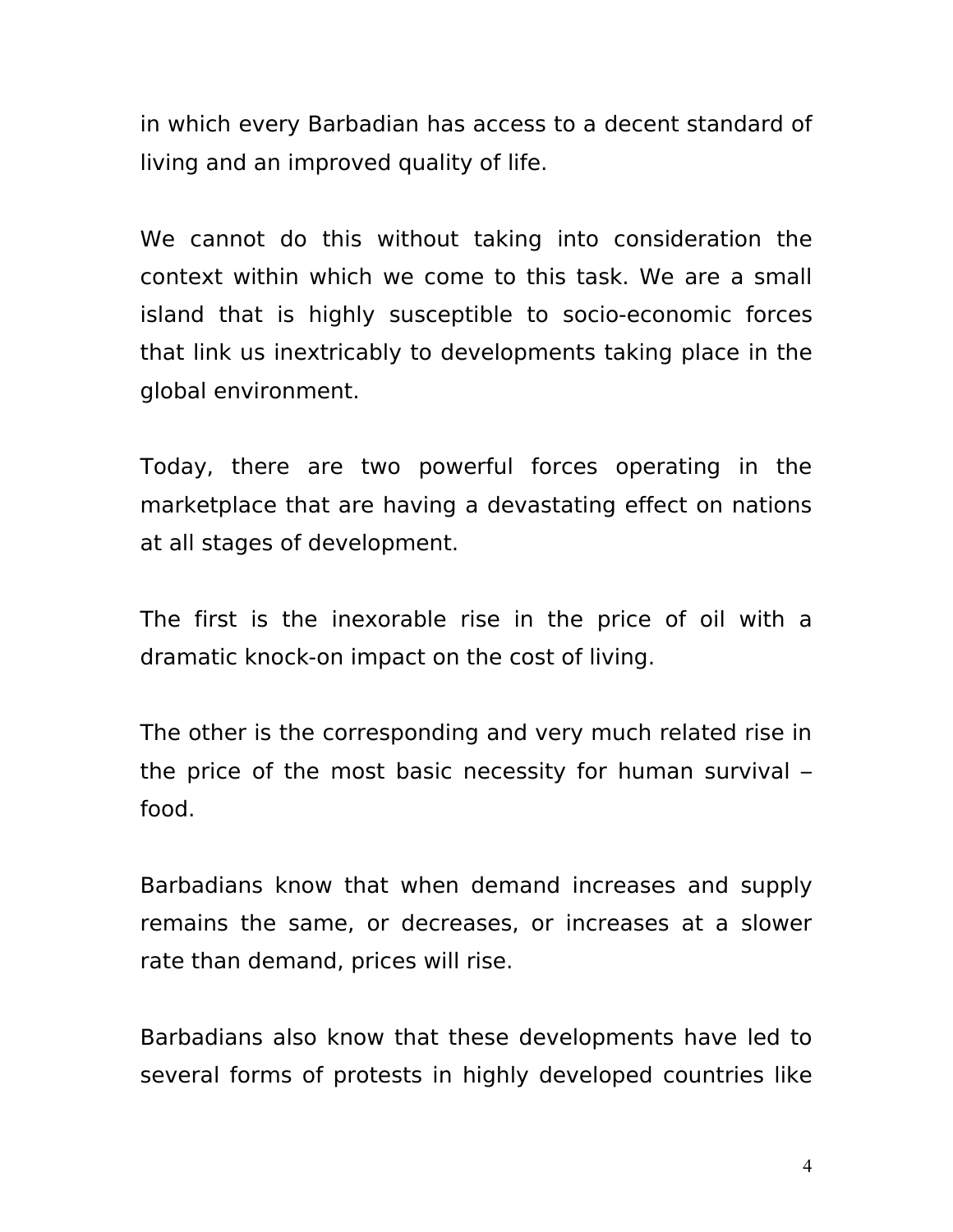in which every Barbadian has access to a decent standard of living and an improved quality of life.

We cannot do this without taking into consideration the context within which we come to this task. We are a small island that is highly susceptible to socio-economic forces that link us inextricably to developments taking place in the global environment.

Today, there are two powerful forces operating in the marketplace that are having a devastating effect on nations at all stages of development.

The first is the inexorable rise in the price of oil with a dramatic knock-on impact on the cost of living.

The other is the corresponding and very much related rise in the price of the most basic necessity for human survival – food.

Barbadians know that when demand increases and supply remains the same, or decreases, or increases at a slower rate than demand, prices will rise.

Barbadians also know that these developments have led to several forms of protests in highly developed countries like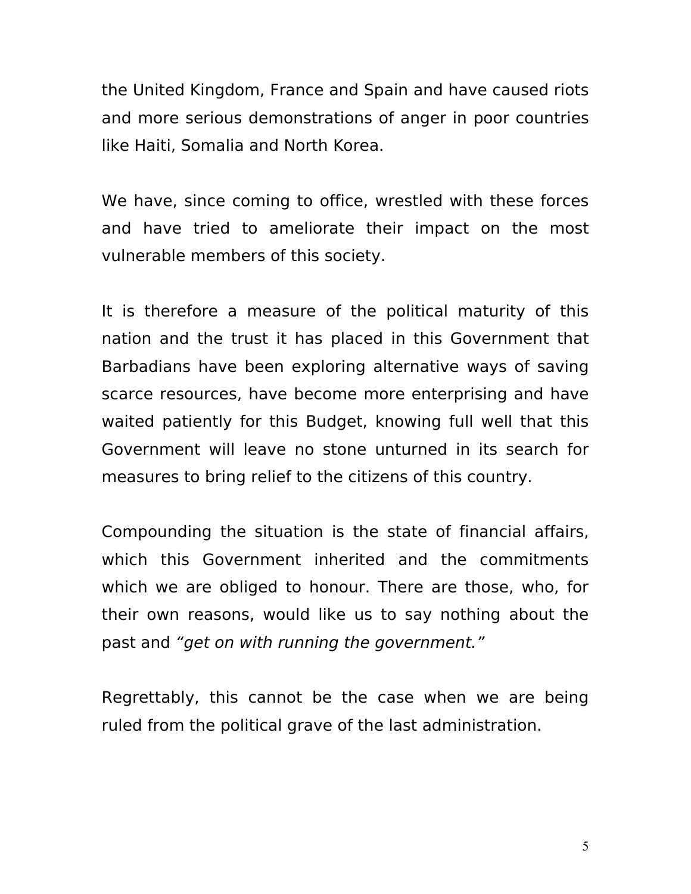the United Kingdom, France and Spain and have caused riots and more serious demonstrations of anger in poor countries like Haiti, Somalia and North Korea.

We have, since coming to office, wrestled with these forces and have tried to ameliorate their impact on the most vulnerable members of this society.

It is therefore a measure of the political maturity of this nation and the trust it has placed in this Government that Barbadians have been exploring alternative ways of saving scarce resources, have become more enterprising and have waited patiently for this Budget, knowing full well that this Government will leave no stone unturned in its search for measures to bring relief to the citizens of this country.

Compounding the situation is the state of financial affairs, which this Government inherited and the commitments which we are obliged to honour. There are those, who, for their own reasons, would like us to say nothing about the past and *"get on with running the government."*

Regrettably, this cannot be the case when we are being ruled from the political grave of the last administration.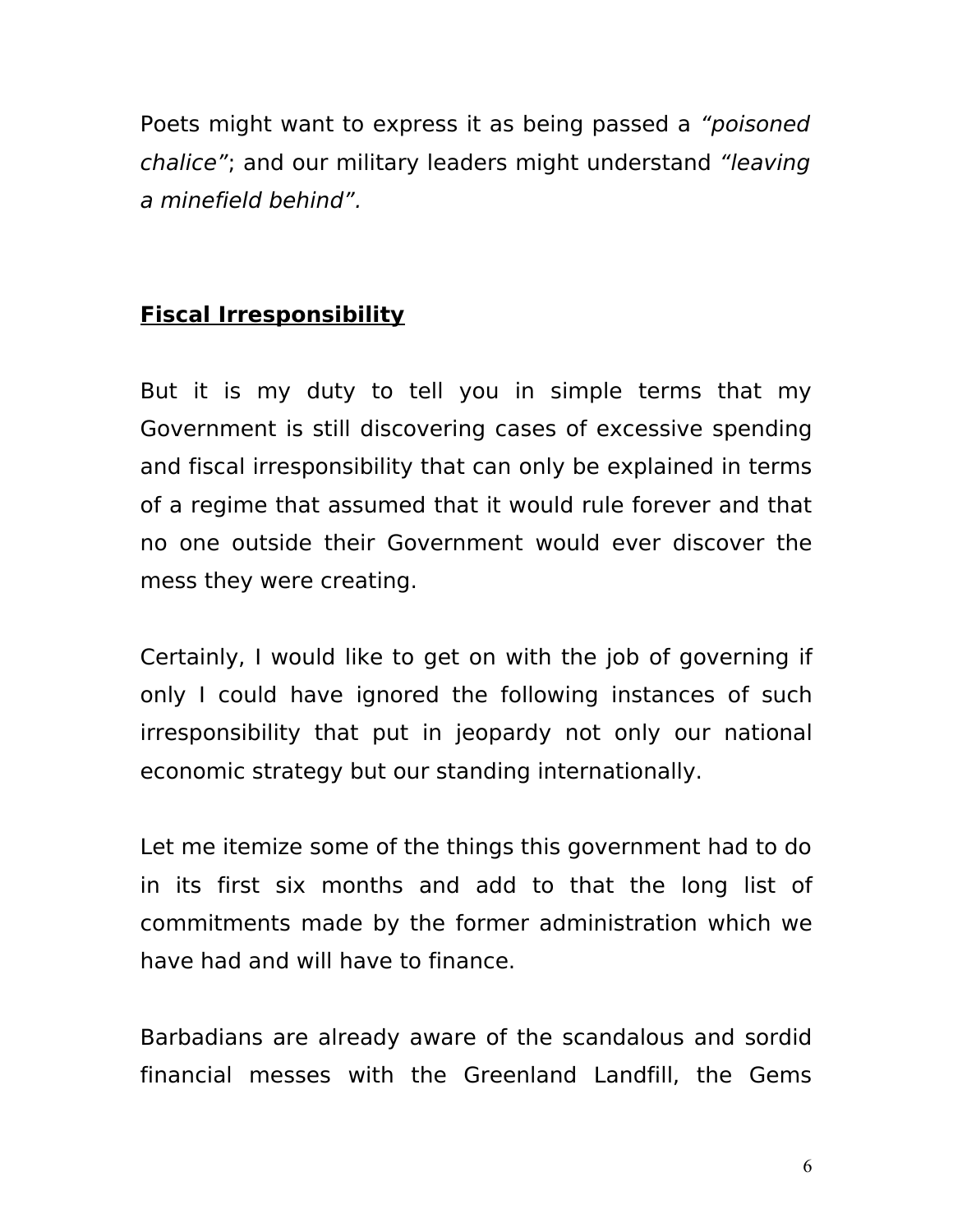Poets might want to express it as being passed a *"poisoned chalice"*; and our military leaders might understand *"leaving a minefield behind".*

## Fiscal Irresponsibility

But it is my duty to tell you in simple terms that my Government is still discovering cases of excessive spending and fiscal irresponsibility that can only be explained in terms of a regime that assumed that it would rule forever and that no one outside their Government would ever discover the mess they were creating.

Certainly, I would like to get on with the job of governing if only I could have ignored the following instances of such irresponsibility that put in jeopardy not only our national economic strategy but our standing internationally.

Let me itemize some of the things this government had to do in its first six months and add to that the long list of commitments made by the former administration which we have had and will have to finance.

Barbadians are already aware of the scandalous and sordid financial messes with the Greenland Landfill, the Gems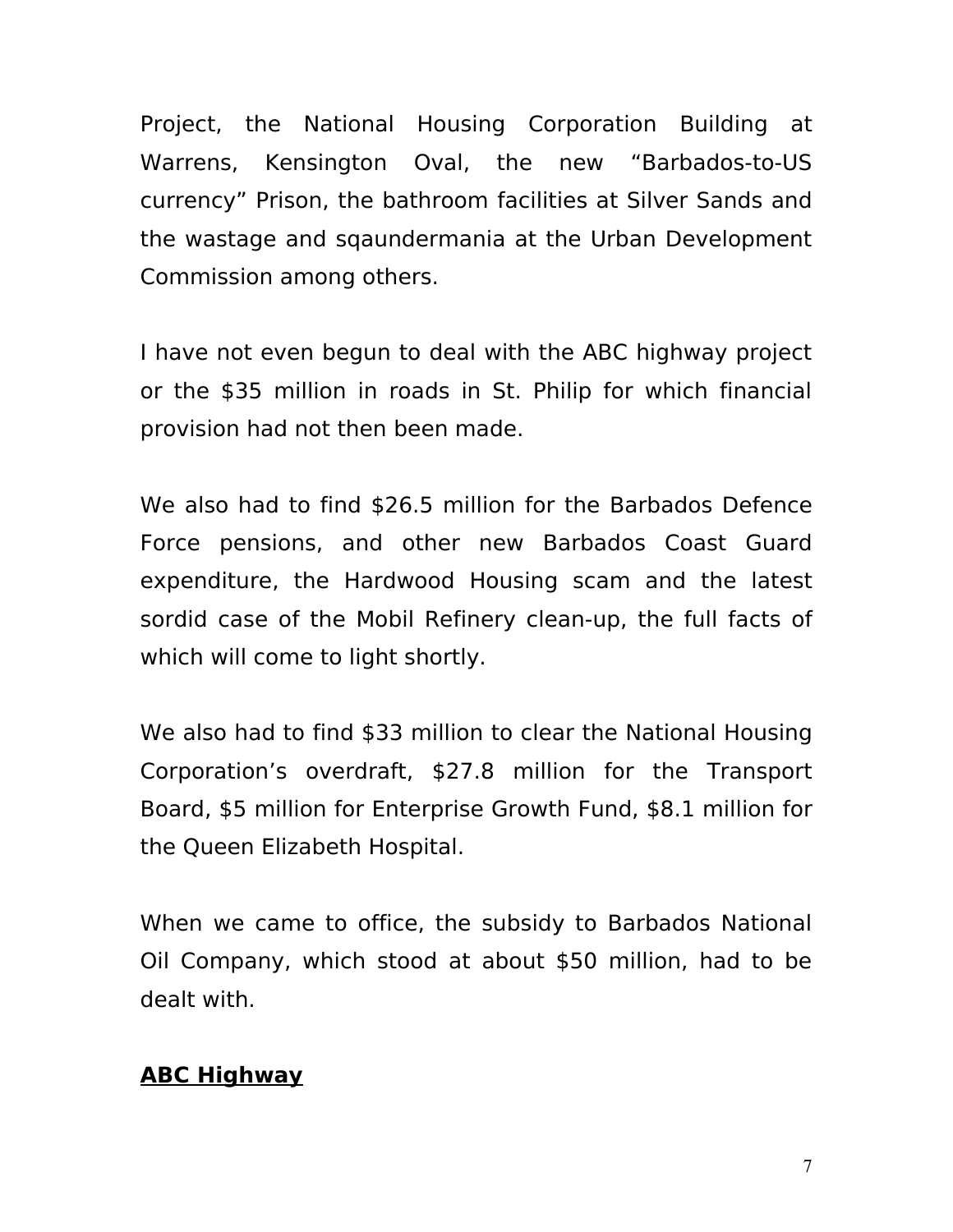Project, the National Housing Corporation Building at Warrens, Kensington Oval, the new "Barbados-to-US currency" Prison, the bathroom facilities at Silver Sands and the wastage and sqaundermania at the Urban Development Commission among others.

I have not even begun to deal with the ABC highway project or the $35 million in roads in St. Philip for which financial provision had not then been made.

We also had to find $26.5 million for the Barbados Defence Force pensions, and other new Barbados Coast Guard expenditure, the Hardwood Housing scam and the latest sordid case of the Mobil Refinery clean-up, the full facts of which will come to light shortly.

We also had to find $33 million to clear the National Housing Corporation's overdraft, $27.8 million for the Transport Board, $5 million for Enterprise Growth Fund, $8.1 million for the Queen Elizabeth Hospital.

When we came to office, the subsidy to Barbados National Oil Company, which stood at about $50 million, had to be dealt with.

**ABC Highway**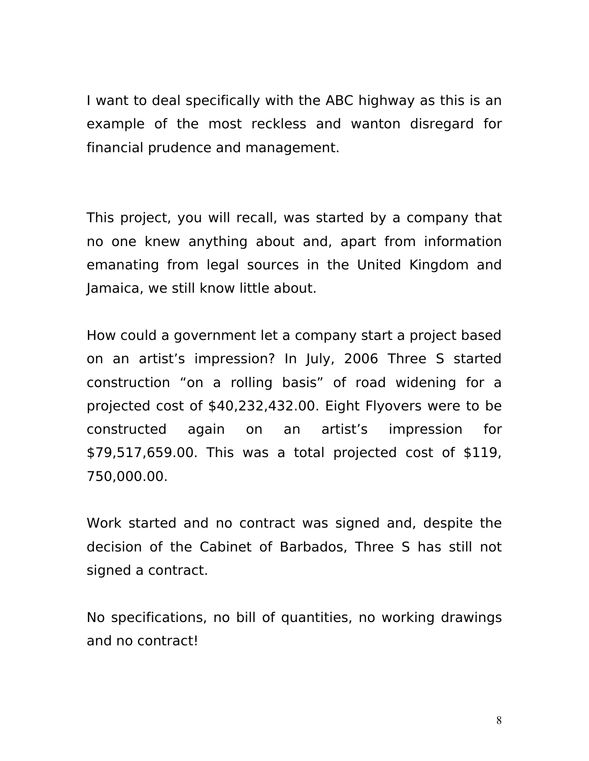I want to deal specifically with the ABC highway as this is an example of the most reckless and wanton disregard for financial prudence and management.

This project, you will recall, was started by a company that no one knew anything about and, apart from information emanating from legal sources in the United Kingdom and Jamaica, we still know little about.

How could a government let a company start a project based on an artist's impression? In July, 2006 Three S started construction "on a rolling basis" of road widening for a projected cost of $40,232,432.00. Eight Flyovers were to be constructed again on an artist's impression for $79,517,659.00. This was a total projected cost of $119, 750,000.00.

Work started and no contract was signed and, despite the decision of the Cabinet of Barbados, Three S has still not signed a contract.

No specifications, no bill of quantities, no working drawings and no contract!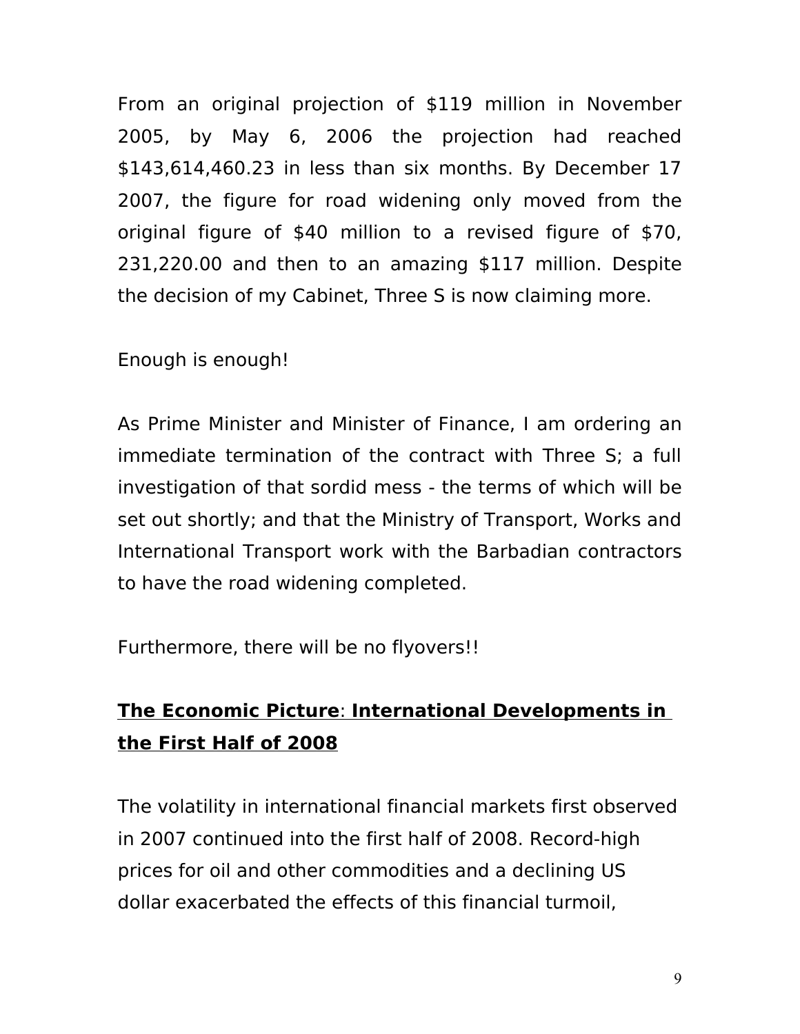From an original projection of $119 million in November 2005, by May 6, 2006 the projection had reached $143,614,460.23 in less than six months. By December 17 2007, the figure for road widening only moved from the original figure of $40 million to a revised figure of $70, 231,220.00 and then to an amazing $117 million. Despite the decision of my Cabinet, Three S is now claiming more.

Enough is enough!

As Prime Minister and Minister of Finance, I am ordering an immediate termination of the contract with Three S; a full investigation of that sordid mess - the terms of which will be set out shortly; and that the Ministry of Transport, Works and International Transport work with the Barbadian contractors to have the road widening completed.

Furthermore, there will be no flyovers!!

## The Economic Picture: International Developments in the First Half of 2008

The volatility in international financial markets first observed in 2007 continued into the first half of 2008. Record-high prices for oil and other commodities and a declining US dollar exacerbated the effects of this financial turmoil,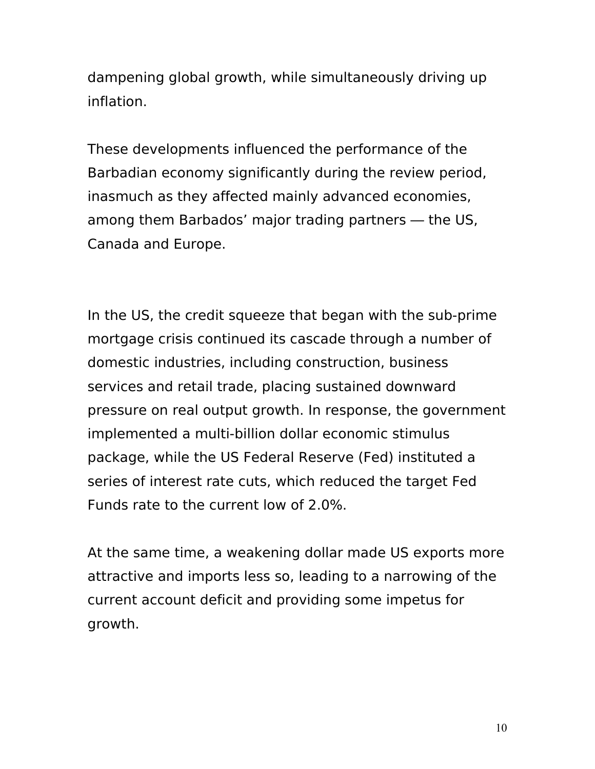dampening global growth, while simultaneously driving up inflation.

These developments influenced the performance of the Barbadian economy significantly during the review period, inasmuch as they affected mainly advanced economies, among them Barbados' major trading partners — the US, Canada and Europe.

In the US, the credit squeeze that began with the sub-prime mortgage crisis continued its cascade through a number of domestic industries, including construction, business services and retail trade, placing sustained downward pressure on real output growth. In response, the government implemented a multi-billion dollar economic stimulus package, while the US Federal Reserve (Fed) instituted a series of interest rate cuts, which reduced the target Fed Funds rate to the current low of 2.0%.

At the same time, a weakening dollar made US exports more attractive and imports less so, leading to a narrowing of the current account deficit and providing some impetus for growth.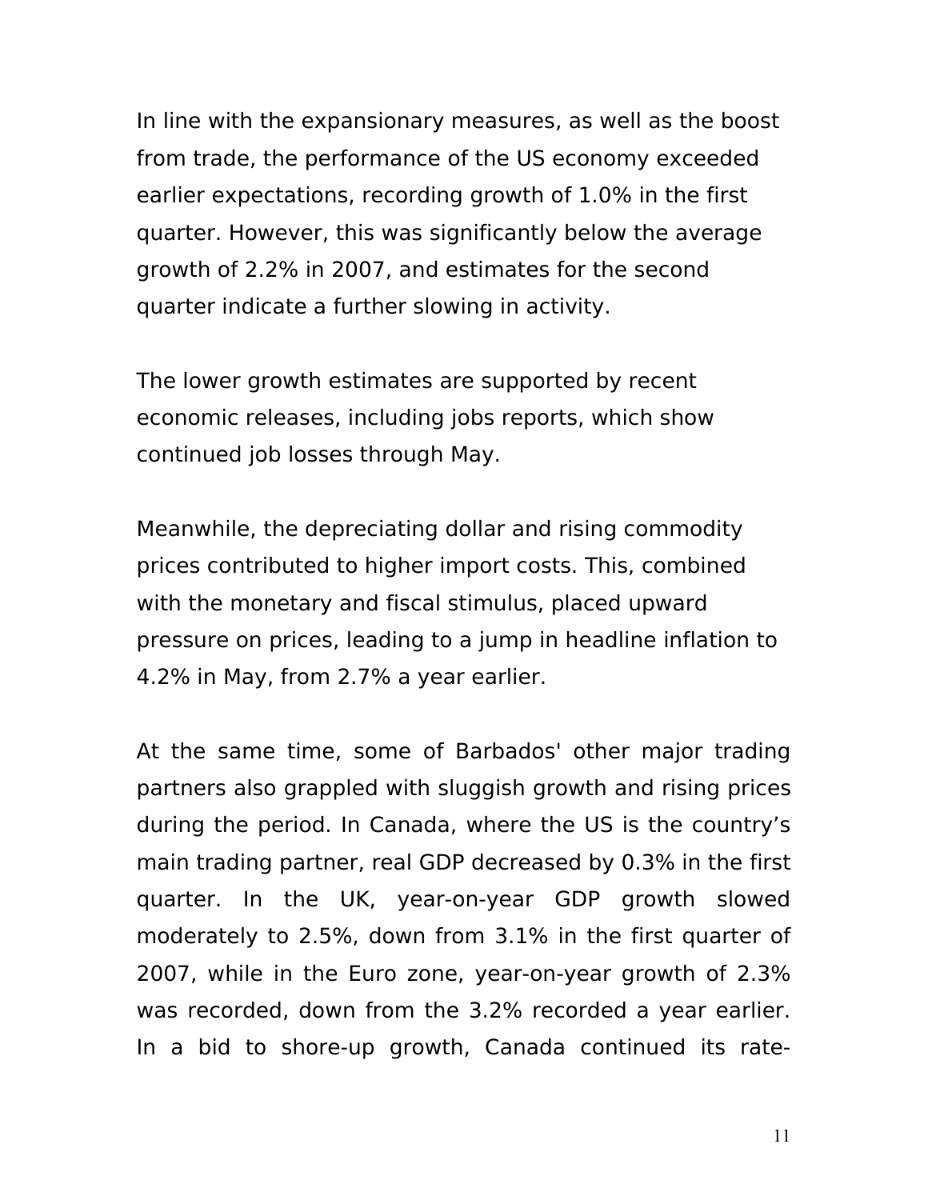In line with the expansionary measures, as well as the boost from trade, the performance of the US economy exceeded earlier expectations, recording growth of 1.0% in the first quarter. However, this was significantly below the average growth of 2.2% in 2007, and estimates for the second quarter indicate a further slowing in activity.

The lower growth estimates are supported by recent economic releases, including jobs reports, which show continued job losses through May.

Meanwhile, the depreciating dollar and rising commodity prices contributed to higher import costs. This, combined with the monetary and fiscal stimulus, placed upward pressure on prices, leading to a jump in headline inflation to 4.2% in May, from 2.7% a year earlier.

At the same time, some of Barbados' other major trading partners also grappled with sluggish growth and rising prices during the period. In Canada, where the US is the country's main trading partner, real GDP decreased by 0.3% in the first quarter. In the UK, year-on-year GDP growth slowed moderately to 2.5%, down from 3.1% in the first quarter of 2007, while in the Euro zone, year-on-year growth of 2.3% was recorded, down from the 3.2% recorded a year earlier. In a bid to shore-up growth, Canada continued its rate-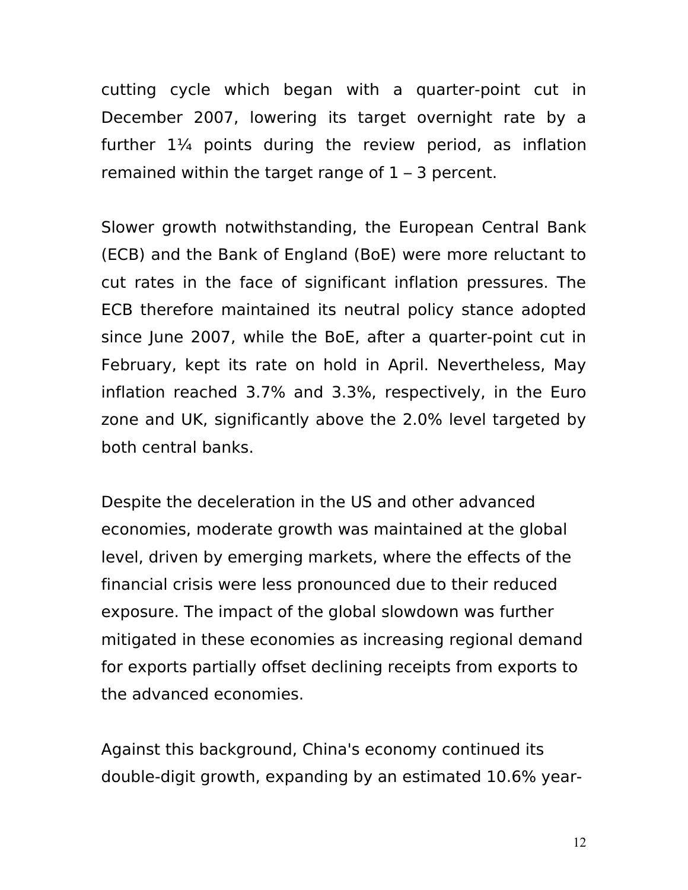cutting cycle which began with a quarter-point cut in December 2007, lowering its target overnight rate by a further 1¼ points during the review period, as inflation remained within the target range of 1 – 3 percent.

Slower growth notwithstanding, the European Central Bank (ECB) and the Bank of England (BoE) were more reluctant to cut rates in the face of significant inflation pressures. The ECB therefore maintained its neutral policy stance adopted since June 2007, while the BoE, after a quarter-point cut in February, kept its rate on hold in April. Nevertheless, May inflation reached 3.7% and 3.3%, respectively, in the Euro zone and UK, significantly above the 2.0% level targeted by both central banks.

Despite the deceleration in the US and other advanced economies, moderate growth was maintained at the global level, driven by emerging markets, where the effects of the financial crisis were less pronounced due to their reduced exposure. The impact of the global slowdown was further mitigated in these economies as increasing regional demand for exports partially offset declining receipts from exports to the advanced economies.

Against this background, China's economy continued its double-digit growth, expanding by an estimated 10.6% year-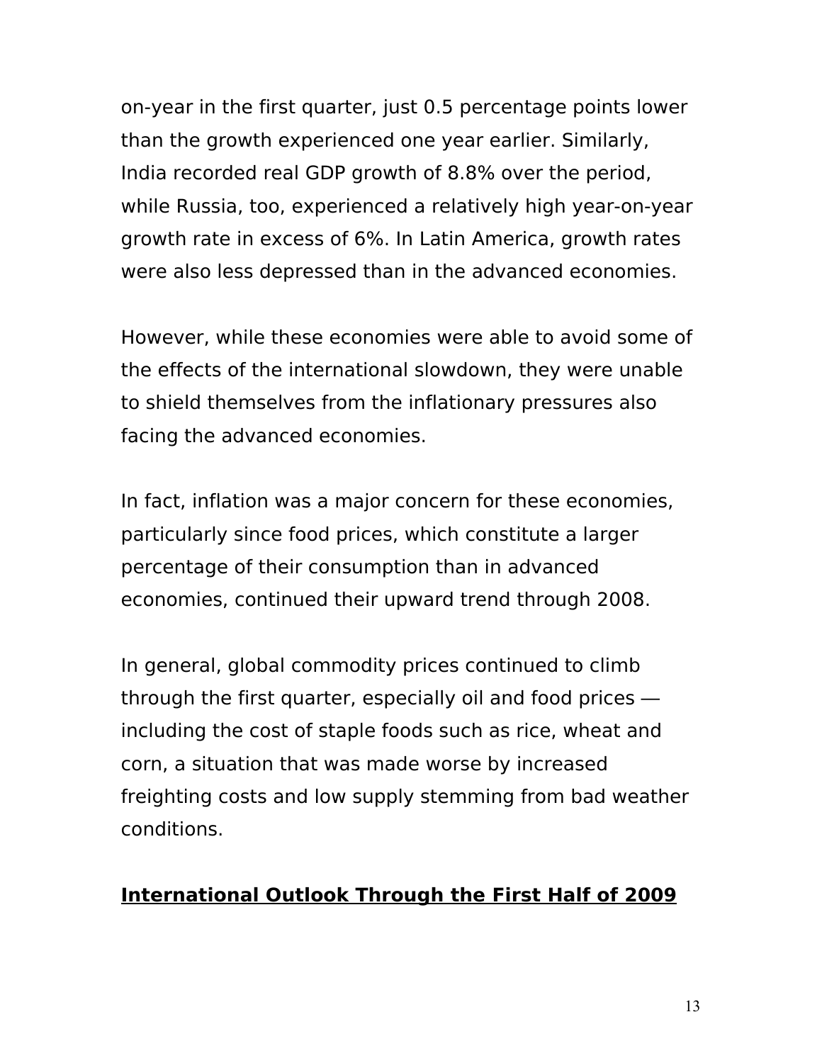on-year in the first quarter, just 0.5 percentage points lower than the growth experienced one year earlier. Similarly, India recorded real GDP growth of 8.8% over the period, while Russia, too, experienced a relatively high year-on-year growth rate in excess of 6%. In Latin America, growth rates were also less depressed than in the advanced economies.

However, while these economies were able to avoid some of the effects of the international slowdown, they were unable to shield themselves from the inflationary pressures also facing the advanced economies.

In fact, inflation was a major concern for these economies, particularly since food prices, which constitute a larger percentage of their consumption than in advanced economies, continued their upward trend through 2008.

In general, global commodity prices continued to climb through the first quarter, especially oil and food prices — including the cost of staple foods such as rice, wheat and corn, a situation that was made worse by increased freighting costs and low supply stemming from bad weather conditions.

## International Outlook Through the First Half of 2009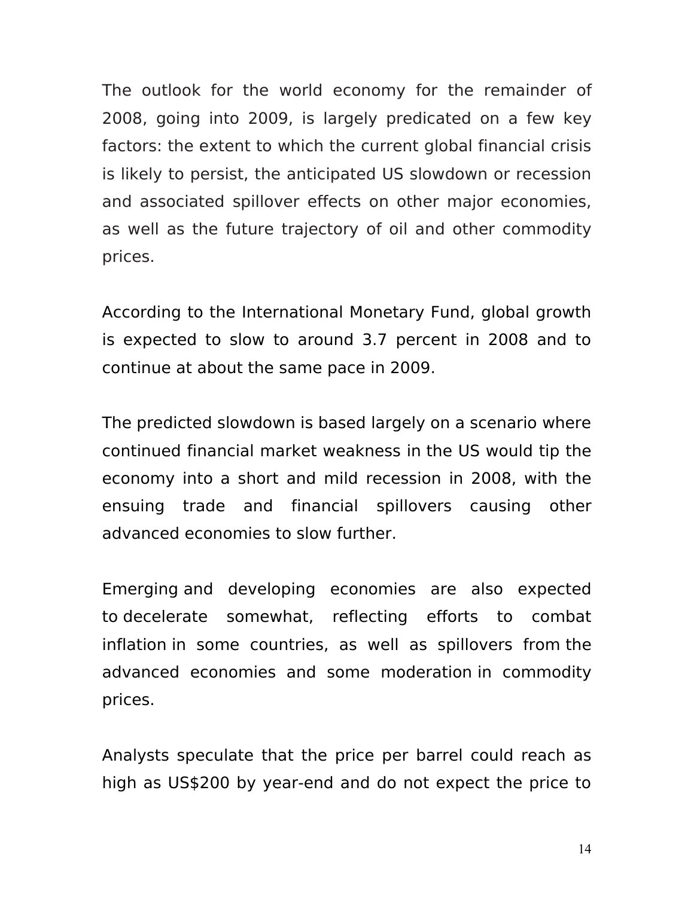The outlook for the world economy for the remainder of 2008, going into 2009, is largely predicated on a few key factors: the extent to which the current global financial crisis is likely to persist, the anticipated US slowdown or recession and associated spillover effects on other major economies, as well as the future trajectory of oil and other commodity prices.

According to the International Monetary Fund, global growth is expected to slow to around 3.7 percent in 2008 and to continue at about the same pace in 2009.

The predicted slowdown is based largely on a scenario where continued financial market weakness in the US would tip the economy into a short and mild recession in 2008, with the ensuing trade and financial spillovers causing other advanced economies to slow further.

Emerging and developing economies are also expected to decelerate somewhat, reflecting efforts to combat inflation in some countries, as well as spillovers from the advanced economies and some moderation in commodity prices.

Analysts speculate that the price per barrel could reach as high as US$200 by year-end and do not expect the price to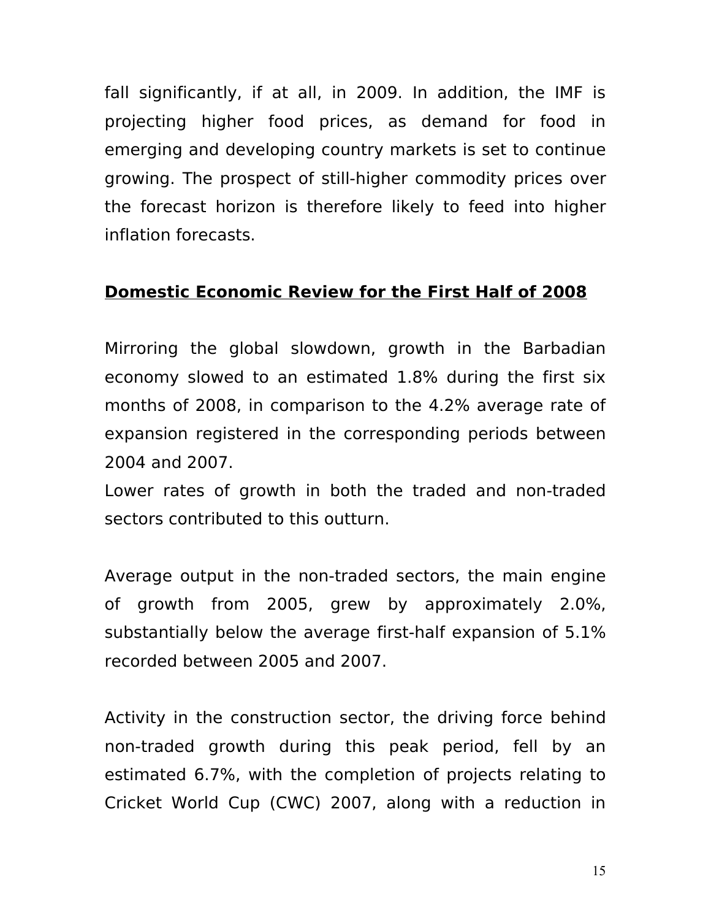fall significantly, if at all, in 2009. In addition, the IMF is projecting higher food prices, as demand for food in emerging and developing country markets is set to continue growing. The prospect of still-higher commodity prices over the forecast horizon is therefore likely to feed into higher inflation forecasts.

## **Domestic Economic Review for the First Half of 2008**

Mirroring the global slowdown, growth in the Barbadian economy slowed to an estimated 1.8% during the first six months of 2008, in comparison to the 4.2% average rate of expansion registered in the corresponding periods between 2004 and 2007.

Lower rates of growth in both the traded and non-traded sectors contributed to this outturn.

Average output in the non-traded sectors, the main engine of growth from 2005, grew by approximately 2.0%, substantially below the average first-half expansion of 5.1% recorded between 2005 and 2007.

Activity in the construction sector, the driving force behind non-traded growth during this peak period, fell by an estimated 6.7%, with the completion of projects relating to Cricket World Cup (CWC) 2007, along with a reduction in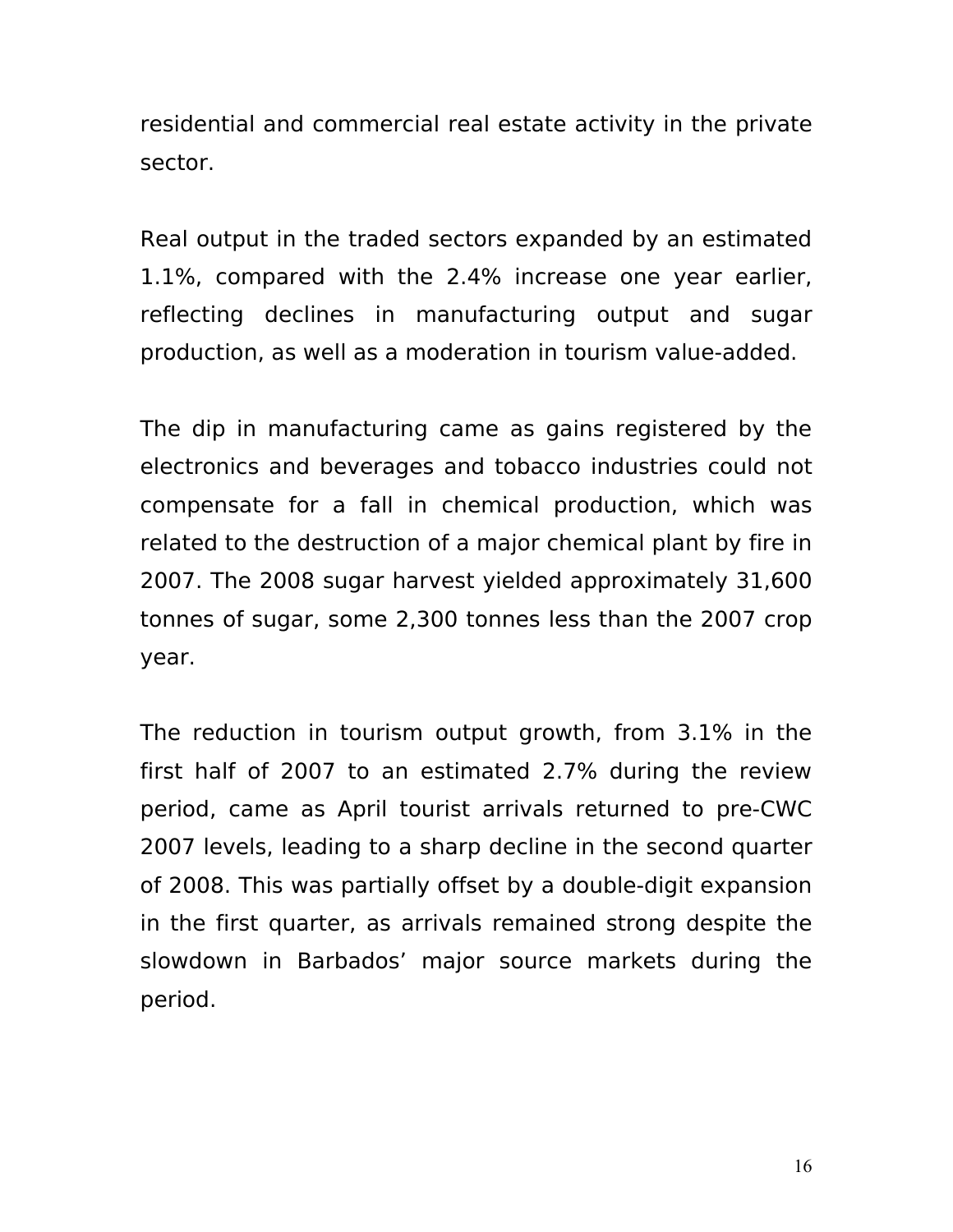residential and commercial real estate activity in the private sector.

Real output in the traded sectors expanded by an estimated 1.1%, compared with the 2.4% increase one year earlier, reflecting declines in manufacturing output and sugar production, as well as a moderation in tourism value-added.

The dip in manufacturing came as gains registered by the electronics and beverages and tobacco industries could not compensate for a fall in chemical production, which was related to the destruction of a major chemical plant by fire in 2007. The 2008 sugar harvest yielded approximately 31,600 tonnes of sugar, some 2,300 tonnes less than the 2007 crop year.

The reduction in tourism output growth, from 3.1% in the first half of 2007 to an estimated 2.7% during the review period, came as April tourist arrivals returned to pre-CWC 2007 levels, leading to a sharp decline in the second quarter of 2008. This was partially offset by a double-digit expansion in the first quarter, as arrivals remained strong despite the slowdown in Barbados' major source markets during the period.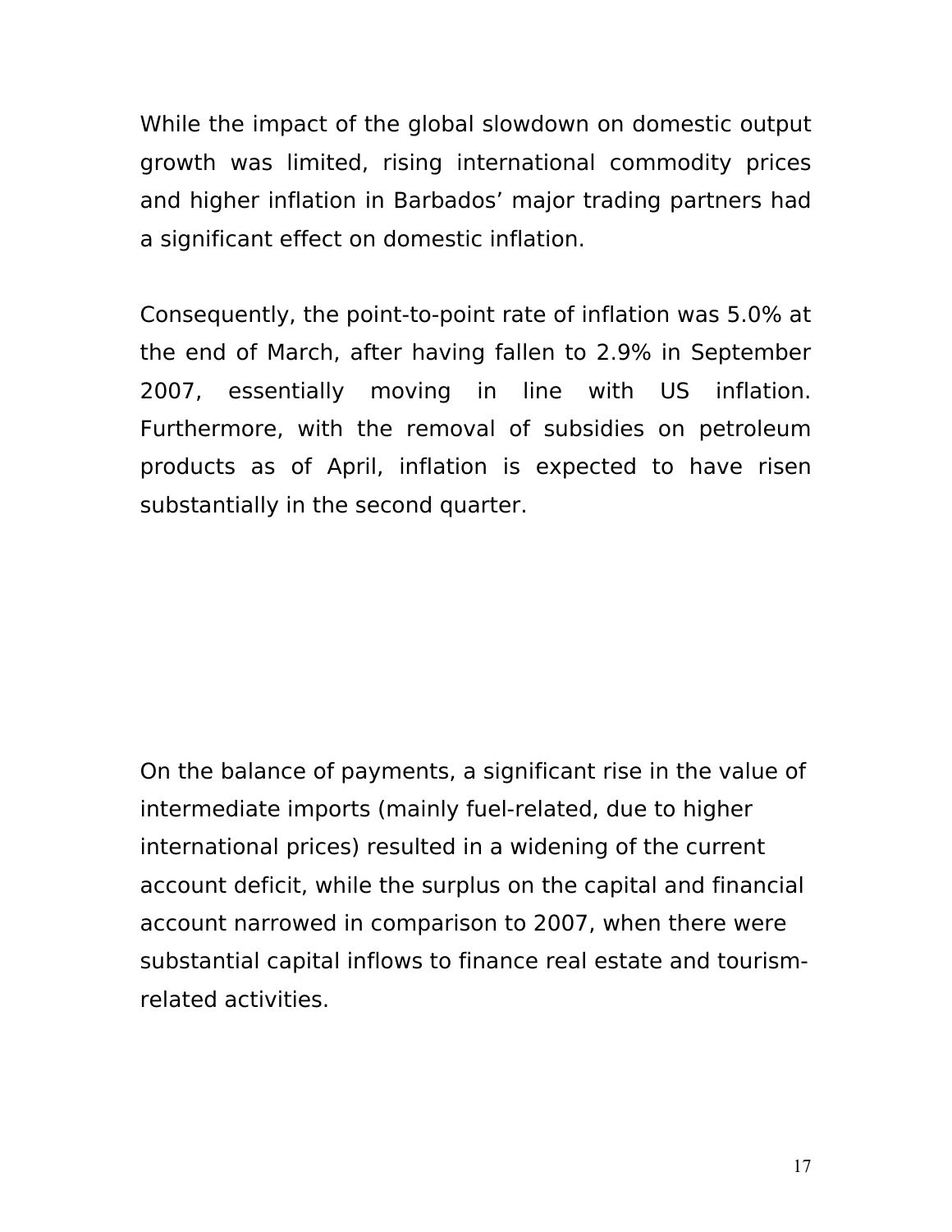While the impact of the global slowdown on domestic output growth was limited, rising international commodity prices and higher inflation in Barbados' major trading partners had a significant effect on domestic inflation.

Consequently, the point-to-point rate of inflation was 5.0% at the end of March, after having fallen to 2.9% in September 2007, essentially moving in line with US inflation. Furthermore, with the removal of subsidies on petroleum products as of April, inflation is expected to have risen substantially in the second quarter.

On the balance of payments, a significant rise in the value of intermediate imports (mainly fuel-related, due to higher international prices) resulted in a widening of the current account deficit, while the surplus on the capital and financial account narrowed in comparison to 2007, when there were substantial capital inflows to finance real estate and tourism-related activities.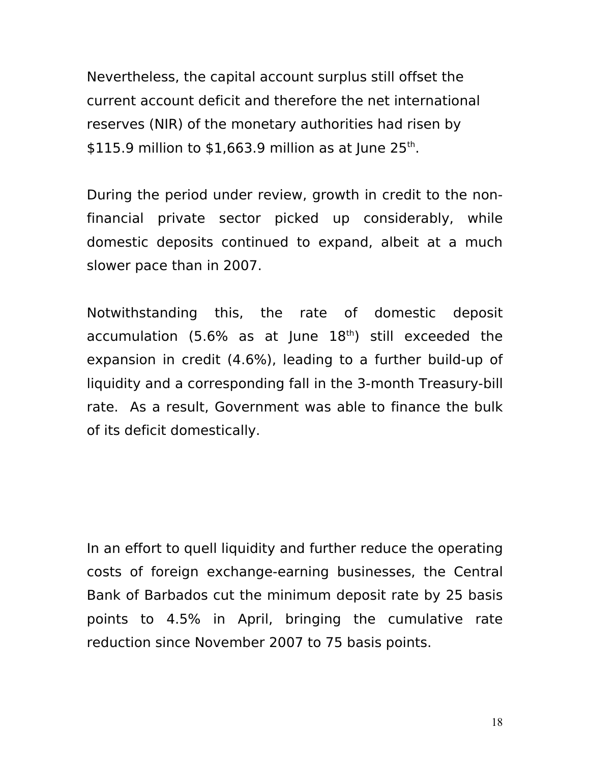Nevertheless, the capital account surplus still offset the current account deficit and therefore the net international reserves (NIR) of the monetary authorities had risen by $115.9 million to $1,663.9 million as at June 25th.

During the period under review, growth in credit to the non-financial private sector picked up considerably, while domestic deposits continued to expand, albeit at a much slower pace than in 2007.

Notwithstanding this, the rate of domestic deposit accumulation (5.6% as at June 18th) still exceeded the expansion in credit (4.6%), leading to a further build-up of liquidity and a corresponding fall in the 3-month Treasury-bill rate. As a result, Government was able to finance the bulk of its deficit domestically.

In an effort to quell liquidity and further reduce the operating costs of foreign exchange-earning businesses, the Central Bank of Barbados cut the minimum deposit rate by 25 basis points to 4.5% in April, bringing the cumulative rate reduction since November 2007 to 75 basis points.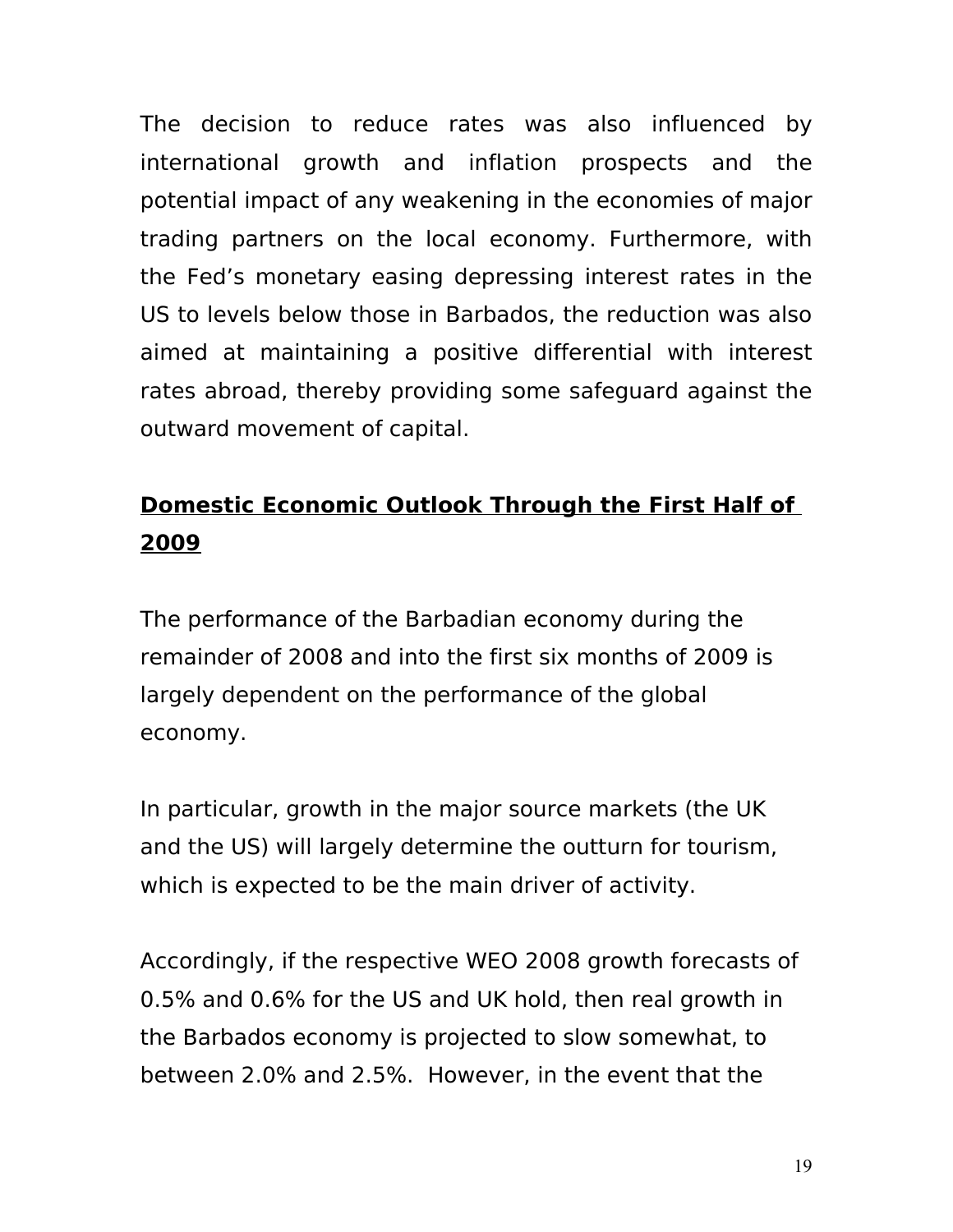The decision to reduce rates was also influenced by international growth and inflation prospects and the potential impact of any weakening in the economies of major trading partners on the local economy. Furthermore, with the Fed's monetary easing depressing interest rates in the US to levels below those in Barbados, the reduction was also aimed at maintaining a positive differential with interest rates abroad, thereby providing some safeguard against the outward movement of capital.

## **Domestic Economic Outlook Through the First Half of 2009**

The performance of the Barbadian economy during the remainder of 2008 and into the first six months of 2009 is largely dependent on the performance of the global economy.

In particular, growth in the major source markets (the UK and the US) will largely determine the outturn for tourism, which is expected to be the main driver of activity.

Accordingly, if the respective WEO 2008 growth forecasts of 0.5% and 0.6% for the US and UK hold, then real growth in the Barbados economy is projected to slow somewhat, to between 2.0% and 2.5%. However, in the event that the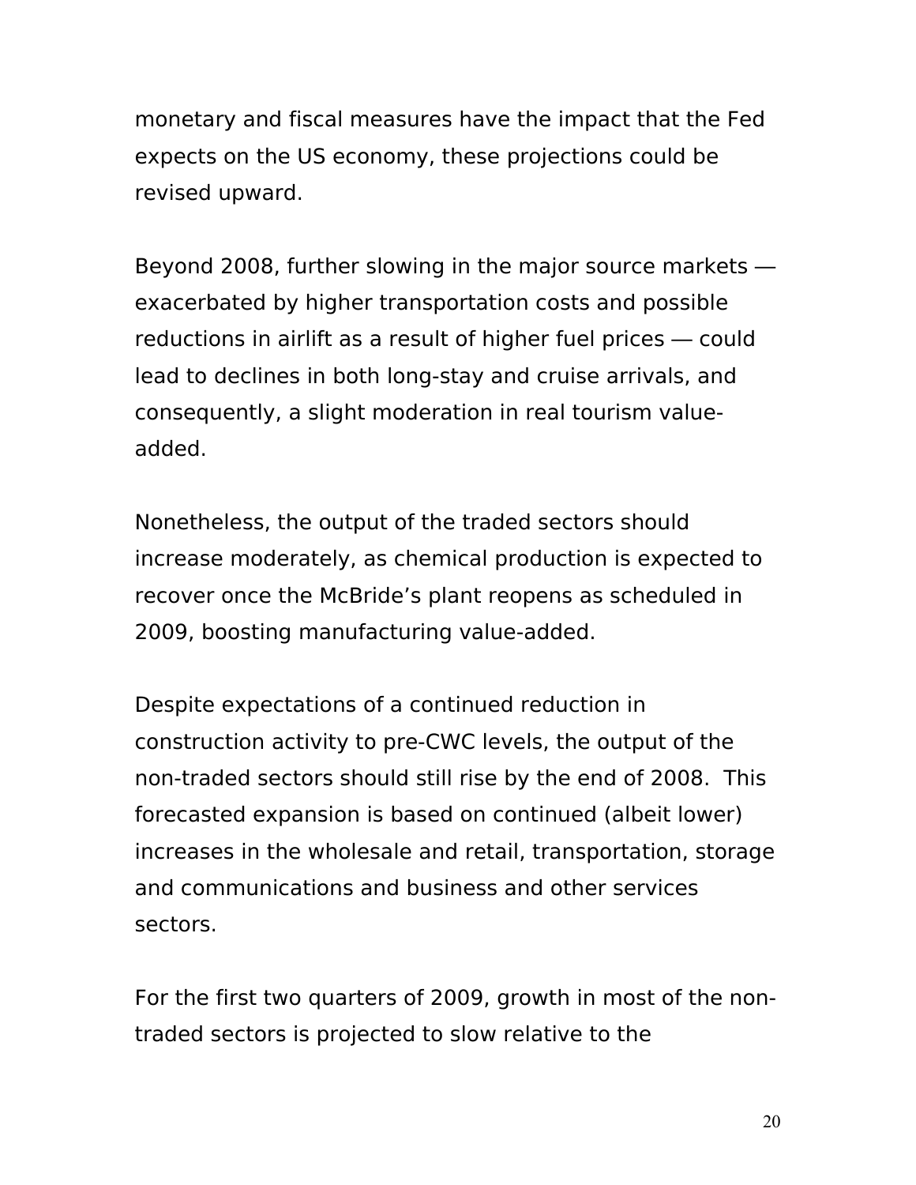monetary and fiscal measures have the impact that the Fed expects on the US economy, these projections could be revised upward.

Beyond 2008, further slowing in the major source markets — exacerbated by higher transportation costs and possible reductions in airlift as a result of higher fuel prices — could lead to declines in both long-stay and cruise arrivals, and consequently, a slight moderation in real tourism value-added.

Nonetheless, the output of the traded sectors should increase moderately, as chemical production is expected to recover once the McBride's plant reopens as scheduled in 2009, boosting manufacturing value-added.

Despite expectations of a continued reduction in construction activity to pre-CWC levels, the output of the non-traded sectors should still rise by the end of 2008. This forecasted expansion is based on continued (albeit lower) increases in the wholesale and retail, transportation, storage and communications and business and other services sectors.

For the first two quarters of 2009, growth in most of the non-traded sectors is projected to slow relative to the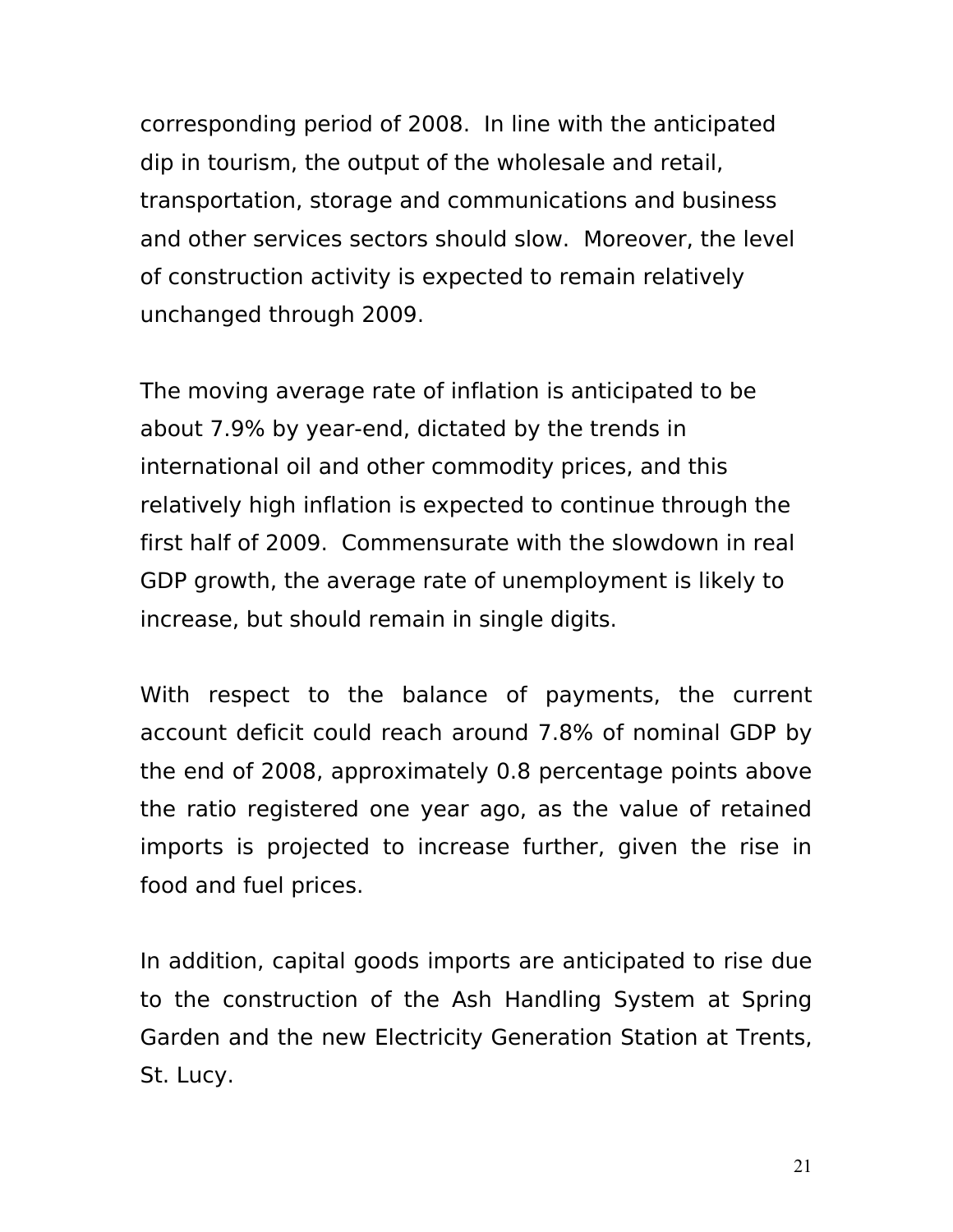corresponding period of 2008. In line with the anticipated dip in tourism, the output of the wholesale and retail, transportation, storage and communications and business and other services sectors should slow. Moreover, the level of construction activity is expected to remain relatively unchanged through 2009.

The moving average rate of inflation is anticipated to be about 7.9% by year-end, dictated by the trends in international oil and other commodity prices, and this relatively high inflation is expected to continue through the first half of 2009. Commensurate with the slowdown in real GDP growth, the average rate of unemployment is likely to increase, but should remain in single digits.

With respect to the balance of payments, the current account deficit could reach around 7.8% of nominal GDP by the end of 2008, approximately 0.8 percentage points above the ratio registered one year ago, as the value of retained imports is projected to increase further, given the rise in food and fuel prices.

In addition, capital goods imports are anticipated to rise due to the construction of the Ash Handling System at Spring Garden and the new Electricity Generation Station at Trents, St. Lucy.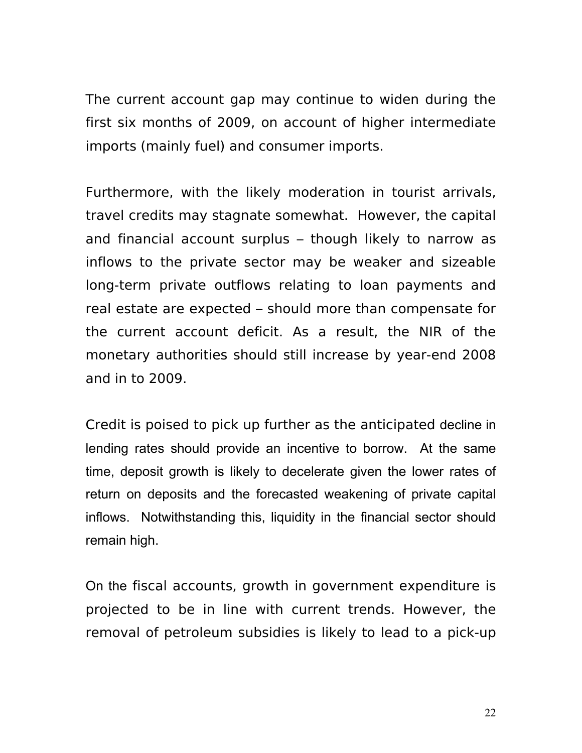The current account gap may continue to widen during the first six months of 2009, on account of higher intermediate imports (mainly fuel) and consumer imports.

Furthermore, with the likely moderation in tourist arrivals, travel credits may stagnate somewhat. However, the capital and financial account surplus – though likely to narrow as inflows to the private sector may be weaker and sizeable long-term private outflows relating to loan payments and real estate are expected – should more than compensate for the current account deficit. As a result, the NIR of the monetary authorities should still increase by year-end 2008 and in to 2009.

Credit is poised to pick up further as the anticipated decline in lending rates should provide an incentive to borrow. At the same time, deposit growth is likely to decelerate given the lower rates of return on deposits and the forecasted weakening of private capital inflows. Notwithstanding this, liquidity in the financial sector should remain high.

On the fiscal accounts, growth in government expenditure is projected to be in line with current trends. However, the removal of petroleum subsidies is likely to lead to a pick-up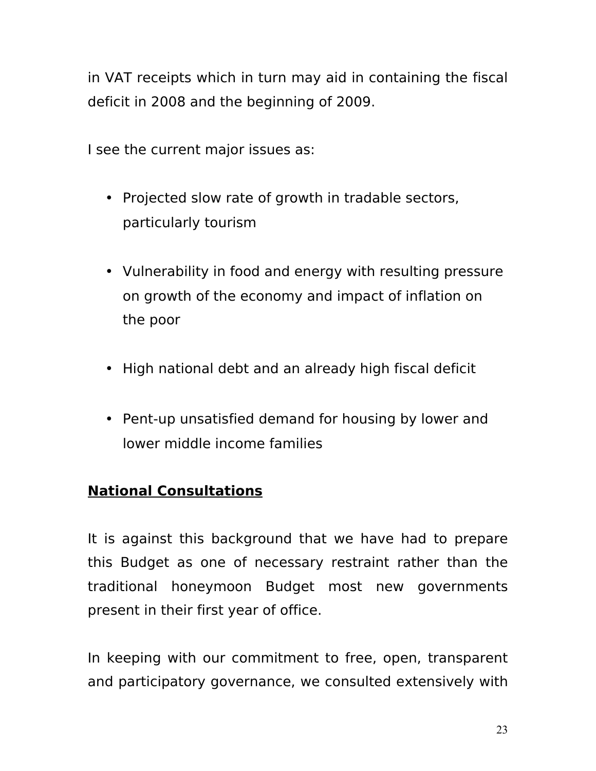in VAT receipts which in turn may aid in containing the fiscal deficit in 2008 and the beginning of 2009.

I see the current major issues as:

- Projected slow rate of growth in tradable sectors, particularly tourism

- Vulnerability in food and energy with resulting pressure on growth of the economy and impact of inflation on the poor

- High national debt and an already high fiscal deficit

- Pent-up unsatisfied demand for housing by lower and lower middle income families

## National Consultations

It is against this background that we have had to prepare this Budget as one of necessary restraint rather than the traditional honeymoon Budget most new governments present in their first year of office.

In keeping with our commitment to free, open, transparent and participatory governance, we consulted extensively with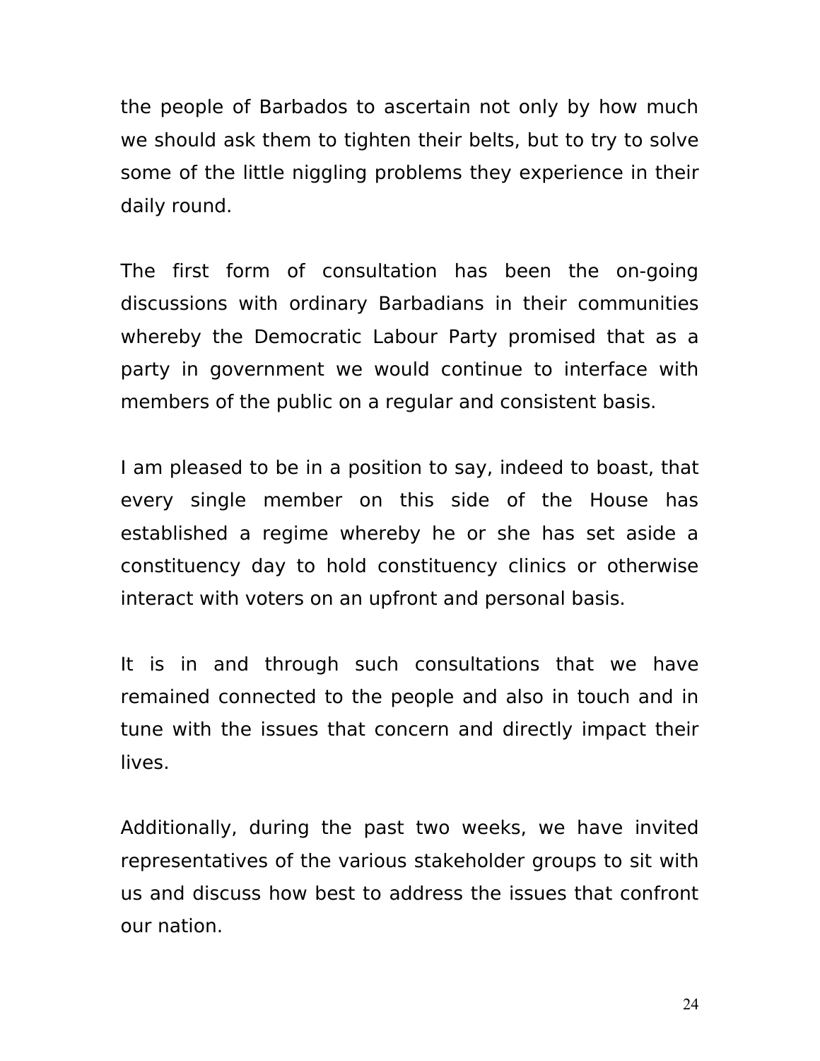the people of Barbados to ascertain not only by how much we should ask them to tighten their belts, but to try to solve some of the little niggling problems they experience in their daily round.

The first form of consultation has been the on-going discussions with ordinary Barbadians in their communities whereby the Democratic Labour Party promised that as a party in government we would continue to interface with members of the public on a regular and consistent basis.

I am pleased to be in a position to say, indeed to boast, that every single member on this side of the House has established a regime whereby he or she has set aside a constituency day to hold constituency clinics or otherwise interact with voters on an upfront and personal basis.

It is in and through such consultations that we have remained connected to the people and also in touch and in tune with the issues that concern and directly impact their lives.

Additionally, during the past two weeks, we have invited representatives of the various stakeholder groups to sit with us and discuss how best to address the issues that confront our nation.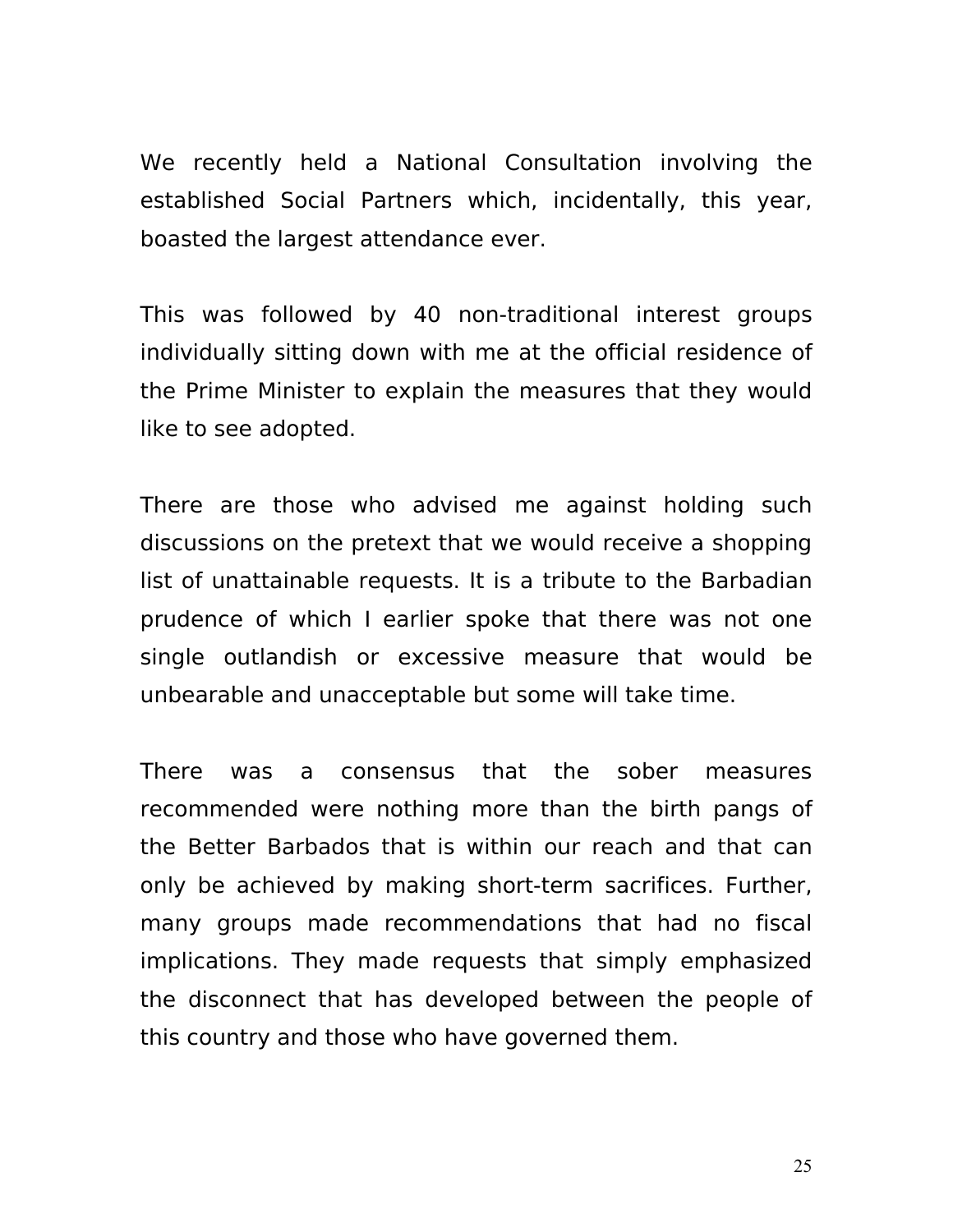We recently held a National Consultation involving the established Social Partners which, incidentally, this year, boasted the largest attendance ever.

This was followed by 40 non-traditional interest groups individually sitting down with me at the official residence of the Prime Minister to explain the measures that they would like to see adopted.

There are those who advised me against holding such discussions on the pretext that we would receive a shopping list of unattainable requests. It is a tribute to the Barbadian prudence of which I earlier spoke that there was not one single outlandish or excessive measure that would be unbearable and unacceptable but some will take time.

There was a consensus that the sober measures recommended were nothing more than the birth pangs of the Better Barbados that is within our reach and that can only be achieved by making short-term sacrifices. Further, many groups made recommendations that had no fiscal implications. They made requests that simply emphasized the disconnect that has developed between the people of this country and those who have governed them.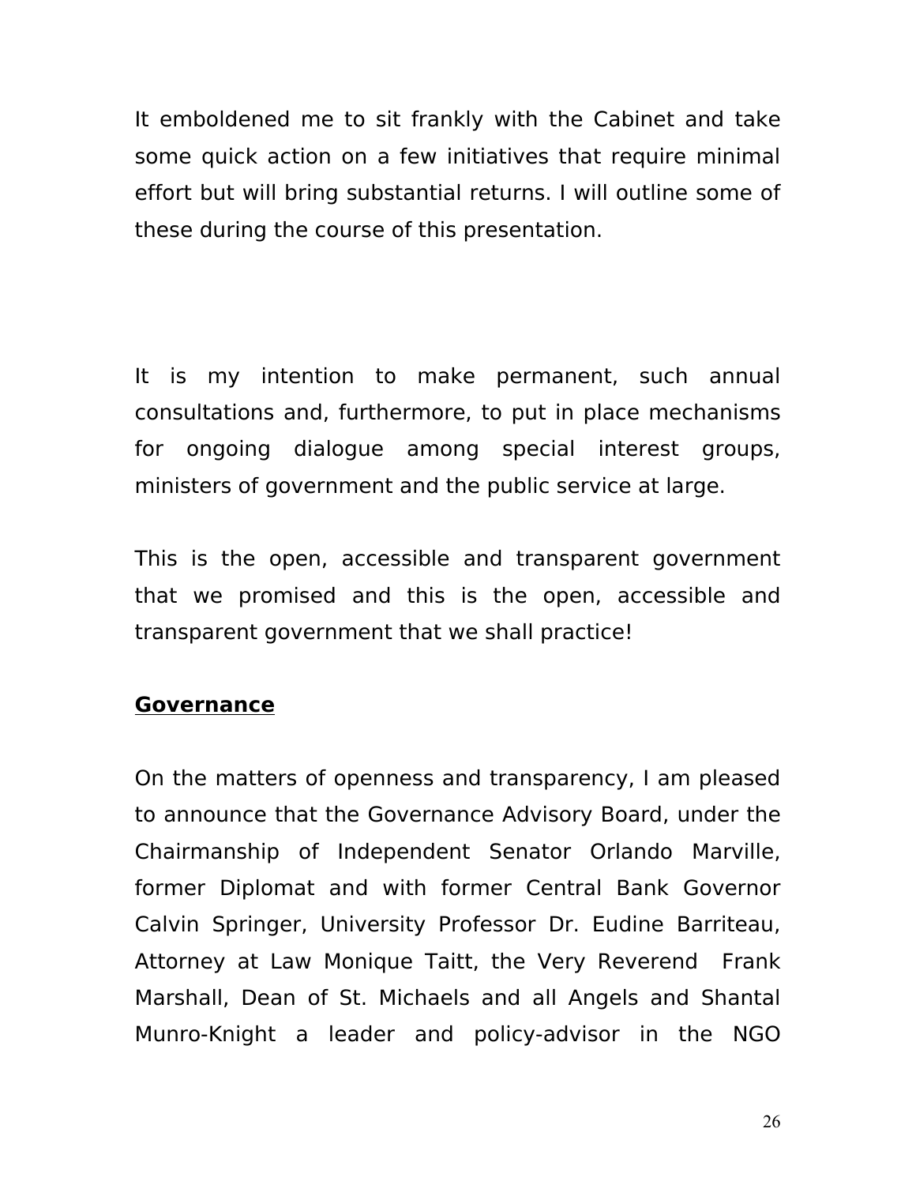It emboldened me to sit frankly with the Cabinet and take some quick action on a few initiatives that require minimal effort but will bring substantial returns. I will outline some of these during the course of this presentation.

It is my intention to make permanent, such annual consultations and, furthermore, to put in place mechanisms for ongoing dialogue among special interest groups, ministers of government and the public service at large.

This is the open, accessible and transparent government that we promised and this is the open, accessible and transparent government that we shall practice!

## Governance

On the matters of openness and transparency, I am pleased to announce that the Governance Advisory Board, under the Chairmanship of Independent Senator Orlando Marville, former Diplomat and with former Central Bank Governor Calvin Springer, University Professor Dr. Eudine Barriteau, Attorney at Law Monique Taitt, the Very Reverend Frank Marshall, Dean of St. Michaels and all Angels and Shantal Munro-Knight a leader and policy-advisor in the NGO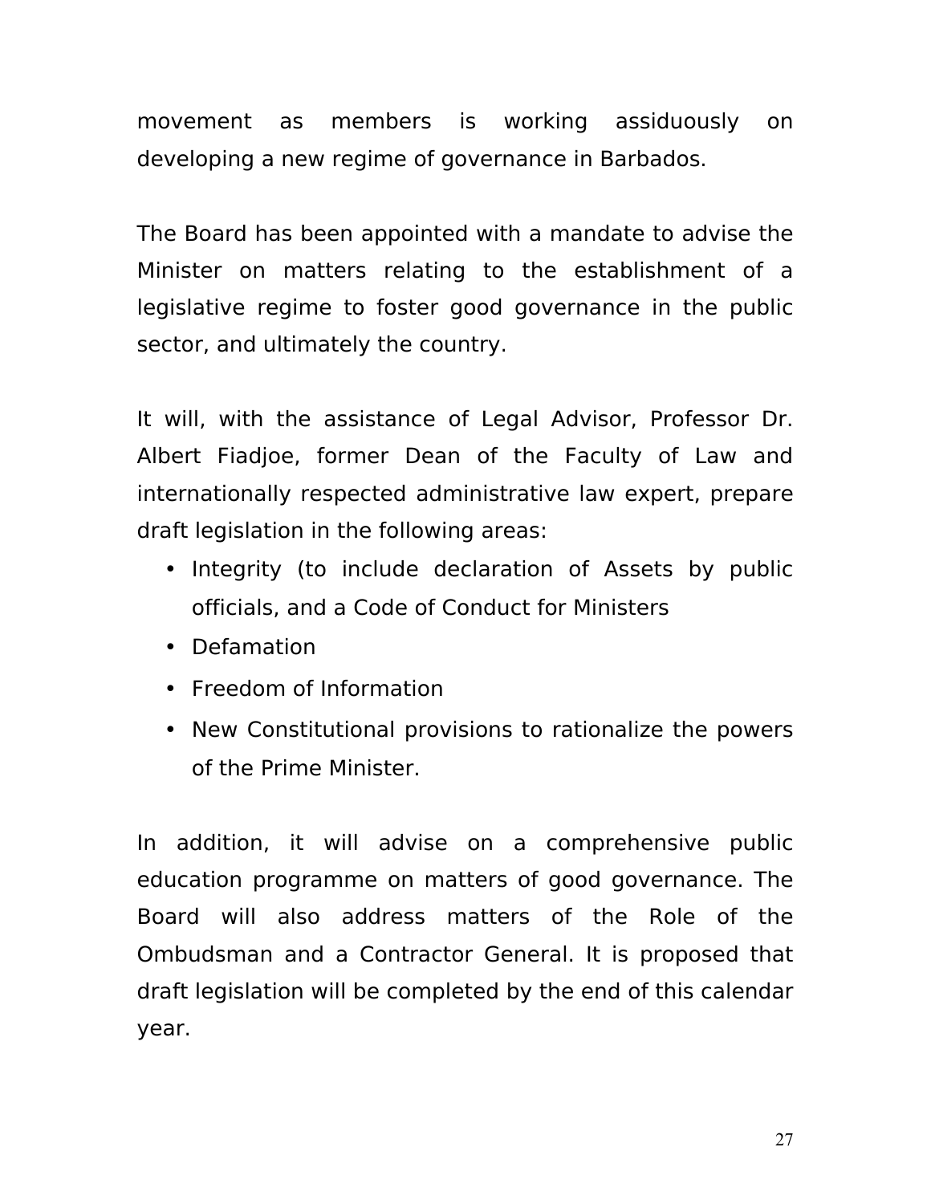movement as members is working assiduously on developing a new regime of governance in Barbados.

The Board has been appointed with a mandate to advise the Minister on matters relating to the establishment of a legislative regime to foster good governance in the public sector, and ultimately the country.

It will, with the assistance of Legal Advisor, Professor Dr. Albert Fiadjoe, former Dean of the Faculty of Law and internationally respected administrative law expert, prepare draft legislation in the following areas:

- Integrity (to include declaration of Assets by public officials, and a Code of Conduct for Ministers
- Defamation
- Freedom of Information
- New Constitutional provisions to rationalize the powers of the Prime Minister.

In addition, it will advise on a comprehensive public education programme on matters of good governance. The Board will also address matters of the Role of the Ombudsman and a Contractor General. It is proposed that draft legislation will be completed by the end of this calendar year.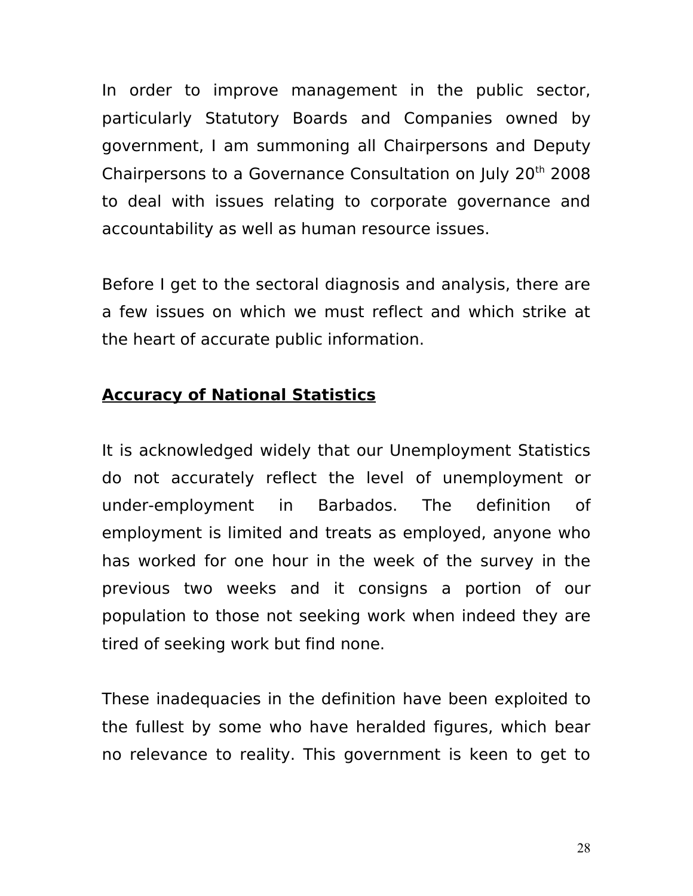In order to improve management in the public sector, particularly Statutory Boards and Companies owned by government, I am summoning all Chairpersons and Deputy Chairpersons to a Governance Consultation on July 20th 2008 to deal with issues relating to corporate governance and accountability as well as human resource issues.

Before I get to the sectoral diagnosis and analysis, there are a few issues on which we must reflect and which strike at the heart of accurate public information.

**Accuracy of National Statistics**

It is acknowledged widely that our Unemployment Statistics do not accurately reflect the level of unemployment or under-employment in Barbados. The definition of employment is limited and treats as employed, anyone who has worked for one hour in the week of the survey in the previous two weeks and it consigns a portion of our population to those not seeking work when indeed they are tired of seeking work but find none.

These inadequacies in the definition have been exploited to the fullest by some who have heralded figures, which bear no relevance to reality. This government is keen to get to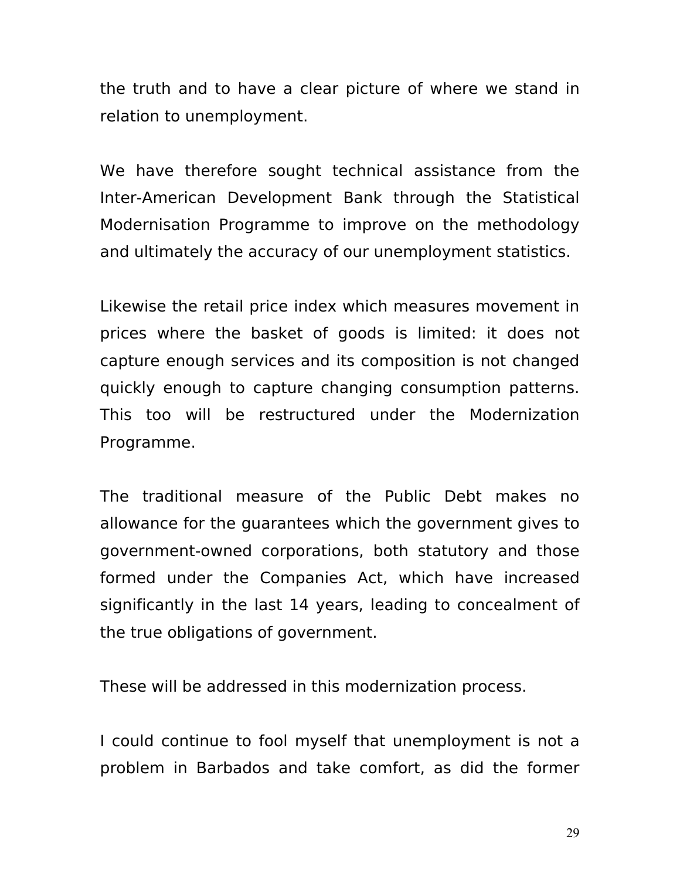the truth and to have a clear picture of where we stand in relation to unemployment.

We have therefore sought technical assistance from the Inter-American Development Bank through the Statistical Modernisation Programme to improve on the methodology and ultimately the accuracy of our unemployment statistics.

Likewise the retail price index which measures movement in prices where the basket of goods is limited: it does not capture enough services and its composition is not changed quickly enough to capture changing consumption patterns. This too will be restructured under the Modernization Programme.

The traditional measure of the Public Debt makes no allowance for the guarantees which the government gives to government-owned corporations, both statutory and those formed under the Companies Act, which have increased significantly in the last 14 years, leading to concealment of the true obligations of government.

These will be addressed in this modernization process.

I could continue to fool myself that unemployment is not a problem in Barbados and take comfort, as did the former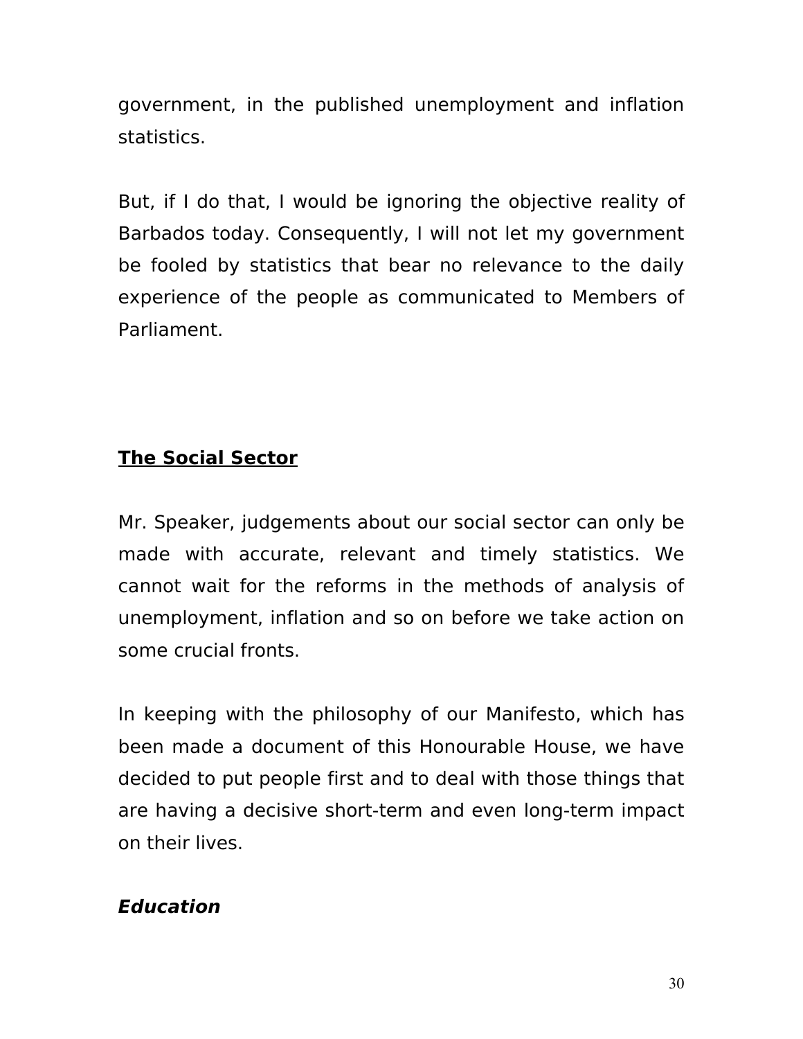government, in the published unemployment and inflation statistics.

But, if I do that, I would be ignoring the objective reality of Barbados today. Consequently, I will not let my government be fooled by statistics that bear no relevance to the daily experience of the people as communicated to Members of Parliament.

## <u>The Social Sector</u>

Mr. Speaker, judgements about our social sector can only be made with accurate, relevant and timely statistics. We cannot wait for the reforms in the methods of analysis of unemployment, inflation and so on before we take action on some crucial fronts.

In keeping with the philosophy of our Manifesto, which has been made a document of this Honourable House, we have decided to put people first and to deal with those things that are having a decisive short-term and even long-term impact on their lives.

### ***Education***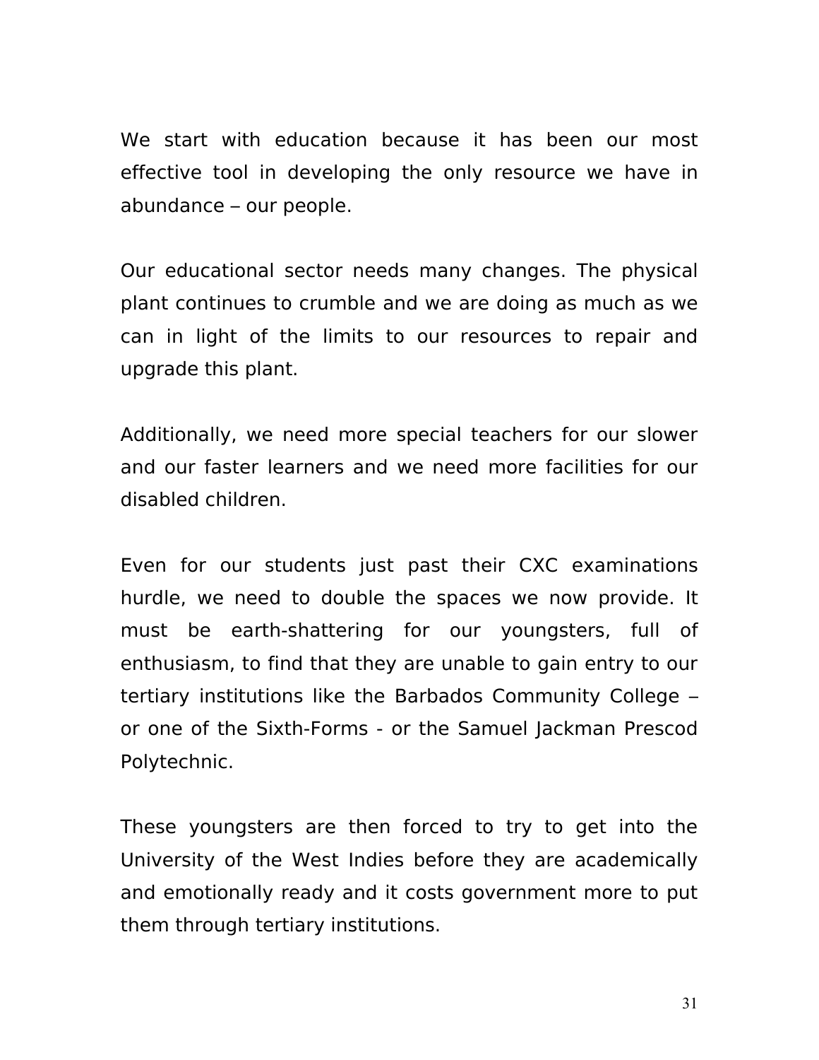We start with education because it has been our most effective tool in developing the only resource we have in abundance – our people.

Our educational sector needs many changes. The physical plant continues to crumble and we are doing as much as we can in light of the limits to our resources to repair and upgrade this plant.

Additionally, we need more special teachers for our slower and our faster learners and we need more facilities for our disabled children.

Even for our students just past their CXC examinations hurdle, we need to double the spaces we now provide. It must be earth-shattering for our youngsters, full of enthusiasm, to find that they are unable to gain entry to our tertiary institutions like the Barbados Community College – or one of the Sixth-Forms - or the Samuel Jackman Prescod Polytechnic.

These youngsters are then forced to try to get into the University of the West Indies before they are academically and emotionally ready and it costs government more to put them through tertiary institutions.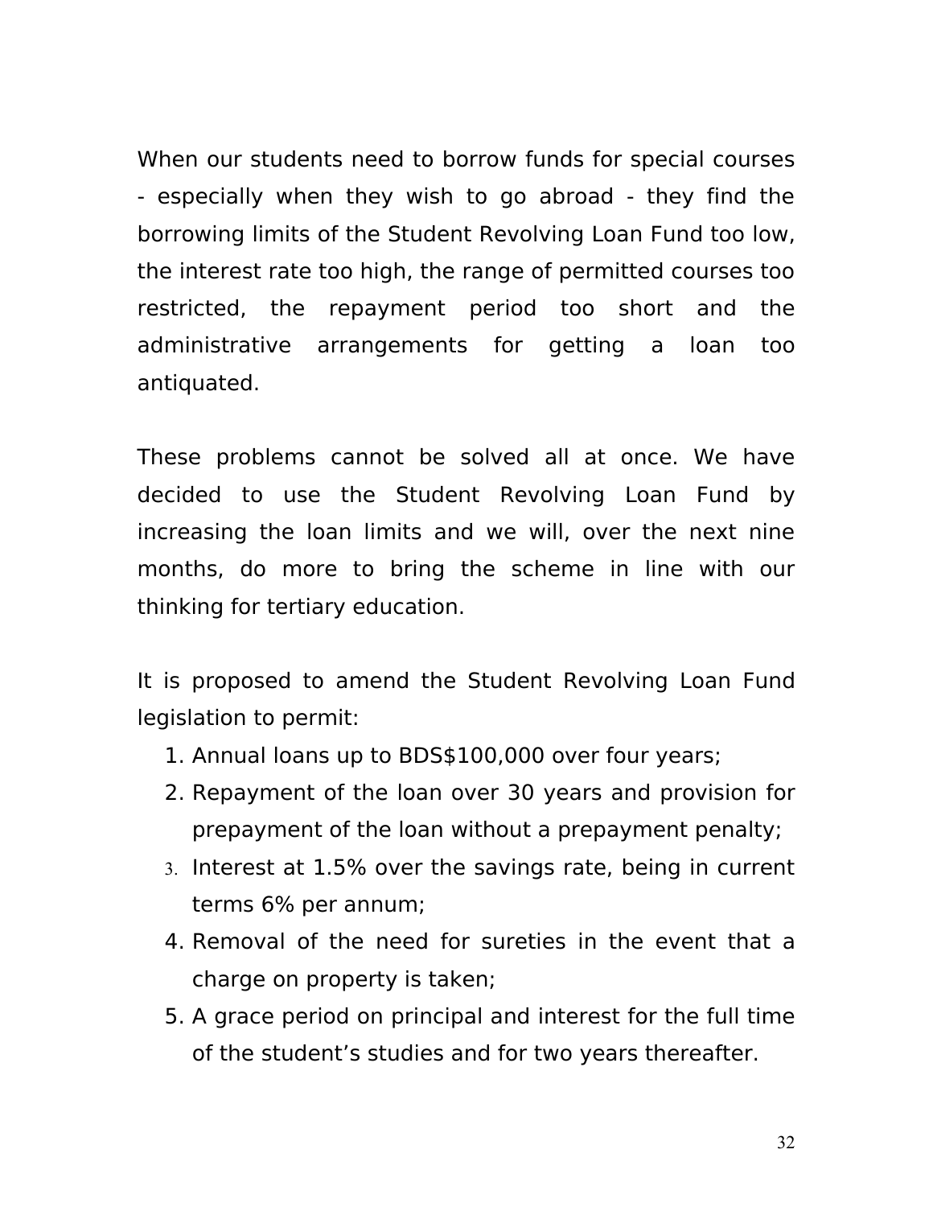When our students need to borrow funds for special courses - especially when they wish to go abroad - they find the borrowing limits of the Student Revolving Loan Fund too low, the interest rate too high, the range of permitted courses too restricted, the repayment period too short and the administrative arrangements for getting a loan too antiquated.

These problems cannot be solved all at once. We have decided to use the Student Revolving Loan Fund by increasing the loan limits and we will, over the next nine months, do more to bring the scheme in line with our thinking for tertiary education.

It is proposed to amend the Student Revolving Loan Fund legislation to permit:

1. Annual loans up to BDS$100,000 over four years;
2. Repayment of the loan over 30 years and provision for prepayment of the loan without a prepayment penalty;
3. Interest at 1.5% over the savings rate, being in current terms 6% per annum;
4. Removal of the need for sureties in the event that a charge on property is taken;
5. A grace period on principal and interest for the full time of the student's studies and for two years thereafter.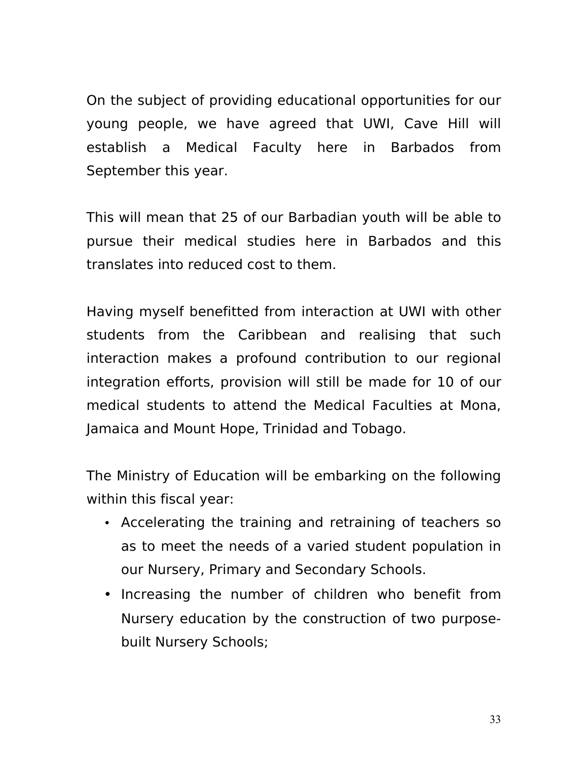On the subject of providing educational opportunities for our young people, we have agreed that UWI, Cave Hill will establish a Medical Faculty here in Barbados from September this year.

This will mean that 25 of our Barbadian youth will be able to pursue their medical studies here in Barbados and this translates into reduced cost to them.

Having myself benefitted from interaction at UWI with other students from the Caribbean and realising that such interaction makes a profound contribution to our regional integration efforts, provision will still be made for 10 of our medical students to attend the Medical Faculties at Mona, Jamaica and Mount Hope, Trinidad and Tobago.

The Ministry of Education will be embarking on the following within this fiscal year:

- Accelerating the training and retraining of teachers so as to meet the needs of a varied student population in our Nursery, Primary and Secondary Schools.
- Increasing the number of children who benefit from Nursery education by the construction of two purpose-built Nursery Schools;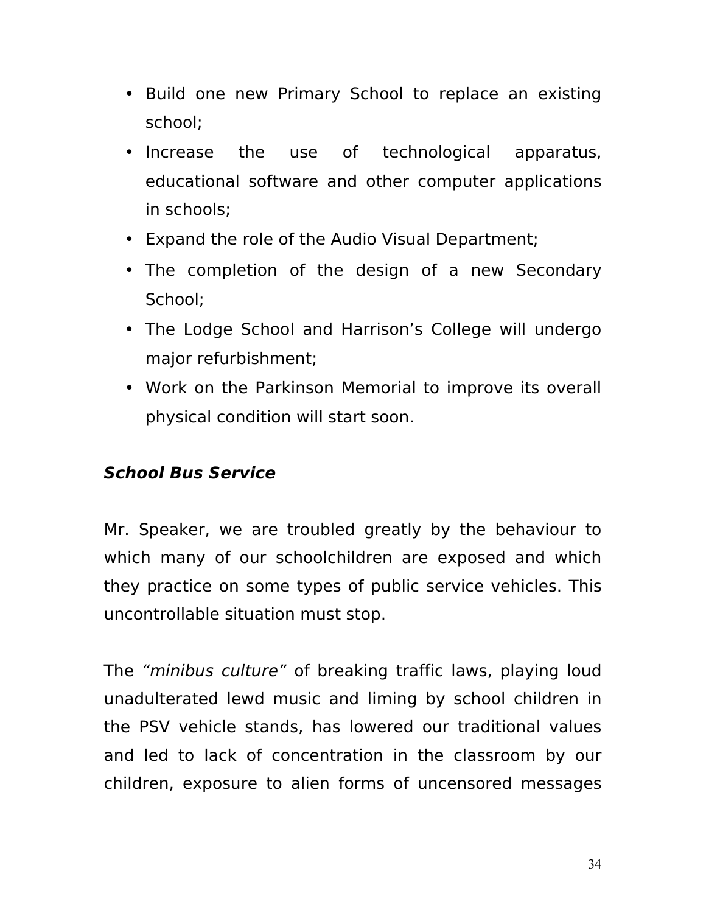- Build one new Primary School to replace an existing school;
- Increase the use of technological apparatus, educational software and other computer applications in schools;
- Expand the role of the Audio Visual Department;
- The completion of the design of a new Secondary School;
- The Lodge School and Harrison's College will undergo major refurbishment;
- Work on the Parkinson Memorial to improve its overall physical condition will start soon.

***School Bus Service***

Mr. Speaker, we are troubled greatly by the behaviour to which many of our schoolchildren are exposed and which they practice on some types of public service vehicles. This uncontrollable situation must stop.

The *"minibus culture"* of breaking traffic laws, playing loud unadulterated lewd music and liming by school children in the PSV vehicle stands, has lowered our traditional values and led to lack of concentration in the classroom by our children, exposure to alien forms of uncensored messages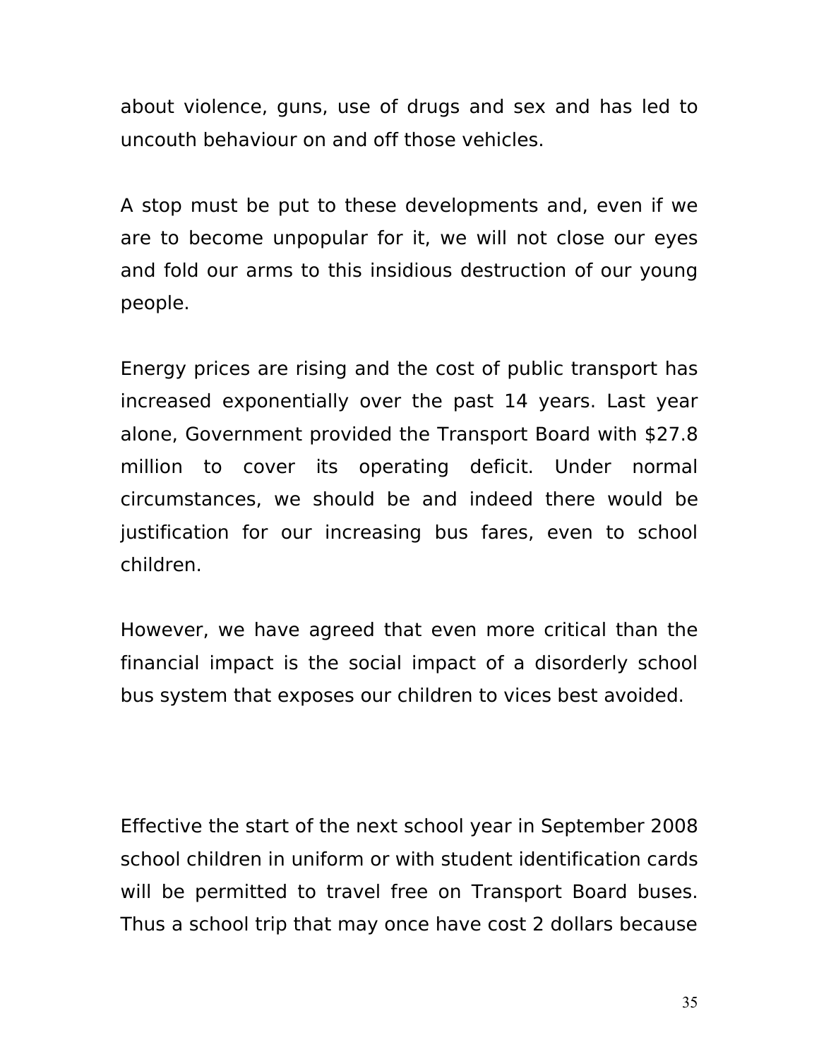about violence, guns, use of drugs and sex and has led to uncouth behaviour on and off those vehicles.

A stop must be put to these developments and, even if we are to become unpopular for it, we will not close our eyes and fold our arms to this insidious destruction of our young people.

Energy prices are rising and the cost of public transport has increased exponentially over the past 14 years. Last year alone, Government provided the Transport Board with $27.8 million to cover its operating deficit. Under normal circumstances, we should be and indeed there would be justification for our increasing bus fares, even to school children.

However, we have agreed that even more critical than the financial impact is the social impact of a disorderly school bus system that exposes our children to vices best avoided.

Effective the start of the next school year in September 2008 school children in uniform or with student identification cards will be permitted to travel free on Transport Board buses. Thus a school trip that may once have cost 2 dollars because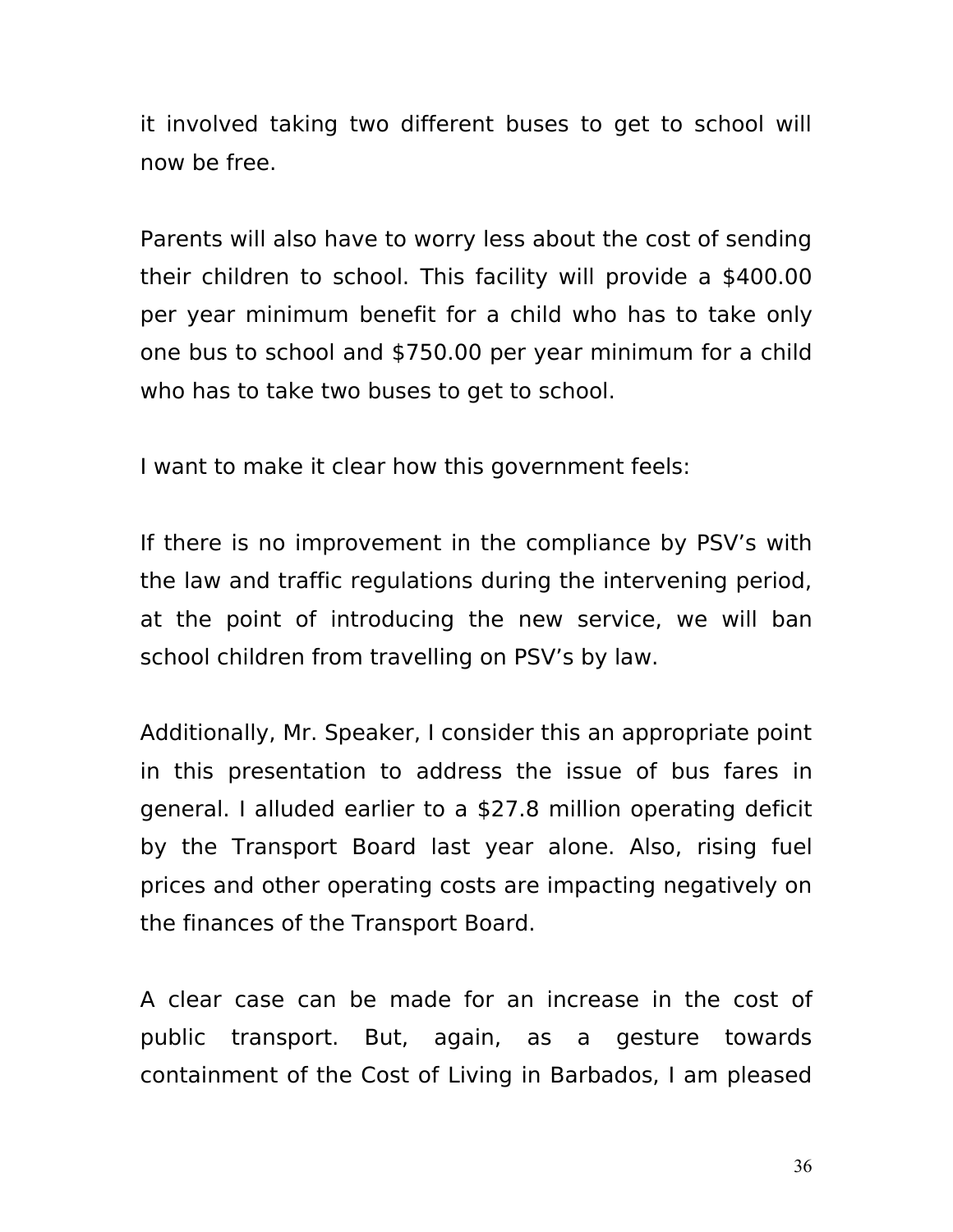it involved taking two different buses to get to school will now be free.

Parents will also have to worry less about the cost of sending their children to school. This facility will provide a $400.00 per year minimum benefit for a child who has to take only one bus to school and $750.00 per year minimum for a child who has to take two buses to get to school.

I want to make it clear how this government feels:

If there is no improvement in the compliance by PSV's with the law and traffic regulations during the intervening period, at the point of introducing the new service, we will ban school children from travelling on PSV's by law.

Additionally, Mr. Speaker, I consider this an appropriate point in this presentation to address the issue of bus fares in general. I alluded earlier to a $27.8 million operating deficit by the Transport Board last year alone. Also, rising fuel prices and other operating costs are impacting negatively on the finances of the Transport Board.

A clear case can be made for an increase in the cost of public transport. But, again, as a gesture towards containment of the Cost of Living in Barbados, I am pleased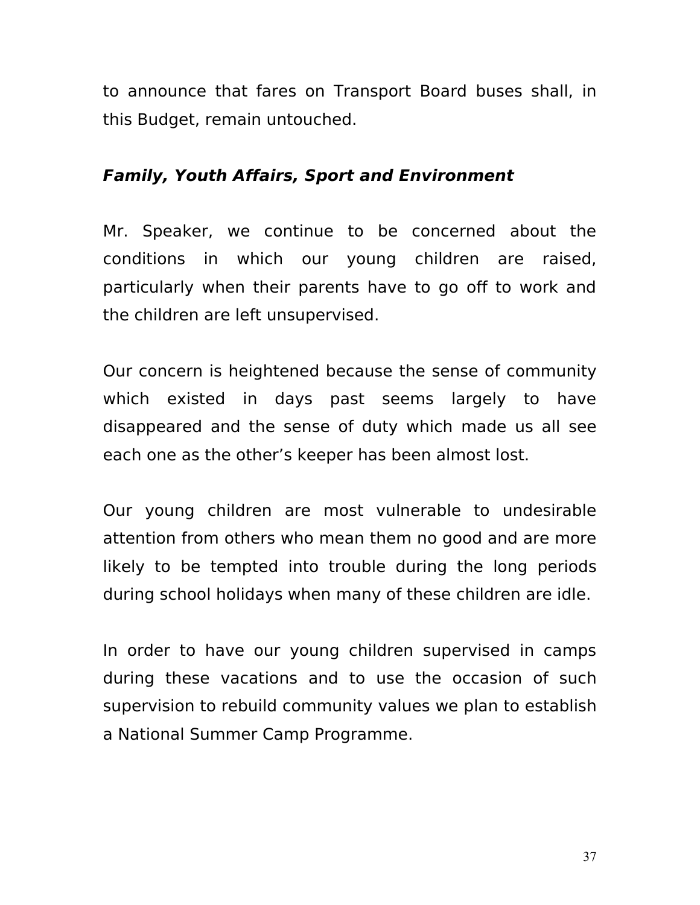to announce that fares on Transport Board buses shall, in this Budget, remain untouched.

***Family, Youth Affairs, Sport and Environment***

Mr. Speaker, we continue to be concerned about the conditions in which our young children are raised, particularly when their parents have to go off to work and the children are left unsupervised.

Our concern is heightened because the sense of community which existed in days past seems largely to have disappeared and the sense of duty which made us all see each one as the other's keeper has been almost lost.

Our young children are most vulnerable to undesirable attention from others who mean them no good and are more likely to be tempted into trouble during the long periods during school holidays when many of these children are idle.

In order to have our young children supervised in camps during these vacations and to use the occasion of such supervision to rebuild community values we plan to establish a National Summer Camp Programme.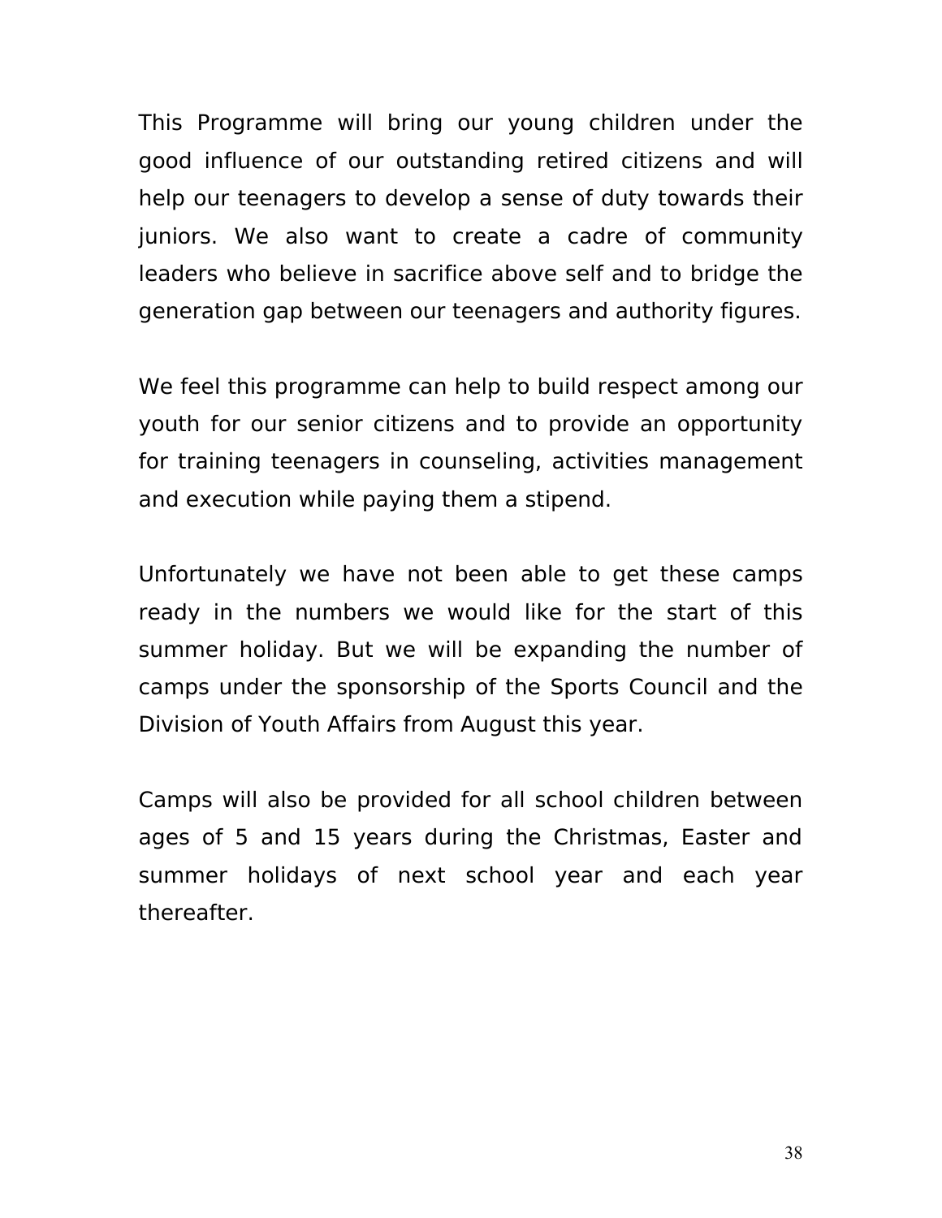This Programme will bring our young children under the good influence of our outstanding retired citizens and will help our teenagers to develop a sense of duty towards their juniors. We also want to create a cadre of community leaders who believe in sacrifice above self and to bridge the generation gap between our teenagers and authority figures.

We feel this programme can help to build respect among our youth for our senior citizens and to provide an opportunity for training teenagers in counseling, activities management and execution while paying them a stipend.

Unfortunately we have not been able to get these camps ready in the numbers we would like for the start of this summer holiday. But we will be expanding the number of camps under the sponsorship of the Sports Council and the Division of Youth Affairs from August this year.

Camps will also be provided for all school children between ages of 5 and 15 years during the Christmas, Easter and summer holidays of next school year and each year thereafter.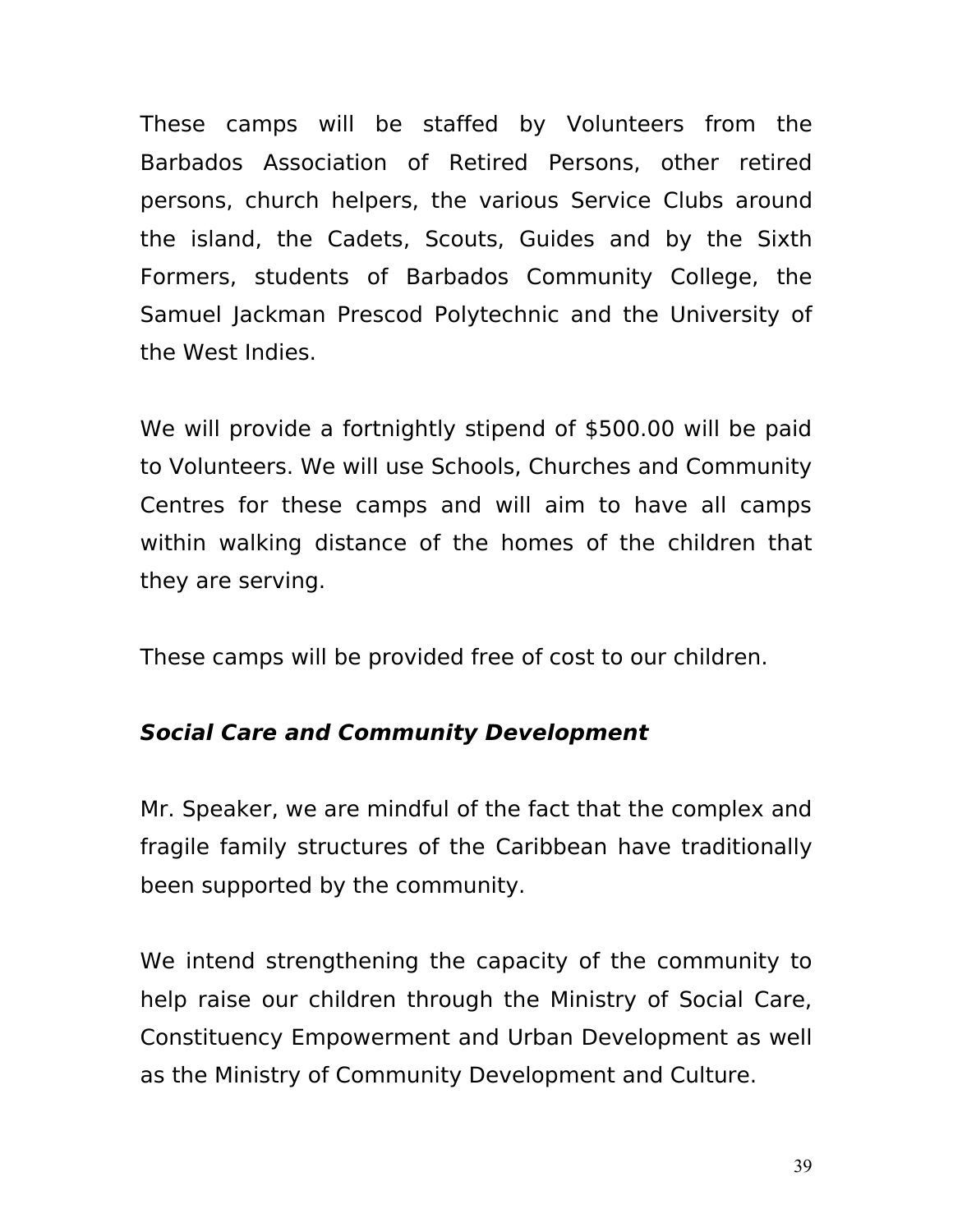These camps will be staffed by Volunteers from the Barbados Association of Retired Persons, other retired persons, church helpers, the various Service Clubs around the island, the Cadets, Scouts, Guides and by the Sixth Formers, students of Barbados Community College, the Samuel Jackman Prescod Polytechnic and the University of the West Indies.

We will provide a fortnightly stipend of $500.00 will be paid to Volunteers. We will use Schools, Churches and Community Centres for these camps and will aim to have all camps within walking distance of the homes of the children that they are serving.

These camps will be provided free of cost to our children.

### ***Social Care and Community Development***

Mr. Speaker, we are mindful of the fact that the complex and fragile family structures of the Caribbean have traditionally been supported by the community.

We intend strengthening the capacity of the community to help raise our children through the Ministry of Social Care, Constituency Empowerment and Urban Development as well as the Ministry of Community Development and Culture.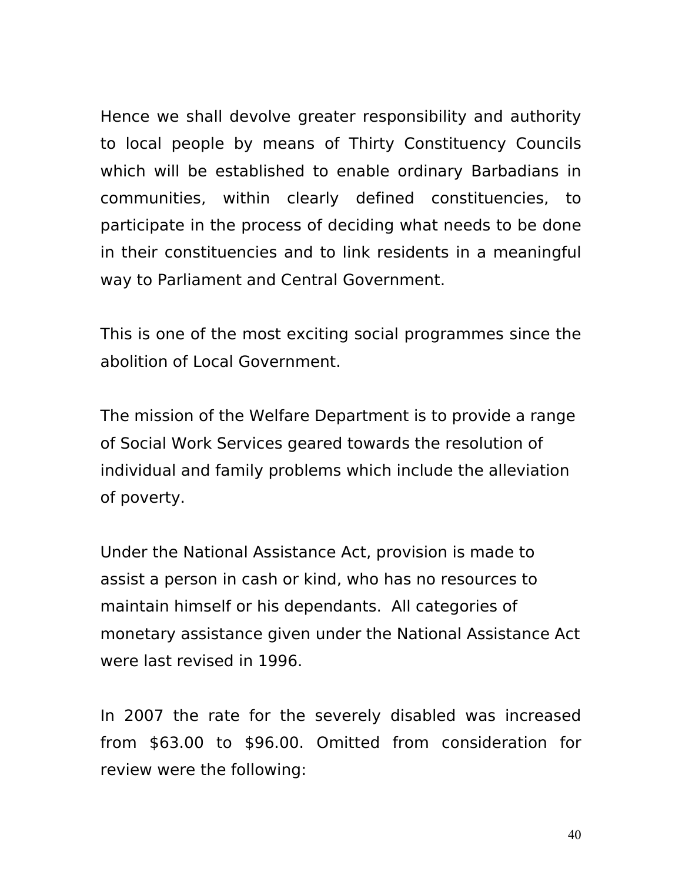Hence we shall devolve greater responsibility and authority to local people by means of Thirty Constituency Councils which will be established to enable ordinary Barbadians in communities, within clearly defined constituencies, to participate in the process of deciding what needs to be done in their constituencies and to link residents in a meaningful way to Parliament and Central Government.

This is one of the most exciting social programmes since the abolition of Local Government.

The mission of the Welfare Department is to provide a range of Social Work Services geared towards the resolution of individual and family problems which include the alleviation of poverty.

Under the National Assistance Act, provision is made to assist a person in cash or kind, who has no resources to maintain himself or his dependants. All categories of monetary assistance given under the National Assistance Act were last revised in 1996.

In 2007 the rate for the severely disabled was increased from $63.00 to $96.00. Omitted from consideration for review were the following: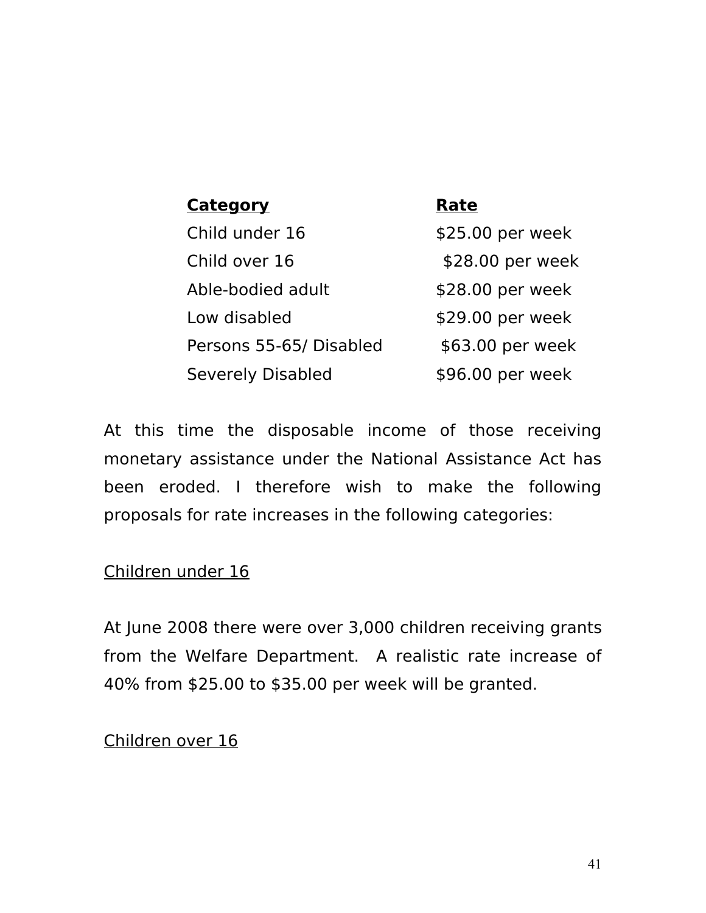| **Category** | **Rate** |
| --- | --- |
| Child under 16 | $25.00 per week |
| Child over 16 | $28.00 per week |
| Able-bodied adult | $28.00 per week |
| Low disabled | $29.00 per week |
| Persons 55-65/ Disabled | $63.00 per week |
| Severely Disabled | $96.00 per week |

At this time the disposable income of those receiving monetary assistance under the National Assistance Act has been eroded. I therefore wish to make the following proposals for rate increases in the following categories:

<u>Children under 16</u>

At June 2008 there were over 3,000 children receiving grants from the Welfare Department. A realistic rate increase of 40% from $25.00 to $35.00 per week will be granted.

<u>Children over 16</u>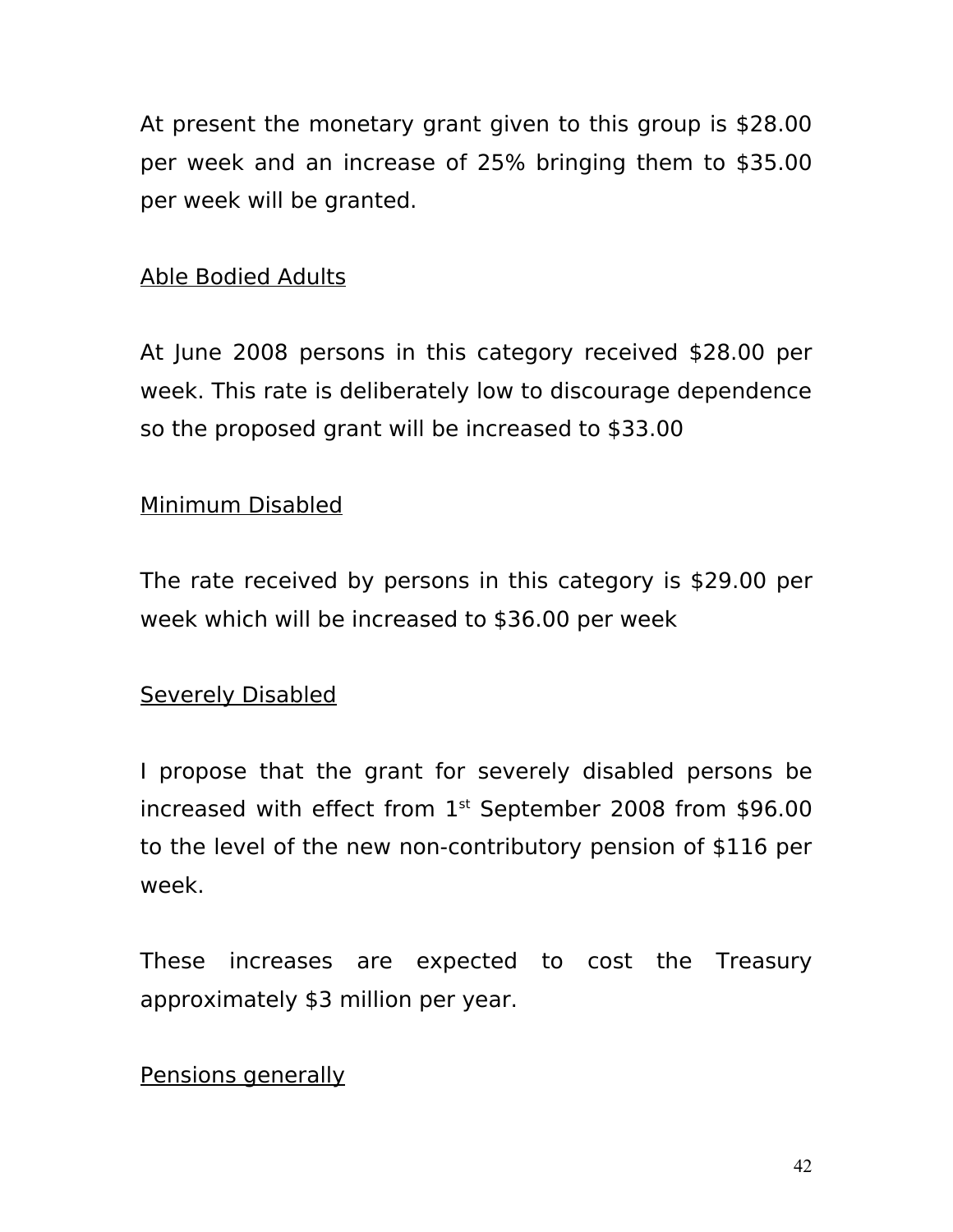At present the monetary grant given to this group is $28.00 per week and an increase of 25% bringing them to $35.00 per week will be granted.

<u>Able Bodied Adults</u>

At June 2008 persons in this category received $28.00 per week. This rate is deliberately low to discourage dependence so the proposed grant will be increased to $33.00

<u>Minimum Disabled</u>

The rate received by persons in this category is $29.00 per week which will be increased to $36.00 per week

<u>Severely Disabled</u>

I propose that the grant for severely disabled persons be increased with effect from 1st September 2008 from $96.00 to the level of the new non-contributory pension of $116 per week.

These increases are expected to cost the Treasury approximately $3 million per year.

<u>Pensions generally</u>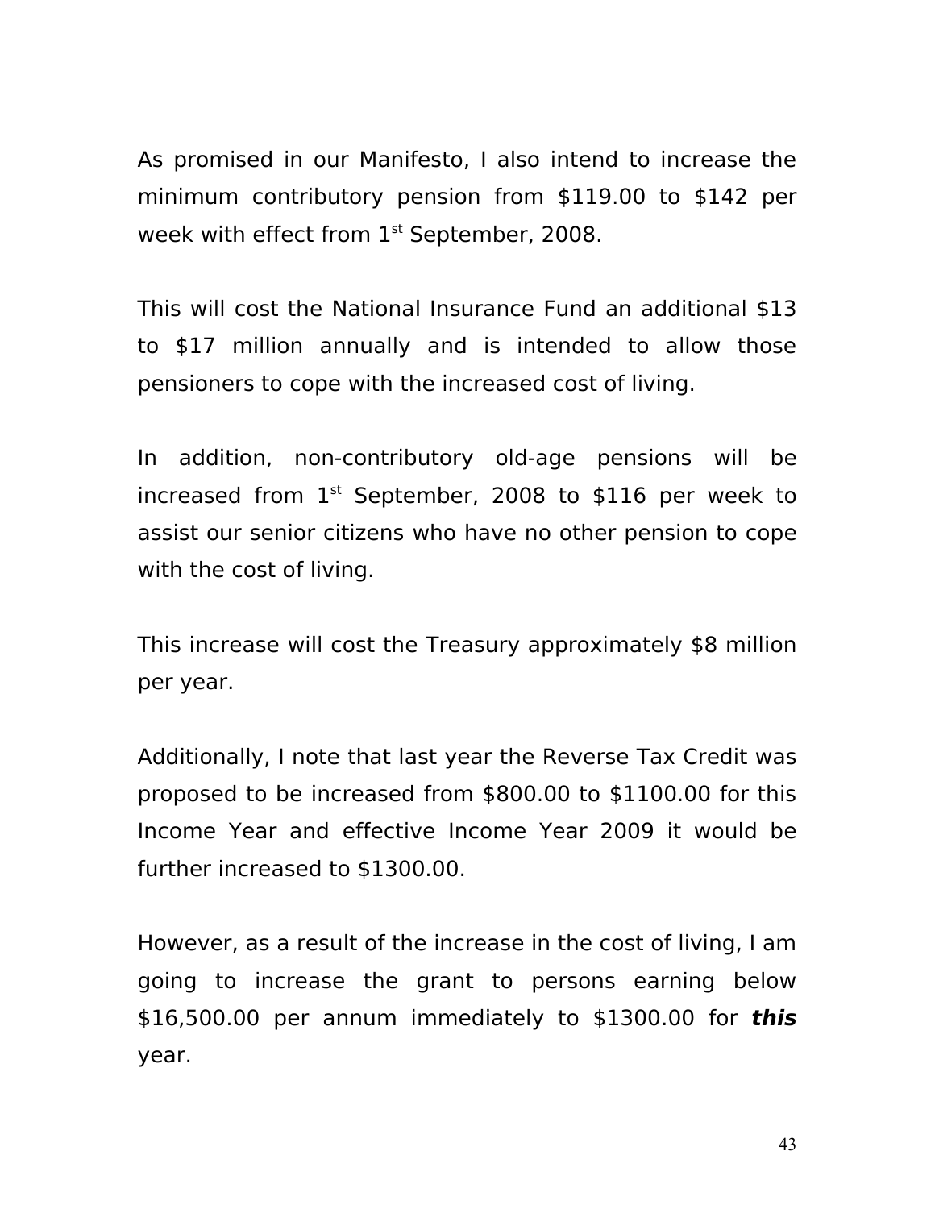As promised in our Manifesto, I also intend to increase the minimum contributory pension from $119.00 to $142 per week with effect from 1st September, 2008.

This will cost the National Insurance Fund an additional $13 to $17 million annually and is intended to allow those pensioners to cope with the increased cost of living.

In addition, non-contributory old-age pensions will be increased from 1st September, 2008 to $116 per week to assist our senior citizens who have no other pension to cope with the cost of living.

This increase will cost the Treasury approximately $8 million per year.

Additionally, I note that last year the Reverse Tax Credit was proposed to be increased from $800.00 to $1100.00 for this Income Year and effective Income Year 2009 it would be further increased to $1300.00.

However, as a result of the increase in the cost of living, I am going to increase the grant to persons earning below $16,500.00 per annum immediately to $1300.00 for ***this*** year.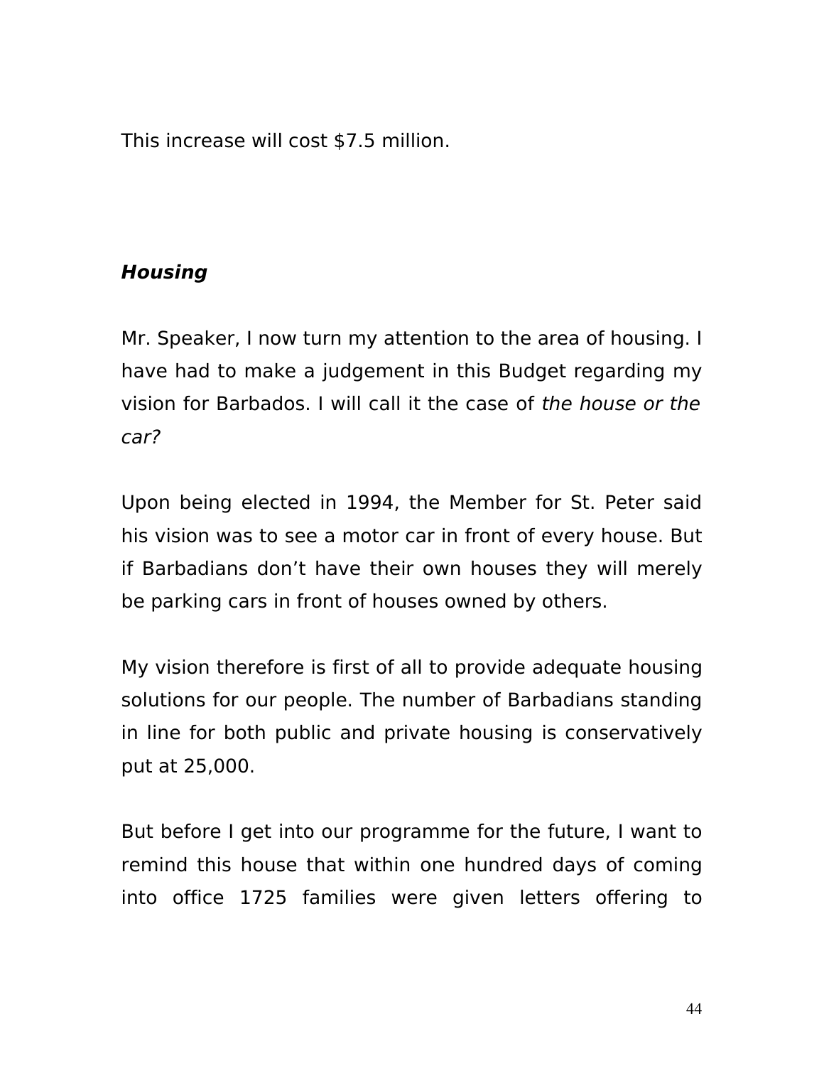This increase will cost $7.5 million.

***Housing***

Mr. Speaker, I now turn my attention to the area of housing. I have had to make a judgement in this Budget regarding my vision for Barbados. I will call it the case of *the house or the car?*

Upon being elected in 1994, the Member for St. Peter said his vision was to see a motor car in front of every house. But if Barbadians don't have their own houses they will merely be parking cars in front of houses owned by others.

My vision therefore is first of all to provide adequate housing solutions for our people. The number of Barbadians standing in line for both public and private housing is conservatively put at 25,000.

But before I get into our programme for the future, I want to remind this house that within one hundred days of coming into office 1725 families were given letters offering to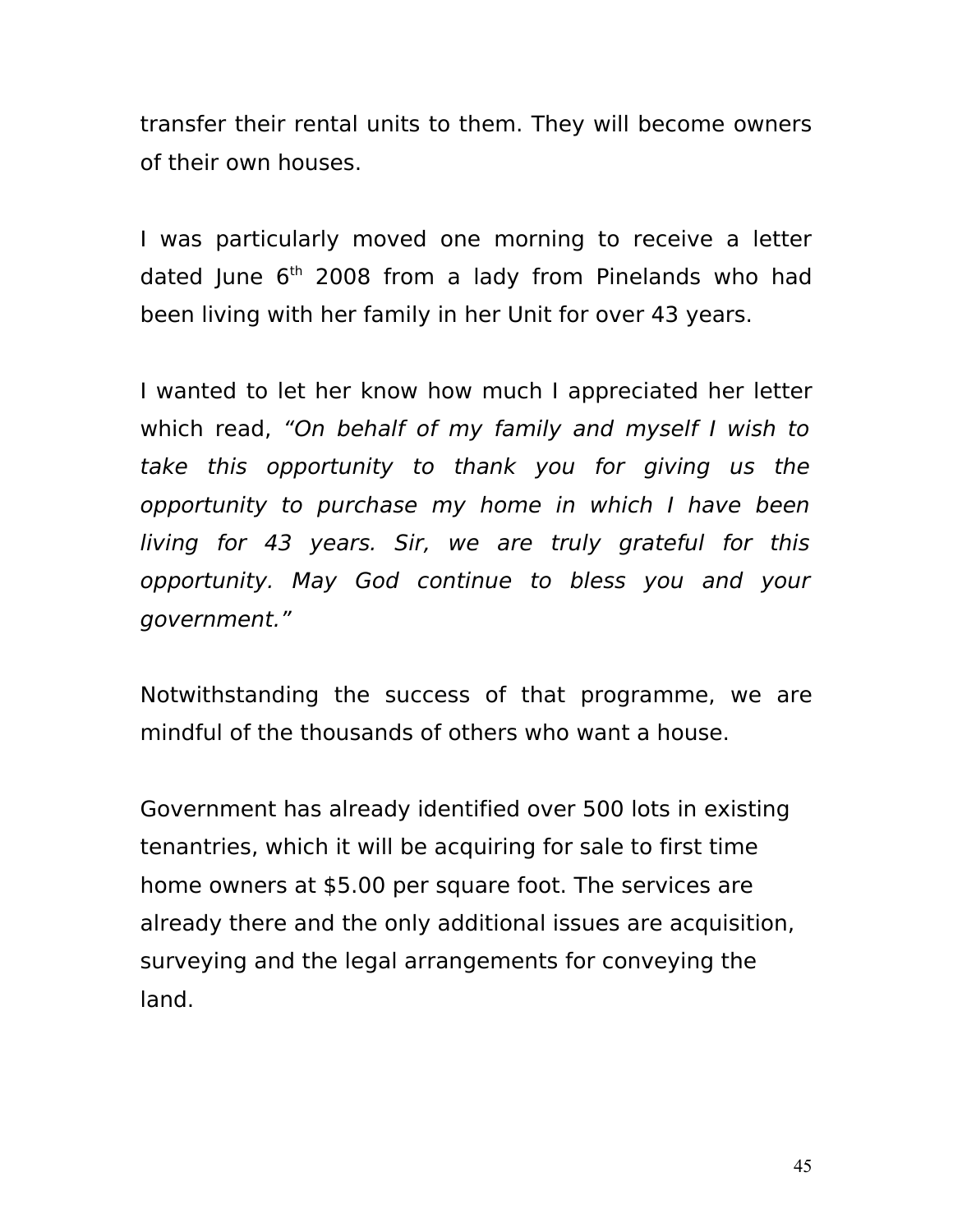transfer their rental units to them. They will become owners of their own houses.

I was particularly moved one morning to receive a letter dated June 6th 2008 from a lady from Pinelands who had been living with her family in her Unit for over 43 years.

I wanted to let her know how much I appreciated her letter which read, *"On behalf of my family and myself I wish to take this opportunity to thank you for giving us the opportunity to purchase my home in which I have been living for 43 years. Sir, we are truly grateful for this opportunity. May God continue to bless you and your government."*

Notwithstanding the success of that programme, we are mindful of the thousands of others who want a house.

Government has already identified over 500 lots in existing tenantries, which it will be acquiring for sale to first time home owners at $5.00 per square foot. The services are already there and the only additional issues are acquisition, surveying and the legal arrangements for conveying the land.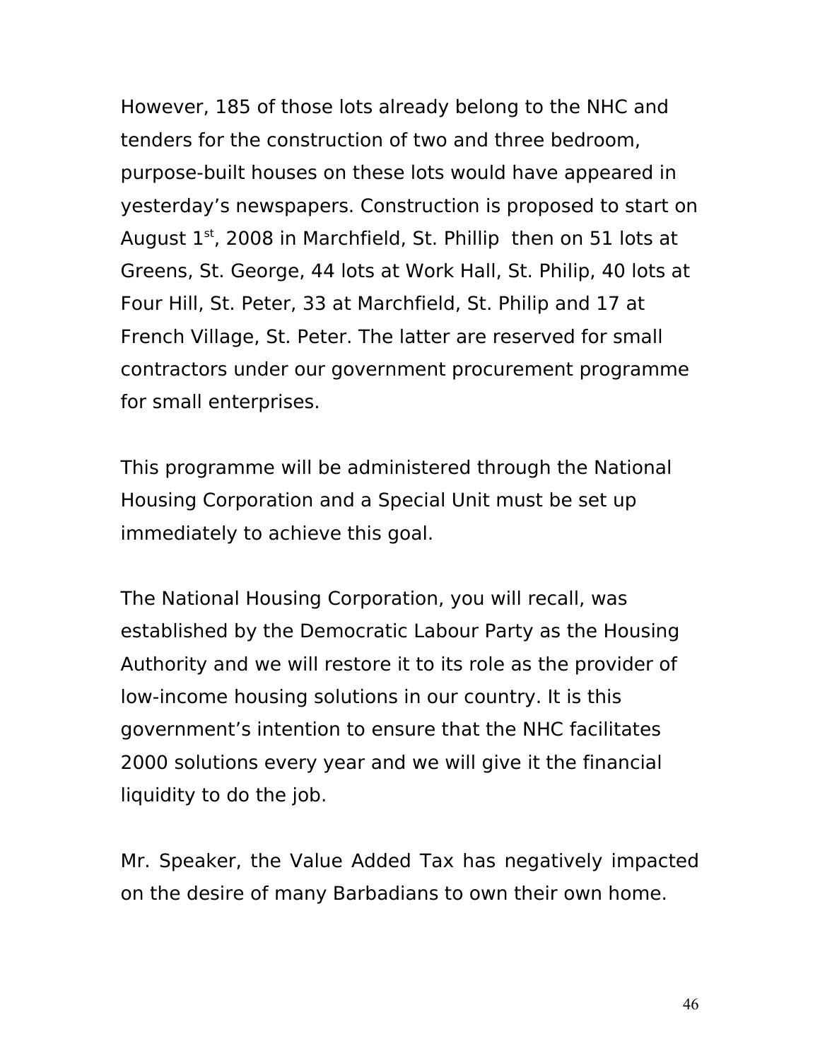However, 185 of those lots already belong to the NHC and tenders for the construction of two and three bedroom, purpose-built houses on these lots would have appeared in yesterday's newspapers. Construction is proposed to start on August 1st, 2008 in Marchfield, St. Phillip then on 51 lots at Greens, St. George, 44 lots at Work Hall, St. Philip, 40 lots at Four Hill, St. Peter, 33 at Marchfield, St. Philip and 17 at French Village, St. Peter. The latter are reserved for small contractors under our government procurement programme for small enterprises.

This programme will be administered through the National Housing Corporation and a Special Unit must be set up immediately to achieve this goal.

The National Housing Corporation, you will recall, was established by the Democratic Labour Party as the Housing Authority and we will restore it to its role as the provider of low-income housing solutions in our country. It is this government's intention to ensure that the NHC facilitates 2000 solutions every year and we will give it the financial liquidity to do the job.

Mr. Speaker, the Value Added Tax has negatively impacted on the desire of many Barbadians to own their own home.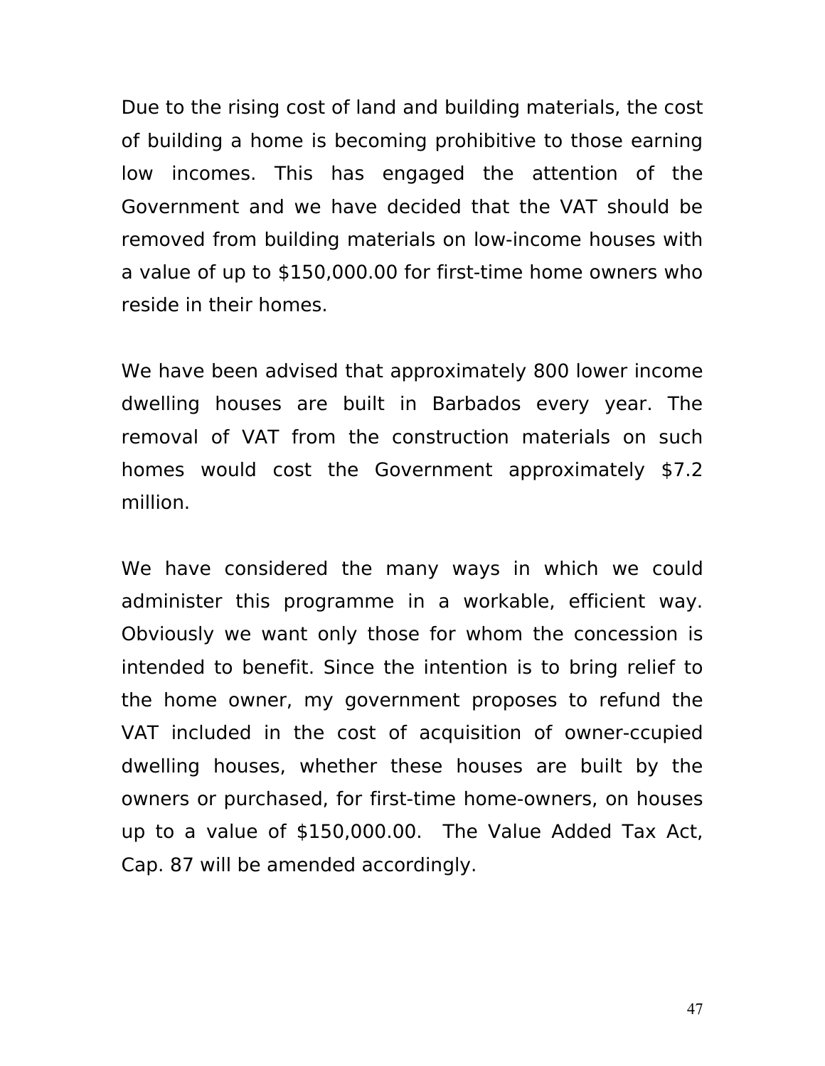Due to the rising cost of land and building materials, the cost of building a home is becoming prohibitive to those earning low incomes. This has engaged the attention of the Government and we have decided that the VAT should be removed from building materials on low-income houses with a value of up to $150,000.00 for first-time home owners who reside in their homes.

We have been advised that approximately 800 lower income dwelling houses are built in Barbados every year. The removal of VAT from the construction materials on such homes would cost the Government approximately $7.2 million.

We have considered the many ways in which we could administer this programme in a workable, efficient way. Obviously we want only those for whom the concession is intended to benefit. Since the intention is to bring relief to the home owner, my government proposes to refund the VAT included in the cost of acquisition of owner-ccupied dwelling houses, whether these houses are built by the owners or purchased, for first-time home-owners, on houses up to a value of $150,000.00. The Value Added Tax Act, Cap. 87 will be amended accordingly.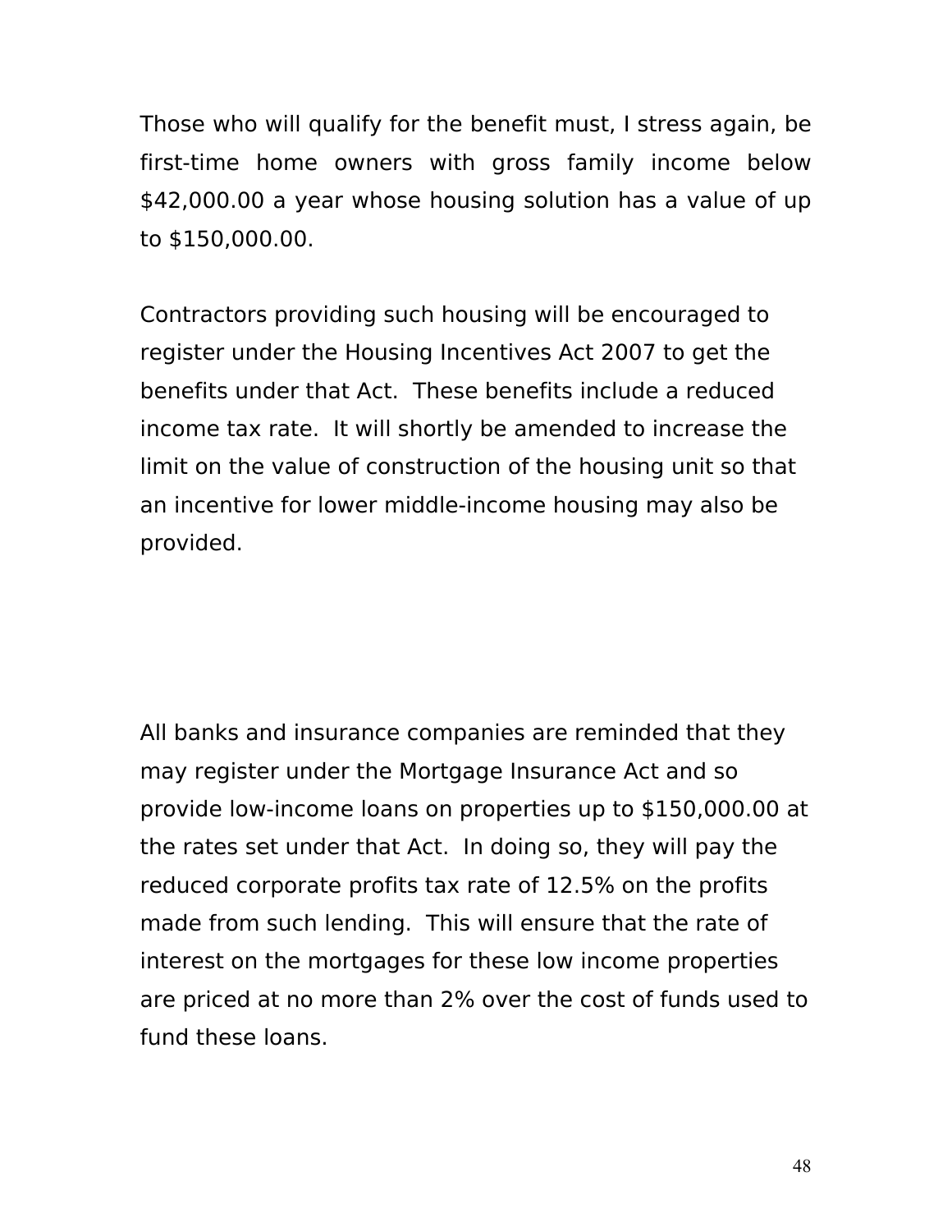Those who will qualify for the benefit must, I stress again, be first-time home owners with gross family income below $42,000.00 a year whose housing solution has a value of up to $150,000.00.

Contractors providing such housing will be encouraged to register under the Housing Incentives Act 2007 to get the benefits under that Act. These benefits include a reduced income tax rate. It will shortly be amended to increase the limit on the value of construction of the housing unit so that an incentive for lower middle-income housing may also be provided.

All banks and insurance companies are reminded that they may register under the Mortgage Insurance Act and so provide low-income loans on properties up to $150,000.00 at the rates set under that Act. In doing so, they will pay the reduced corporate profits tax rate of 12.5% on the profits made from such lending. This will ensure that the rate of interest on the mortgages for these low income properties are priced at no more than 2% over the cost of funds used to fund these loans.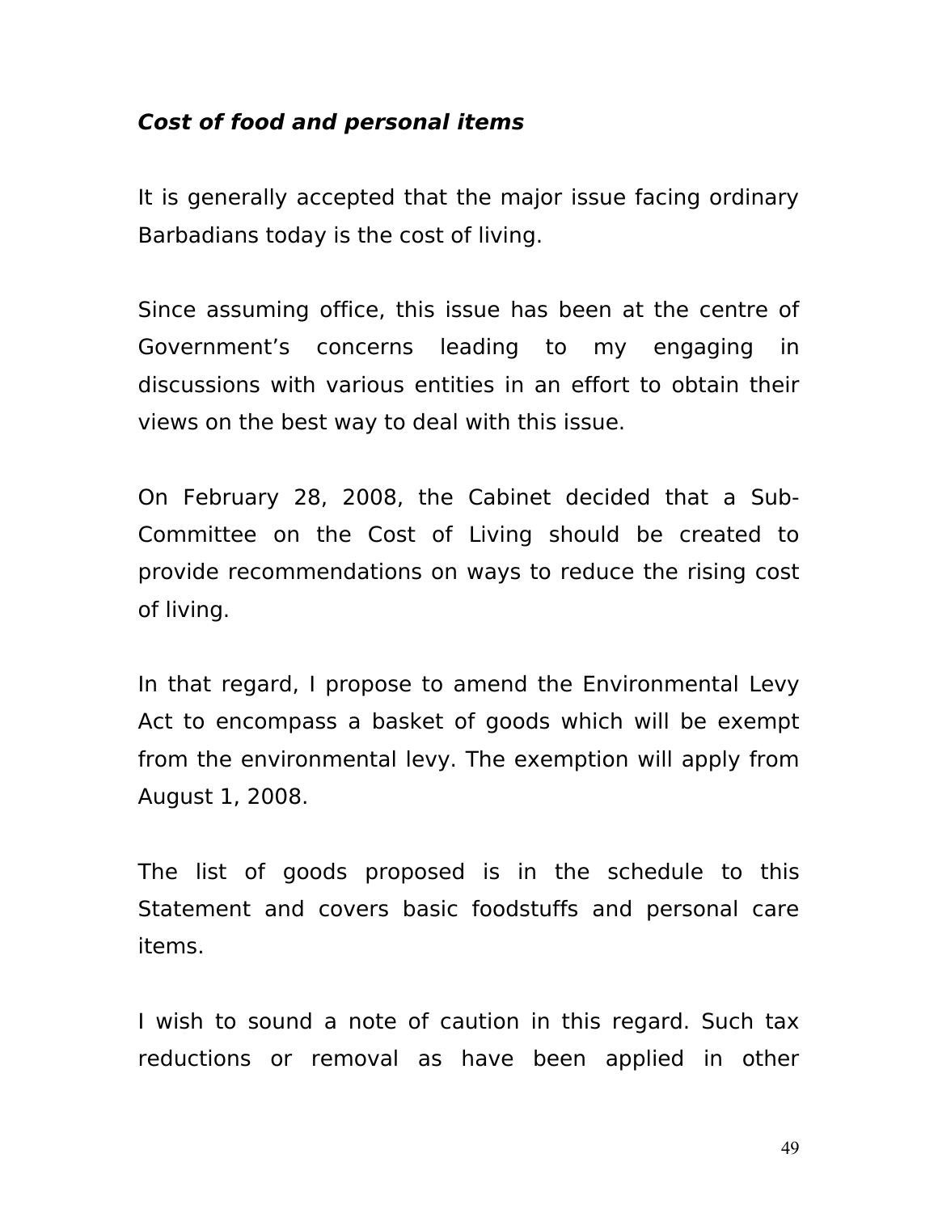***Cost of food and personal items***

It is generally accepted that the major issue facing ordinary Barbadians today is the cost of living.

Since assuming office, this issue has been at the centre of Government's concerns leading to my engaging in discussions with various entities in an effort to obtain their views on the best way to deal with this issue.

On February 28, 2008, the Cabinet decided that a Sub-Committee on the Cost of Living should be created to provide recommendations on ways to reduce the rising cost of living.

In that regard, I propose to amend the Environmental Levy Act to encompass a basket of goods which will be exempt from the environmental levy. The exemption will apply from August 1, 2008.

The list of goods proposed is in the schedule to this Statement and covers basic foodstuffs and personal care items.

I wish to sound a note of caution in this regard. Such tax reductions or removal as have been applied in other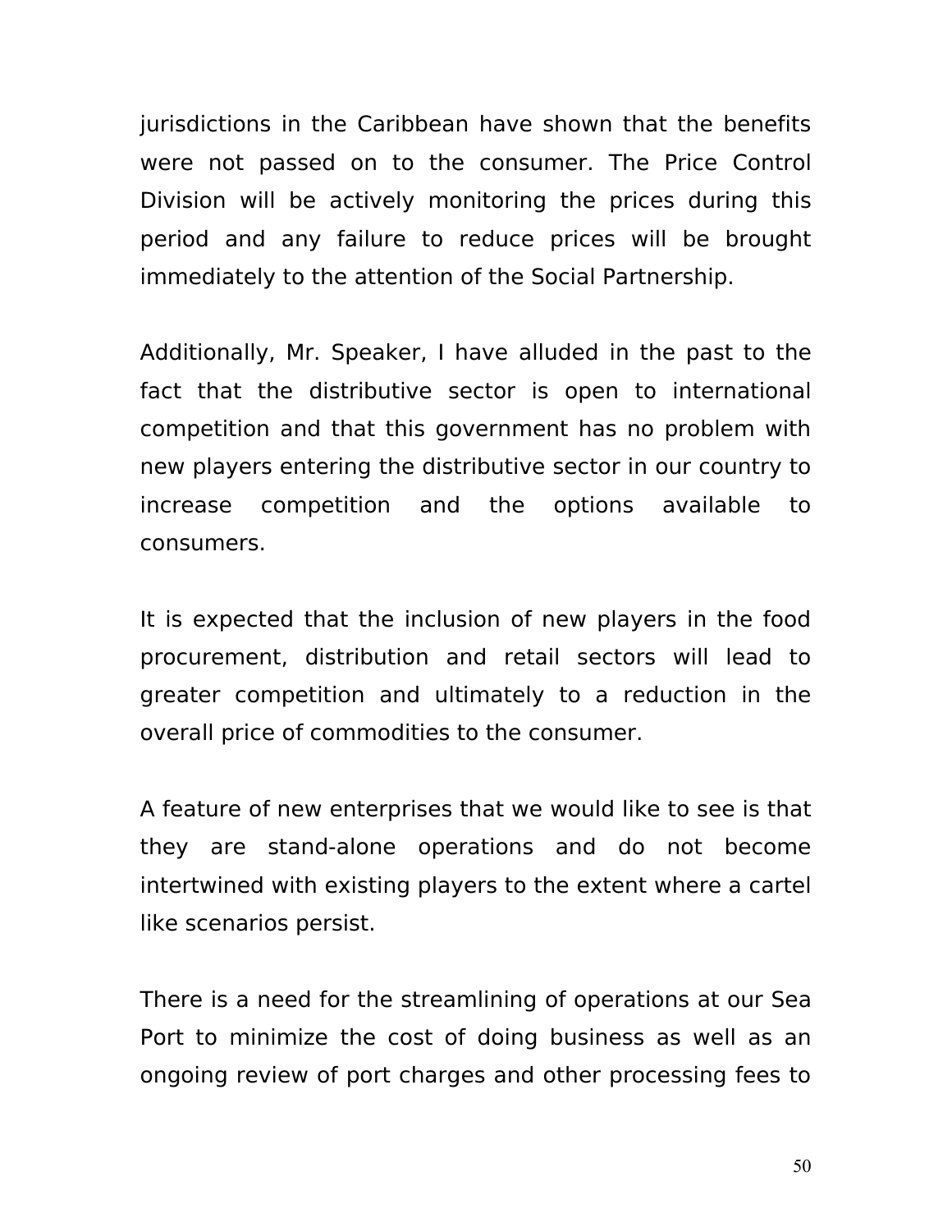jurisdictions in the Caribbean have shown that the benefits were not passed on to the consumer. The Price Control Division will be actively monitoring the prices during this period and any failure to reduce prices will be brought immediately to the attention of the Social Partnership.

Additionally, Mr. Speaker, I have alluded in the past to the fact that the distributive sector is open to international competition and that this government has no problem with new players entering the distributive sector in our country to increase competition and the options available to consumers.

It is expected that the inclusion of new players in the food procurement, distribution and retail sectors will lead to greater competition and ultimately to a reduction in the overall price of commodities to the consumer.

A feature of new enterprises that we would like to see is that they are stand-alone operations and do not become intertwined with existing players to the extent where a cartel like scenarios persist.

There is a need for the streamlining of operations at our Sea Port to minimize the cost of doing business as well as an ongoing review of port charges and other processing fees to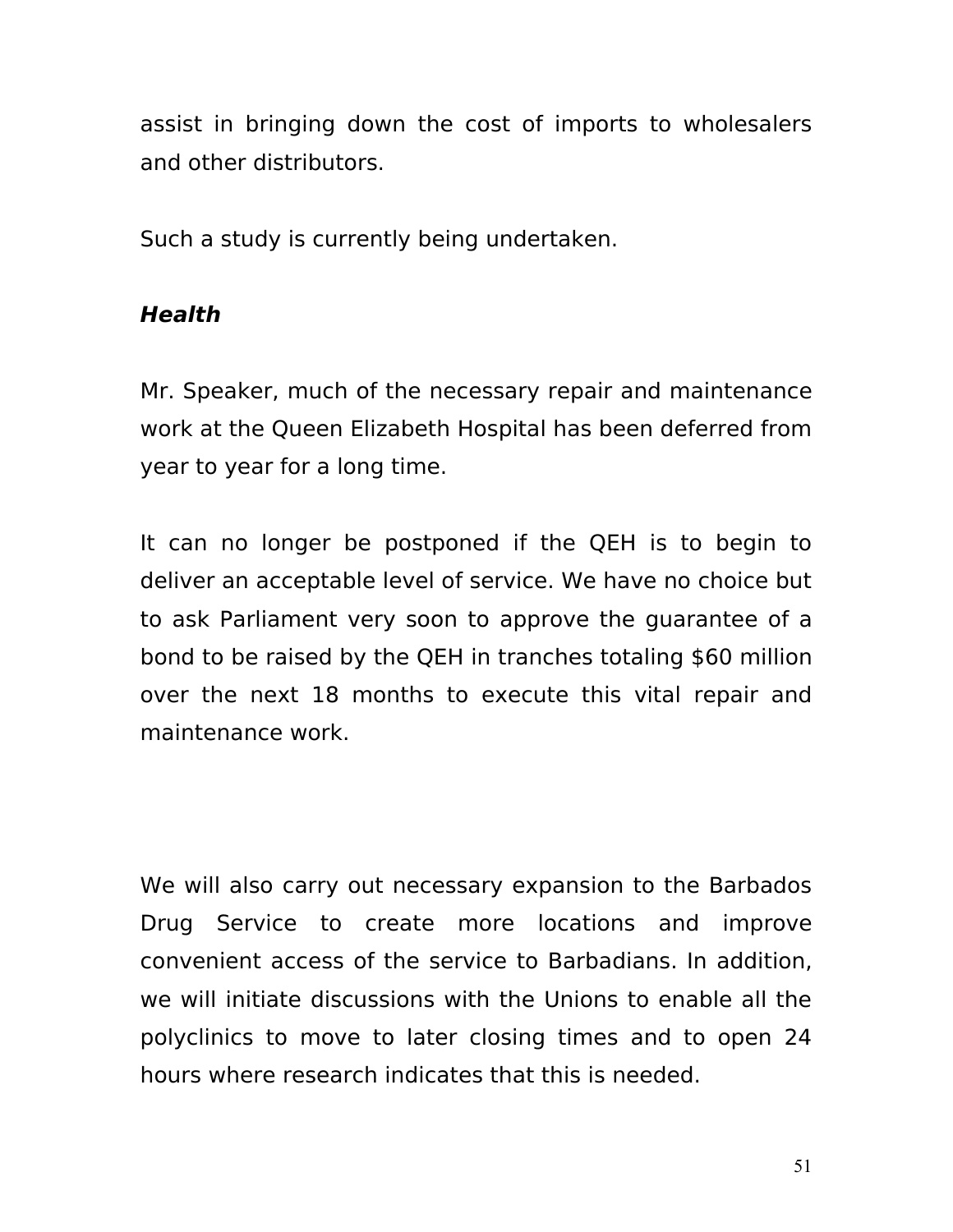assist in bringing down the cost of imports to wholesalers and other distributors.

Such a study is currently being undertaken.

### ***Health***

Mr. Speaker, much of the necessary repair and maintenance work at the Queen Elizabeth Hospital has been deferred from year to year for a long time.

It can no longer be postponed if the QEH is to begin to deliver an acceptable level of service. We have no choice but to ask Parliament very soon to approve the guarantee of a bond to be raised by the QEH in tranches totaling $60 million over the next 18 months to execute this vital repair and maintenance work.

We will also carry out necessary expansion to the Barbados Drug Service to create more locations and improve convenient access of the service to Barbadians. In addition, we will initiate discussions with the Unions to enable all the polyclinics to move to later closing times and to open 24 hours where research indicates that this is needed.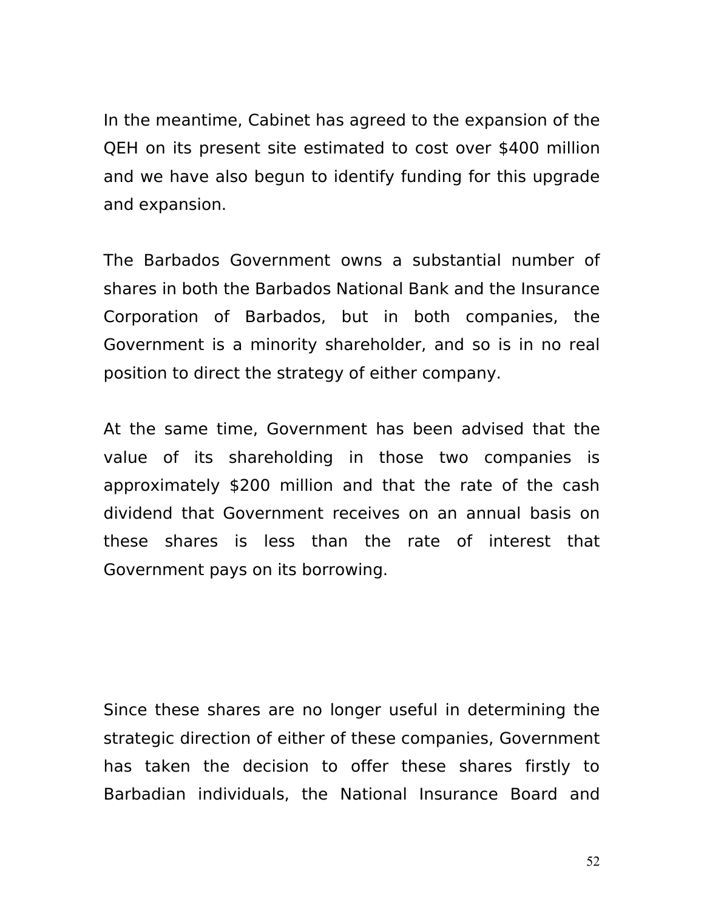In the meantime, Cabinet has agreed to the expansion of the QEH on its present site estimated to cost over $400 million and we have also begun to identify funding for this upgrade and expansion.

The Barbados Government owns a substantial number of shares in both the Barbados National Bank and the Insurance Corporation of Barbados, but in both companies, the Government is a minority shareholder, and so is in no real position to direct the strategy of either company.

At the same time, Government has been advised that the value of its shareholding in those two companies is approximately $200 million and that the rate of the cash dividend that Government receives on an annual basis on these shares is less than the rate of interest that Government pays on its borrowing.

Since these shares are no longer useful in determining the strategic direction of either of these companies, Government has taken the decision to offer these shares firstly to Barbadian individuals, the National Insurance Board and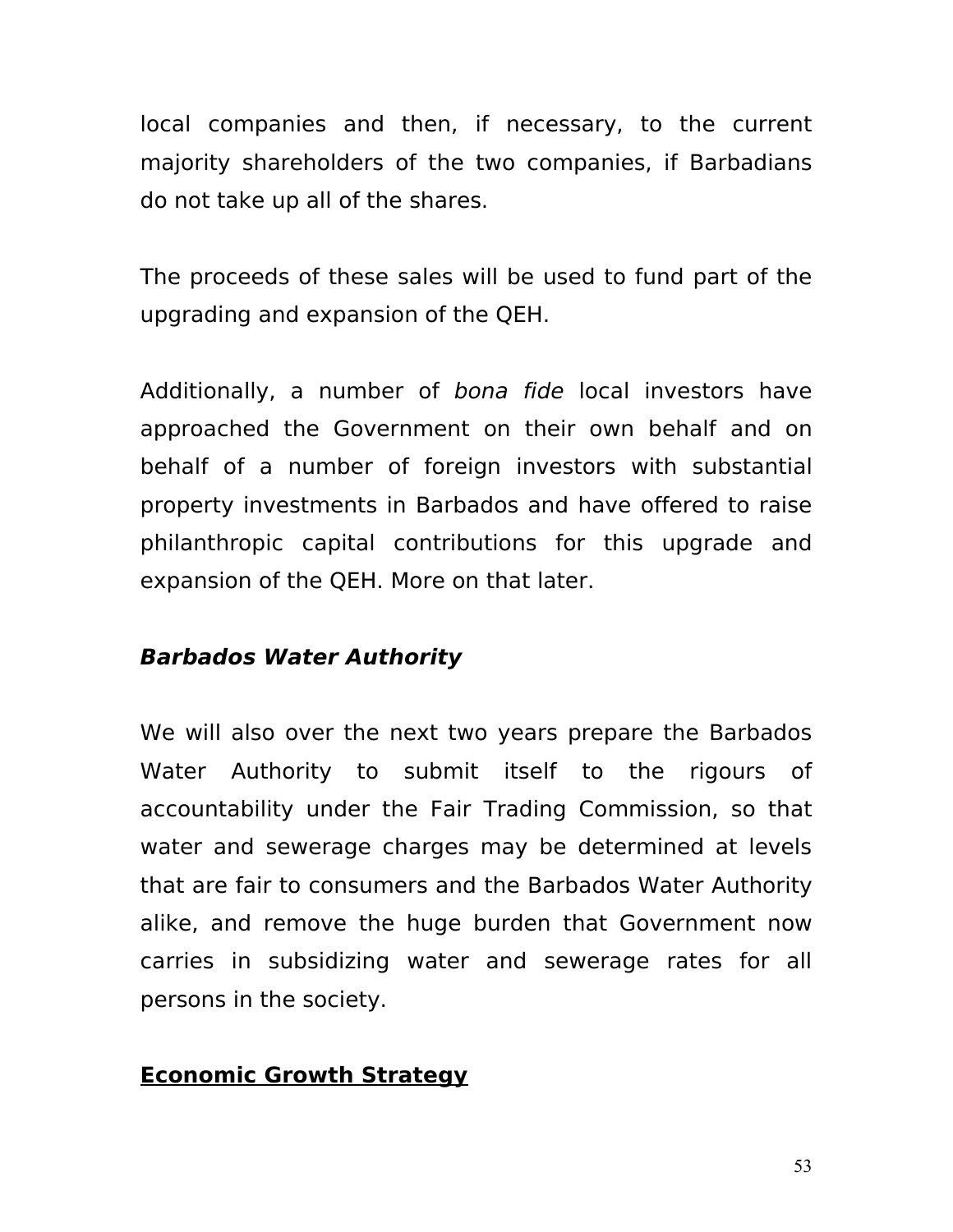local companies and then, if necessary, to the current majority shareholders of the two companies, if Barbadians do not take up all of the shares.

The proceeds of these sales will be used to fund part of the upgrading and expansion of the QEH.

Additionally, a number of *bona fide* local investors have approached the Government on their own behalf and on behalf of a number of foreign investors with substantial property investments in Barbados and have offered to raise philanthropic capital contributions for this upgrade and expansion of the QEH. More on that later.

***Barbados Water Authority***

We will also over the next two years prepare the Barbados Water Authority to submit itself to the rigours of accountability under the Fair Trading Commission, so that water and sewerage charges may be determined at levels that are fair to consumers and the Barbados Water Authority alike, and remove the huge burden that Government now carries in subsidizing water and sewerage rates for all persons in the society.

## **<u>Economic Growth Strategy</u>**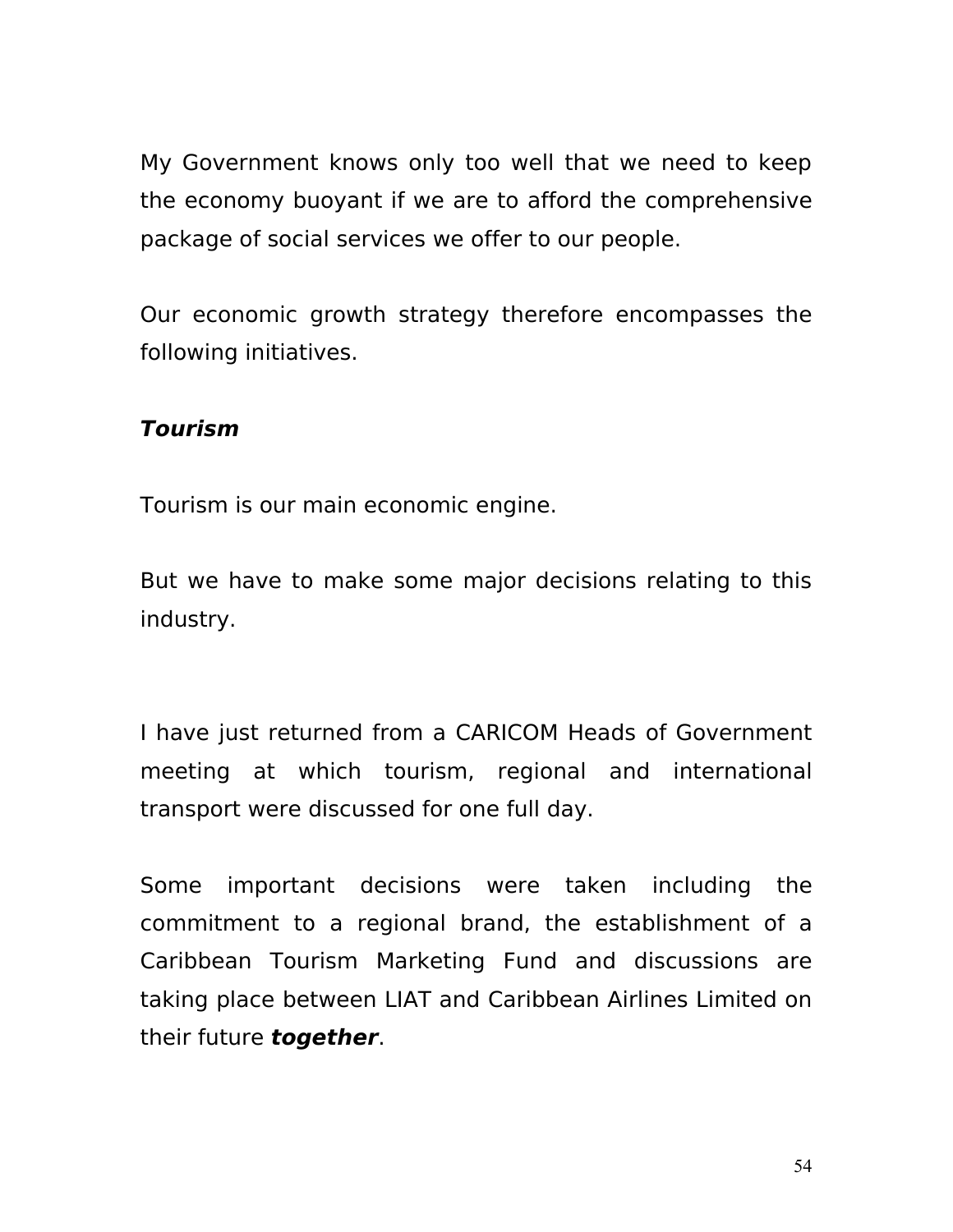My Government knows only too well that we need to keep the economy buoyant if we are to afford the comprehensive package of social services we offer to our people.

Our economic growth strategy therefore encompasses the following initiatives.

***Tourism***

Tourism is our main economic engine.

But we have to make some major decisions relating to this industry.

I have just returned from a CARICOM Heads of Government meeting at which tourism, regional and international transport were discussed for one full day.

Some important decisions were taken including the commitment to a regional brand, the establishment of a Caribbean Tourism Marketing Fund and discussions are taking place between LIAT and Caribbean Airlines Limited on their future ***together***.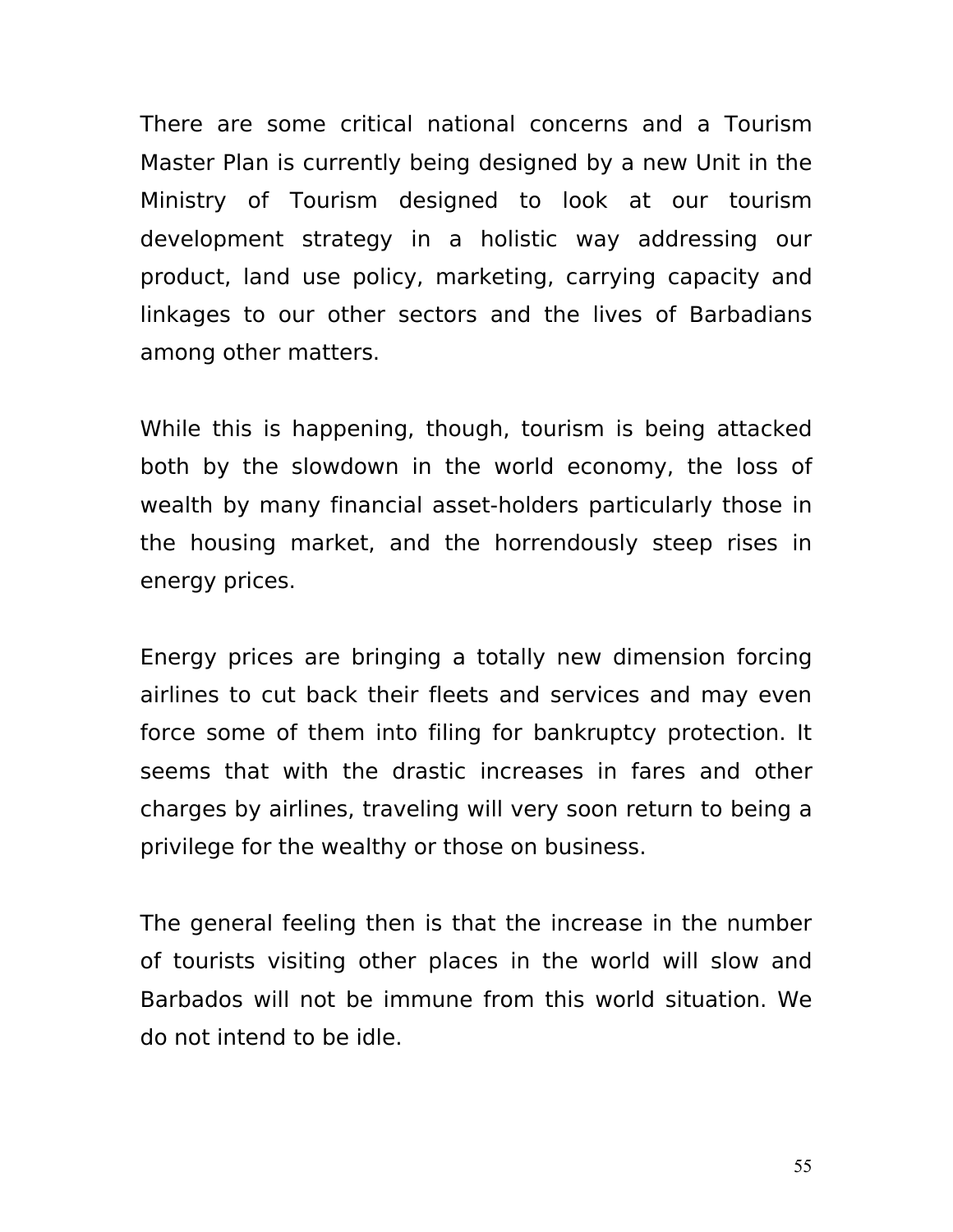There are some critical national concerns and a Tourism Master Plan is currently being designed by a new Unit in the Ministry of Tourism designed to look at our tourism development strategy in a holistic way addressing our product, land use policy, marketing, carrying capacity and linkages to our other sectors and the lives of Barbadians among other matters.

While this is happening, though, tourism is being attacked both by the slowdown in the world economy, the loss of wealth by many financial asset-holders particularly those in the housing market, and the horrendously steep rises in energy prices.

Energy prices are bringing a totally new dimension forcing airlines to cut back their fleets and services and may even force some of them into filing for bankruptcy protection. It seems that with the drastic increases in fares and other charges by airlines, traveling will very soon return to being a privilege for the wealthy or those on business.

The general feeling then is that the increase in the number of tourists visiting other places in the world will slow and Barbados will not be immune from this world situation. We do not intend to be idle.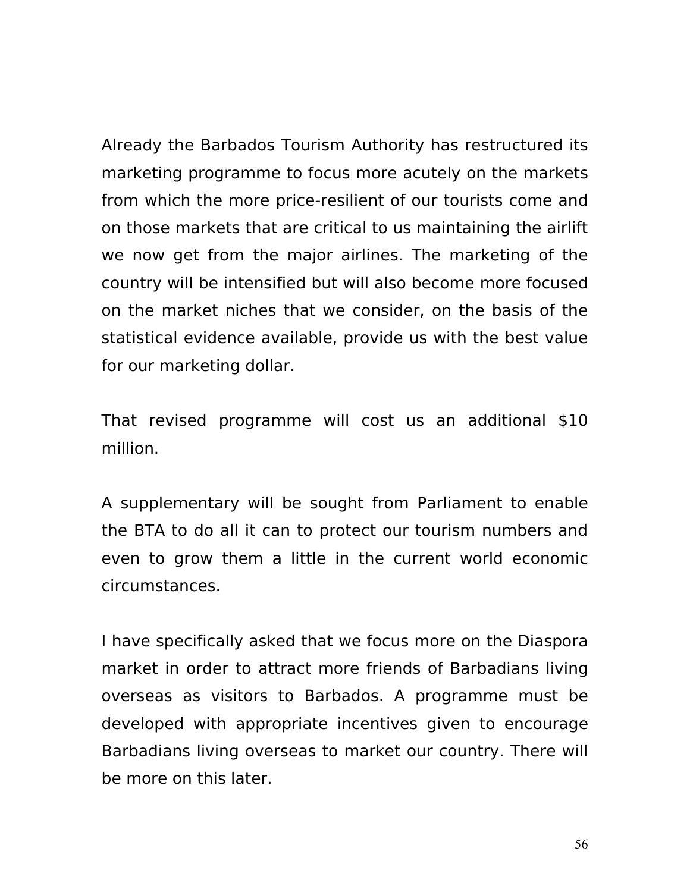Already the Barbados Tourism Authority has restructured its marketing programme to focus more acutely on the markets from which the more price-resilient of our tourists come and on those markets that are critical to us maintaining the airlift we now get from the major airlines. The marketing of the country will be intensified but will also become more focused on the market niches that we consider, on the basis of the statistical evidence available, provide us with the best value for our marketing dollar.

That revised programme will cost us an additional $10 million.

A supplementary will be sought from Parliament to enable the BTA to do all it can to protect our tourism numbers and even to grow them a little in the current world economic circumstances.

I have specifically asked that we focus more on the Diaspora market in order to attract more friends of Barbadians living overseas as visitors to Barbados. A programme must be developed with appropriate incentives given to encourage Barbadians living overseas to market our country. There will be more on this later.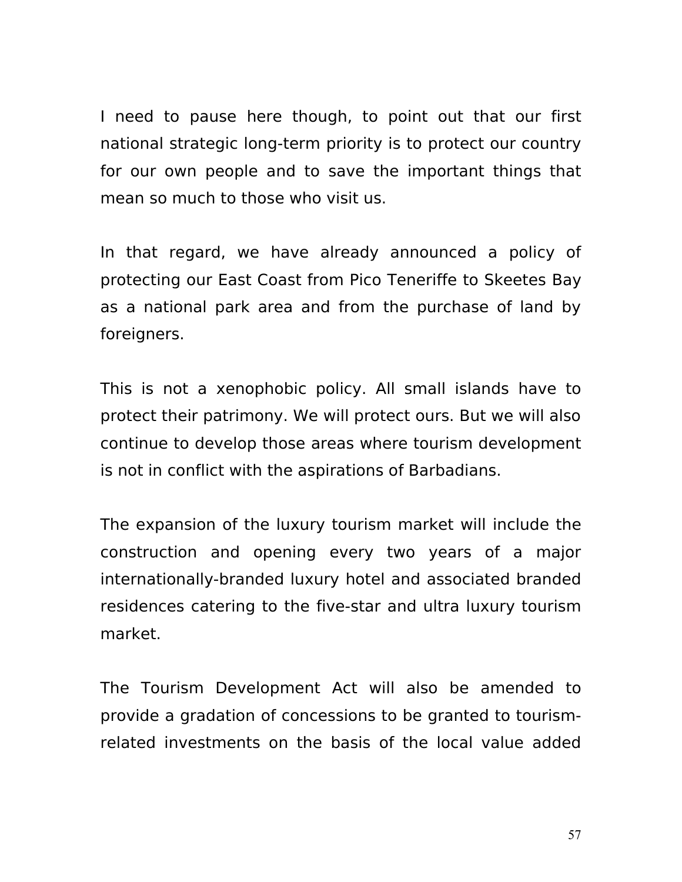I need to pause here though, to point out that our first national strategic long-term priority is to protect our country for our own people and to save the important things that mean so much to those who visit us.

In that regard, we have already announced a policy of protecting our East Coast from Pico Teneriffe to Skeetes Bay as a national park area and from the purchase of land by foreigners.

This is not a xenophobic policy. All small islands have to protect their patrimony. We will protect ours. But we will also continue to develop those areas where tourism development is not in conflict with the aspirations of Barbadians.

The expansion of the luxury tourism market will include the construction and opening every two years of a major internationally-branded luxury hotel and associated branded residences catering to the five-star and ultra luxury tourism market.

The Tourism Development Act will also be amended to provide a gradation of concessions to be granted to tourism-related investments on the basis of the local value added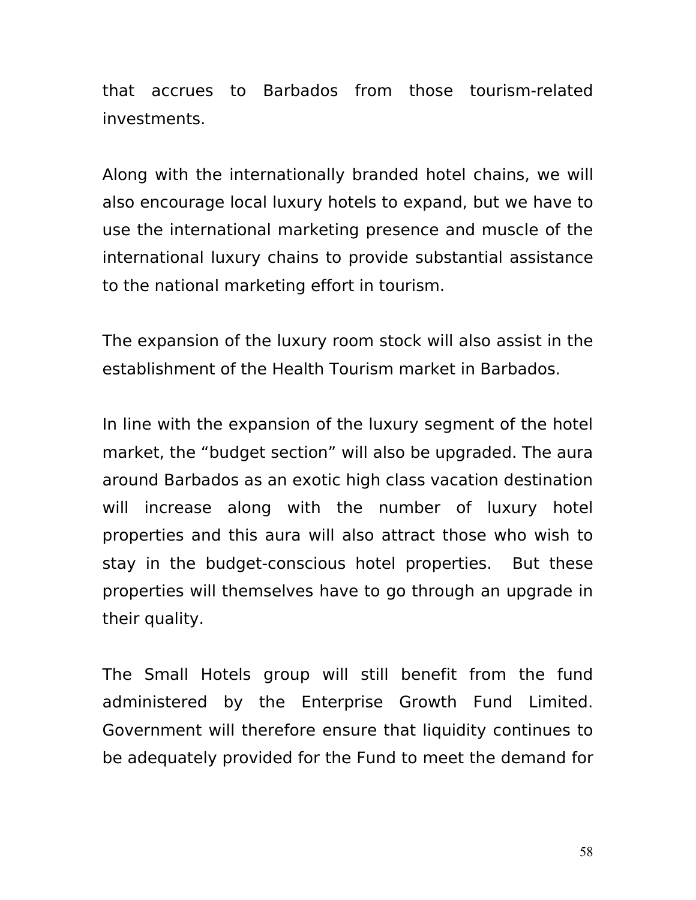that accrues to Barbados from those tourism-related investments.

Along with the internationally branded hotel chains, we will also encourage local luxury hotels to expand, but we have to use the international marketing presence and muscle of the international luxury chains to provide substantial assistance to the national marketing effort in tourism.

The expansion of the luxury room stock will also assist in the establishment of the Health Tourism market in Barbados.

In line with the expansion of the luxury segment of the hotel market, the "budget section" will also be upgraded. The aura around Barbados as an exotic high class vacation destination will increase along with the number of luxury hotel properties and this aura will also attract those who wish to stay in the budget-conscious hotel properties. But these properties will themselves have to go through an upgrade in their quality.

The Small Hotels group will still benefit from the fund administered by the Enterprise Growth Fund Limited. Government will therefore ensure that liquidity continues to be adequately provided for the Fund to meet the demand for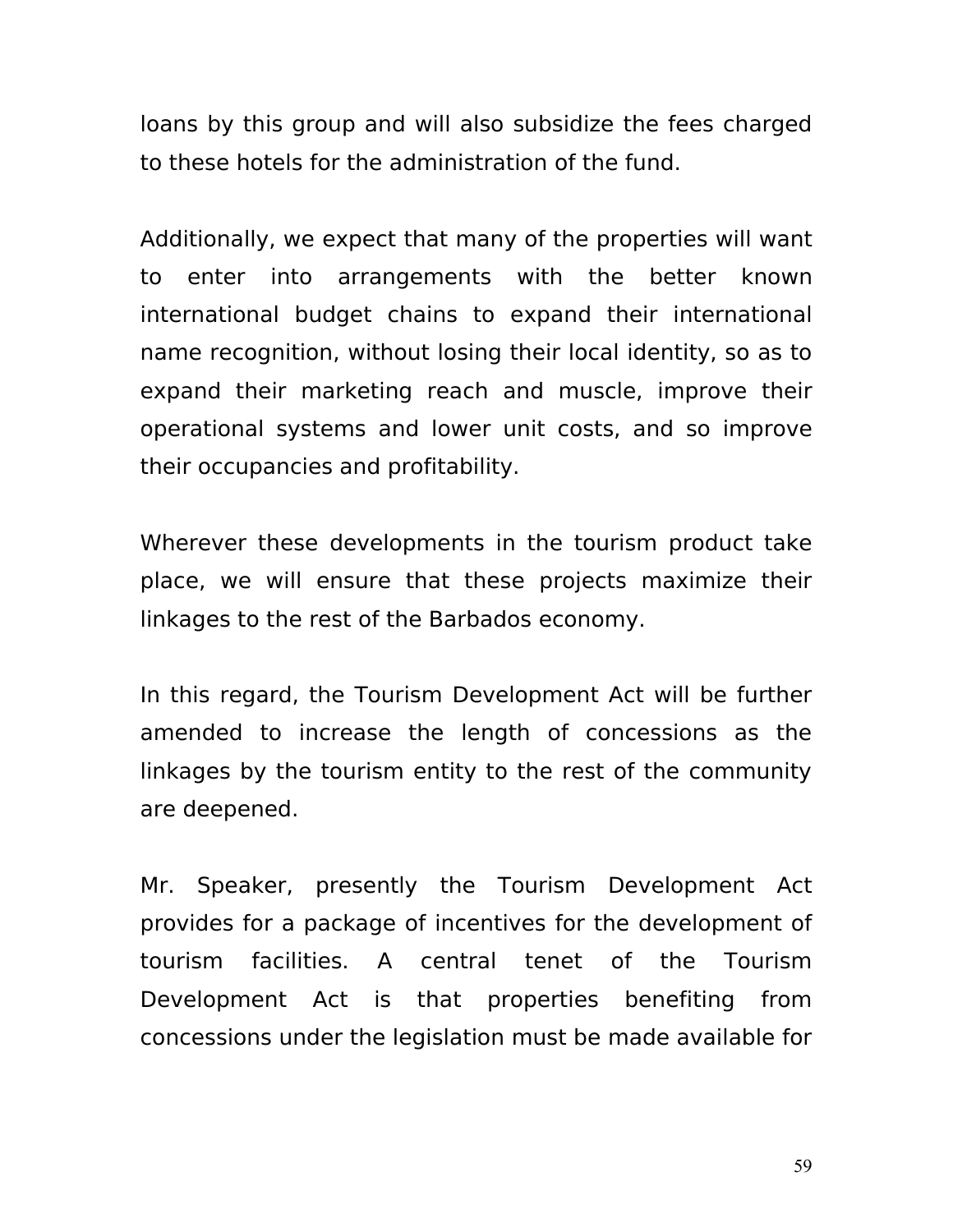loans by this group and will also subsidize the fees charged to these hotels for the administration of the fund.

Additionally, we expect that many of the properties will want to enter into arrangements with the better known international budget chains to expand their international name recognition, without losing their local identity, so as to expand their marketing reach and muscle, improve their operational systems and lower unit costs, and so improve their occupancies and profitability.

Wherever these developments in the tourism product take place, we will ensure that these projects maximize their linkages to the rest of the Barbados economy.

In this regard, the Tourism Development Act will be further amended to increase the length of concessions as the linkages by the tourism entity to the rest of the community are deepened.

Mr. Speaker, presently the Tourism Development Act provides for a package of incentives for the development of tourism facilities. A central tenet of the Tourism Development Act is that properties benefiting from concessions under the legislation must be made available for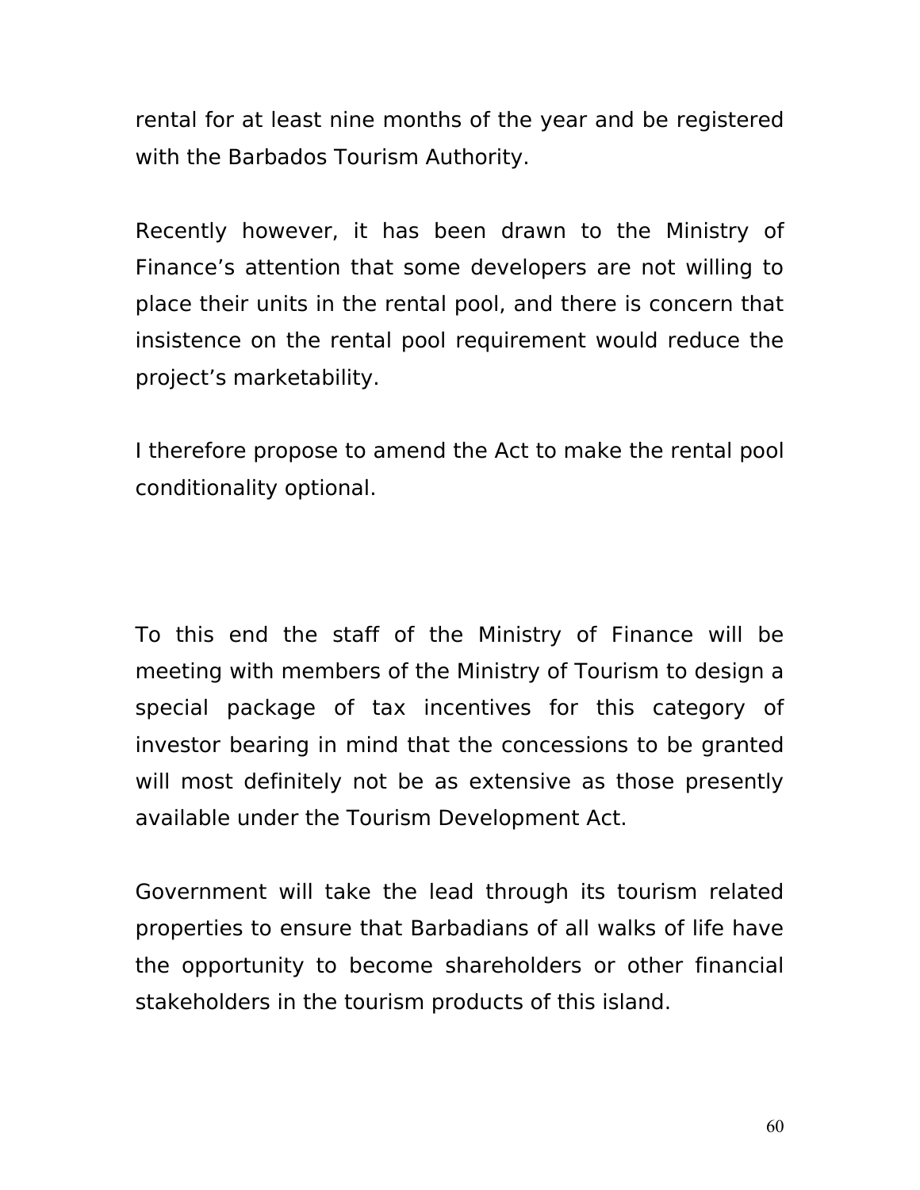rental for at least nine months of the year and be registered with the Barbados Tourism Authority.

Recently however, it has been drawn to the Ministry of Finance's attention that some developers are not willing to place their units in the rental pool, and there is concern that insistence on the rental pool requirement would reduce the project's marketability.

I therefore propose to amend the Act to make the rental pool conditionality optional.

To this end the staff of the Ministry of Finance will be meeting with members of the Ministry of Tourism to design a special package of tax incentives for this category of investor bearing in mind that the concessions to be granted will most definitely not be as extensive as those presently available under the Tourism Development Act.

Government will take the lead through its tourism related properties to ensure that Barbadians of all walks of life have the opportunity to become shareholders or other financial stakeholders in the tourism products of this island.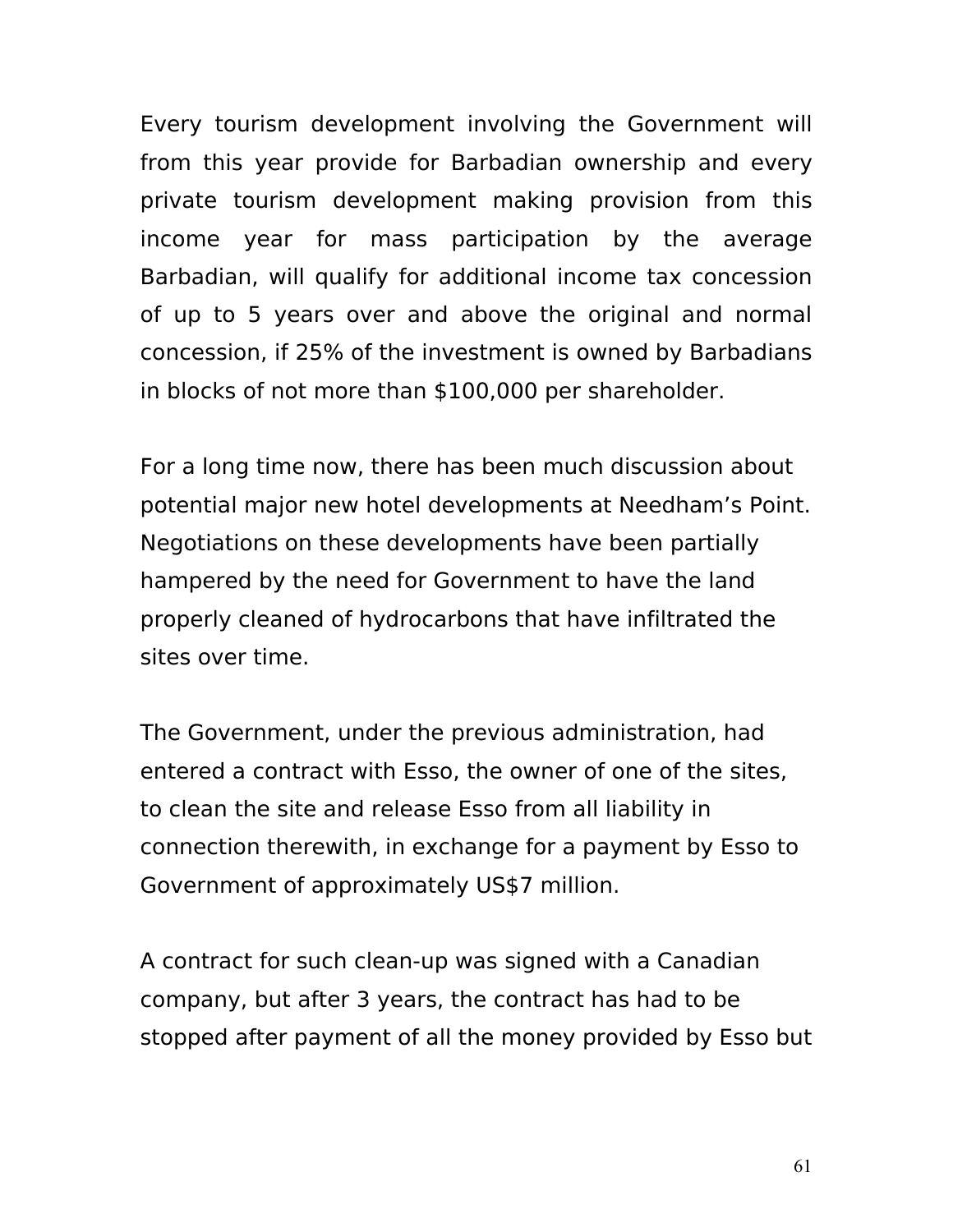Every tourism development involving the Government will from this year provide for Barbadian ownership and every private tourism development making provision from this income year for mass participation by the average Barbadian, will qualify for additional income tax concession of up to 5 years over and above the original and normal concession, if 25% of the investment is owned by Barbadians in blocks of not more than $100,000 per shareholder.

For a long time now, there has been much discussion about potential major new hotel developments at Needham's Point. Negotiations on these developments have been partially hampered by the need for Government to have the land properly cleaned of hydrocarbons that have infiltrated the sites over time.

The Government, under the previous administration, had entered a contract with Esso, the owner of one of the sites, to clean the site and release Esso from all liability in connection therewith, in exchange for a payment by Esso to Government of approximately US$7 million.

A contract for such clean-up was signed with a Canadian company, but after 3 years, the contract has had to be stopped after payment of all the money provided by Esso but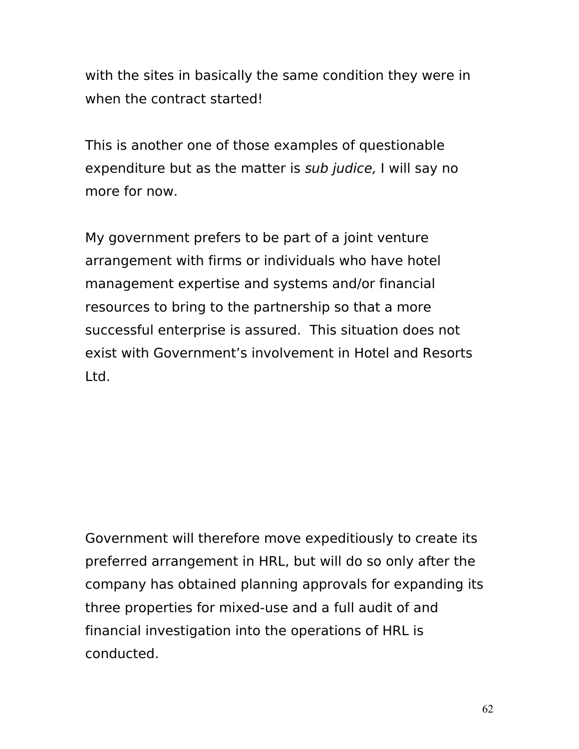with the sites in basically the same condition they were in when the contract started!

This is another one of those examples of questionable expenditure but as the matter is *sub judice,* I will say no more for now.

My government prefers to be part of a joint venture arrangement with firms or individuals who have hotel management expertise and systems and/or financial resources to bring to the partnership so that a more successful enterprise is assured. This situation does not exist with Government's involvement in Hotel and Resorts Ltd.

Government will therefore move expeditiously to create its preferred arrangement in HRL, but will do so only after the company has obtained planning approvals for expanding its three properties for mixed-use and a full audit of and financial investigation into the operations of HRL is conducted.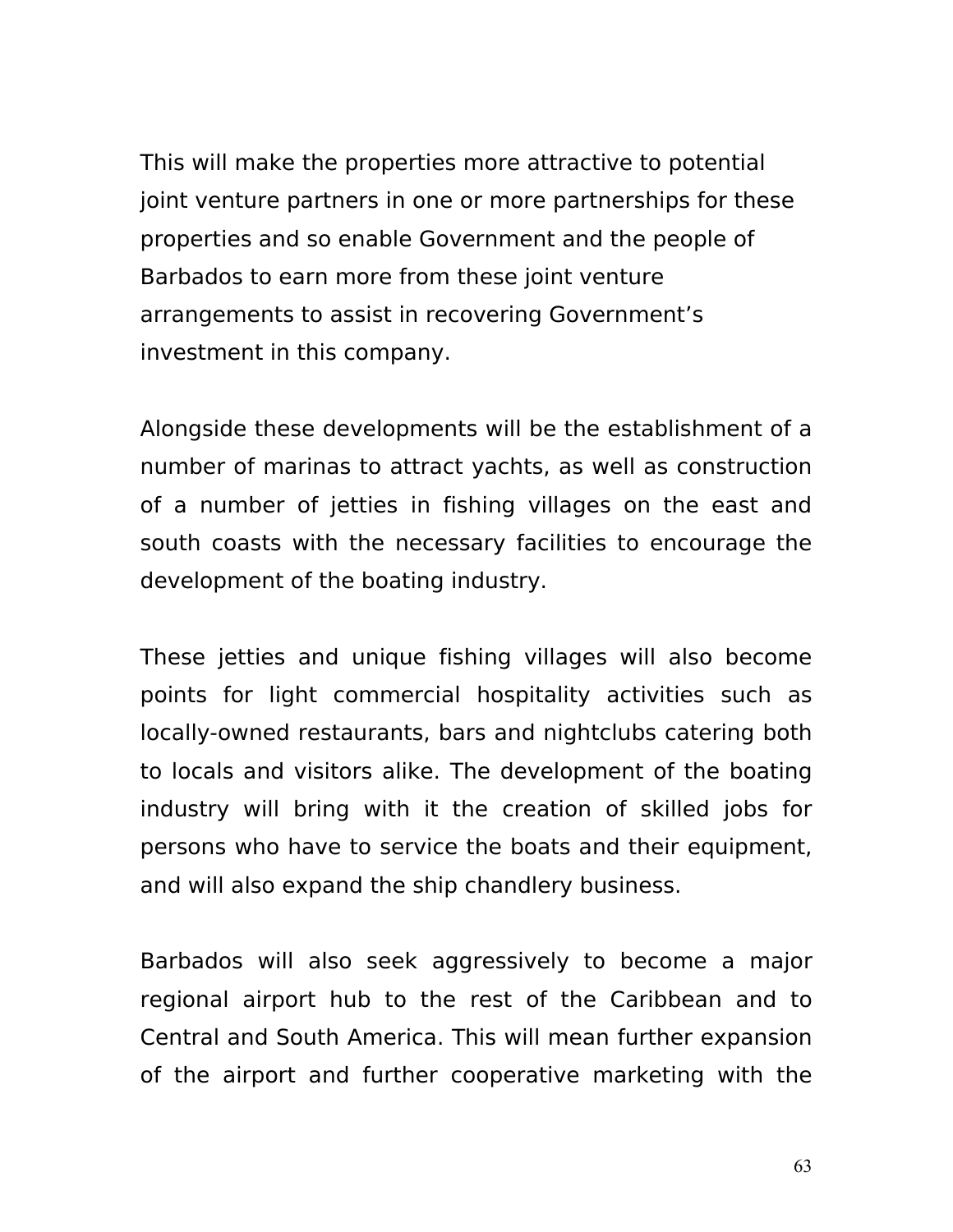This will make the properties more attractive to potential joint venture partners in one or more partnerships for these properties and so enable Government and the people of Barbados to earn more from these joint venture arrangements to assist in recovering Government's investment in this company.

Alongside these developments will be the establishment of a number of marinas to attract yachts, as well as construction of a number of jetties in fishing villages on the east and south coasts with the necessary facilities to encourage the development of the boating industry.

These jetties and unique fishing villages will also become points for light commercial hospitality activities such as locally-owned restaurants, bars and nightclubs catering both to locals and visitors alike. The development of the boating industry will bring with it the creation of skilled jobs for persons who have to service the boats and their equipment, and will also expand the ship chandlery business.

Barbados will also seek aggressively to become a major regional airport hub to the rest of the Caribbean and to Central and South America. This will mean further expansion of the airport and further cooperative marketing with the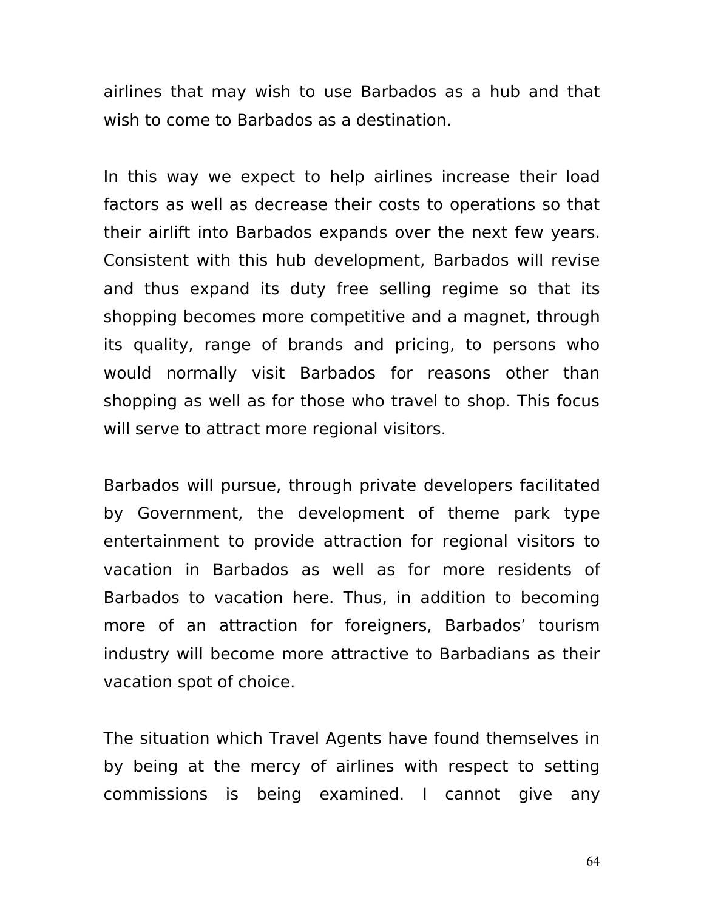airlines that may wish to use Barbados as a hub and that wish to come to Barbados as a destination.

In this way we expect to help airlines increase their load factors as well as decrease their costs to operations so that their airlift into Barbados expands over the next few years. Consistent with this hub development, Barbados will revise and thus expand its duty free selling regime so that its shopping becomes more competitive and a magnet, through its quality, range of brands and pricing, to persons who would normally visit Barbados for reasons other than shopping as well as for those who travel to shop. This focus will serve to attract more regional visitors.

Barbados will pursue, through private developers facilitated by Government, the development of theme park type entertainment to provide attraction for regional visitors to vacation in Barbados as well as for more residents of Barbados to vacation here. Thus, in addition to becoming more of an attraction for foreigners, Barbados' tourism industry will become more attractive to Barbadians as their vacation spot of choice.

The situation which Travel Agents have found themselves in by being at the mercy of airlines with respect to setting commissions is being examined. I cannot give any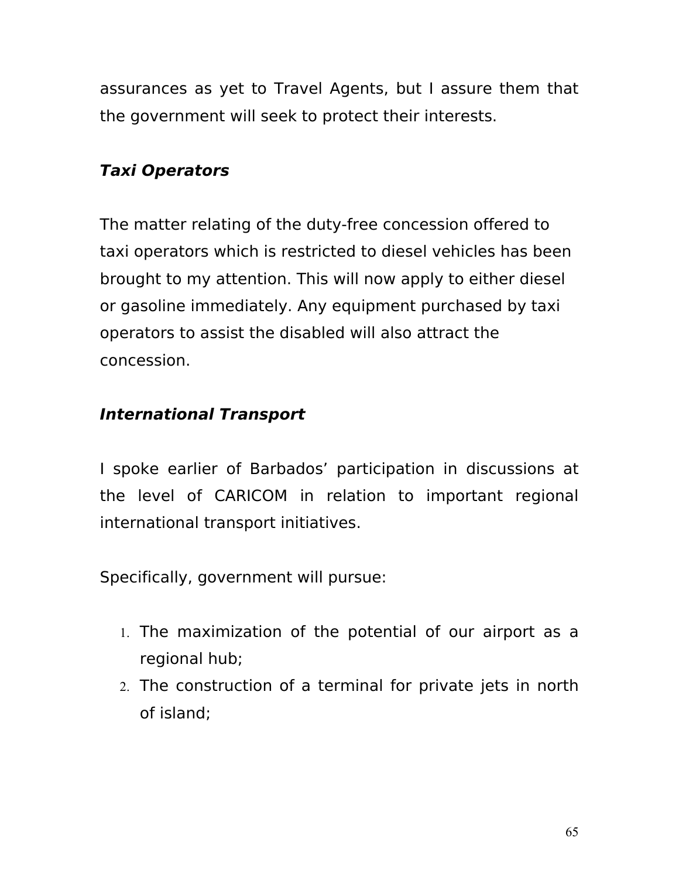assurances as yet to Travel Agents, but I assure them that the government will seek to protect their interests.

***Taxi Operators***

The matter relating of the duty-free concession offered to taxi operators which is restricted to diesel vehicles has been brought to my attention. This will now apply to either diesel or gasoline immediately. Any equipment purchased by taxi operators to assist the disabled will also attract the concession.

***International Transport***

I spoke earlier of Barbados' participation in discussions at the level of CARICOM in relation to important regional international transport initiatives.

Specifically, government will pursue:

1. The maximization of the potential of our airport as a regional hub;
2. The construction of a terminal for private jets in north of island;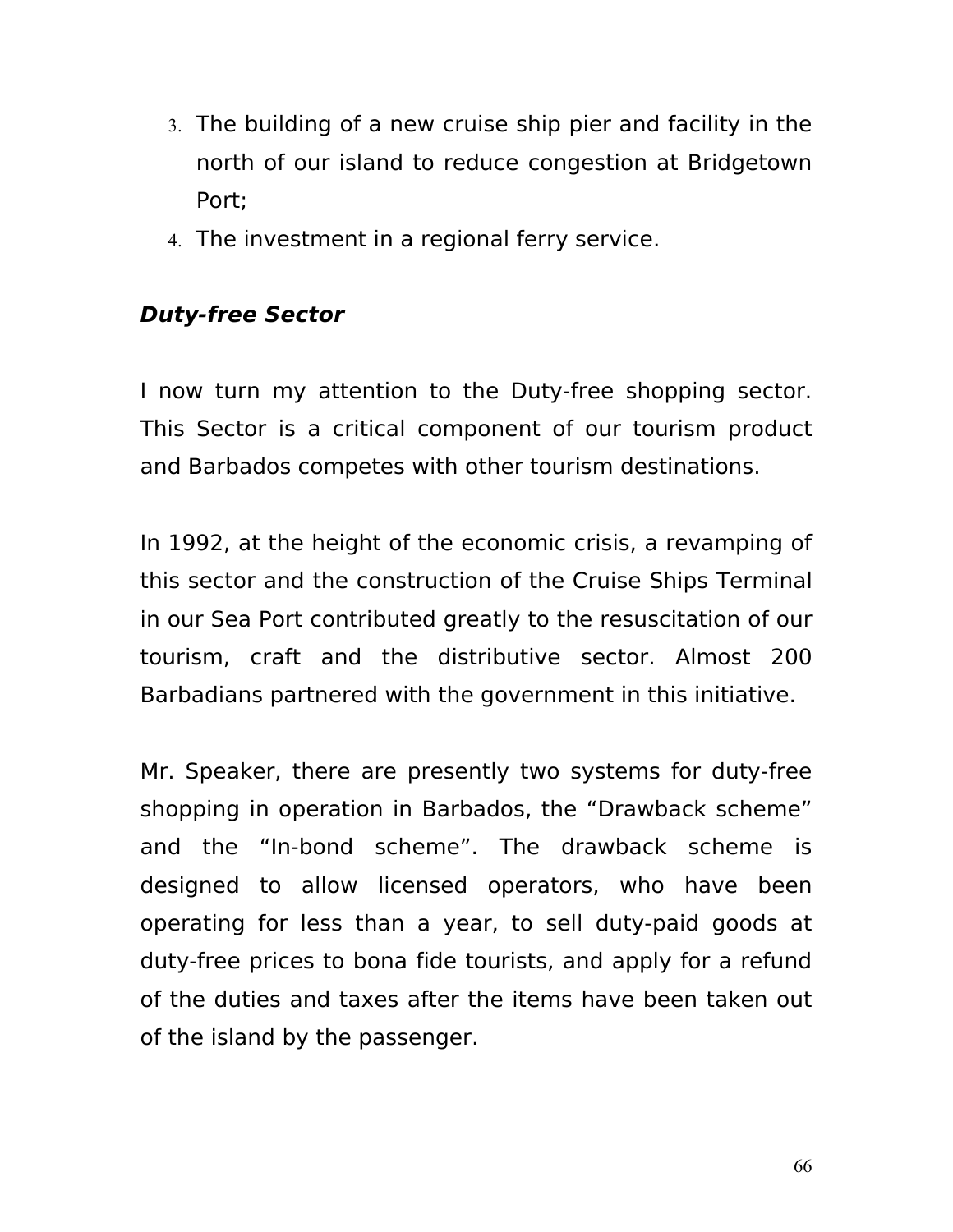3. The building of a new cruise ship pier and facility in the north of our island to reduce congestion at Bridgetown Port;
4. The investment in a regional ferry service.

***Duty-free Sector***

I now turn my attention to the Duty-free shopping sector. This Sector is a critical component of our tourism product and Barbados competes with other tourism destinations.

In 1992, at the height of the economic crisis, a revamping of this sector and the construction of the Cruise Ships Terminal in our Sea Port contributed greatly to the resuscitation of our tourism, craft and the distributive sector. Almost 200 Barbadians partnered with the government in this initiative.

Mr. Speaker, there are presently two systems for duty-free shopping in operation in Barbados, the “Drawback scheme” and the “In-bond scheme”. The drawback scheme is designed to allow licensed operators, who have been operating for less than a year, to sell duty-paid goods at duty-free prices to bona fide tourists, and apply for a refund of the duties and taxes after the items have been taken out of the island by the passenger.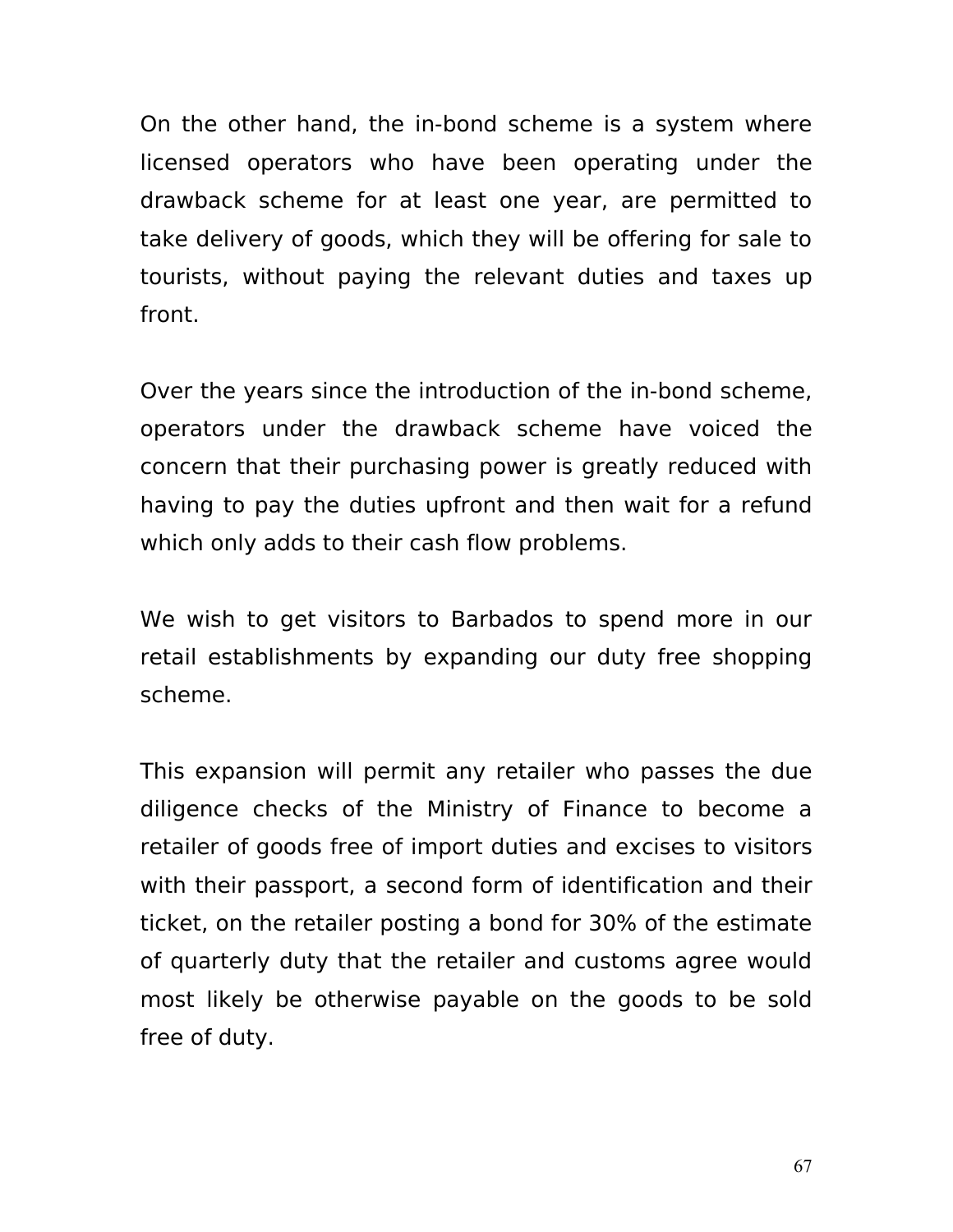On the other hand, the in-bond scheme is a system where licensed operators who have been operating under the drawback scheme for at least one year, are permitted to take delivery of goods, which they will be offering for sale to tourists, without paying the relevant duties and taxes up front.

Over the years since the introduction of the in-bond scheme, operators under the drawback scheme have voiced the concern that their purchasing power is greatly reduced with having to pay the duties upfront and then wait for a refund which only adds to their cash flow problems.

We wish to get visitors to Barbados to spend more in our retail establishments by expanding our duty free shopping scheme.

This expansion will permit any retailer who passes the due diligence checks of the Ministry of Finance to become a retailer of goods free of import duties and excises to visitors with their passport, a second form of identification and their ticket, on the retailer posting a bond for 30% of the estimate of quarterly duty that the retailer and customs agree would most likely be otherwise payable on the goods to be sold free of duty.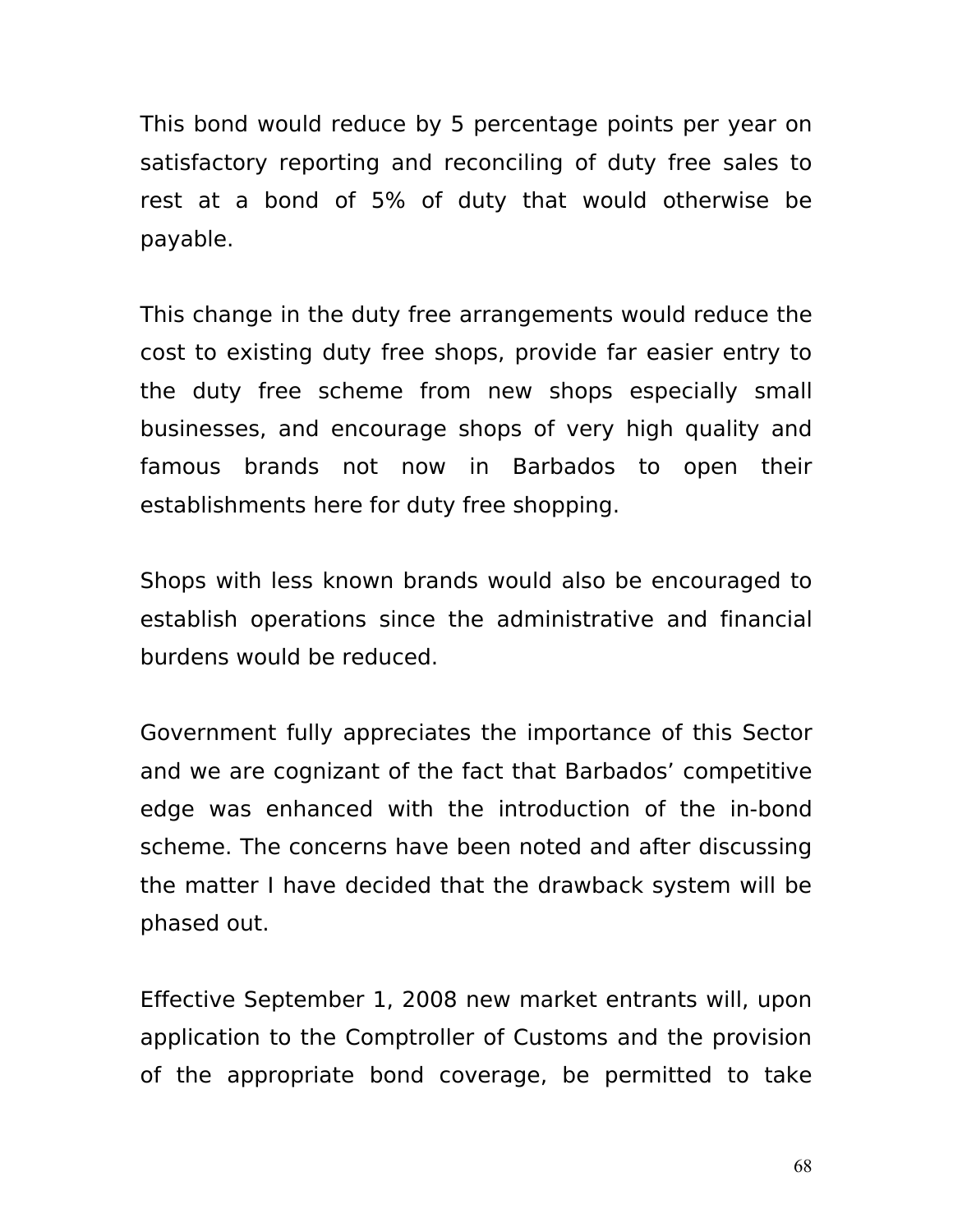This bond would reduce by 5 percentage points per year on satisfactory reporting and reconciling of duty free sales to rest at a bond of 5% of duty that would otherwise be payable.

This change in the duty free arrangements would reduce the cost to existing duty free shops, provide far easier entry to the duty free scheme from new shops especially small businesses, and encourage shops of very high quality and famous brands not now in Barbados to open their establishments here for duty free shopping.

Shops with less known brands would also be encouraged to establish operations since the administrative and financial burdens would be reduced.

Government fully appreciates the importance of this Sector and we are cognizant of the fact that Barbados' competitive edge was enhanced with the introduction of the in-bond scheme. The concerns have been noted and after discussing the matter I have decided that the drawback system will be phased out.

Effective September 1, 2008 new market entrants will, upon application to the Comptroller of Customs and the provision of the appropriate bond coverage, be permitted to take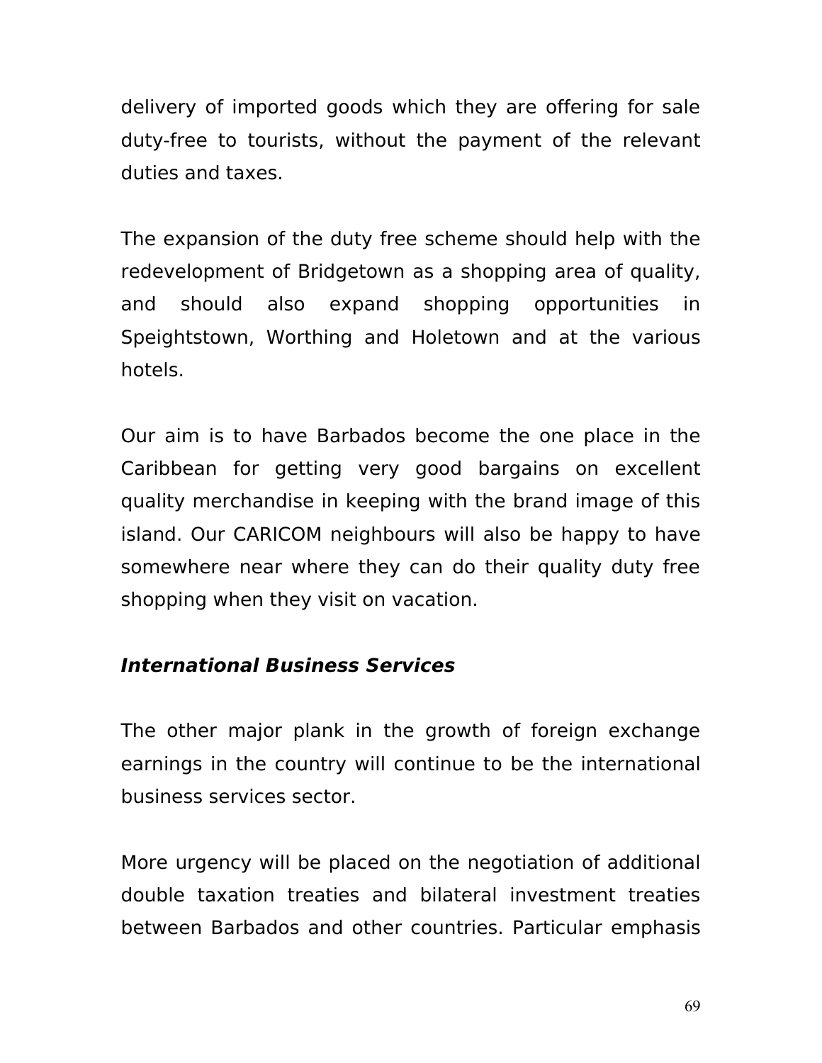delivery of imported goods which they are offering for sale duty-free to tourists, without the payment of the relevant duties and taxes.

The expansion of the duty free scheme should help with the redevelopment of Bridgetown as a shopping area of quality, and should also expand shopping opportunities in Speightstown, Worthing and Holetown and at the various hotels.

Our aim is to have Barbados become the one place in the Caribbean for getting very good bargains on excellent quality merchandise in keeping with the brand image of this island. Our CARICOM neighbours will also be happy to have somewhere near where they can do their quality duty free shopping when they visit on vacation.

***International Business Services***

The other major plank in the growth of foreign exchange earnings in the country will continue to be the international business services sector.

More urgency will be placed on the negotiation of additional double taxation treaties and bilateral investment treaties between Barbados and other countries. Particular emphasis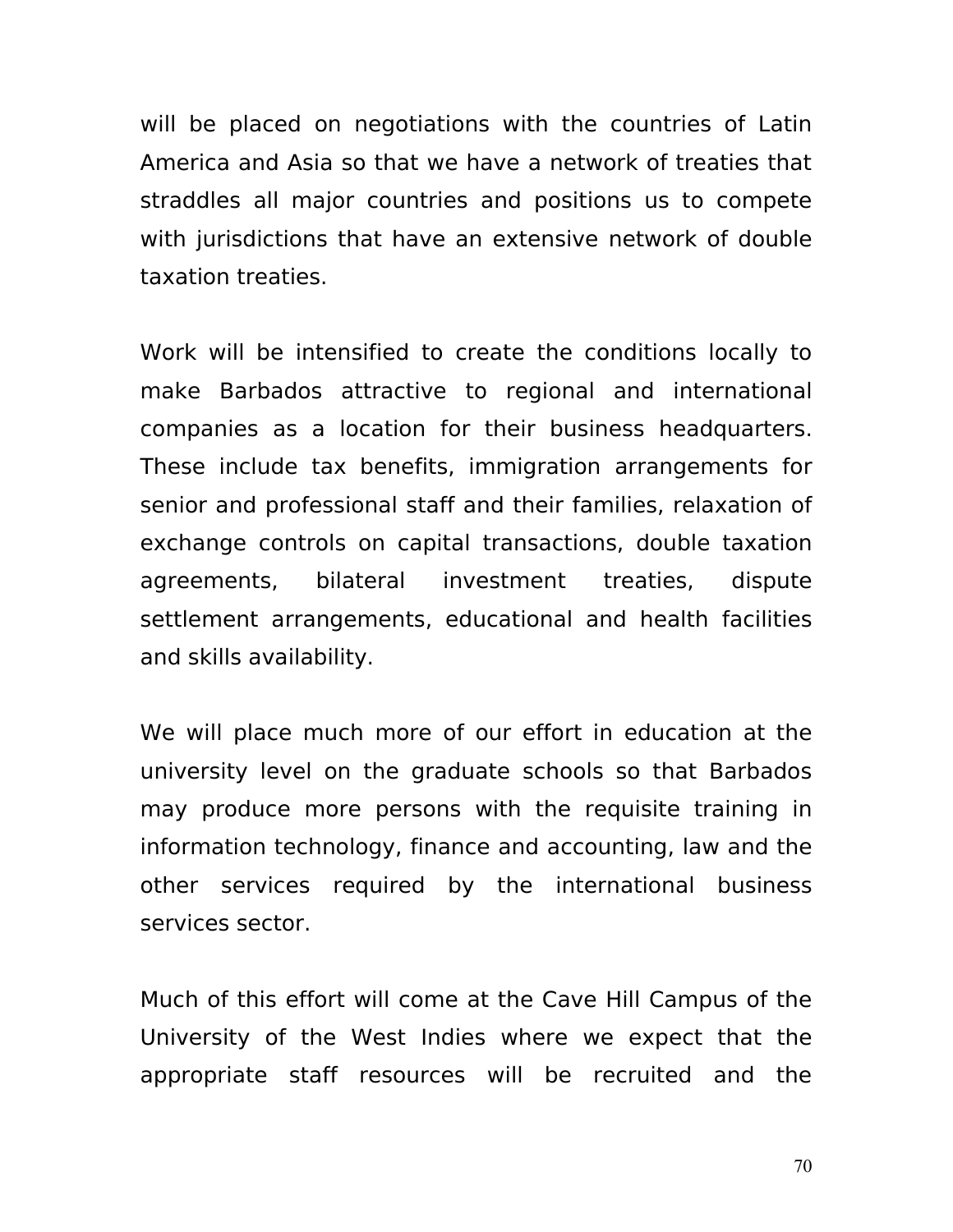will be placed on negotiations with the countries of Latin America and Asia so that we have a network of treaties that straddles all major countries and positions us to compete with jurisdictions that have an extensive network of double taxation treaties.

Work will be intensified to create the conditions locally to make Barbados attractive to regional and international companies as a location for their business headquarters. These include tax benefits, immigration arrangements for senior and professional staff and their families, relaxation of exchange controls on capital transactions, double taxation agreements, bilateral investment treaties, dispute settlement arrangements, educational and health facilities and skills availability.

We will place much more of our effort in education at the university level on the graduate schools so that Barbados may produce more persons with the requisite training in information technology, finance and accounting, law and the other services required by the international business services sector.

Much of this effort will come at the Cave Hill Campus of the University of the West Indies where we expect that the appropriate staff resources will be recruited and the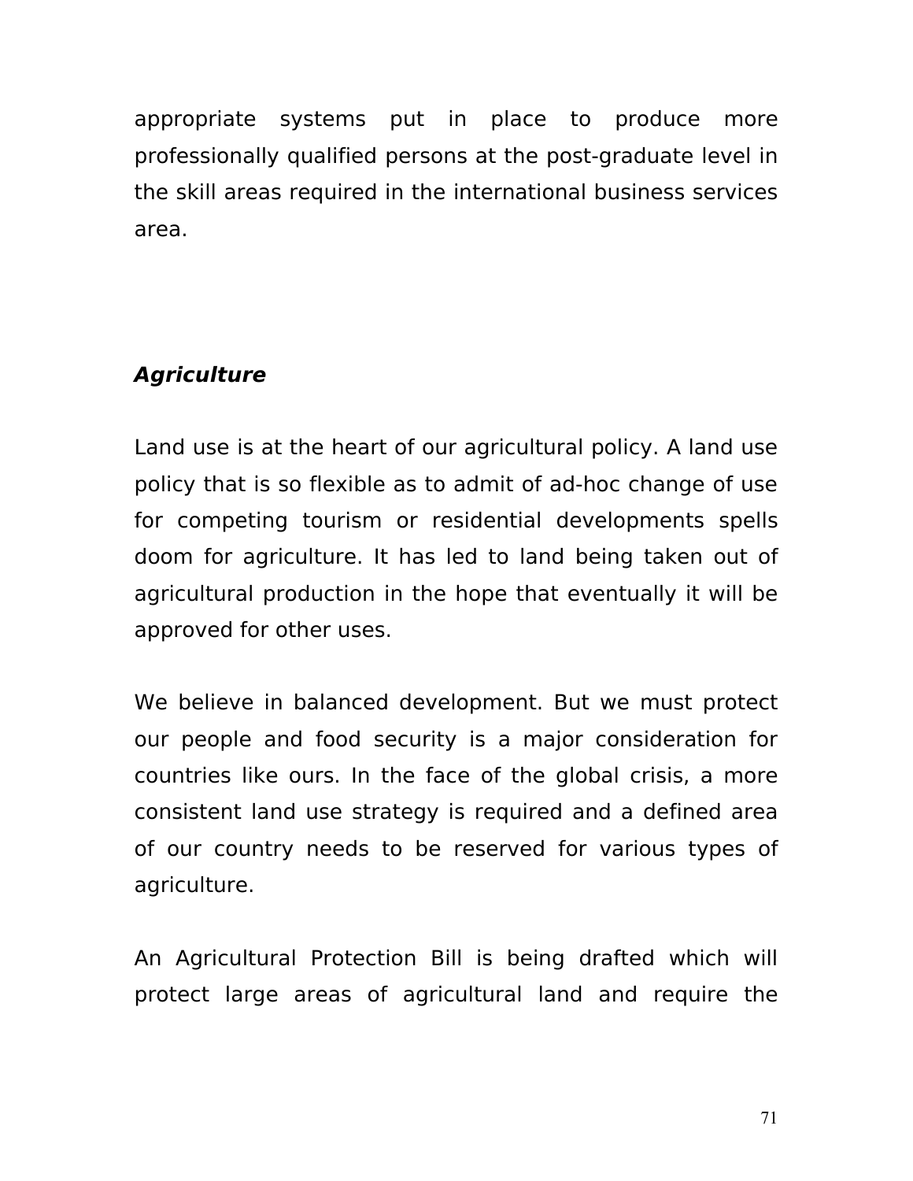appropriate systems put in place to produce more professionally qualified persons at the post-graduate level in the skill areas required in the international business services area.

***Agriculture***

Land use is at the heart of our agricultural policy. A land use policy that is so flexible as to admit of ad-hoc change of use for competing tourism or residential developments spells doom for agriculture. It has led to land being taken out of agricultural production in the hope that eventually it will be approved for other uses.

We believe in balanced development. But we must protect our people and food security is a major consideration for countries like ours. In the face of the global crisis, a more consistent land use strategy is required and a defined area of our country needs to be reserved for various types of agriculture.

An Agricultural Protection Bill is being drafted which will protect large areas of agricultural land and require the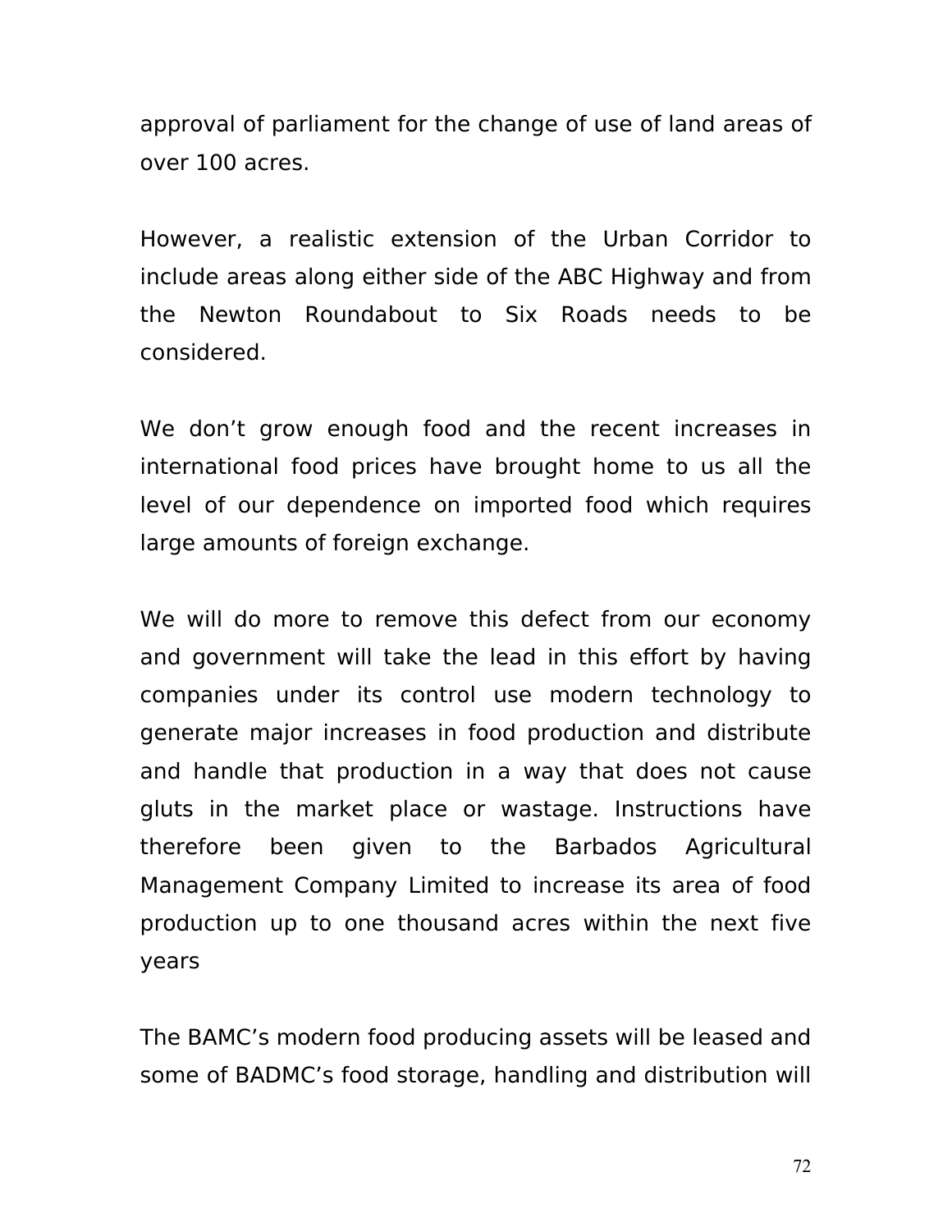approval of parliament for the change of use of land areas of over 100 acres.

However, a realistic extension of the Urban Corridor to include areas along either side of the ABC Highway and from the Newton Roundabout to Six Roads needs to be considered.

We don't grow enough food and the recent increases in international food prices have brought home to us all the level of our dependence on imported food which requires large amounts of foreign exchange.

We will do more to remove this defect from our economy and government will take the lead in this effort by having companies under its control use modern technology to generate major increases in food production and distribute and handle that production in a way that does not cause gluts in the market place or wastage. Instructions have therefore been given to the Barbados Agricultural Management Company Limited to increase its area of food production up to one thousand acres within the next five years

The BAMC's modern food producing assets will be leased and some of BADMC's food storage, handling and distribution will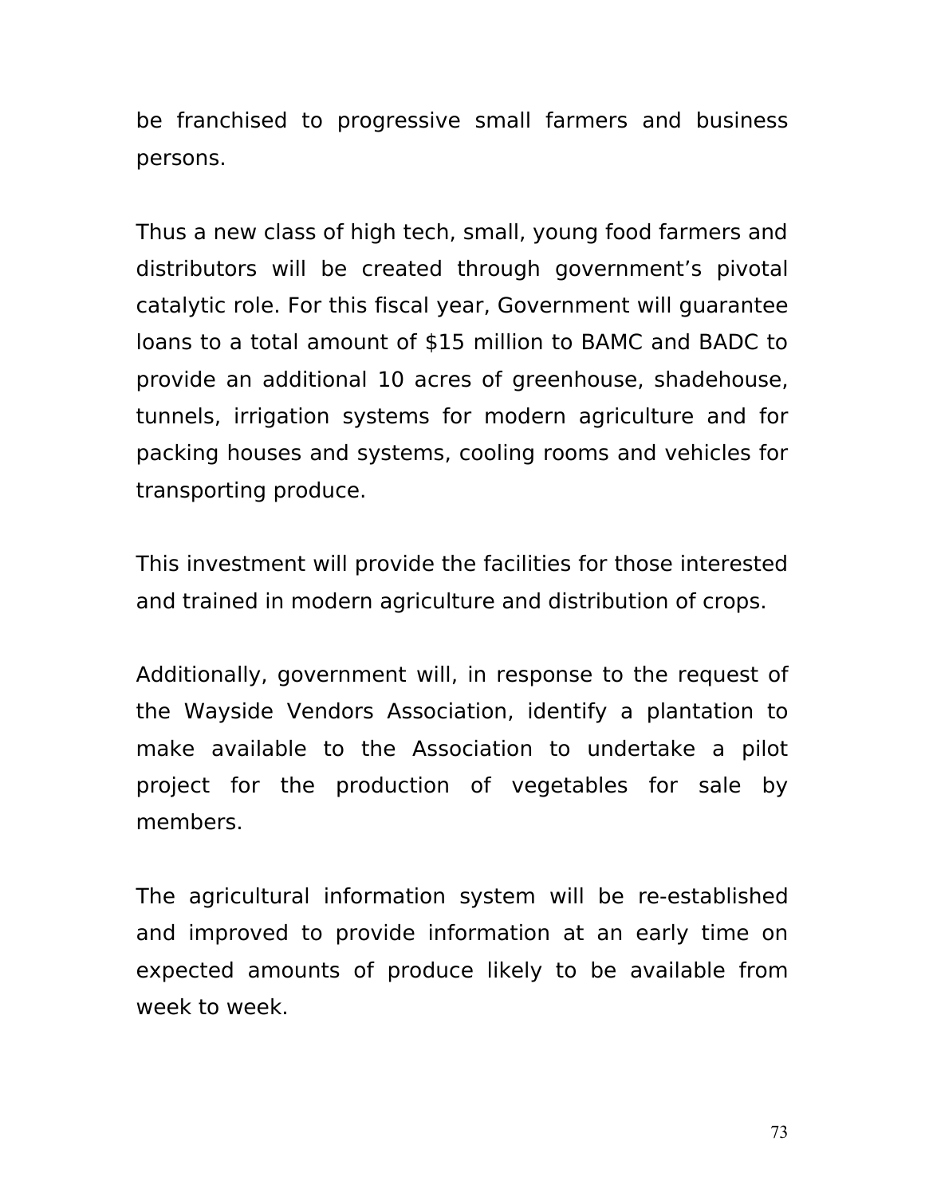be franchised to progressive small farmers and business persons.

Thus a new class of high tech, small, young food farmers and distributors will be created through government's pivotal catalytic role. For this fiscal year, Government will guarantee loans to a total amount of $15 million to BAMC and BADC to provide an additional 10 acres of greenhouse, shadehouse, tunnels, irrigation systems for modern agriculture and for packing houses and systems, cooling rooms and vehicles for transporting produce.

This investment will provide the facilities for those interested and trained in modern agriculture and distribution of crops.

Additionally, government will, in response to the request of the Wayside Vendors Association, identify a plantation to make available to the Association to undertake a pilot project for the production of vegetables for sale by members.

The agricultural information system will be re-established and improved to provide information at an early time on expected amounts of produce likely to be available from week to week.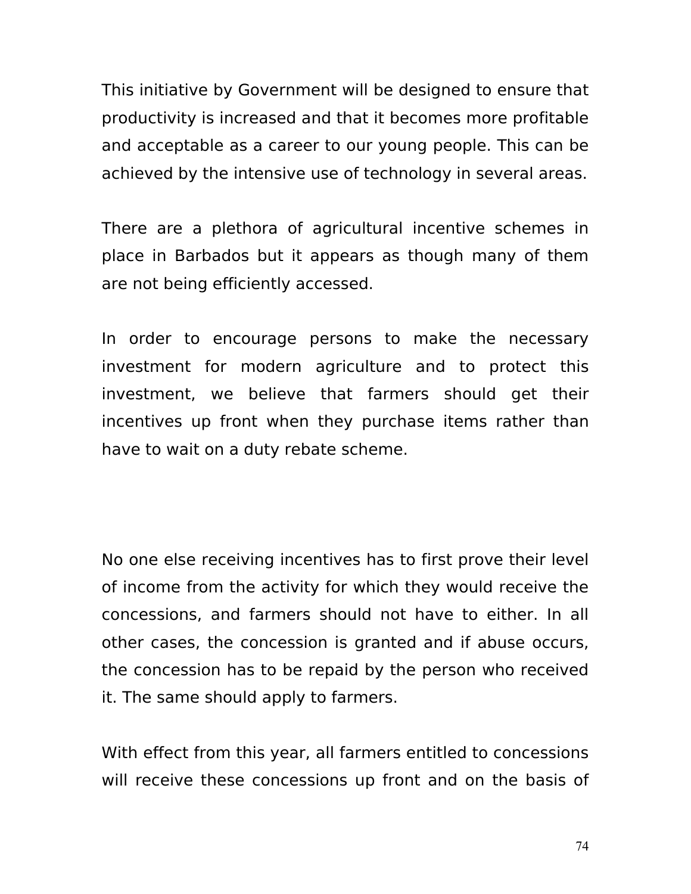This initiative by Government will be designed to ensure that productivity is increased and that it becomes more profitable and acceptable as a career to our young people. This can be achieved by the intensive use of technology in several areas.

There are a plethora of agricultural incentive schemes in place in Barbados but it appears as though many of them are not being efficiently accessed.

In order to encourage persons to make the necessary investment for modern agriculture and to protect this investment, we believe that farmers should get their incentives up front when they purchase items rather than have to wait on a duty rebate scheme.

No one else receiving incentives has to first prove their level of income from the activity for which they would receive the concessions, and farmers should not have to either. In all other cases, the concession is granted and if abuse occurs, the concession has to be repaid by the person who received it. The same should apply to farmers.

With effect from this year, all farmers entitled to concessions will receive these concessions up front and on the basis of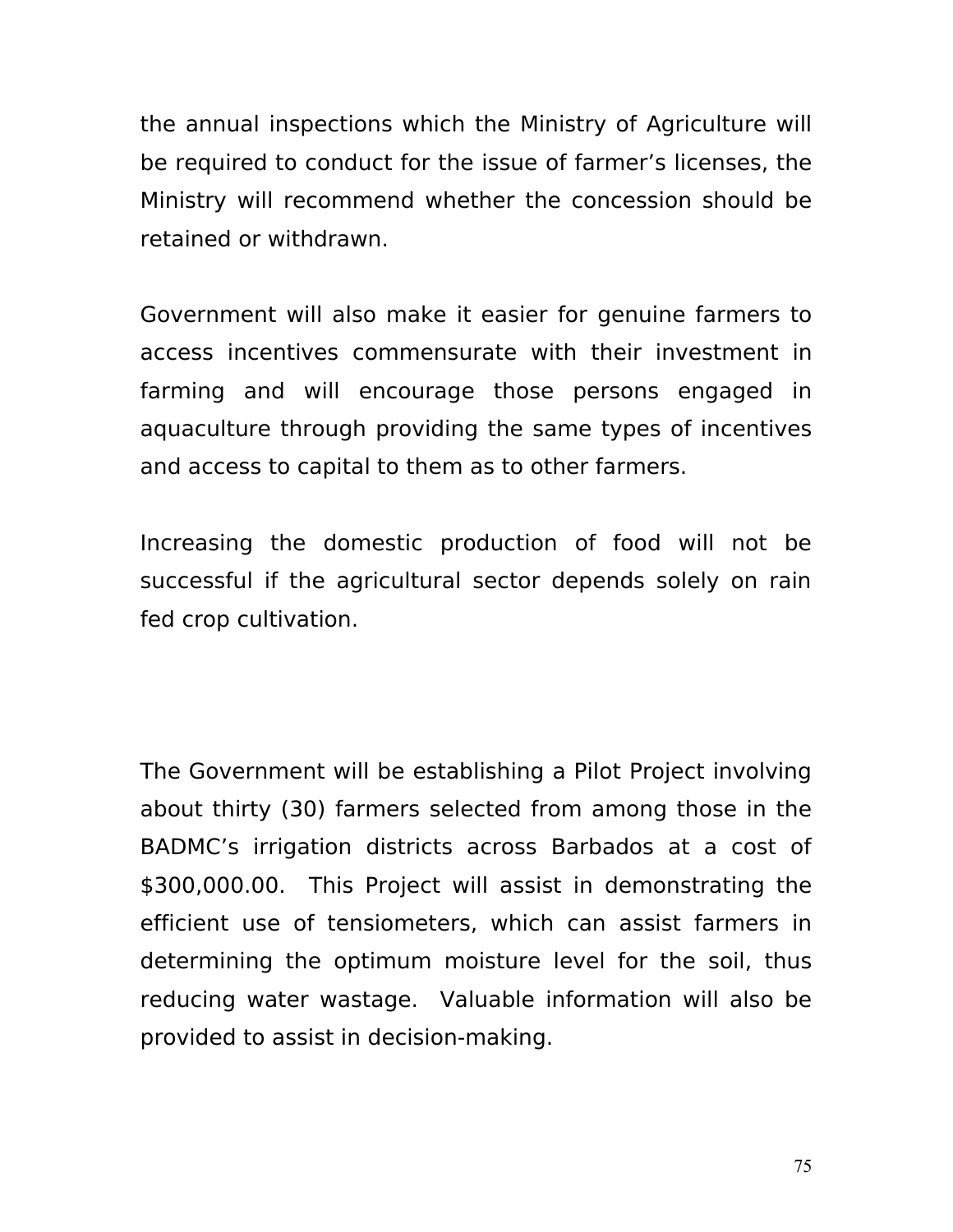the annual inspections which the Ministry of Agriculture will be required to conduct for the issue of farmer's licenses, the Ministry will recommend whether the concession should be retained or withdrawn.

Government will also make it easier for genuine farmers to access incentives commensurate with their investment in farming and will encourage those persons engaged in aquaculture through providing the same types of incentives and access to capital to them as to other farmers.

Increasing the domestic production of food will not be successful if the agricultural sector depends solely on rain fed crop cultivation.

The Government will be establishing a Pilot Project involving about thirty (30) farmers selected from among those in the BADMC's irrigation districts across Barbados at a cost of $300,000.00. This Project will assist in demonstrating the efficient use of tensiometers, which can assist farmers in determining the optimum moisture level for the soil, thus reducing water wastage. Valuable information will also be provided to assist in decision-making.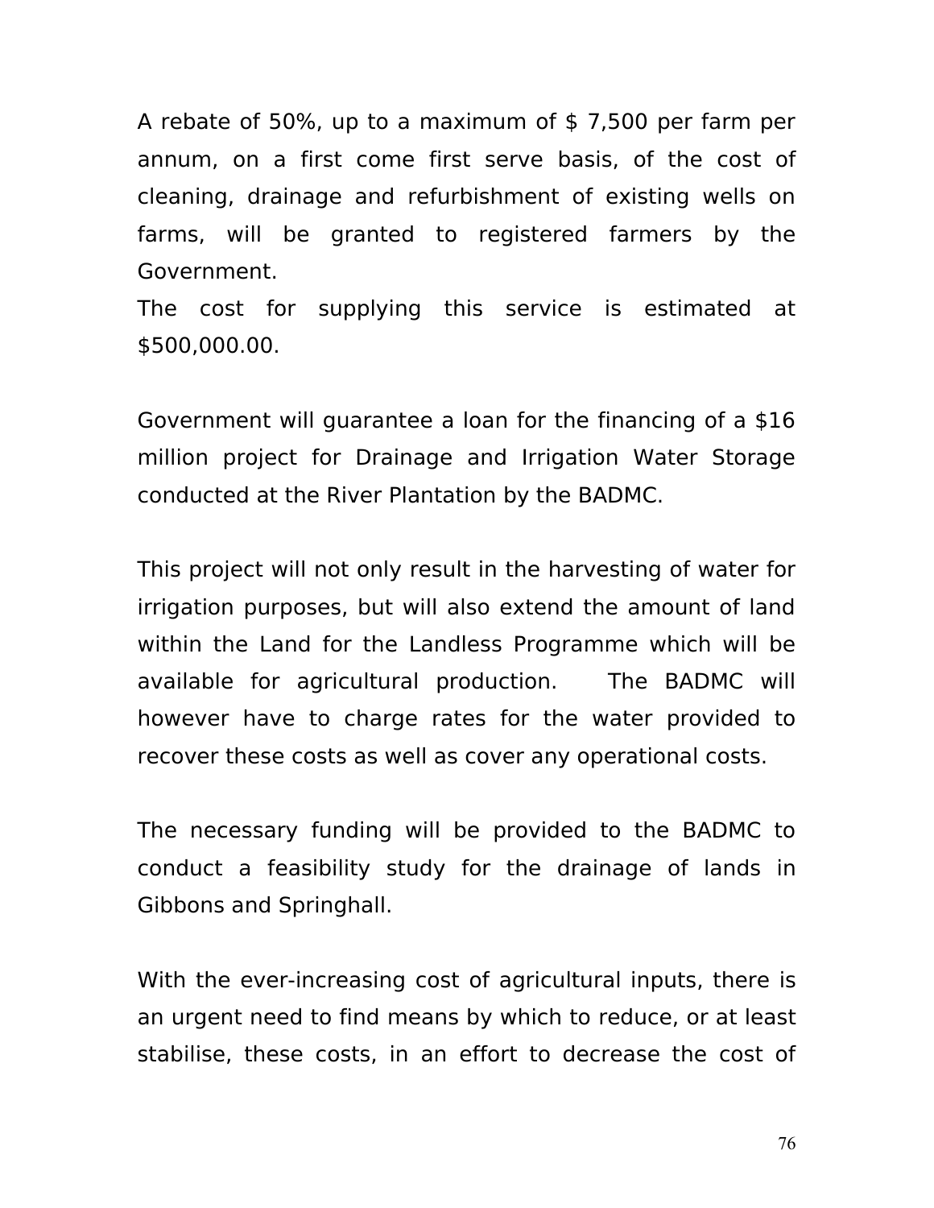A rebate of 50%, up to a maximum of $ 7,500 per farm per annum, on a first come first serve basis, of the cost of cleaning, drainage and refurbishment of existing wells on farms, will be granted to registered farmers by the Government.
The cost for supplying this service is estimated at $500,000.00.

Government will guarantee a loan for the financing of a $16 million project for Drainage and Irrigation Water Storage conducted at the River Plantation by the BADMC.

This project will not only result in the harvesting of water for irrigation purposes, but will also extend the amount of land within the Land for the Landless Programme which will be available for agricultural production. The BADMC will however have to charge rates for the water provided to recover these costs as well as cover any operational costs.

The necessary funding will be provided to the BADMC to conduct a feasibility study for the drainage of lands in Gibbons and Springhall.

With the ever-increasing cost of agricultural inputs, there is an urgent need to find means by which to reduce, or at least stabilise, these costs, in an effort to decrease the cost of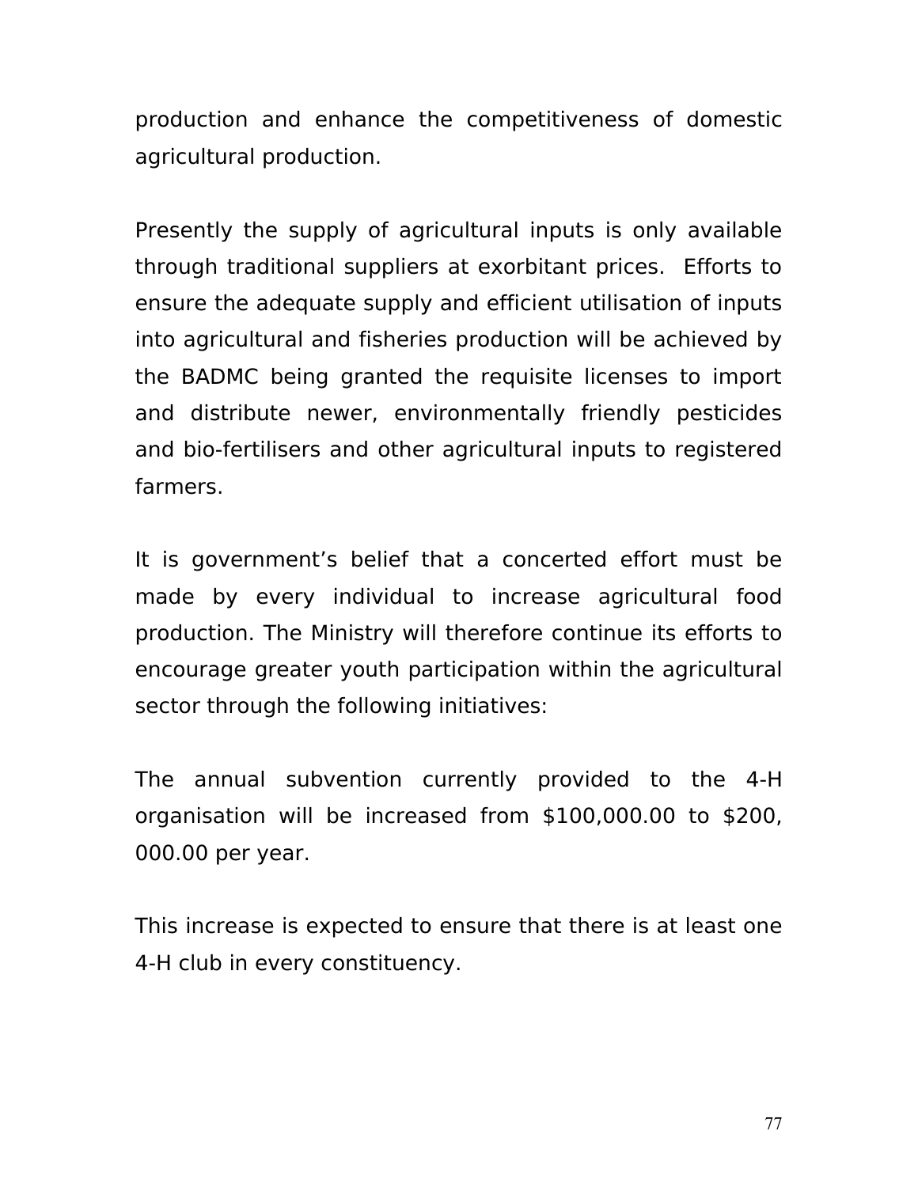production and enhance the competitiveness of domestic agricultural production.

Presently the supply of agricultural inputs is only available through traditional suppliers at exorbitant prices. Efforts to ensure the adequate supply and efficient utilisation of inputs into agricultural and fisheries production will be achieved by the BADMC being granted the requisite licenses to import and distribute newer, environmentally friendly pesticides and bio-fertilisers and other agricultural inputs to registered farmers.

It is government's belief that a concerted effort must be made by every individual to increase agricultural food production. The Ministry will therefore continue its efforts to encourage greater youth participation within the agricultural sector through the following initiatives:

The annual subvention currently provided to the 4-H organisation will be increased from $100,000.00 to $200, 000.00 per year.

This increase is expected to ensure that there is at least one 4-H club in every constituency.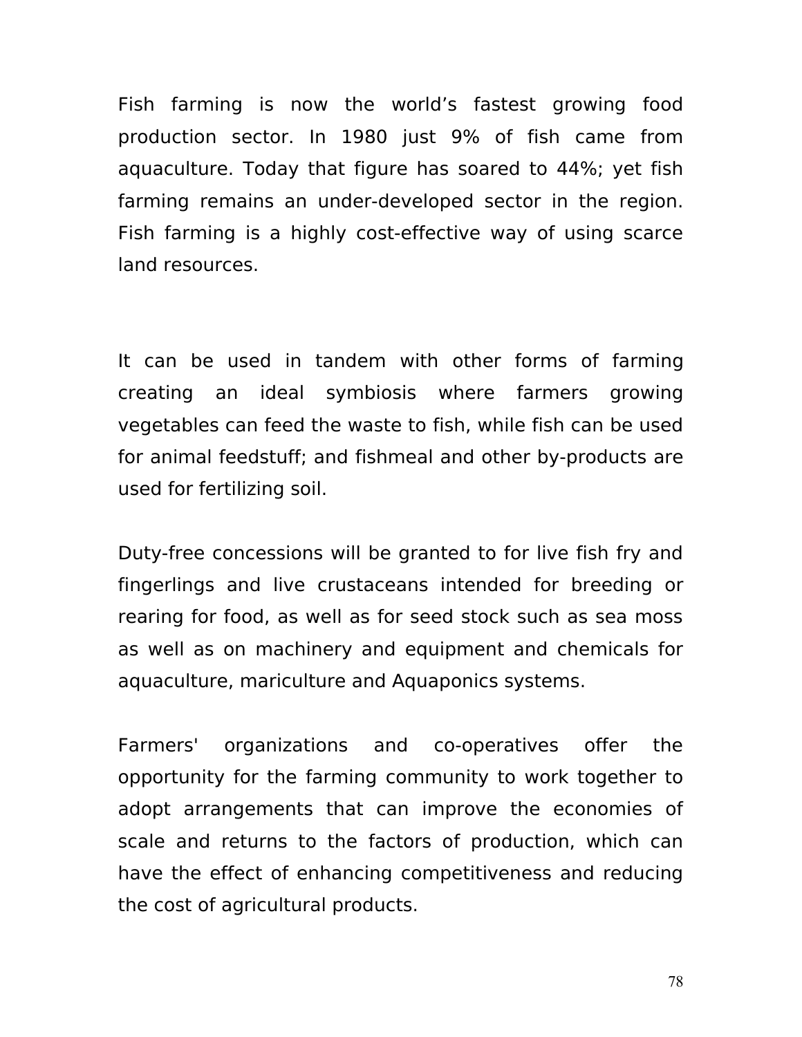Fish farming is now the world's fastest growing food production sector. In 1980 just 9% of fish came from aquaculture. Today that figure has soared to 44%; yet fish farming remains an under-developed sector in the region. Fish farming is a highly cost-effective way of using scarce land resources.

It can be used in tandem with other forms of farming creating an ideal symbiosis where farmers growing vegetables can feed the waste to fish, while fish can be used for animal feedstuff; and fishmeal and other by-products are used for fertilizing soil.

Duty-free concessions will be granted to for live fish fry and fingerlings and live crustaceans intended for breeding or rearing for food, as well as for seed stock such as sea moss as well as on machinery and equipment and chemicals for aquaculture, mariculture and Aquaponics systems.

Farmers' organizations and co-operatives offer the opportunity for the farming community to work together to adopt arrangements that can improve the economies of scale and returns to the factors of production, which can have the effect of enhancing competitiveness and reducing the cost of agricultural products.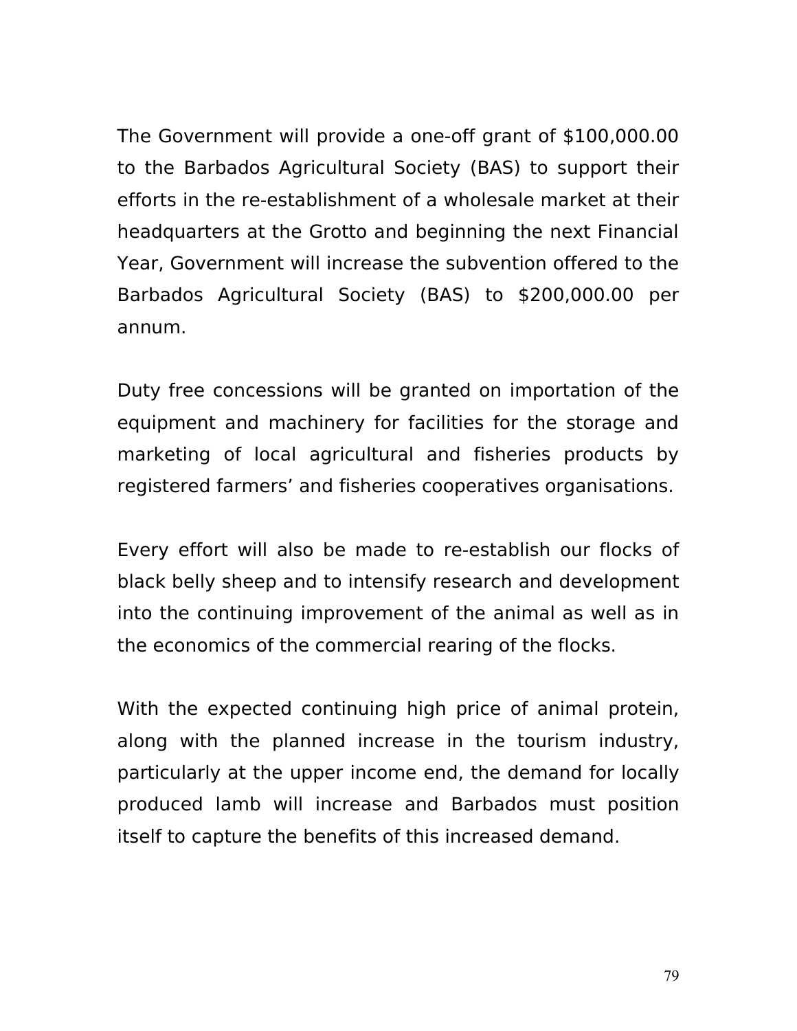The Government will provide a one-off grant of $100,000.00 to the Barbados Agricultural Society (BAS) to support their efforts in the re-establishment of a wholesale market at their headquarters at the Grotto and beginning the next Financial Year, Government will increase the subvention offered to the Barbados Agricultural Society (BAS) to $200,000.00 per annum.

Duty free concessions will be granted on importation of the equipment and machinery for facilities for the storage and marketing of local agricultural and fisheries products by registered farmers' and fisheries cooperatives organisations.

Every effort will also be made to re-establish our flocks of black belly sheep and to intensify research and development into the continuing improvement of the animal as well as in the economics of the commercial rearing of the flocks.

With the expected continuing high price of animal protein, along with the planned increase in the tourism industry, particularly at the upper income end, the demand for locally produced lamb will increase and Barbados must position itself to capture the benefits of this increased demand.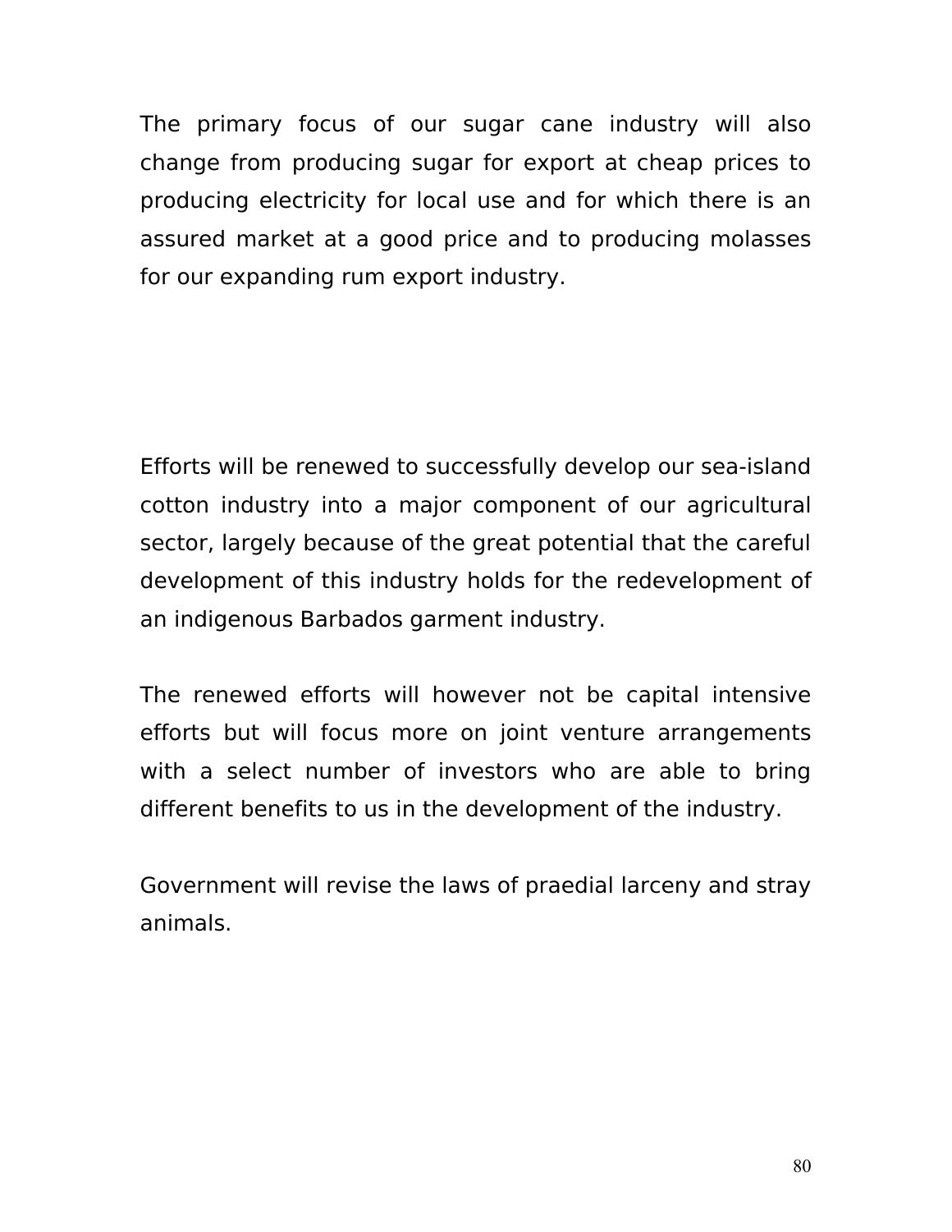The primary focus of our sugar cane industry will also change from producing sugar for export at cheap prices to producing electricity for local use and for which there is an assured market at a good price and to producing molasses for our expanding rum export industry.

Efforts will be renewed to successfully develop our sea-island cotton industry into a major component of our agricultural sector, largely because of the great potential that the careful development of this industry holds for the redevelopment of an indigenous Barbados garment industry.

The renewed efforts will however not be capital intensive efforts but will focus more on joint venture arrangements with a select number of investors who are able to bring different benefits to us in the development of the industry.

Government will revise the laws of praedial larceny and stray animals.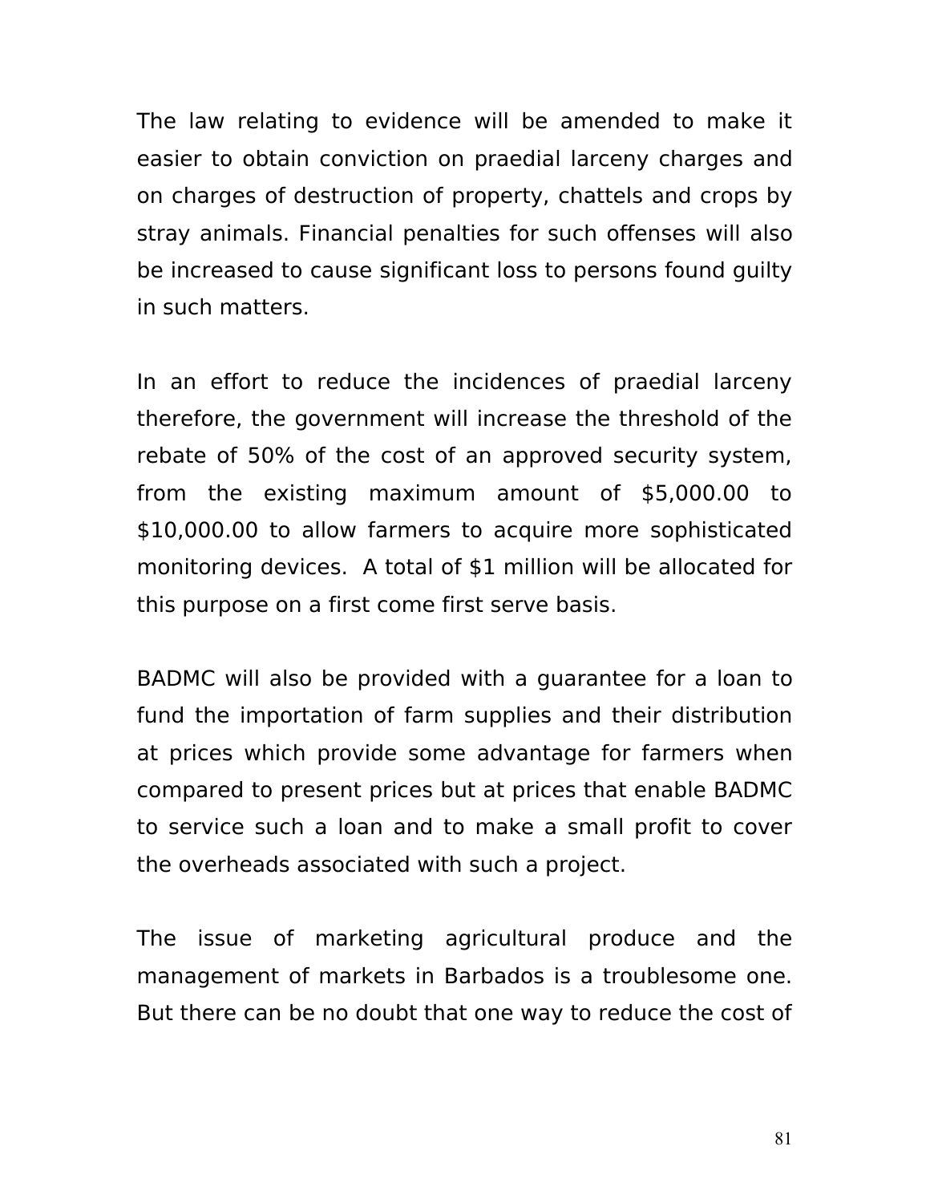The law relating to evidence will be amended to make it easier to obtain conviction on praedial larceny charges and on charges of destruction of property, chattels and crops by stray animals. Financial penalties for such offenses will also be increased to cause significant loss to persons found guilty in such matters.

In an effort to reduce the incidences of praedial larceny therefore, the government will increase the threshold of the rebate of 50% of the cost of an approved security system, from the existing maximum amount of $5,000.00 to $10,000.00 to allow farmers to acquire more sophisticated monitoring devices. A total of $1 million will be allocated for this purpose on a first come first serve basis.

BADMC will also be provided with a guarantee for a loan to fund the importation of farm supplies and their distribution at prices which provide some advantage for farmers when compared to present prices but at prices that enable BADMC to service such a loan and to make a small profit to cover the overheads associated with such a project.

The issue of marketing agricultural produce and the management of markets in Barbados is a troublesome one. But there can be no doubt that one way to reduce the cost of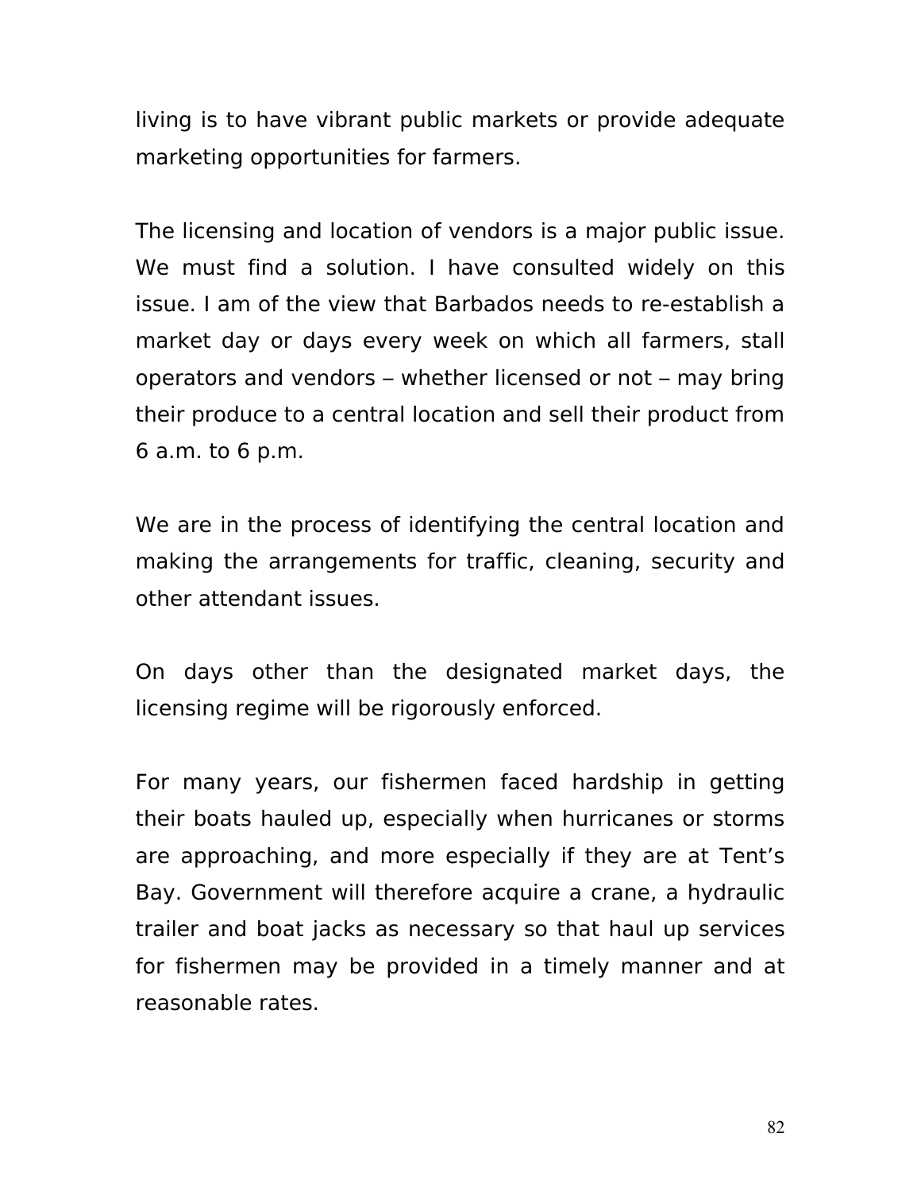living is to have vibrant public markets or provide adequate marketing opportunities for farmers.

The licensing and location of vendors is a major public issue. We must find a solution. I have consulted widely on this issue. I am of the view that Barbados needs to re-establish a market day or days every week on which all farmers, stall operators and vendors – whether licensed or not – may bring their produce to a central location and sell their product from 6 a.m. to 6 p.m.

We are in the process of identifying the central location and making the arrangements for traffic, cleaning, security and other attendant issues.

On days other than the designated market days, the licensing regime will be rigorously enforced.

For many years, our fishermen faced hardship in getting their boats hauled up, especially when hurricanes or storms are approaching, and more especially if they are at Tent's Bay. Government will therefore acquire a crane, a hydraulic trailer and boat jacks as necessary so that haul up services for fishermen may be provided in a timely manner and at reasonable rates.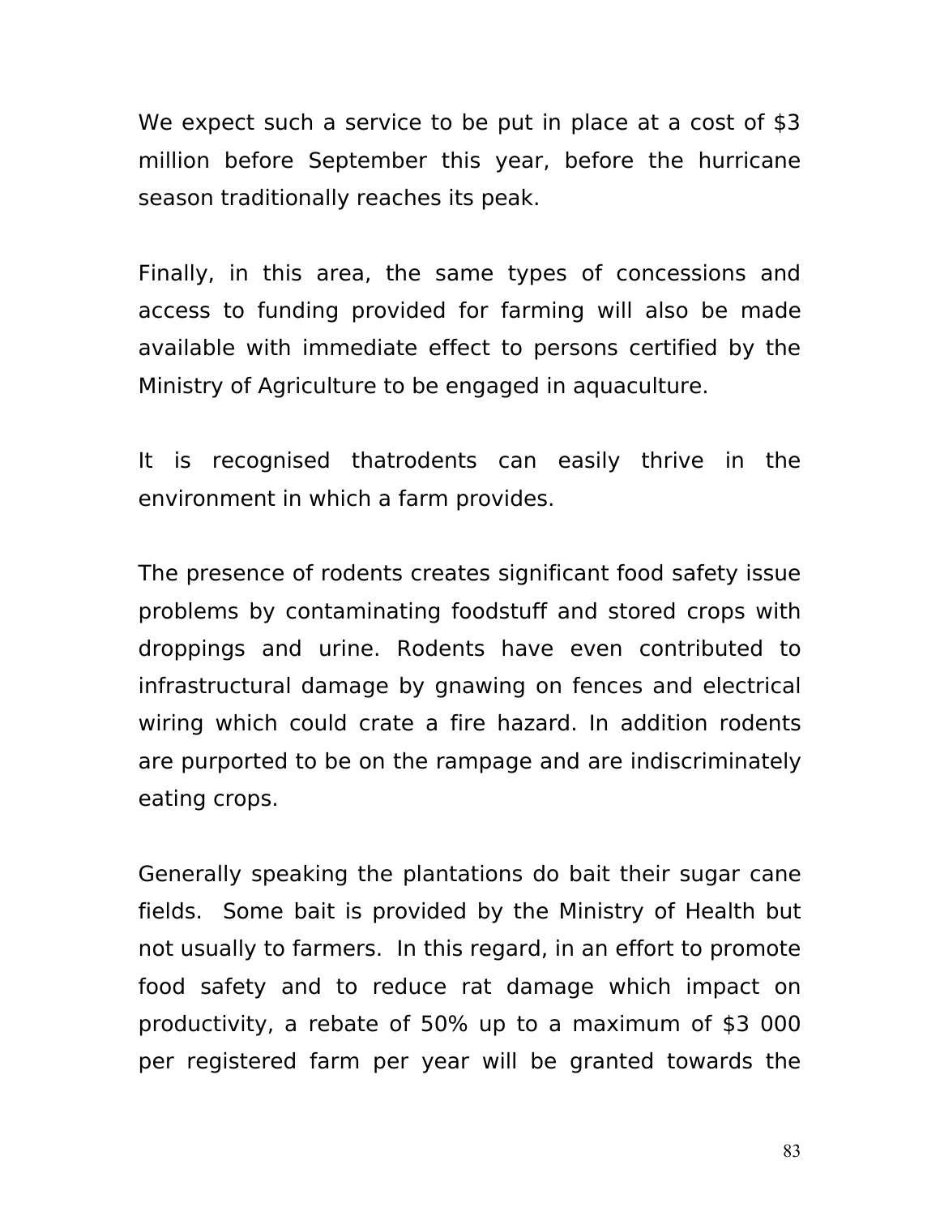We expect such a service to be put in place at a cost of $3 million before September this year, before the hurricane season traditionally reaches its peak.

Finally, in this area, the same types of concessions and access to funding provided for farming will also be made available with immediate effect to persons certified by the Ministry of Agriculture to be engaged in aquaculture.

It is recognised thatrodents can easily thrive in the environment in which a farm provides.

The presence of rodents creates significant food safety issue problems by contaminating foodstuff and stored crops with droppings and urine. Rodents have even contributed to infrastructural damage by gnawing on fences and electrical wiring which could crate a fire hazard. In addition rodents are purported to be on the rampage and are indiscriminately eating crops.

Generally speaking the plantations do bait their sugar cane fields. Some bait is provided by the Ministry of Health but not usually to farmers. In this regard, in an effort to promote food safety and to reduce rat damage which impact on productivity, a rebate of 50% up to a maximum of $3 000 per registered farm per year will be granted towards the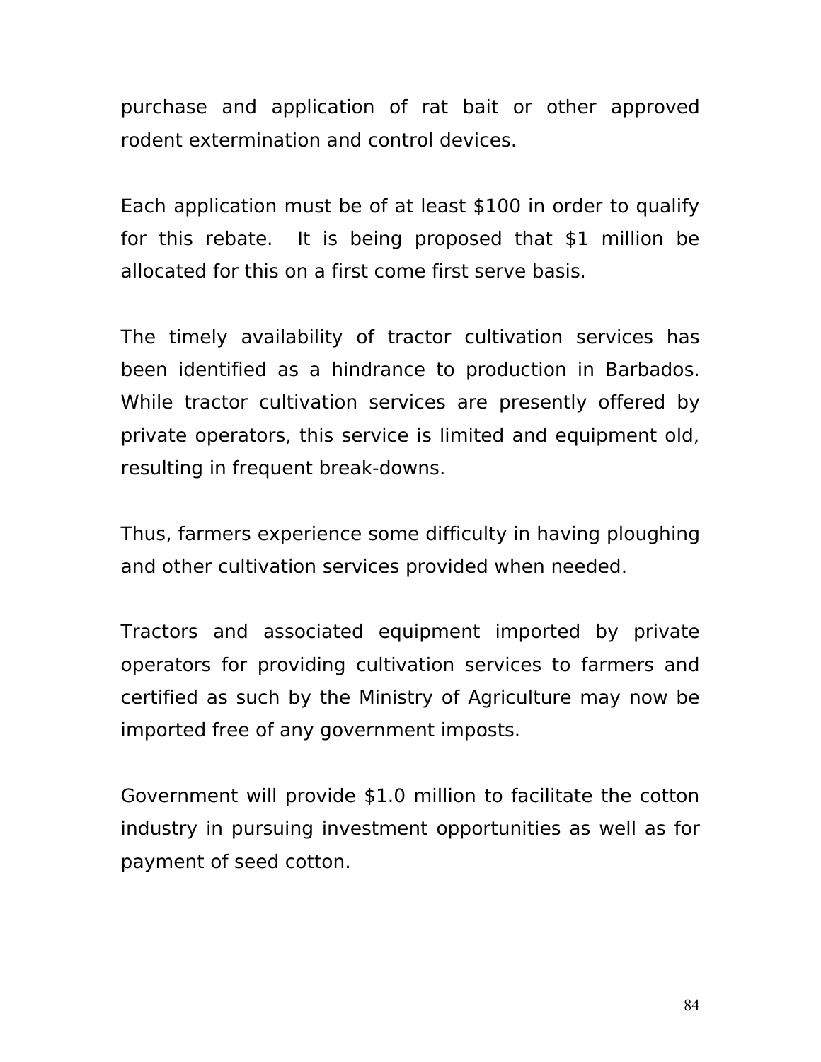purchase and application of rat bait or other approved rodent extermination and control devices.

Each application must be of at least $100 in order to qualify for this rebate. It is being proposed that $1 million be allocated for this on a first come first serve basis.

The timely availability of tractor cultivation services has been identified as a hindrance to production in Barbados. While tractor cultivation services are presently offered by private operators, this service is limited and equipment old, resulting in frequent break-downs.

Thus, farmers experience some difficulty in having ploughing and other cultivation services provided when needed.

Tractors and associated equipment imported by private operators for providing cultivation services to farmers and certified as such by the Ministry of Agriculture may now be imported free of any government imposts.

Government will provide $1.0 million to facilitate the cotton industry in pursuing investment opportunities as well as for payment of seed cotton.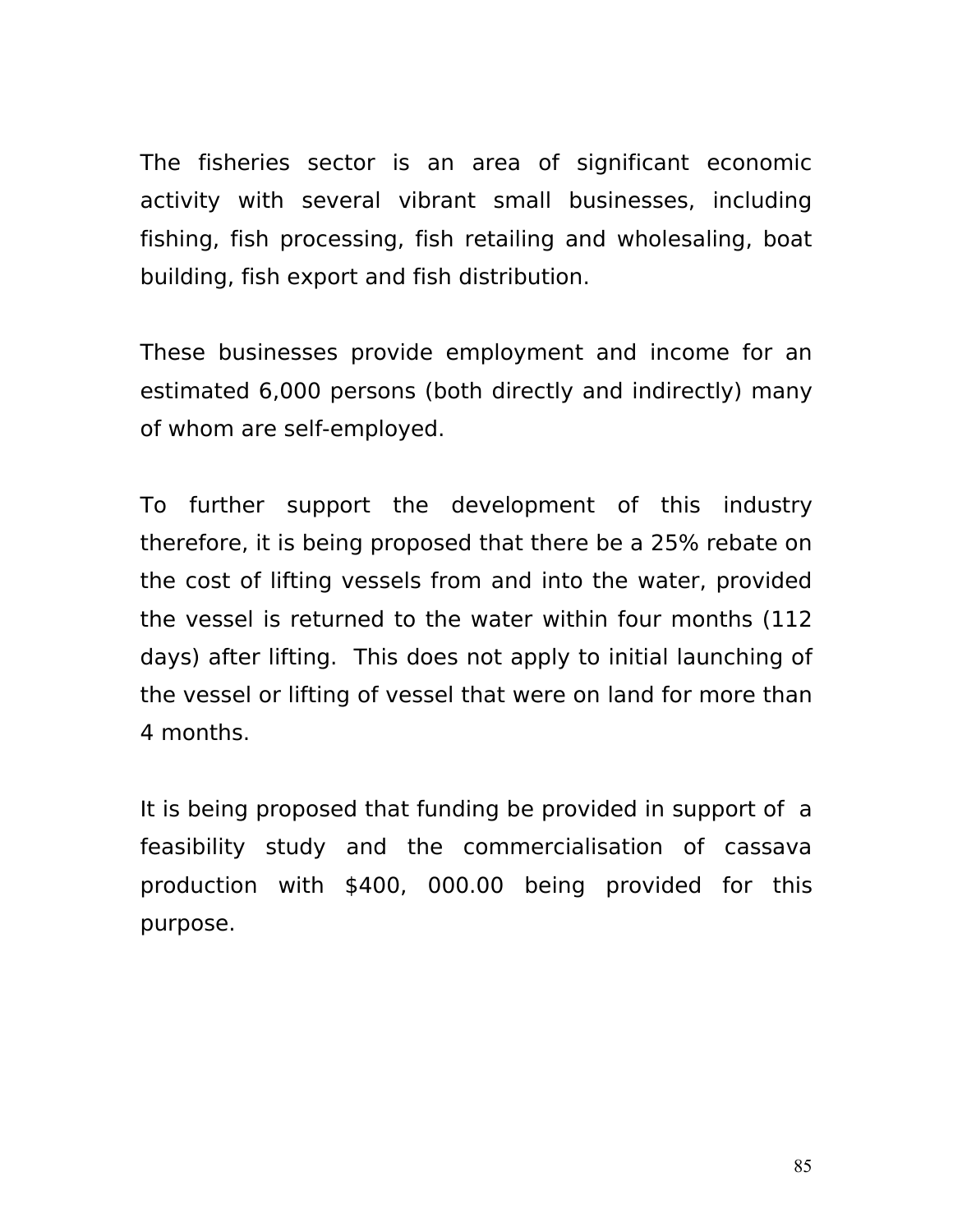The fisheries sector is an area of significant economic activity with several vibrant small businesses, including fishing, fish processing, fish retailing and wholesaling, boat building, fish export and fish distribution.

These businesses provide employment and income for an estimated 6,000 persons (both directly and indirectly) many of whom are self-employed.

To further support the development of this industry therefore, it is being proposed that there be a 25% rebate on the cost of lifting vessels from and into the water, provided the vessel is returned to the water within four months (112 days) after lifting.  This does not apply to initial launching of the vessel or lifting of vessel that were on land for more than 4 months.

It is being proposed that funding be provided in support of  a feasibility study and the commercialisation of cassava production with $400, 000.00 being provided for this purpose.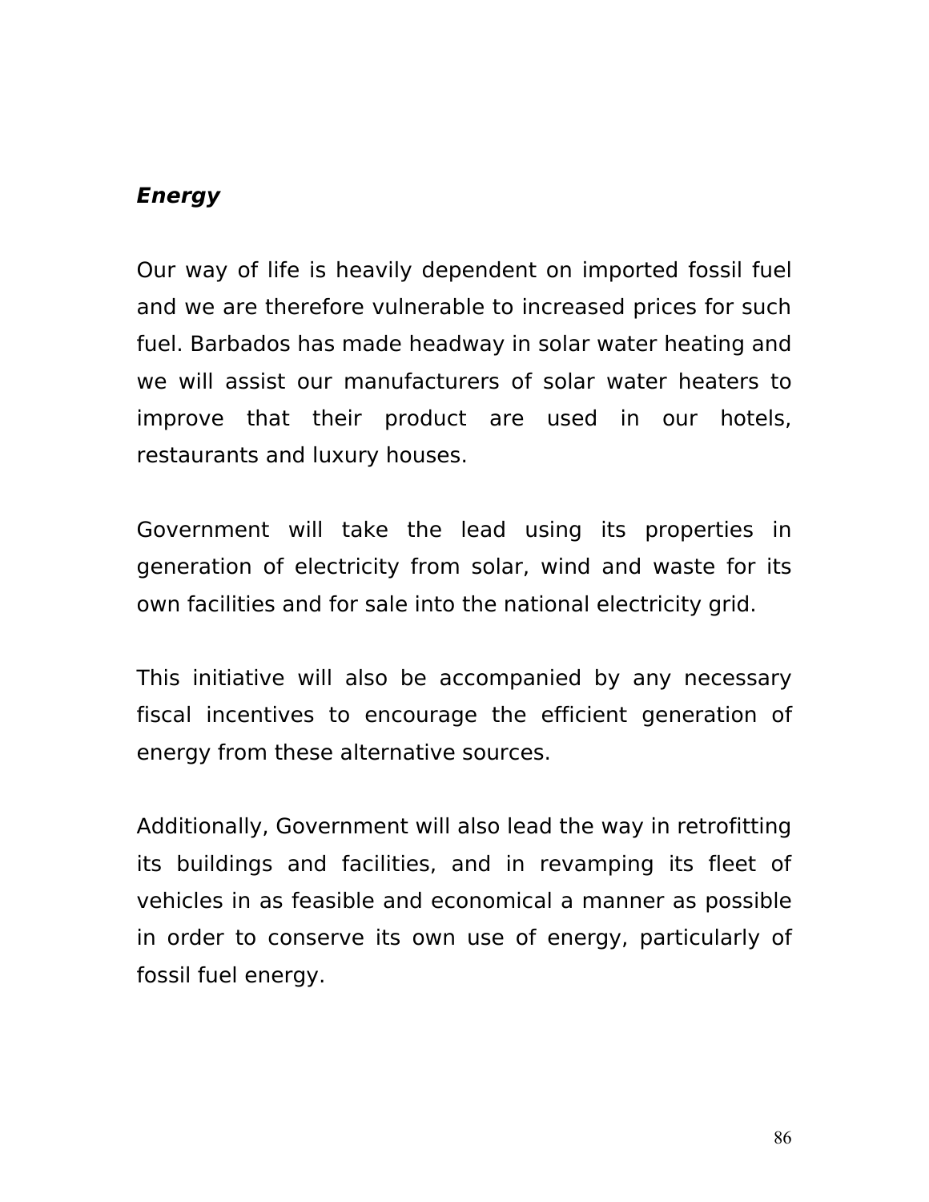***Energy***

Our way of life is heavily dependent on imported fossil fuel and we are therefore vulnerable to increased prices for such fuel. Barbados has made headway in solar water heating and we will assist our manufacturers of solar water heaters to improve that their product are used in our hotels, restaurants and luxury houses.

Government will take the lead using its properties in generation of electricity from solar, wind and waste for its own facilities and for sale into the national electricity grid.

This initiative will also be accompanied by any necessary fiscal incentives to encourage the efficient generation of energy from these alternative sources.

Additionally, Government will also lead the way in retrofitting its buildings and facilities, and in revamping its fleet of vehicles in as feasible and economical a manner as possible in order to conserve its own use of energy, particularly of fossil fuel energy.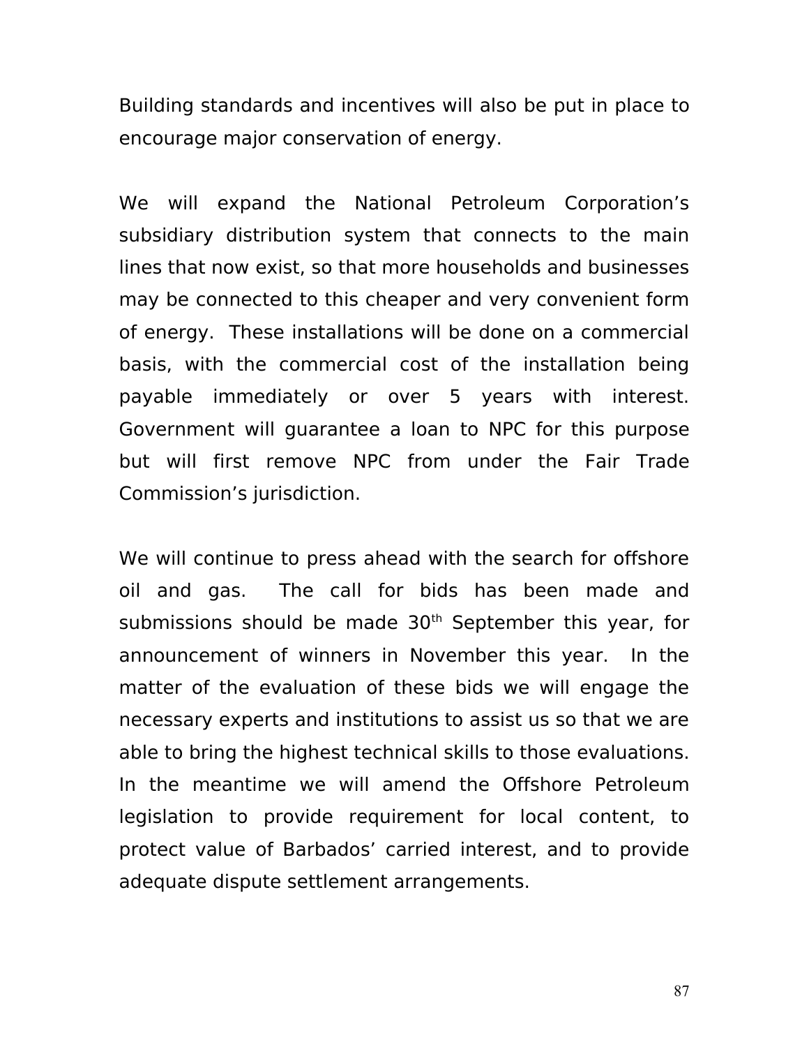Building standards and incentives will also be put in place to encourage major conservation of energy.

We will expand the National Petroleum Corporation's subsidiary distribution system that connects to the main lines that now exist, so that more households and businesses may be connected to this cheaper and very convenient form of energy. These installations will be done on a commercial basis, with the commercial cost of the installation being payable immediately or over 5 years with interest. Government will guarantee a loan to NPC for this purpose but will first remove NPC from under the Fair Trade Commission's jurisdiction.

We will continue to press ahead with the search for offshore oil and gas. The call for bids has been made and submissions should be made 30th September this year, for announcement of winners in November this year. In the matter of the evaluation of these bids we will engage the necessary experts and institutions to assist us so that we are able to bring the highest technical skills to those evaluations. In the meantime we will amend the Offshore Petroleum legislation to provide requirement for local content, to protect value of Barbados' carried interest, and to provide adequate dispute settlement arrangements.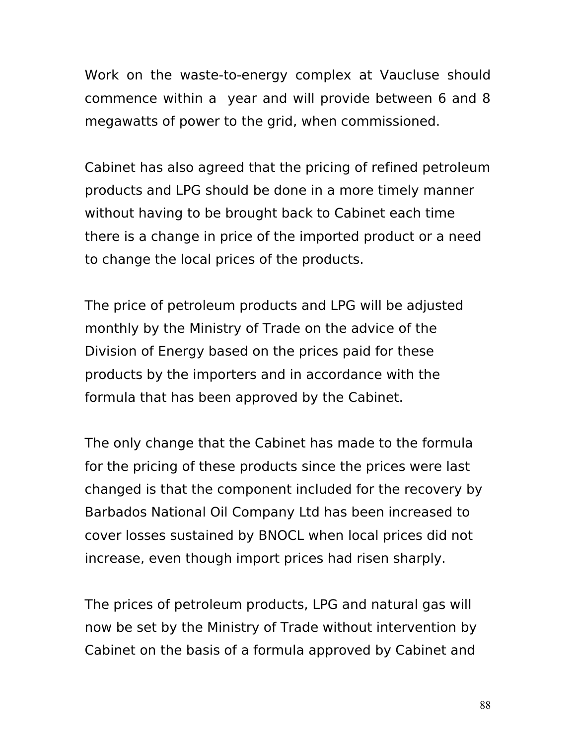Work on the waste-to-energy complex at Vaucluse should commence within a year and will provide between 6 and 8 megawatts of power to the grid, when commissioned.

Cabinet has also agreed that the pricing of refined petroleum products and LPG should be done in a more timely manner without having to be brought back to Cabinet each time there is a change in price of the imported product or a need to change the local prices of the products.

The price of petroleum products and LPG will be adjusted monthly by the Ministry of Trade on the advice of the Division of Energy based on the prices paid for these products by the importers and in accordance with the formula that has been approved by the Cabinet.

The only change that the Cabinet has made to the formula for the pricing of these products since the prices were last changed is that the component included for the recovery by Barbados National Oil Company Ltd has been increased to cover losses sustained by BNOCL when local prices did not increase, even though import prices had risen sharply.

The prices of petroleum products, LPG and natural gas will now be set by the Ministry of Trade without intervention by Cabinet on the basis of a formula approved by Cabinet and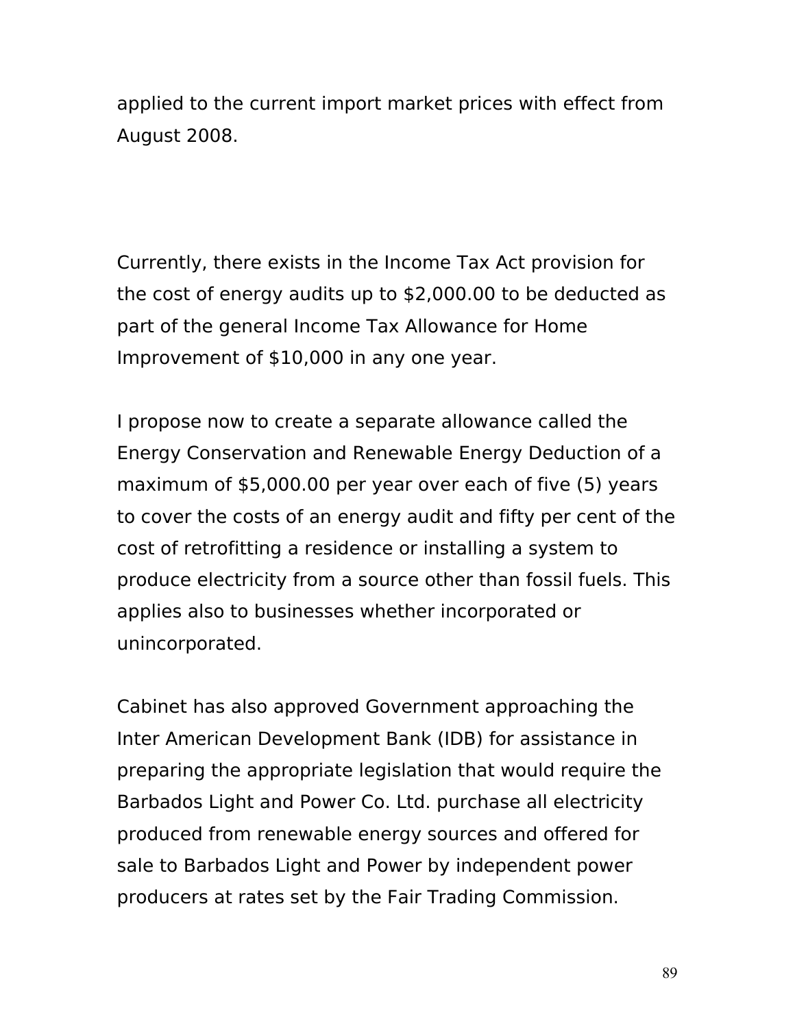applied to the current import market prices with effect from August 2008.

Currently, there exists in the Income Tax Act provision for the cost of energy audits up to $2,000.00 to be deducted as part of the general Income Tax Allowance for Home Improvement of $10,000 in any one year.

I propose now to create a separate allowance called the Energy Conservation and Renewable Energy Deduction of a maximum of $5,000.00 per year over each of five (5) years to cover the costs of an energy audit and fifty per cent of the cost of retrofitting a residence or installing a system to produce electricity from a source other than fossil fuels. This applies also to businesses whether incorporated or unincorporated.

Cabinet has also approved Government approaching the Inter American Development Bank (IDB) for assistance in preparing the appropriate legislation that would require the Barbados Light and Power Co. Ltd. purchase all electricity produced from renewable energy sources and offered for sale to Barbados Light and Power by independent power producers at rates set by the Fair Trading Commission.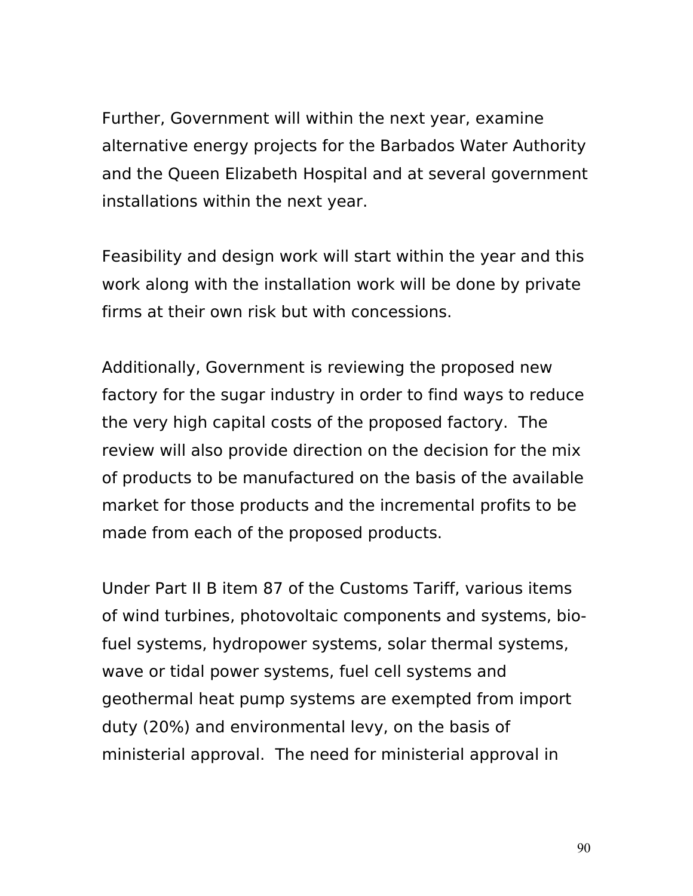Further, Government will within the next year, examine alternative energy projects for the Barbados Water Authority and the Queen Elizabeth Hospital and at several government installations within the next year.

Feasibility and design work will start within the year and this work along with the installation work will be done by private firms at their own risk but with concessions.

Additionally, Government is reviewing the proposed new factory for the sugar industry in order to find ways to reduce the very high capital costs of the proposed factory. The review will also provide direction on the decision for the mix of products to be manufactured on the basis of the available market for those products and the incremental profits to be made from each of the proposed products.

Under Part II B item 87 of the Customs Tariff, various items of wind turbines, photovoltaic components and systems, bio-fuel systems, hydropower systems, solar thermal systems, wave or tidal power systems, fuel cell systems and geothermal heat pump systems are exempted from import duty (20%) and environmental levy, on the basis of ministerial approval. The need for ministerial approval in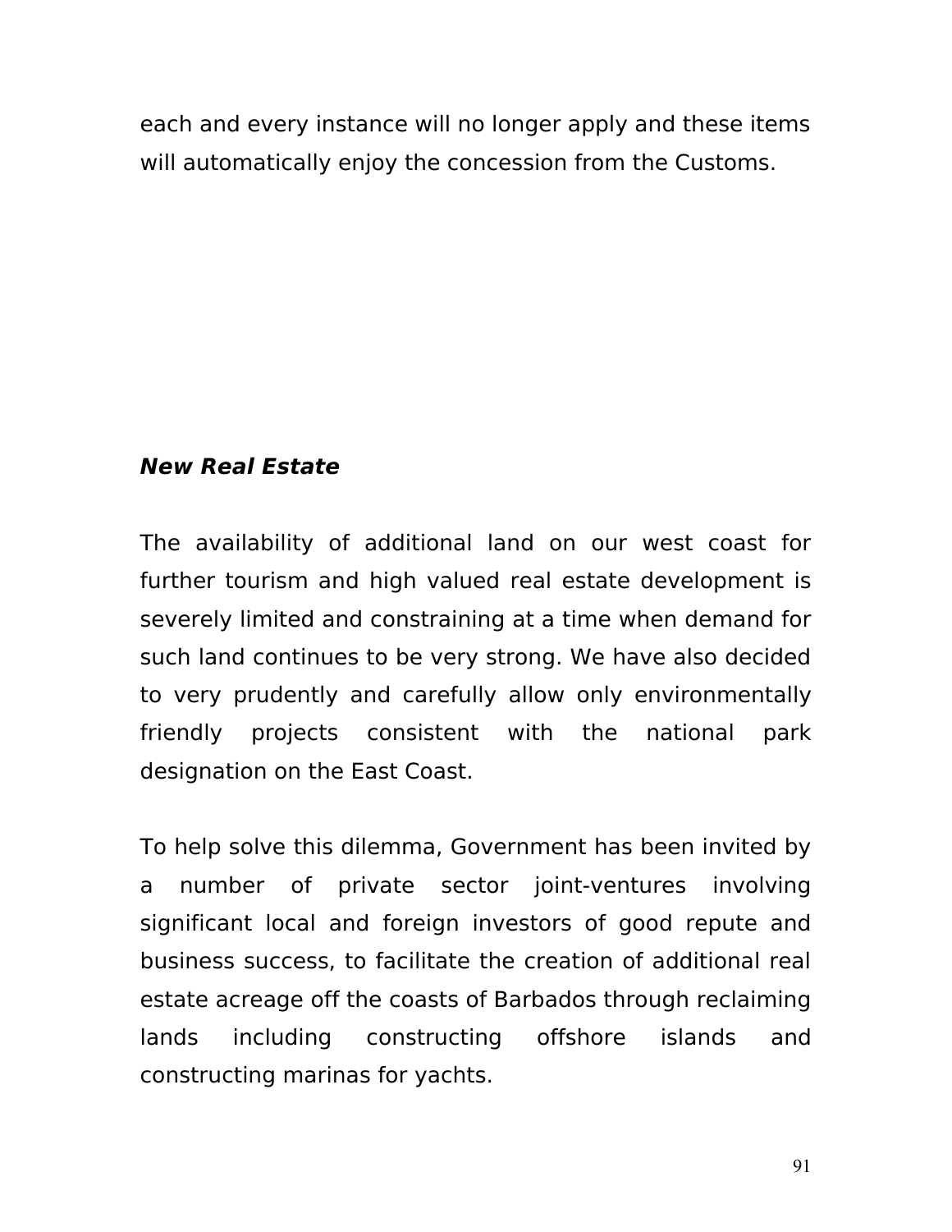each and every instance will no longer apply and these items will automatically enjoy the concession from the Customs.

***New Real Estate***

The availability of additional land on our west coast for further tourism and high valued real estate development is severely limited and constraining at a time when demand for such land continues to be very strong. We have also decided to very prudently and carefully allow only environmentally friendly projects consistent with the national park designation on the East Coast.

To help solve this dilemma, Government has been invited by a number of private sector joint-ventures involving significant local and foreign investors of good repute and business success, to facilitate the creation of additional real estate acreage off the coasts of Barbados through reclaiming lands including constructing offshore islands and constructing marinas for yachts.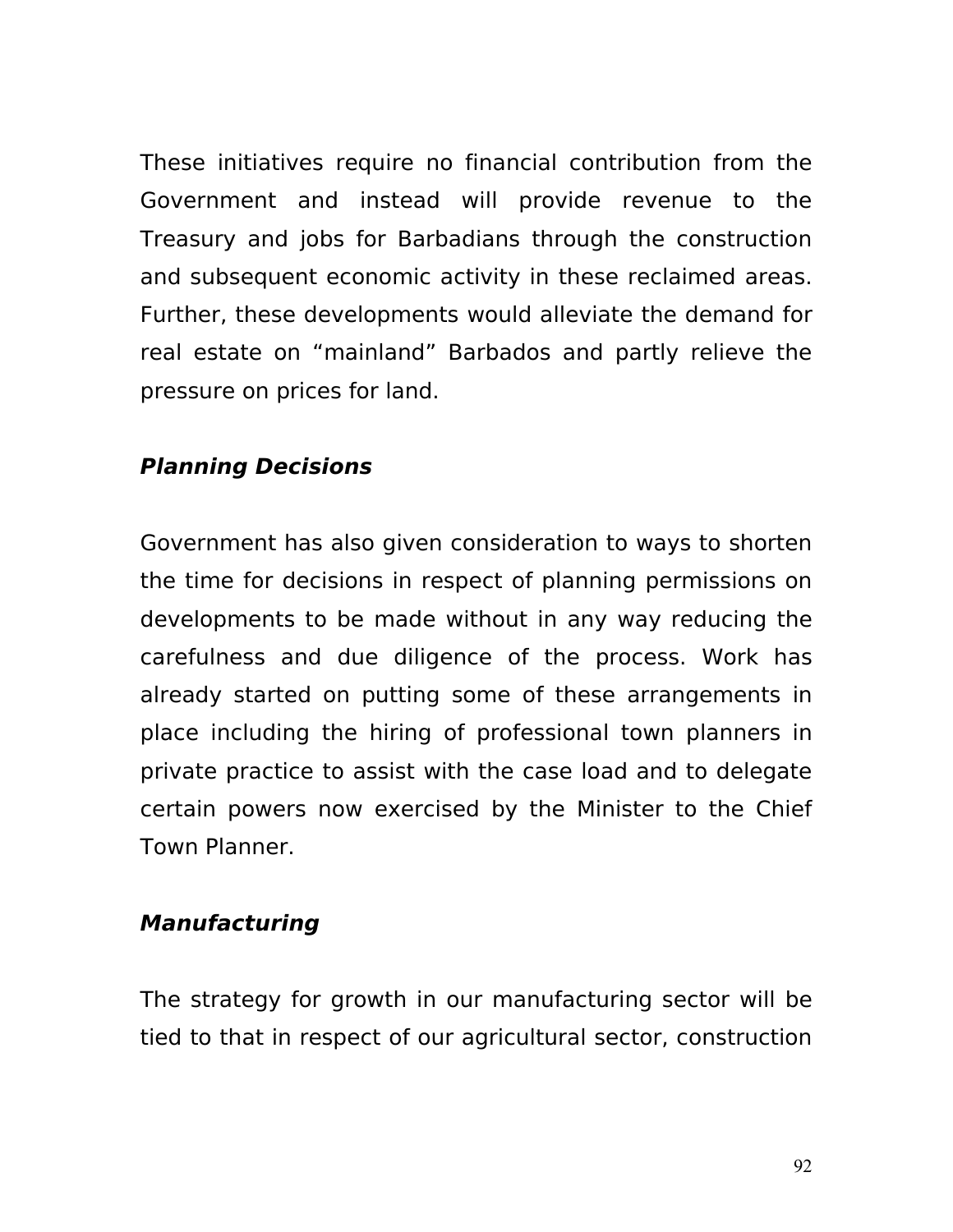These initiatives require no financial contribution from the Government and instead will provide revenue to the Treasury and jobs for Barbadians through the construction and subsequent economic activity in these reclaimed areas. Further, these developments would alleviate the demand for real estate on “mainland” Barbados and partly relieve the pressure on prices for land.

***Planning Decisions***

Government has also given consideration to ways to shorten the time for decisions in respect of planning permissions on developments to be made without in any way reducing the carefulness and due diligence of the process. Work has already started on putting some of these arrangements in place including the hiring of professional town planners in private practice to assist with the case load and to delegate certain powers now exercised by the Minister to the Chief Town Planner.

***Manufacturing***

The strategy for growth in our manufacturing sector will be tied to that in respect of our agricultural sector, construction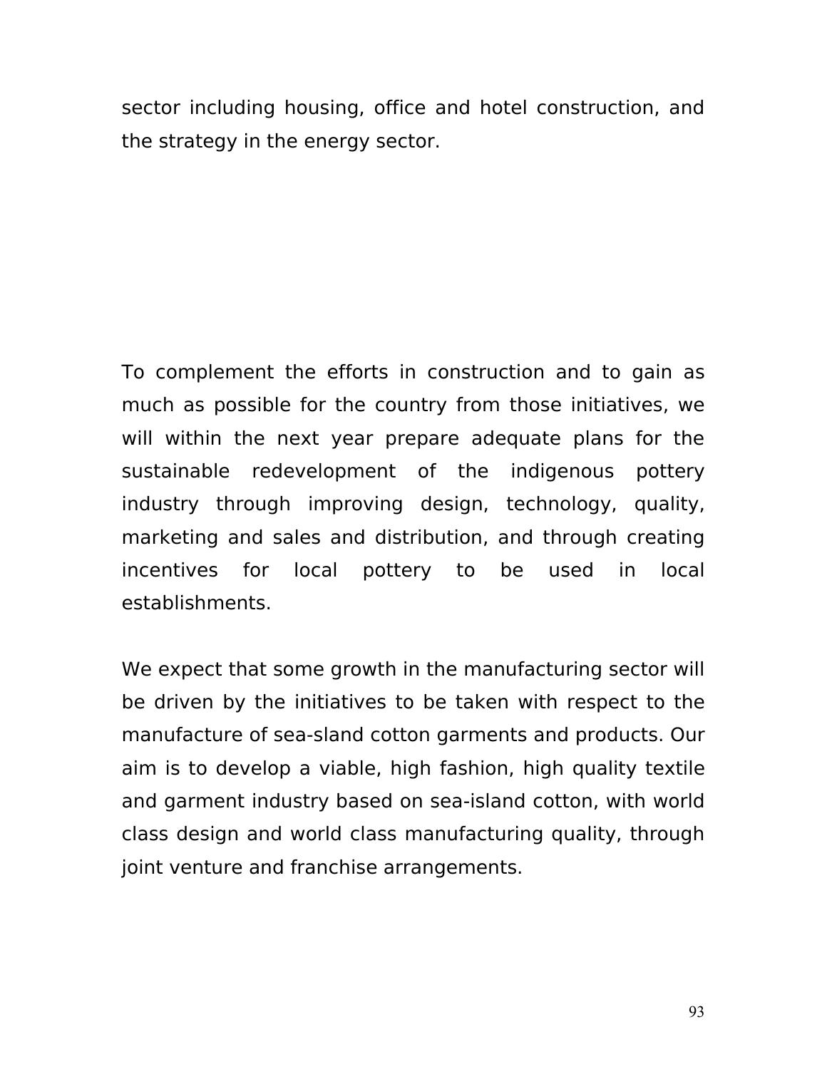sector including housing, office and hotel construction, and the strategy in the energy sector.

To complement the efforts in construction and to gain as much as possible for the country from those initiatives, we will within the next year prepare adequate plans for the sustainable redevelopment of the indigenous pottery industry through improving design, technology, quality, marketing and sales and distribution, and through creating incentives for local pottery to be used in local establishments.

We expect that some growth in the manufacturing sector will be driven by the initiatives to be taken with respect to the manufacture of sea-sland cotton garments and products. Our aim is to develop a viable, high fashion, high quality textile and garment industry based on sea-island cotton, with world class design and world class manufacturing quality, through joint venture and franchise arrangements.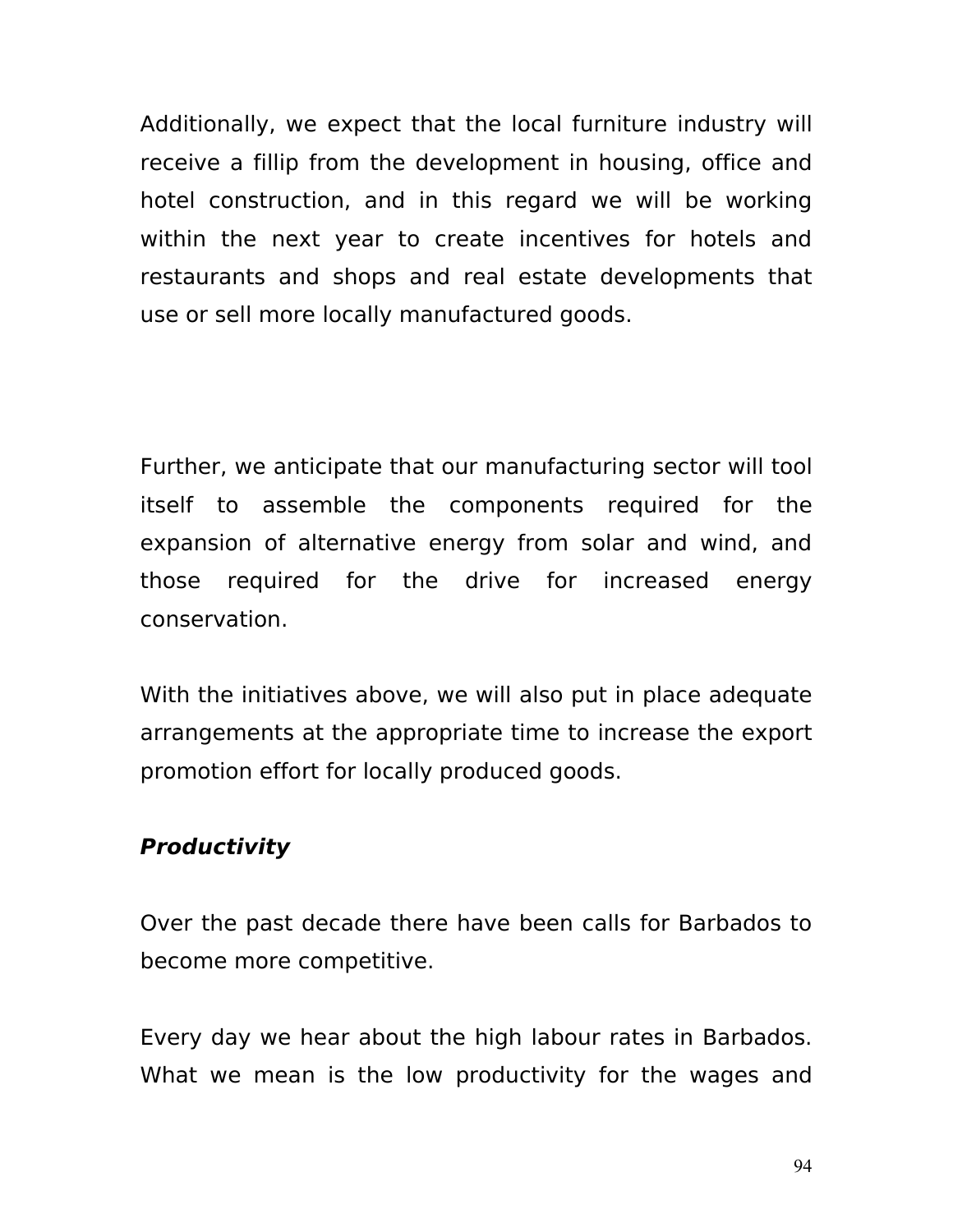Additionally, we expect that the local furniture industry will receive a fillip from the development in housing, office and hotel construction, and in this regard we will be working within the next year to create incentives for hotels and restaurants and shops and real estate developments that use or sell more locally manufactured goods.

Further, we anticipate that our manufacturing sector will tool itself to assemble the components required for the expansion of alternative energy from solar and wind, and those required for the drive for increased energy conservation.

With the initiatives above, we will also put in place adequate arrangements at the appropriate time to increase the export promotion effort for locally produced goods.

***Productivity***

Over the past decade there have been calls for Barbados to become more competitive.

Every day we hear about the high labour rates in Barbados. What we mean is the low productivity for the wages and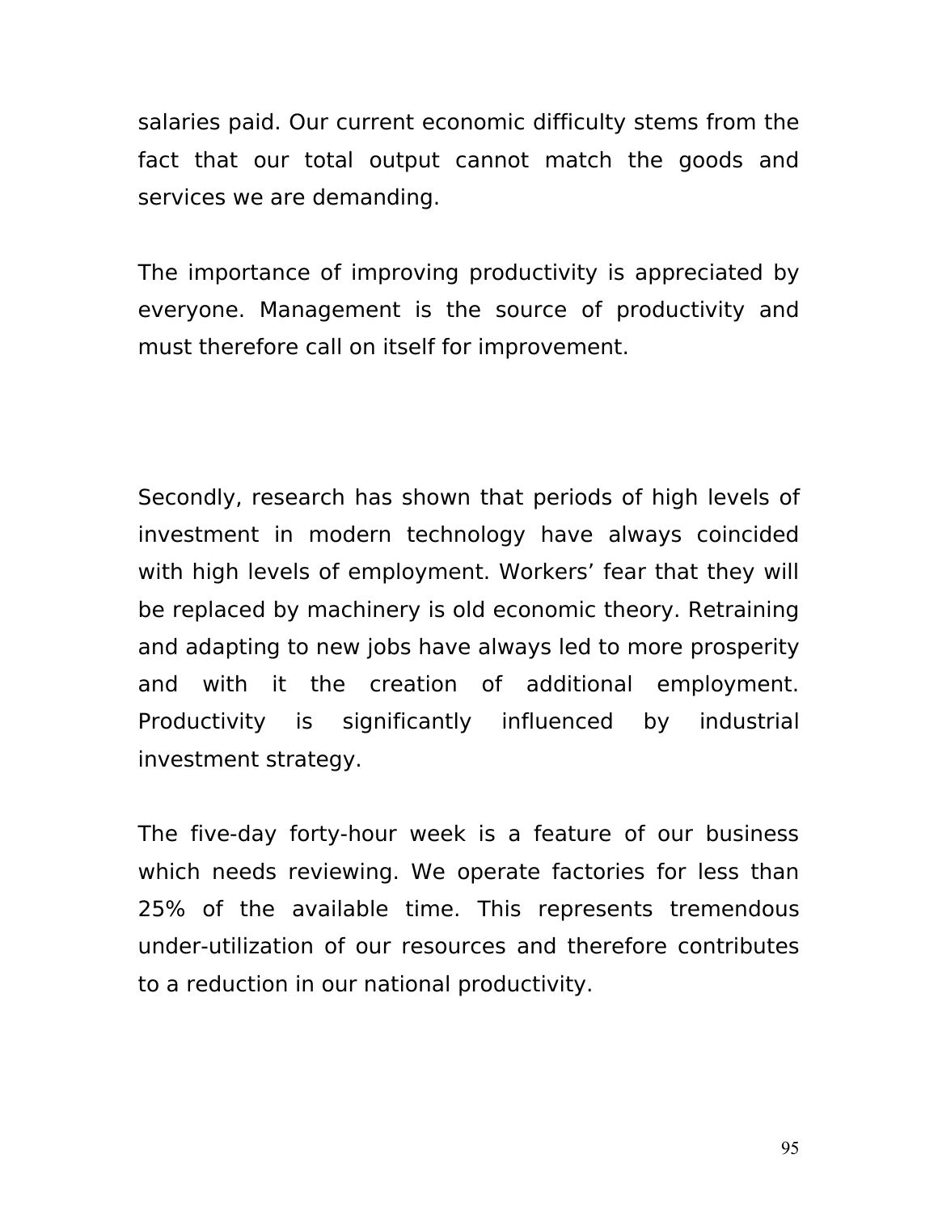salaries paid. Our current economic difficulty stems from the fact that our total output cannot match the goods and services we are demanding.

The importance of improving productivity is appreciated by everyone. Management is the source of productivity and must therefore call on itself for improvement.

Secondly, research has shown that periods of high levels of investment in modern technology have always coincided with high levels of employment. Workers' fear that they will be replaced by machinery is old economic theory. Retraining and adapting to new jobs have always led to more prosperity and with it the creation of additional employment. Productivity is significantly influenced by industrial investment strategy.

The five-day forty-hour week is a feature of our business which needs reviewing. We operate factories for less than 25% of the available time. This represents tremendous under-utilization of our resources and therefore contributes to a reduction in our national productivity.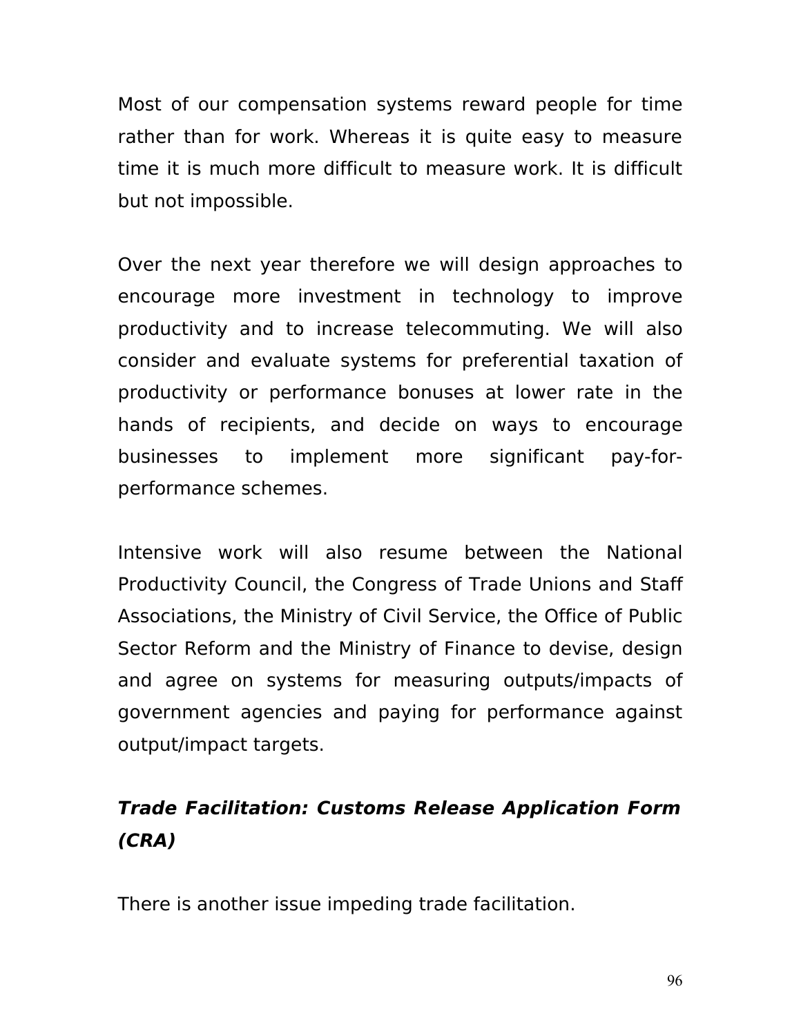Most of our compensation systems reward people for time rather than for work. Whereas it is quite easy to measure time it is much more difficult to measure work. It is difficult but not impossible.

Over the next year therefore we will design approaches to encourage more investment in technology to improve productivity and to increase telecommuting. We will also consider and evaluate systems for preferential taxation of productivity or performance bonuses at lower rate in the hands of recipients, and decide on ways to encourage businesses to implement more significant pay-for-performance schemes.

Intensive work will also resume between the National Productivity Council, the Congress of Trade Unions and Staff Associations, the Ministry of Civil Service, the Office of Public Sector Reform and the Ministry of Finance to devise, design and agree on systems for measuring outputs/impacts of government agencies and paying for performance against output/impact targets.

***Trade Facilitation: Customs Release Application Form (CRA)***

There is another issue impeding trade facilitation.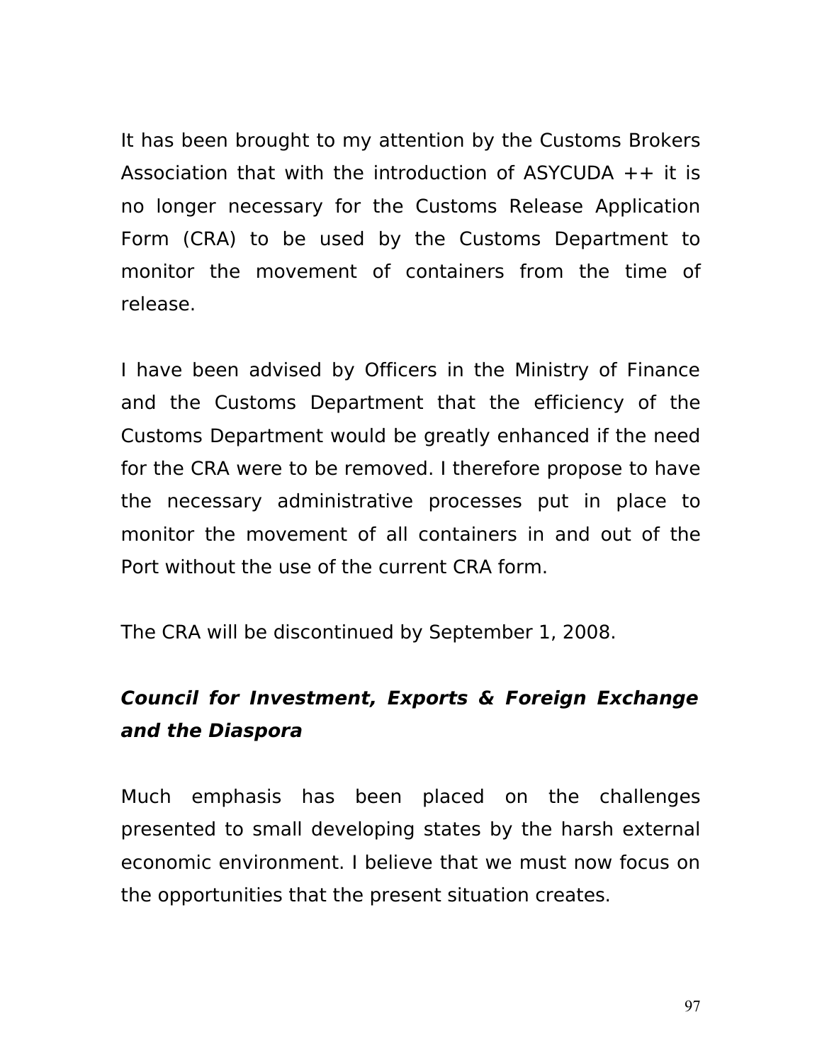It has been brought to my attention by the Customs Brokers Association that with the introduction of ASYCUDA ++ it is no longer necessary for the Customs Release Application Form (CRA) to be used by the Customs Department to monitor the movement of containers from the time of release.

I have been advised by Officers in the Ministry of Finance and the Customs Department that the efficiency of the Customs Department would be greatly enhanced if the need for the CRA were to be removed. I therefore propose to have the necessary administrative processes put in place to monitor the movement of all containers in and out of the Port without the use of the current CRA form.

The CRA will be discontinued by September 1, 2008.

***Council for Investment, Exports & Foreign Exchange and the Diaspora***

Much emphasis has been placed on the challenges presented to small developing states by the harsh external economic environment. I believe that we must now focus on the opportunities that the present situation creates.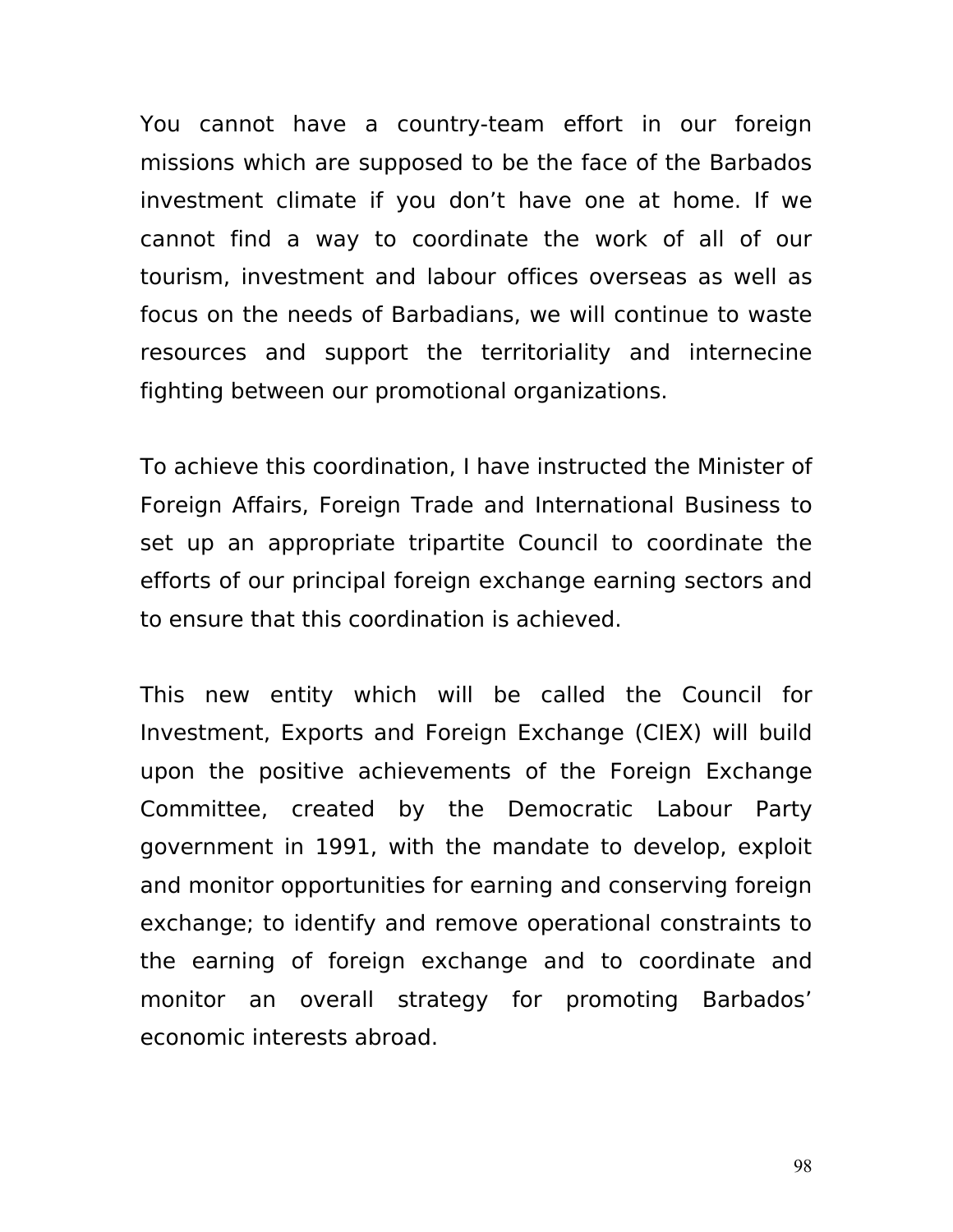You cannot have a country-team effort in our foreign missions which are supposed to be the face of the Barbados investment climate if you don't have one at home. If we cannot find a way to coordinate the work of all of our tourism, investment and labour offices overseas as well as focus on the needs of Barbadians, we will continue to waste resources and support the territoriality and internecine fighting between our promotional organizations.

To achieve this coordination, I have instructed the Minister of Foreign Affairs, Foreign Trade and International Business to set up an appropriate tripartite Council to coordinate the efforts of our principal foreign exchange earning sectors and to ensure that this coordination is achieved.

This new entity which will be called the Council for Investment, Exports and Foreign Exchange (CIEX) will build upon the positive achievements of the Foreign Exchange Committee, created by the Democratic Labour Party government in 1991, with the mandate to develop, exploit and monitor opportunities for earning and conserving foreign exchange; to identify and remove operational constraints to the earning of foreign exchange and to coordinate and monitor an overall strategy for promoting Barbados' economic interests abroad.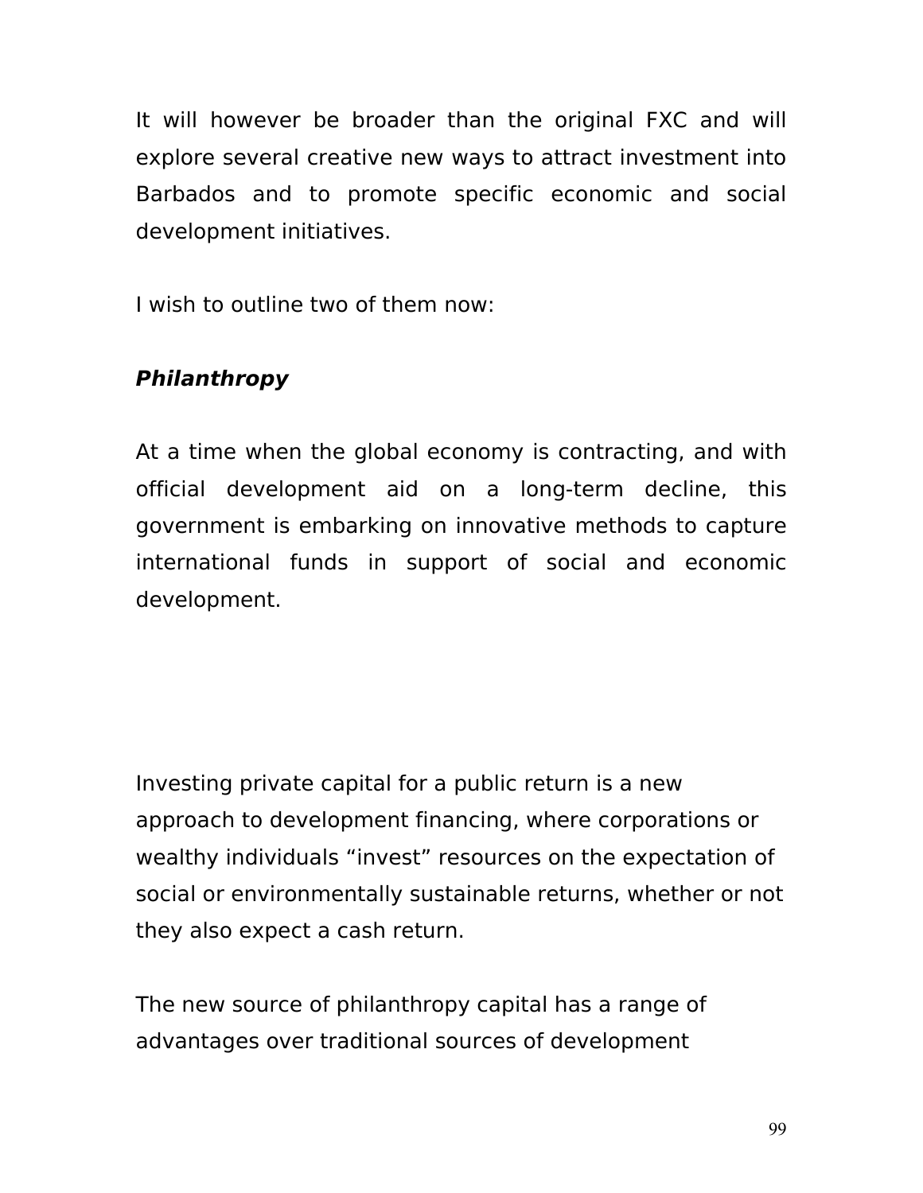It will however be broader than the original FXC and will explore several creative new ways to attract investment into Barbados and to promote specific economic and social development initiatives.

I wish to outline two of them now:

***Philanthropy***

At a time when the global economy is contracting, and with official development aid on a long-term decline, this government is embarking on innovative methods to capture international funds in support of social and economic development.

Investing private capital for a public return is a new approach to development financing, where corporations or wealthy individuals "invest" resources on the expectation of social or environmentally sustainable returns, whether or not they also expect a cash return.

The new source of philanthropy capital has a range of advantages over traditional sources of development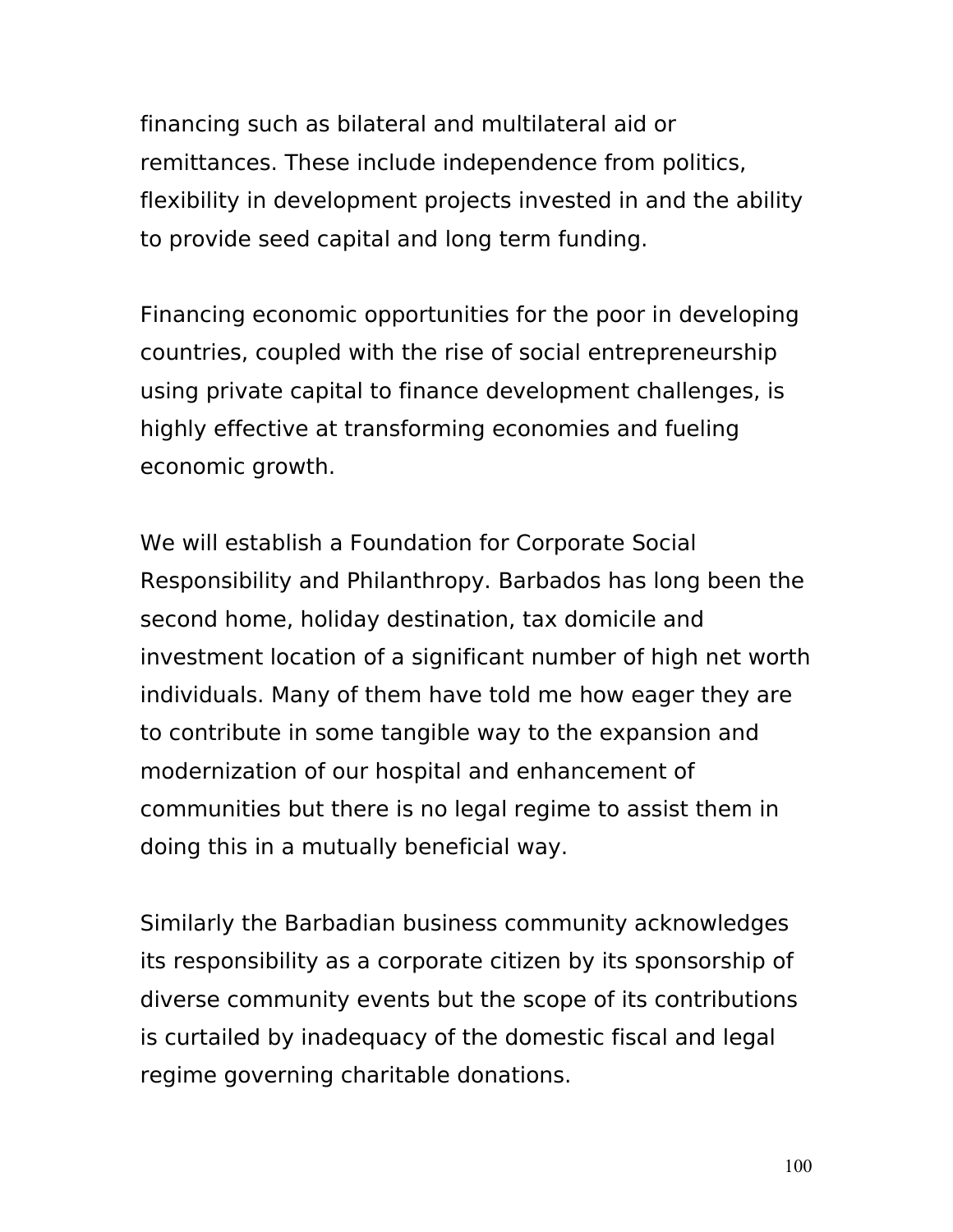financing such as bilateral and multilateral aid or remittances. These include independence from politics, flexibility in development projects invested in and the ability to provide seed capital and long term funding.

Financing economic opportunities for the poor in developing countries, coupled with the rise of social entrepreneurship using private capital to finance development challenges, is highly effective at transforming economies and fueling economic growth.

We will establish a Foundation for Corporate Social Responsibility and Philanthropy. Barbados has long been the second home, holiday destination, tax domicile and investment location of a significant number of high net worth individuals. Many of them have told me how eager they are to contribute in some tangible way to the expansion and modernization of our hospital and enhancement of communities but there is no legal regime to assist them in doing this in a mutually beneficial way.

Similarly the Barbadian business community acknowledges its responsibility as a corporate citizen by its sponsorship of diverse community events but the scope of its contributions is curtailed by inadequacy of the domestic fiscal and legal regime governing charitable donations.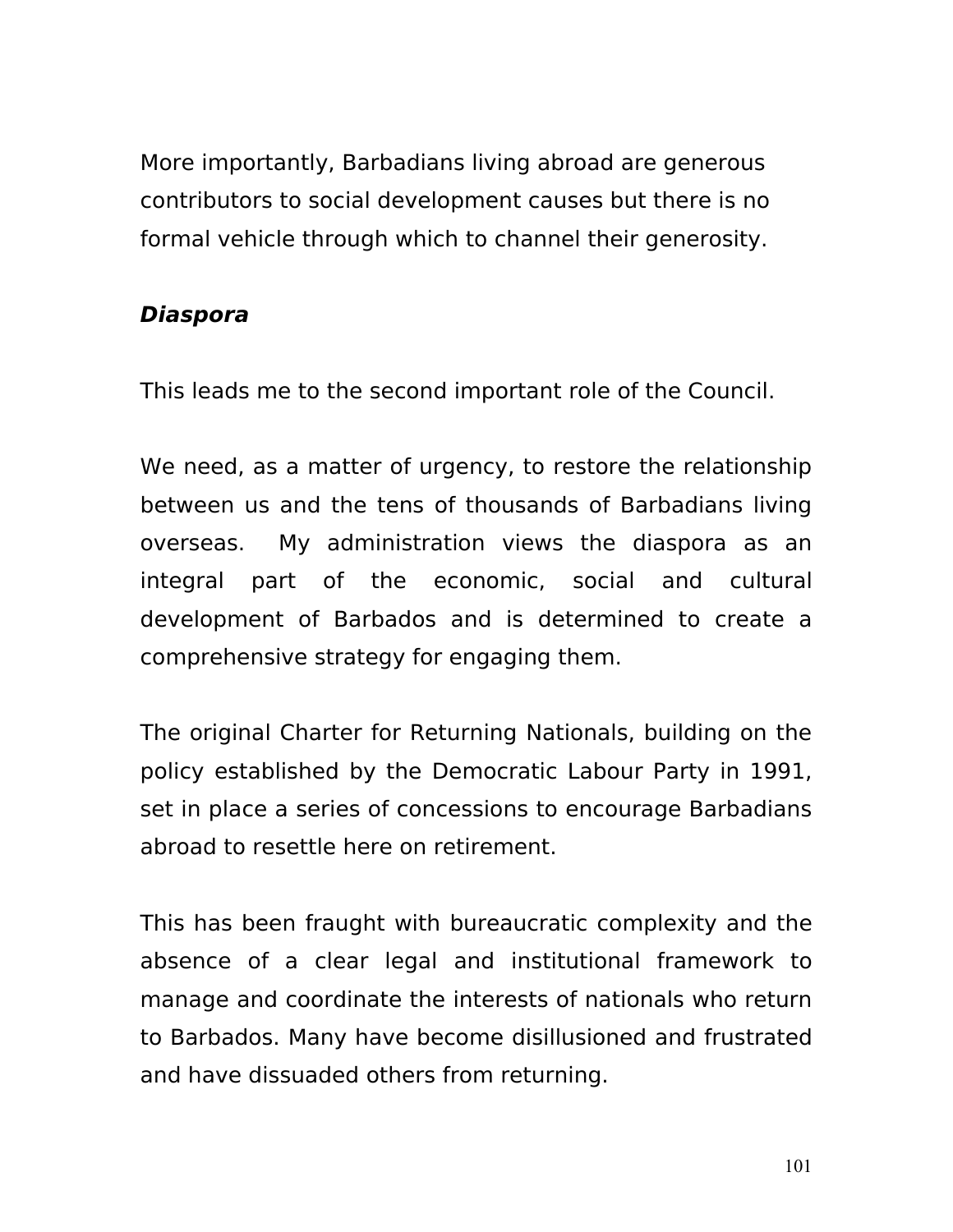More importantly, Barbadians living abroad are generous contributors to social development causes but there is no formal vehicle through which to channel their generosity.

***Diaspora***

This leads me to the second important role of the Council.

We need, as a matter of urgency, to restore the relationship between us and the tens of thousands of Barbadians living overseas. My administration views the diaspora as an integral part of the economic, social and cultural development of Barbados and is determined to create a comprehensive strategy for engaging them.

The original Charter for Returning Nationals, building on the policy established by the Democratic Labour Party in 1991, set in place a series of concessions to encourage Barbadians abroad to resettle here on retirement.

This has been fraught with bureaucratic complexity and the absence of a clear legal and institutional framework to manage and coordinate the interests of nationals who return to Barbados. Many have become disillusioned and frustrated and have dissuaded others from returning.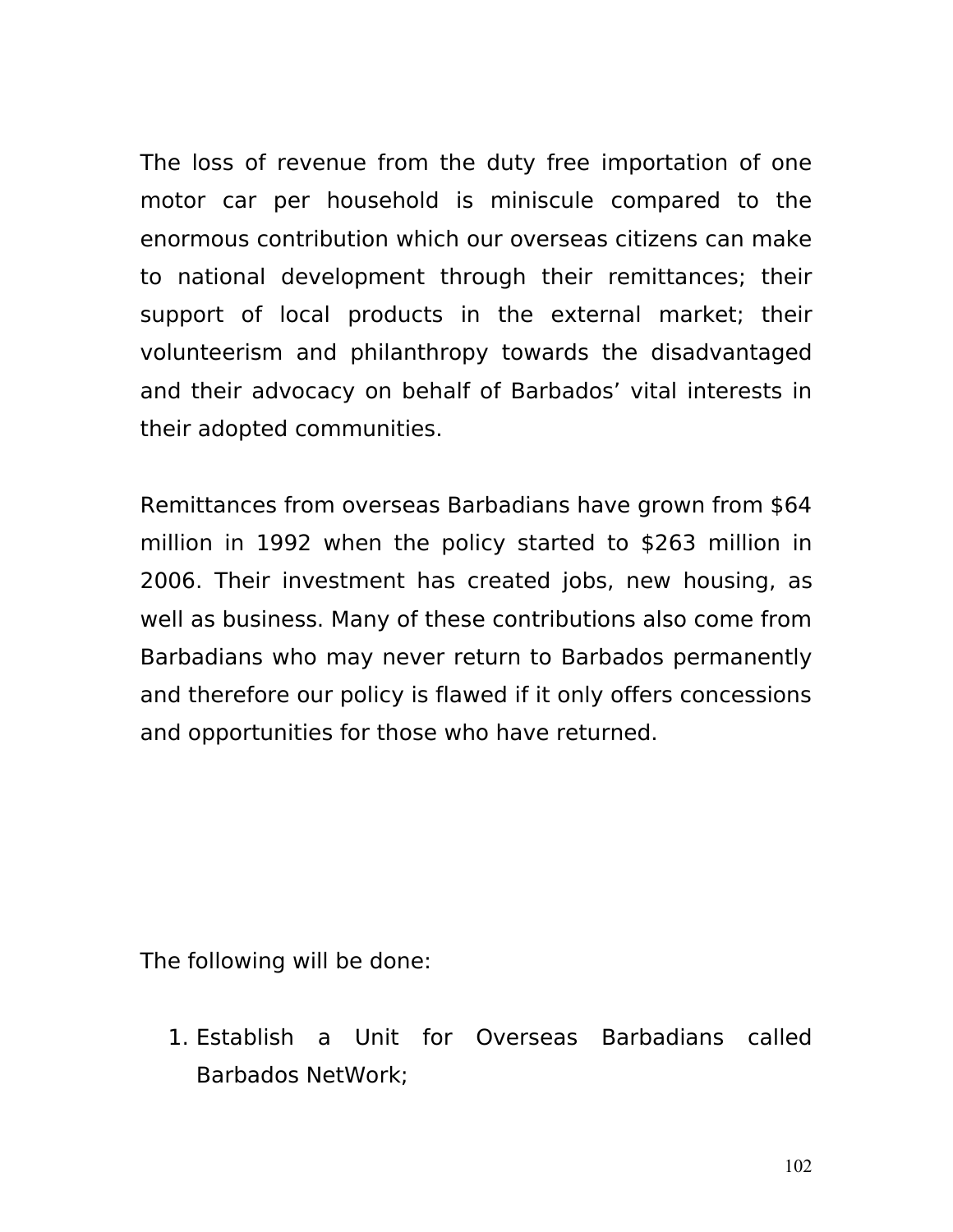The loss of revenue from the duty free importation of one motor car per household is miniscule compared to the enormous contribution which our overseas citizens can make to national development through their remittances; their support of local products in the external market; their volunteerism and philanthropy towards the disadvantaged and their advocacy on behalf of Barbados' vital interests in their adopted communities.

Remittances from overseas Barbadians have grown from $64 million in 1992 when the policy started to $263 million in 2006. Their investment has created jobs, new housing, as well as business. Many of these contributions also come from Barbadians who may never return to Barbados permanently and therefore our policy is flawed if it only offers concessions and opportunities for those who have returned.

The following will be done:

1. Establish a Unit for Overseas Barbadians called Barbados NetWork;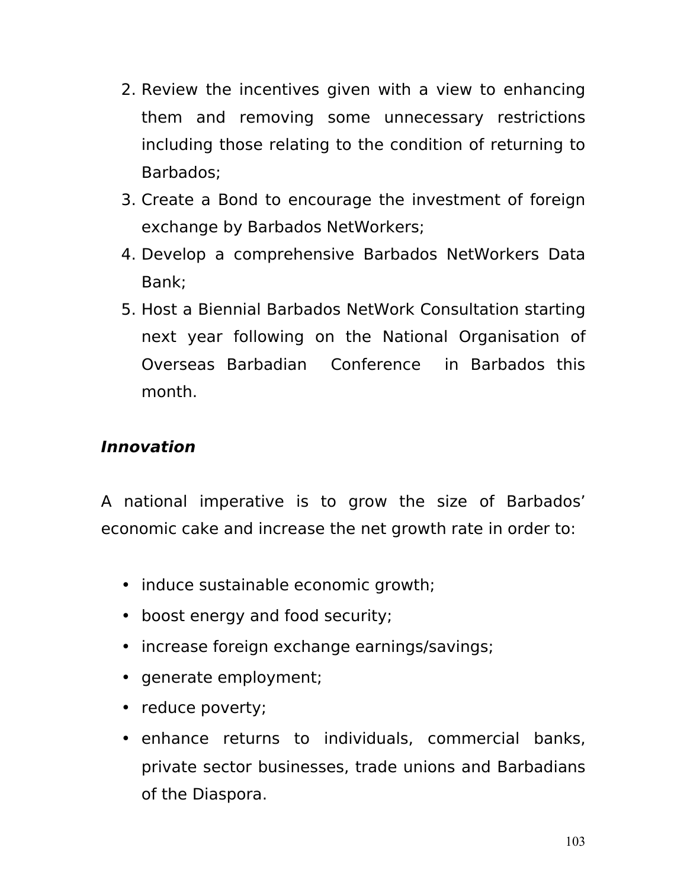2. Review the incentives given with a view to enhancing them and removing some unnecessary restrictions including those relating to the condition of returning to Barbados;
3. Create a Bond to encourage the investment of foreign exchange by Barbados NetWorkers;
4. Develop a comprehensive Barbados NetWorkers Data Bank;
5. Host a Biennial Barbados NetWork Consultation starting next year following on the National Organisation of Overseas Barbadian Conference in Barbados this month.

***Innovation***

A national imperative is to grow the size of Barbados' economic cake and increase the net growth rate in order to:

- induce sustainable economic growth;
- boost energy and food security;
- increase foreign exchange earnings/savings;
- generate employment;
- reduce poverty;
- enhance returns to individuals, commercial banks, private sector businesses, trade unions and Barbadians of the Diaspora.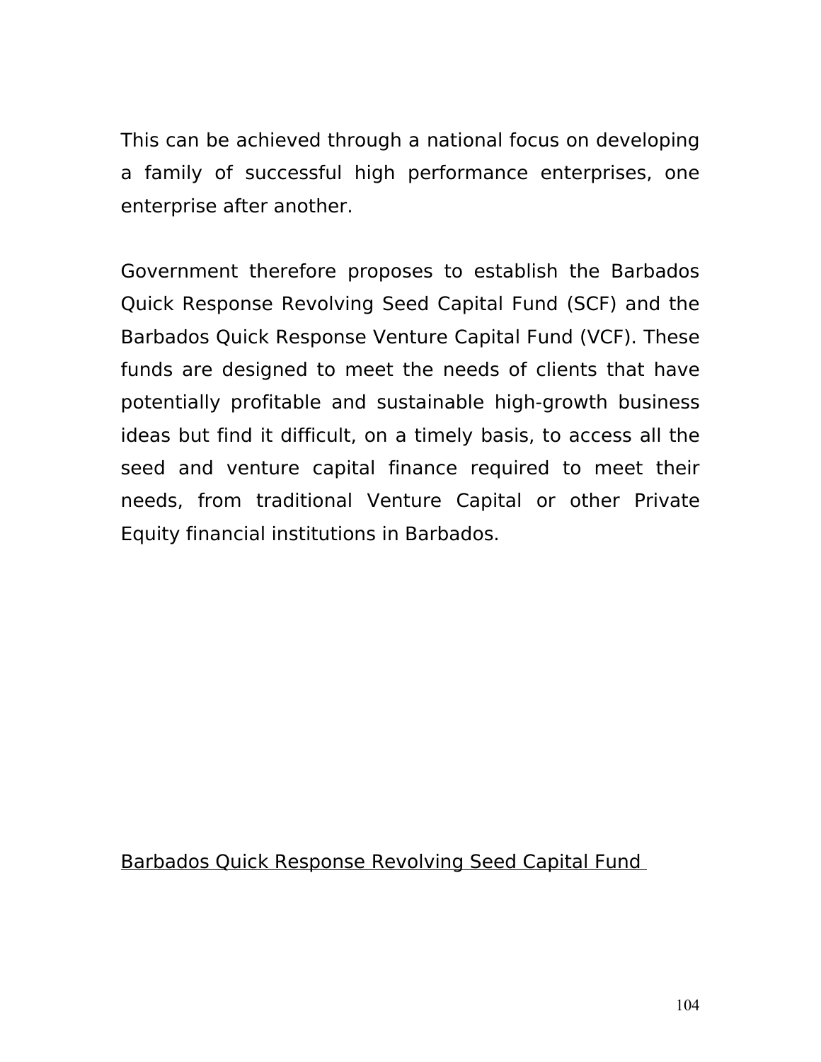This can be achieved through a national focus on developing a family of successful high performance enterprises, one enterprise after another.

Government therefore proposes to establish the Barbados Quick Response Revolving Seed Capital Fund (SCF) and the Barbados Quick Response Venture Capital Fund (VCF). These funds are designed to meet the needs of clients that have potentially profitable and sustainable high-growth business ideas but find it difficult, on a timely basis, to access all the seed and venture capital finance required to meet their needs, from traditional Venture Capital or other Private Equity financial institutions in Barbados.

<u>Barbados Quick Response Revolving Seed Capital Fund</u>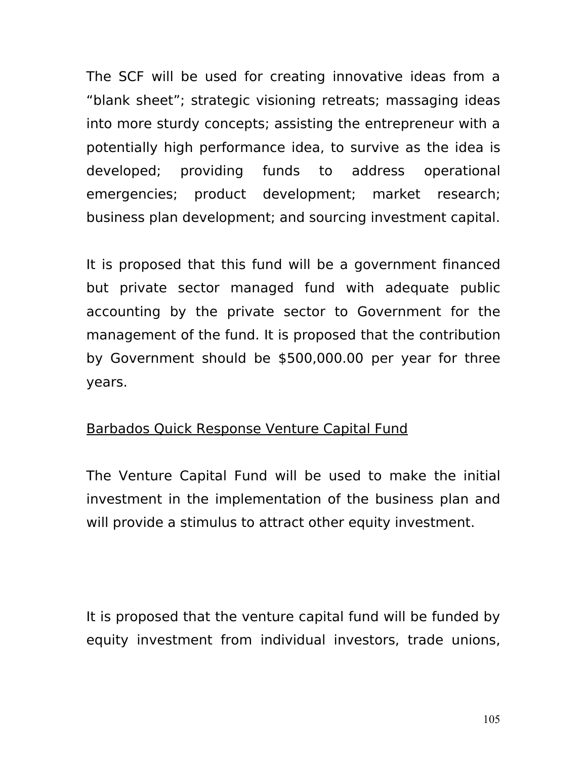The SCF will be used for creating innovative ideas from a "blank sheet"; strategic visioning retreats; massaging ideas into more sturdy concepts; assisting the entrepreneur with a potentially high performance idea, to survive as the idea is developed; providing funds to address operational emergencies; product development; market research; business plan development; and sourcing investment capital.

It is proposed that this fund will be a government financed but private sector managed fund with adequate public accounting by the private sector to Government for the management of the fund. It is proposed that the contribution by Government should be $500,000.00 per year for three years.

<u>Barbados Quick Response Venture Capital Fund</u>

The Venture Capital Fund will be used to make the initial investment in the implementation of the business plan and will provide a stimulus to attract other equity investment.

It is proposed that the venture capital fund will be funded by equity investment from individual investors, trade unions,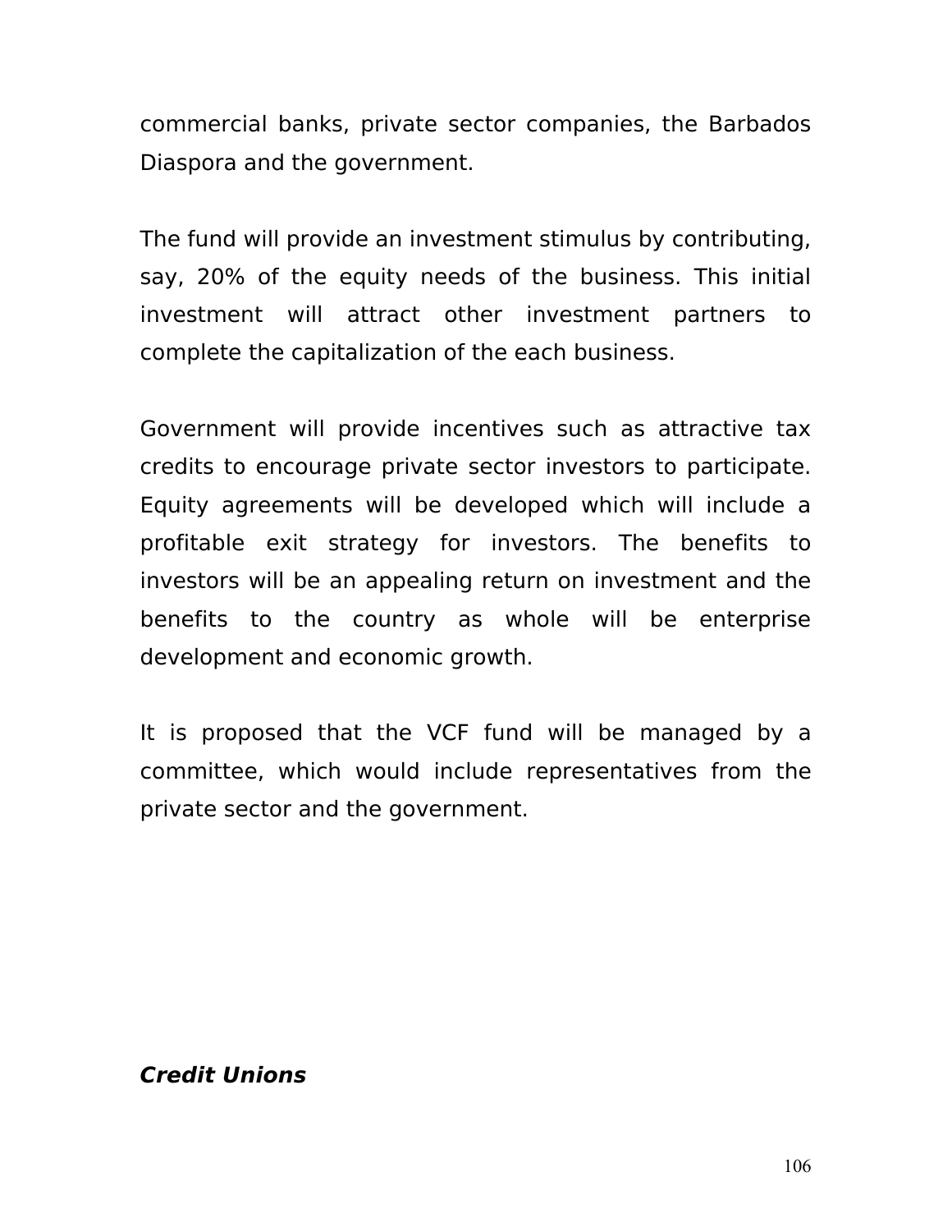commercial banks, private sector companies, the Barbados Diaspora and the government.

The fund will provide an investment stimulus by contributing, say, 20% of the equity needs of the business. This initial investment will attract other investment partners to complete the capitalization of the each business.

Government will provide incentives such as attractive tax credits to encourage private sector investors to participate. Equity agreements will be developed which will include a profitable exit strategy for investors. The benefits to investors will be an appealing return on investment and the benefits to the country as whole will be enterprise development and economic growth.

It is proposed that the VCF fund will be managed by a committee, which would include representatives from the private sector and the government.

***Credit Unions***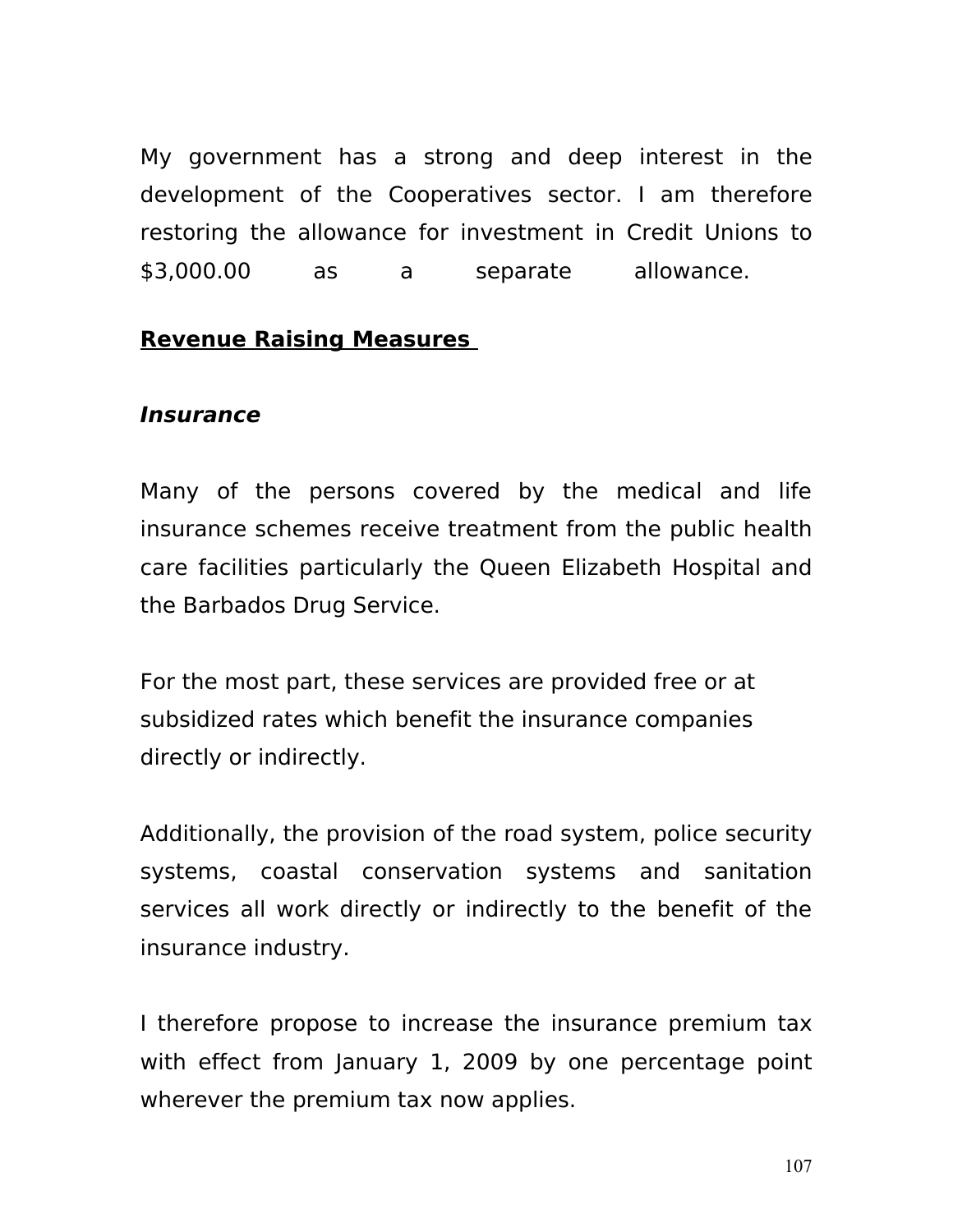My government has a strong and deep interest in the development of the Cooperatives sector. I am therefore restoring the allowance for investment in Credit Unions to $3,000.00 as a separate allowance.

## **Revenue Raising Measures**

### ***Insurance***

Many of the persons covered by the medical and life insurance schemes receive treatment from the public health care facilities particularly the Queen Elizabeth Hospital and the Barbados Drug Service.

For the most part, these services are provided free or at subsidized rates which benefit the insurance companies directly or indirectly.

Additionally, the provision of the road system, police security systems, coastal conservation systems and sanitation services all work directly or indirectly to the benefit of the insurance industry.

I therefore propose to increase the insurance premium tax with effect from January 1, 2009 by one percentage point wherever the premium tax now applies.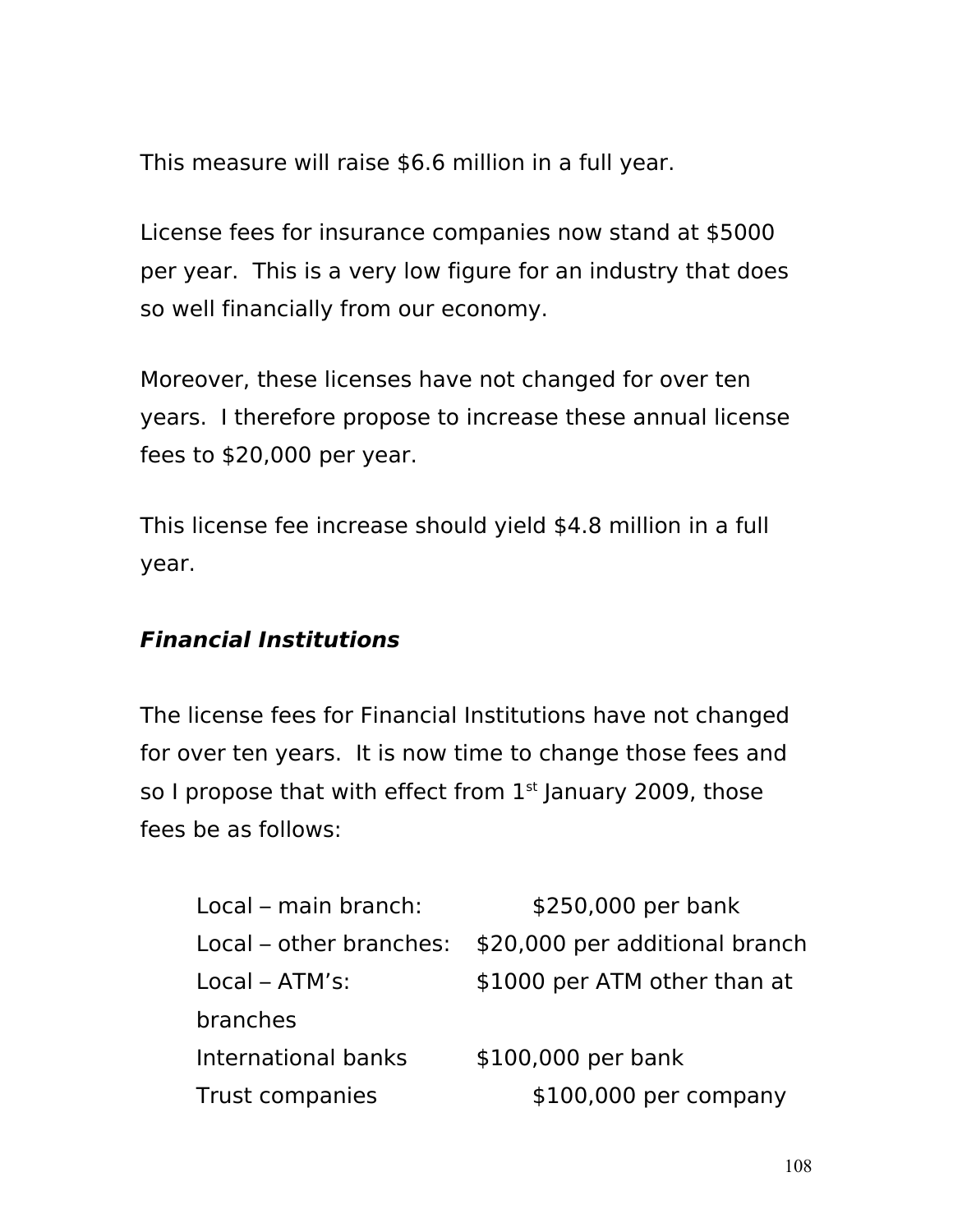This measure will raise $6.6 million in a full year.

License fees for insurance companies now stand at $5000 per year. This is a very low figure for an industry that does so well financially from our economy.

Moreover, these licenses have not changed for over ten years. I therefore propose to increase these annual license fees to $20,000 per year.

This license fee increase should yield $4.8 million in a full year.

***Financial Institutions***

The license fees for Financial Institutions have not changed for over ten years. It is now time to change those fees and so I propose that with effect from 1st January 2009, those fees be as follows:

| | |
|---|---|
| Local – main branch: | $250,000 per bank |
| Local – other branches: | $20,000 per additional branch |
| Local – ATM's: | $1000 per ATM other than at branches |
| International banks | $100,000 per bank |
| Trust companies | $100,000 per company |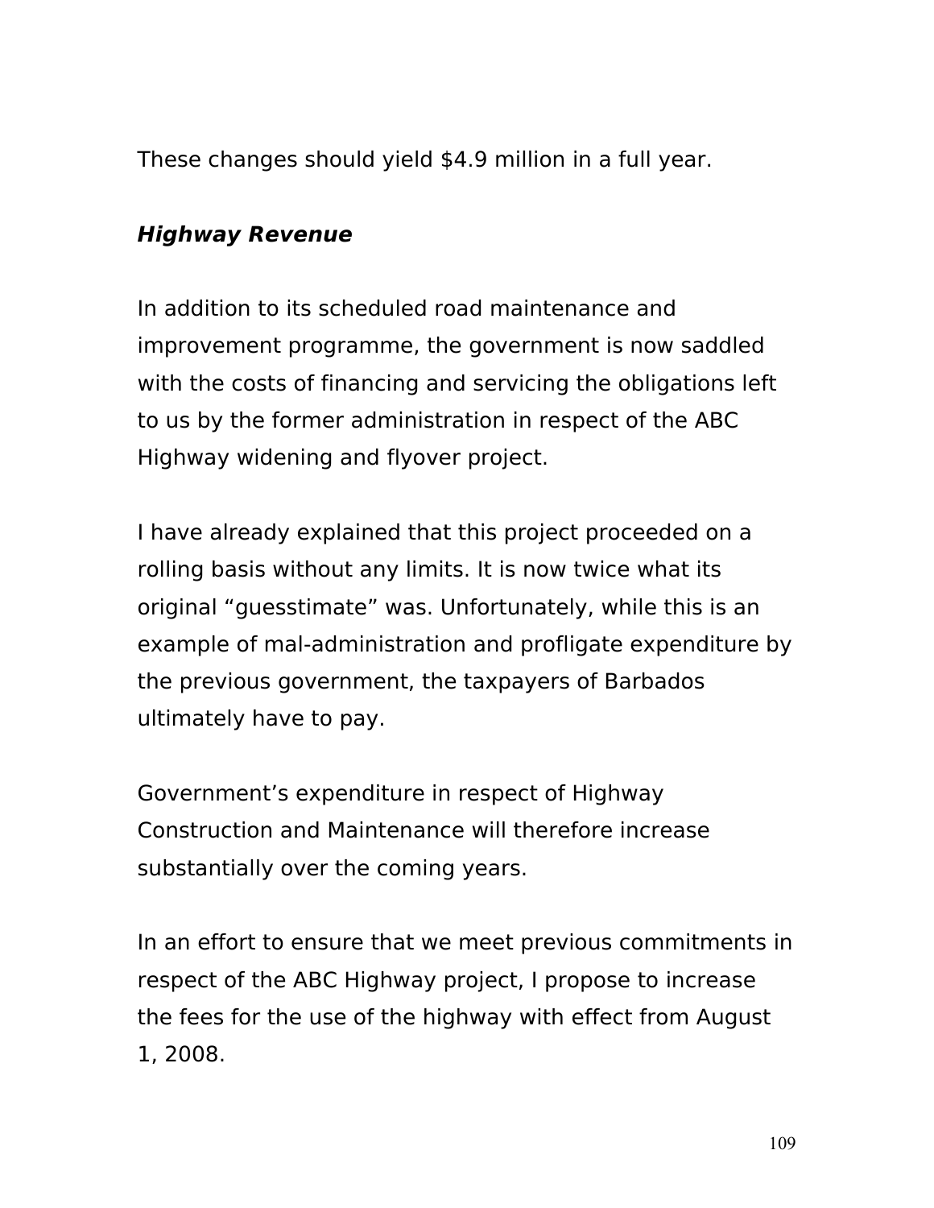These changes should yield $4.9 million in a full year.

***Highway Revenue***

In addition to its scheduled road maintenance and improvement programme, the government is now saddled with the costs of financing and servicing the obligations left to us by the former administration in respect of the ABC Highway widening and flyover project.

I have already explained that this project proceeded on a rolling basis without any limits. It is now twice what its original “guesstimate” was. Unfortunately, while this is an example of mal-administration and profligate expenditure by the previous government, the taxpayers of Barbados ultimately have to pay.

Government’s expenditure in respect of Highway Construction and Maintenance will therefore increase substantially over the coming years.

In an effort to ensure that we meet previous commitments in respect of the ABC Highway project, I propose to increase the fees for the use of the highway with effect from August 1, 2008.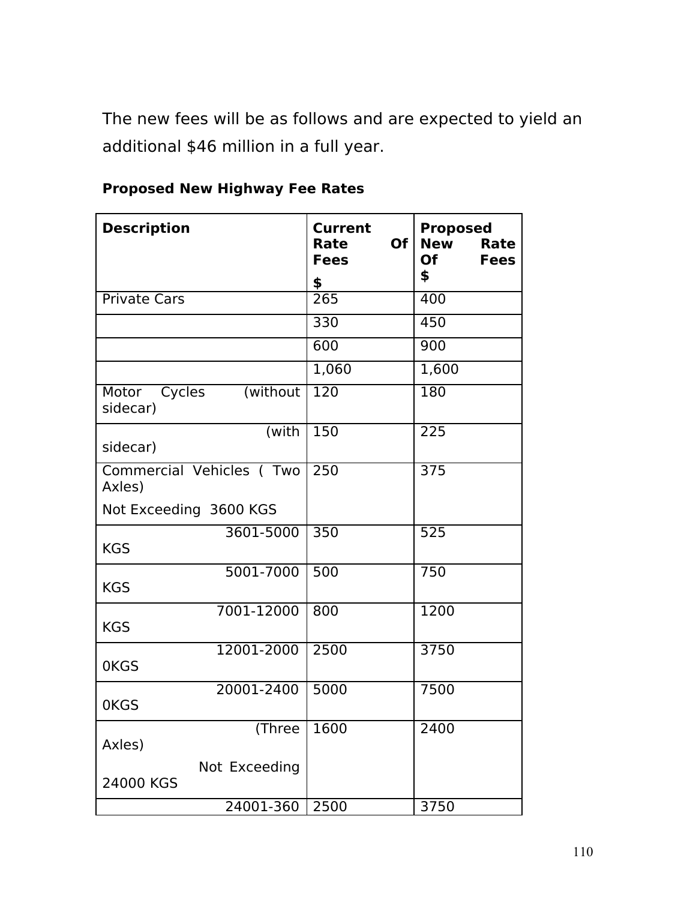The new fees will be as follows and are expected to yield an additional $46 million in a full year.

**Proposed New Highway Fee Rates**

| **Description** | **Current Rate Of Fees $** | **Proposed New Rate Of Fees $** |
|---|---|---|
| Private Cars | 265 | 400 |
| | 330 | 450 |
| | 600 | 900 |
| | 1,060 | 1,600 |
| Motor Cycles (without sidecar) | 120 | 180 |
| (with sidecar) | 150 | 225 |
| Commercial Vehicles ( Two Axles) Not Exceeding 3600 KGS | 250 | 375 |
| 3601-5000 KGS | 350 | 525 |
| 5001-7000 KGS | 500 | 750 |
| 7001-12000 KGS | 800 | 1200 |
| 12001-20000KGS | 2500 | 3750 |
| 20001-24000KGS | 5000 | 7500 |
| (Three Axles) Not Exceeding 24000 KGS | 1600 | 2400 |
| 24001-360 | 2500 | 3750 |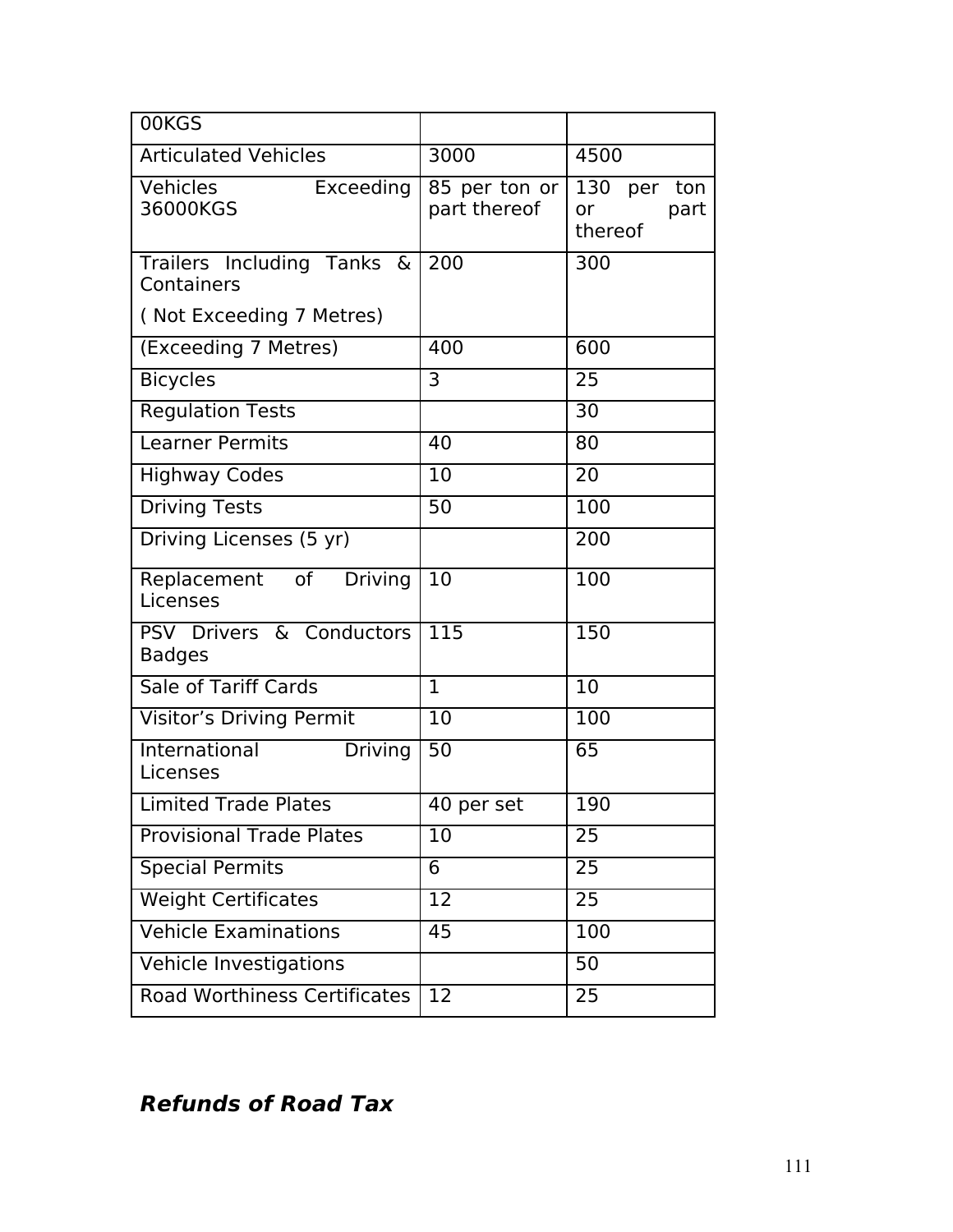| 00KGS | | |
|---|---|---|
| Articulated Vehicles | 3000 | 4500 |
| Vehicles Exceeding 36000KGS | 85 per ton or part thereof | 130 per ton or part thereof |
| Trailers Including Tanks & Containers ( Not Exceeding 7 Metres) | 200 | 300 |
| (Exceeding 7 Metres) | 400 | 600 |
| Bicycles | 3 | 25 |
| Regulation Tests | | 30 |
| Learner Permits | 40 | 80 |
| Highway Codes | 10 | 20 |
| Driving Tests | 50 | 100 |
| Driving Licenses (5 yr) | | 200 |
| Replacement of Driving Licenses | 10 | 100 |
| PSV Drivers & Conductors Badges | 115 | 150 |
| Sale of Tariff Cards | 1 | 10 |
| Visitor's Driving Permit | 10 | 100 |
| International Driving Licenses | 50 | 65 |
| Limited Trade Plates | 40 per set | 190 |
| Provisional Trade Plates | 10 | 25 |
| Special Permits | 6 | 25 |
| Weight Certificates | 12 | 25 |
| Vehicle Examinations | 45 | 100 |
| Vehicle Investigations | | 50 |
| Road Worthiness Certificates | 12 | 25 |

## ***Refunds of Road Tax***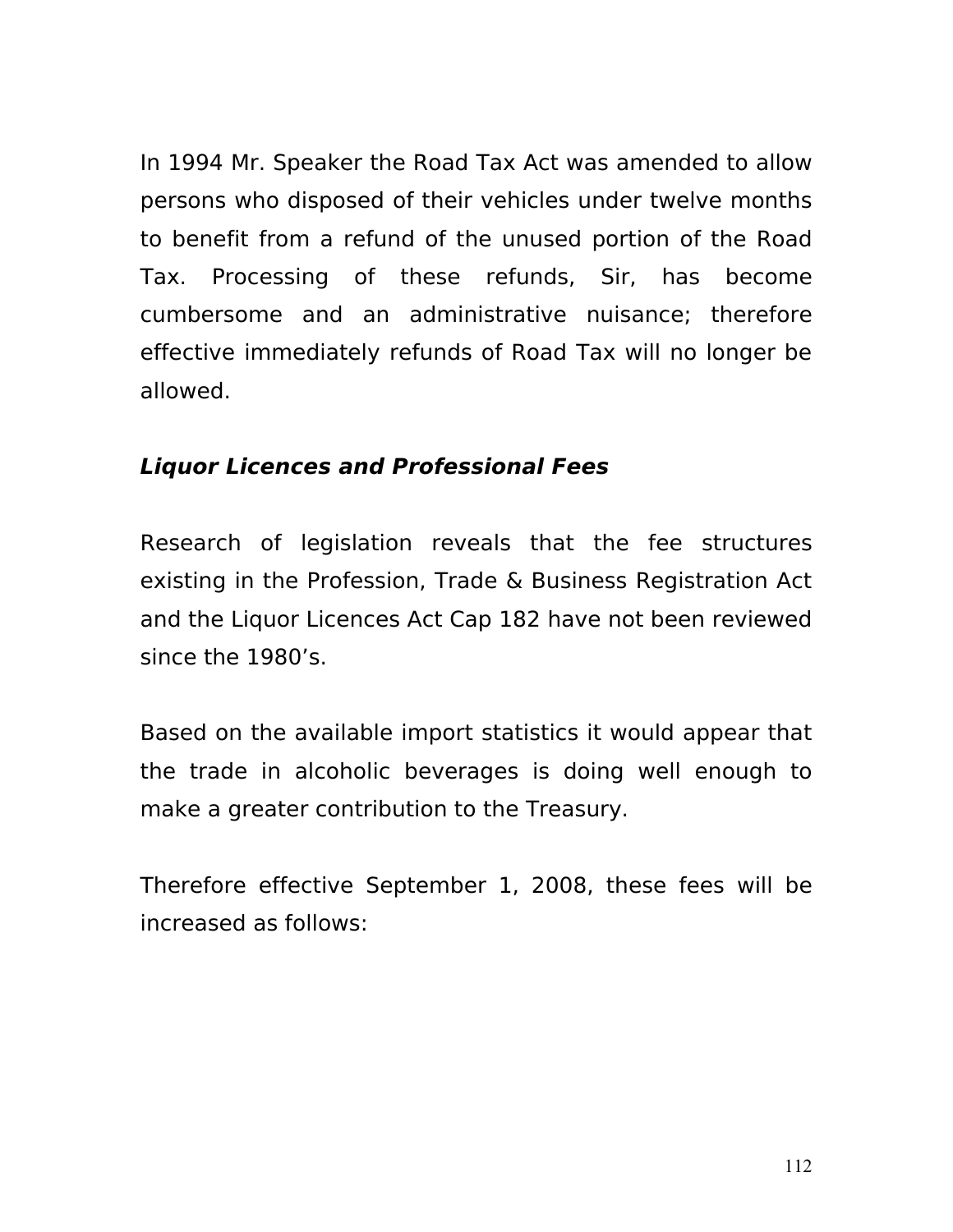In 1994 Mr. Speaker the Road Tax Act was amended to allow persons who disposed of their vehicles under twelve months to benefit from a refund of the unused portion of the Road Tax. Processing of these refunds, Sir, has become cumbersome and an administrative nuisance; therefore effective immediately refunds of Road Tax will no longer be allowed.

***Liquor Licences and Professional Fees***

Research of legislation reveals that the fee structures existing in the Profession, Trade & Business Registration Act and the Liquor Licences Act Cap 182 have not been reviewed since the 1980's.

Based on the available import statistics it would appear that the trade in alcoholic beverages is doing well enough to make a greater contribution to the Treasury.

Therefore effective September 1, 2008, these fees will be increased as follows: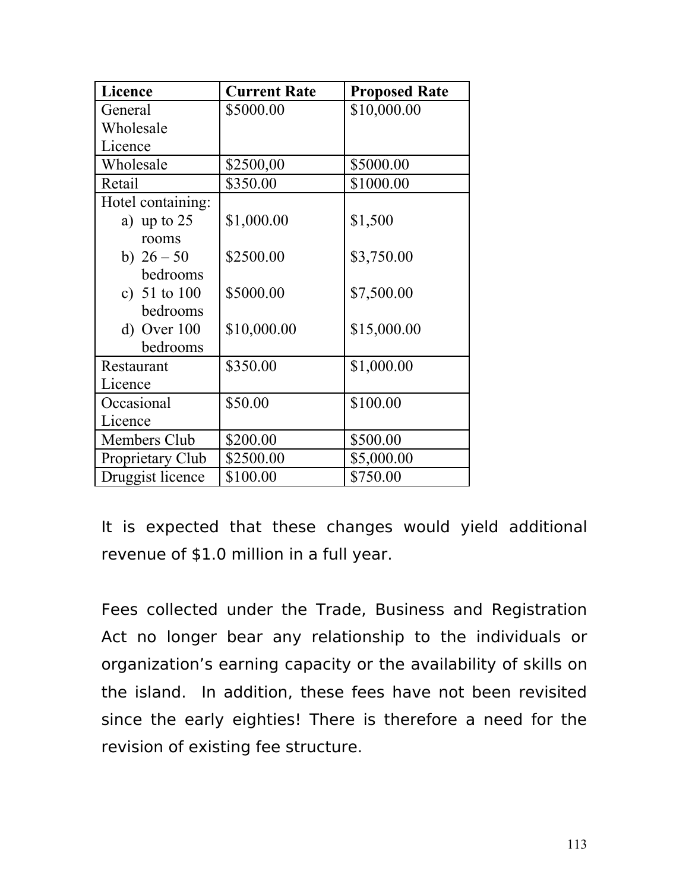| Licence | Current Rate | Proposed Rate |
|---|---|---|
| General Wholesale Licence | $5000.00 | $10,000.00 |
| Wholesale | $2500,00 | $5000.00 |
| Retail | $350.00 | $1000.00 |
| Hotel containing: | | |
| a) up to 25 rooms | $1,000.00 | $1,500 |
| b) 26 – 50 bedrooms | $2500.00 | $3,750.00 |
| c) 51 to 100 bedrooms | $5000.00 | $7,500.00 |
| d) Over 100 bedrooms | $10,000.00 | $15,000.00 |
| Restaurant Licence | $350.00 | $1,000.00 |
| Occasional Licence | $50.00 | $100.00 |
| Members Club | $200.00 | $500.00 |
| Proprietary Club | $2500.00 | $5,000.00 |
| Druggist licence | $100.00 | $750.00 |

It is expected that these changes would yield additional revenue of $1.0 million in a full year.

Fees collected under the Trade, Business and Registration Act no longer bear any relationship to the individuals or organization's earning capacity or the availability of skills on the island. In addition, these fees have not been revisited since the early eighties! There is therefore a need for the revision of existing fee structure.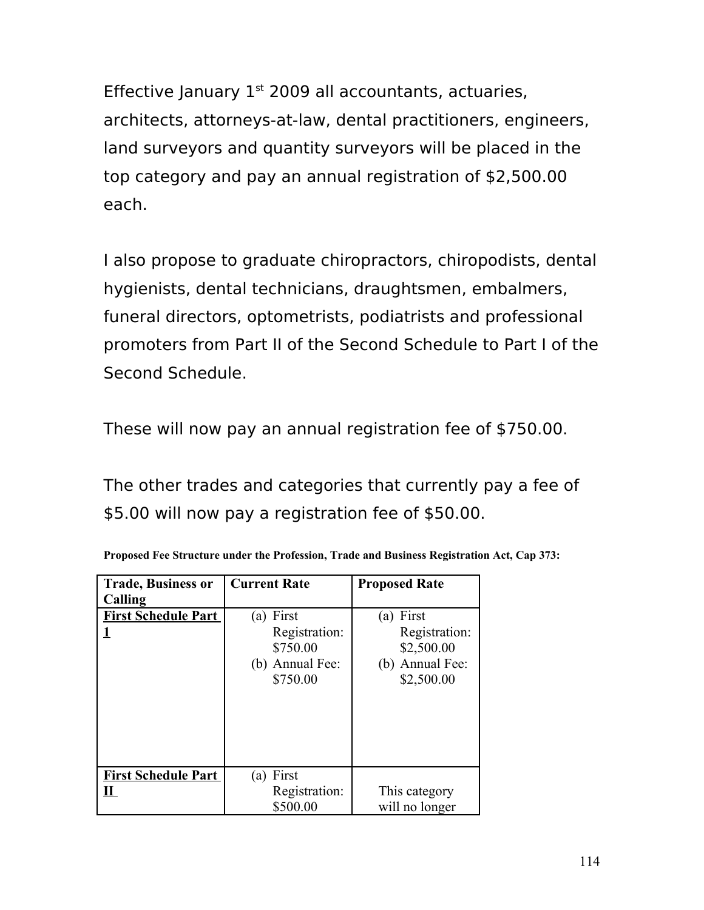Effective January 1st 2009 all accountants, actuaries, architects, attorneys-at-law, dental practitioners, engineers, land surveyors and quantity surveyors will be placed in the top category and pay an annual registration of $2,500.00 each.

I also propose to graduate chiropractors, chiropodists, dental hygienists, dental technicians, draughtsmen, embalmers, funeral directors, optometrists, podiatrists and professional promoters from Part II of the Second Schedule to Part I of the Second Schedule.

These will now pay an annual registration fee of $750.00.

The other trades and categories that currently pay a fee of $5.00 will now pay a registration fee of $50.00.

**Proposed Fee Structure under the Profession, Trade and Business Registration Act, Cap 373:**

| Trade, Business or Calling | Current Rate | Proposed Rate |
|---|---|---|
| **First Schedule Part 1** | (a) First Registration: $750.00<br>(b) Annual Fee: $750.00 | (a) First Registration: $2,500.00<br>(b) Annual Fee: $2,500.00 |
| **First Schedule Part II** | (a) First Registration: $500.00 | This category will no longer |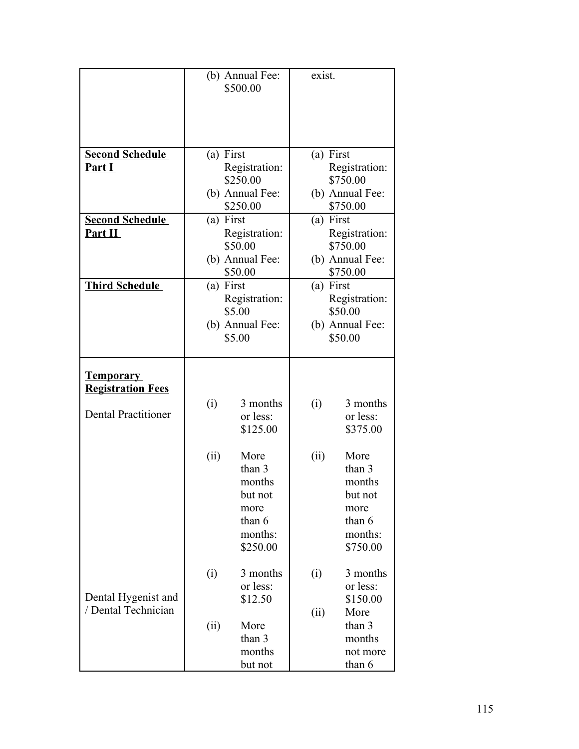| | | |
|---|---|---|
| | (b) Annual Fee: $500.00 | exist. |
| **Second Schedule Part I** | (a) First Registration: $250.00<br>(b) Annual Fee: $250.00 | (a) First Registration: $750.00<br>(b) Annual Fee: $750.00 |
| **Second Schedule Part II** | (a) First Registration: $50.00<br>(b) Annual Fee: $50.00 | (a) First Registration: $750.00<br>(b) Annual Fee: $750.00 |
| **Third Schedule** | (a) First Registration: $5.00<br>(b) Annual Fee: $5.00 | (a) First Registration: $50.00<br>(b) Annual Fee: $50.00 |
| **Temporary Registration Fees**<br><br>Dental Practitioner<br><br><br><br><br><br>Dental Hygenist and / Dental Technician | (i) 3 months or less: $125.00<br>(ii) More than 3 months but not more than 6 months: $250.00<br><br>(i) 3 months or less: $12.50<br>(ii) More than 3 months but not | (i) 3 months or less: $375.00<br>(ii) More than 3 months but not more than 6 months: $750.00<br><br>(i) 3 months or less: $150.00<br>(ii) More than 3 months not more than 6 |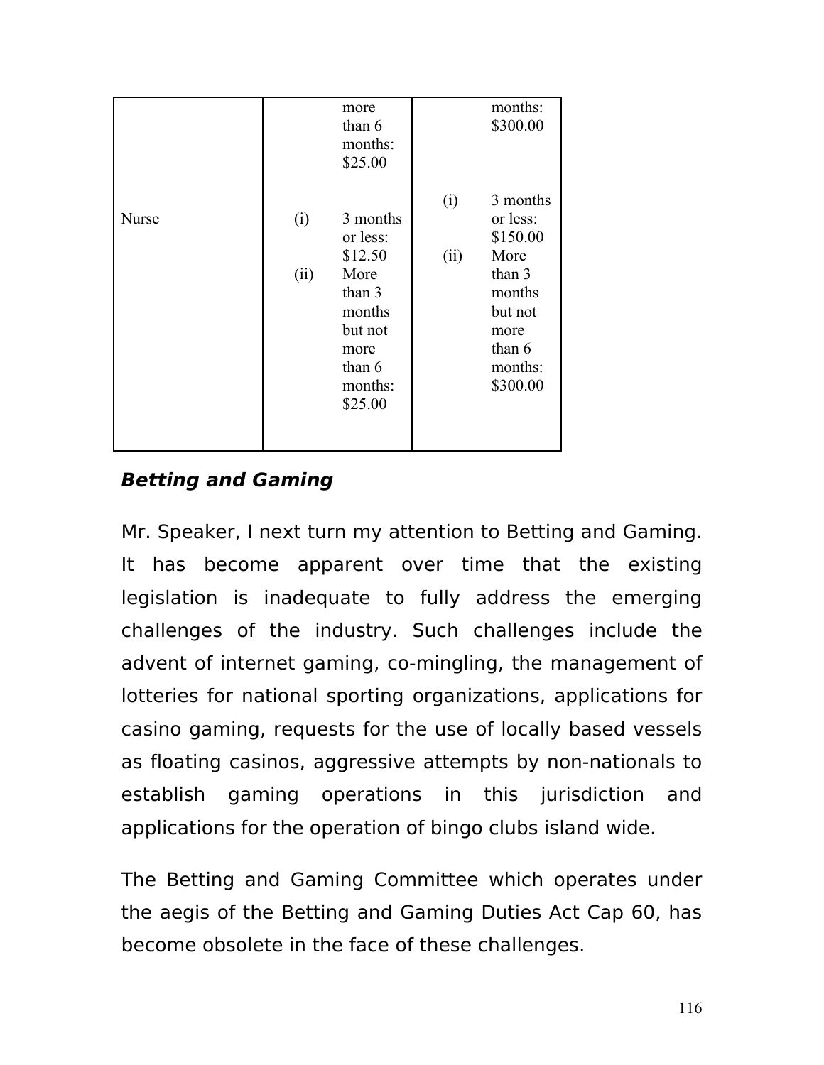| | | |
|---|---|---|
| | more than 6 months: \$25.00 | months: \$300.00 |
| Nurse | (i) 3 months or less: \$12.50<br>(ii) More than 3 months but not more than 6 months: \$25.00 | (i) 3 months or less: \$150.00<br>(ii) More than 3 months but not more than 6 months: \$300.00 |

### ***Betting and Gaming***

Mr. Speaker, I next turn my attention to Betting and Gaming. It has become apparent over time that the existing legislation is inadequate to fully address the emerging challenges of the industry. Such challenges include the advent of internet gaming, co-mingling, the management of lotteries for national sporting organizations, applications for casino gaming, requests for the use of locally based vessels as floating casinos, aggressive attempts by non-nationals to establish gaming operations in this jurisdiction and applications for the operation of bingo clubs island wide.

The Betting and Gaming Committee which operates under the aegis of the Betting and Gaming Duties Act Cap 60, has become obsolete in the face of these challenges.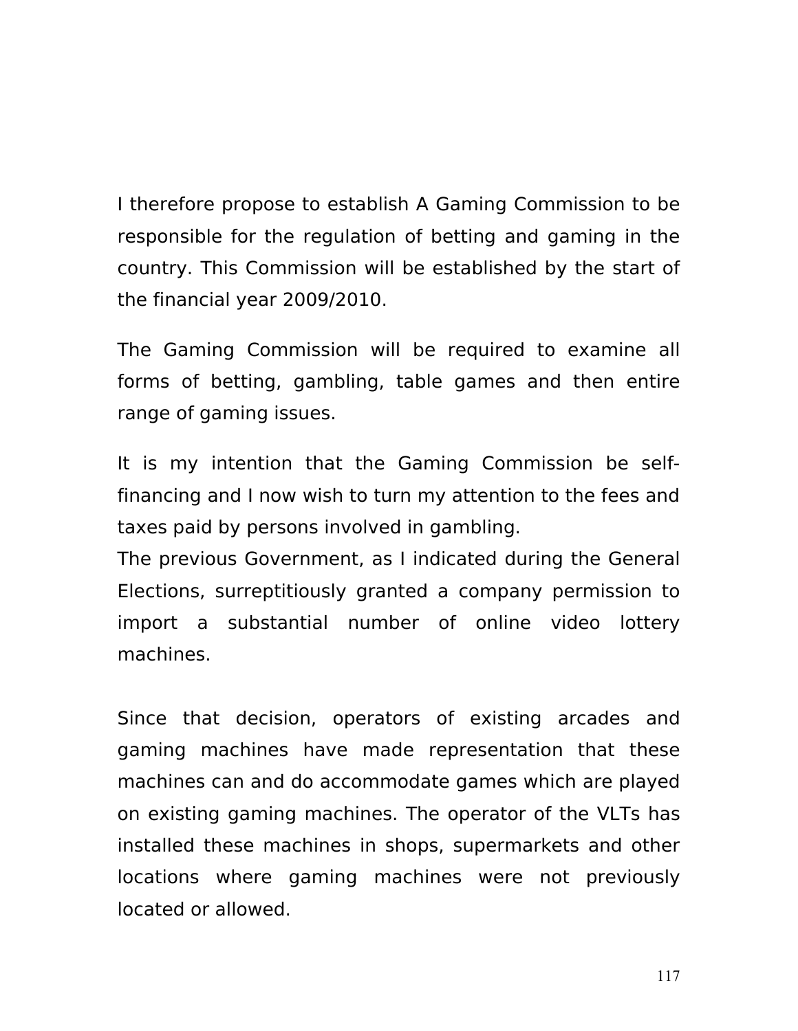I therefore propose to establish A Gaming Commission to be responsible for the regulation of betting and gaming in the country. This Commission will be established by the start of the financial year 2009/2010.

The Gaming Commission will be required to examine all forms of betting, gambling, table games and then entire range of gaming issues.

It is my intention that the Gaming Commission be self-financing and I now wish to turn my attention to the fees and taxes paid by persons involved in gambling.
The previous Government, as I indicated during the General Elections, surreptitiously granted a company permission to import a substantial number of online video lottery machines.

Since that decision, operators of existing arcades and gaming machines have made representation that these machines can and do accommodate games which are played on existing gaming machines. The operator of the VLTs has installed these machines in shops, supermarkets and other locations where gaming machines were not previously located or allowed.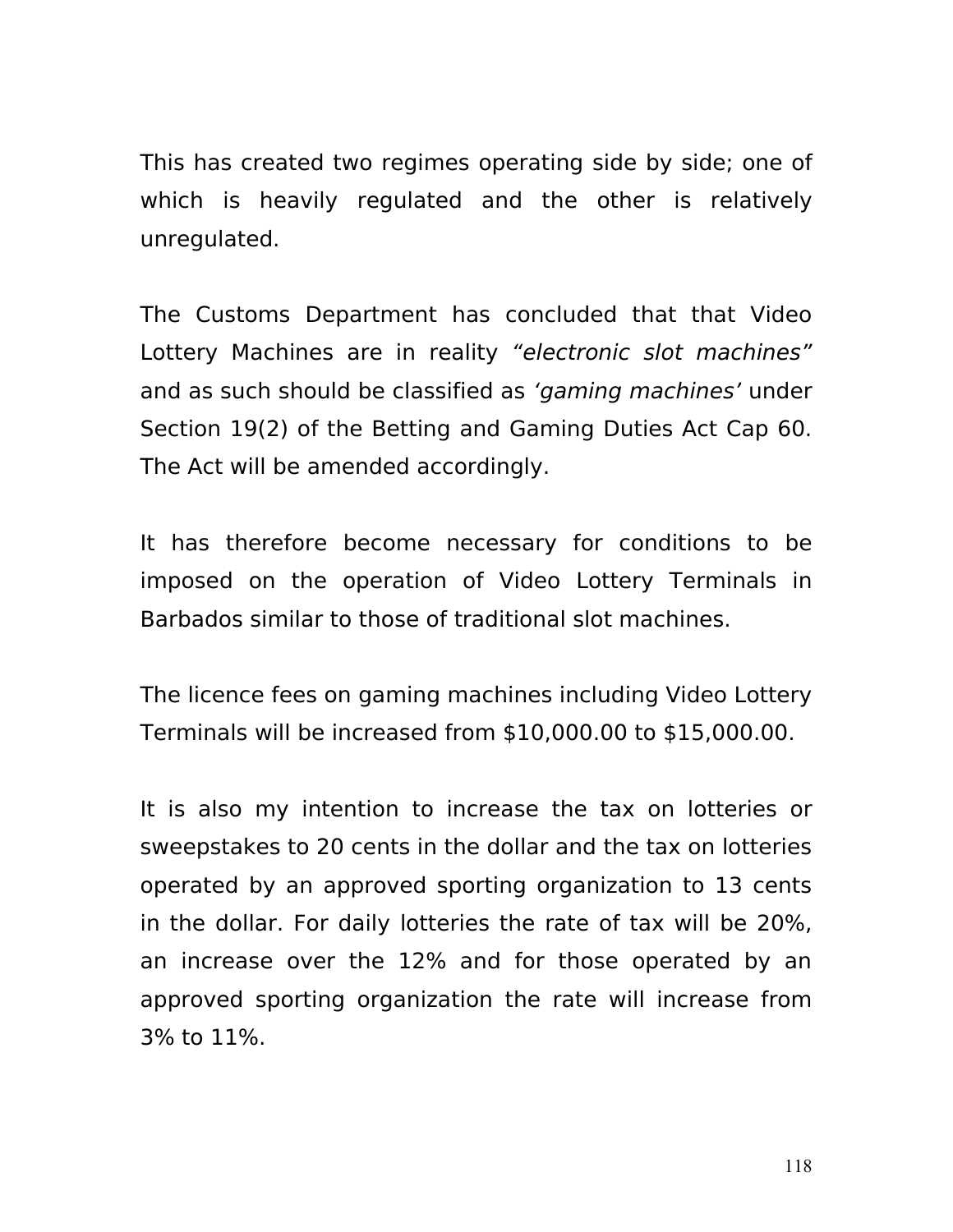This has created two regimes operating side by side; one of which is heavily regulated and the other is relatively unregulated.

The Customs Department has concluded that that Video Lottery Machines are in reality *"electronic slot machines"* and as such should be classified as *'gaming machines'* under Section 19(2) of the Betting and Gaming Duties Act Cap 60. The Act will be amended accordingly.

It has therefore become necessary for conditions to be imposed on the operation of Video Lottery Terminals in Barbados similar to those of traditional slot machines.

The licence fees on gaming machines including Video Lottery Terminals will be increased from $10,000.00 to $15,000.00.

It is also my intention to increase the tax on lotteries or sweepstakes to 20 cents in the dollar and the tax on lotteries operated by an approved sporting organization to 13 cents in the dollar. For daily lotteries the rate of tax will be 20%, an increase over the 12% and for those operated by an approved sporting organization the rate will increase from 3% to 11%.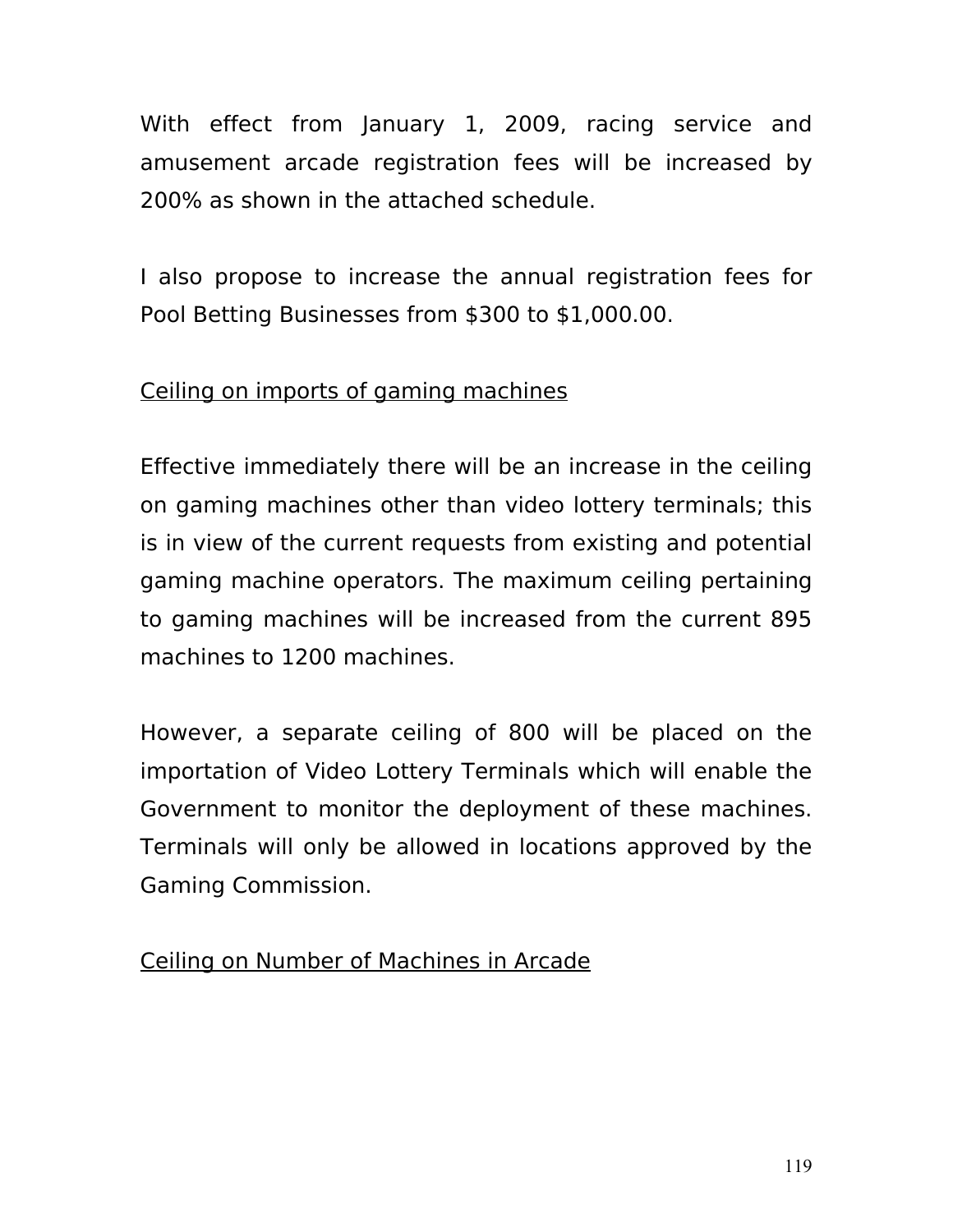With effect from January 1, 2009, racing service and amusement arcade registration fees will be increased by 200% as shown in the attached schedule.

I also propose to increase the annual registration fees for Pool Betting Businesses from $300 to $1,000.00.

<u>Ceiling on imports of gaming machines</u>

Effective immediately there will be an increase in the ceiling on gaming machines other than video lottery terminals; this is in view of the current requests from existing and potential gaming machine operators. The maximum ceiling pertaining to gaming machines will be increased from the current 895 machines to 1200 machines.

However, a separate ceiling of 800 will be placed on the importation of Video Lottery Terminals which will enable the Government to monitor the deployment of these machines. Terminals will only be allowed in locations approved by the Gaming Commission.

<u>Ceiling on Number of Machines in Arcade</u>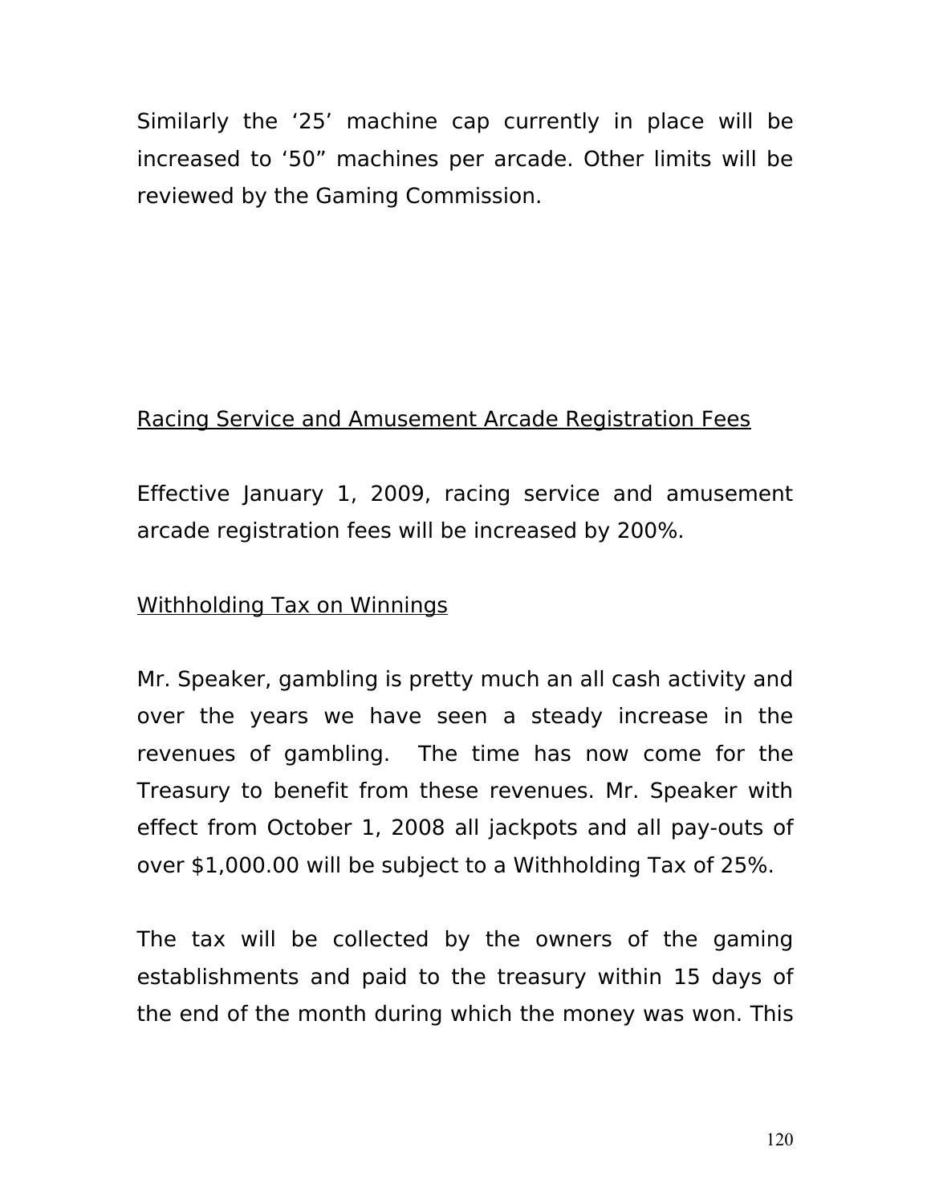Similarly the ‘25’ machine cap currently in place will be increased to ‘50” machines per arcade. Other limits will be reviewed by the Gaming Commission.

<u>Racing Service and Amusement Arcade Registration Fees</u>

Effective January 1, 2009, racing service and amusement arcade registration fees will be increased by 200%.

<u>Withholding Tax on Winnings</u>

Mr. Speaker, gambling is pretty much an all cash activity and over the years we have seen a steady increase in the revenues of gambling. The time has now come for the Treasury to benefit from these revenues. Mr. Speaker with effect from October 1, 2008 all jackpots and all pay-outs of over $1,000.00 will be subject to a Withholding Tax of 25%.

The tax will be collected by the owners of the gaming establishments and paid to the treasury within 15 days of the end of the month during which the money was won. This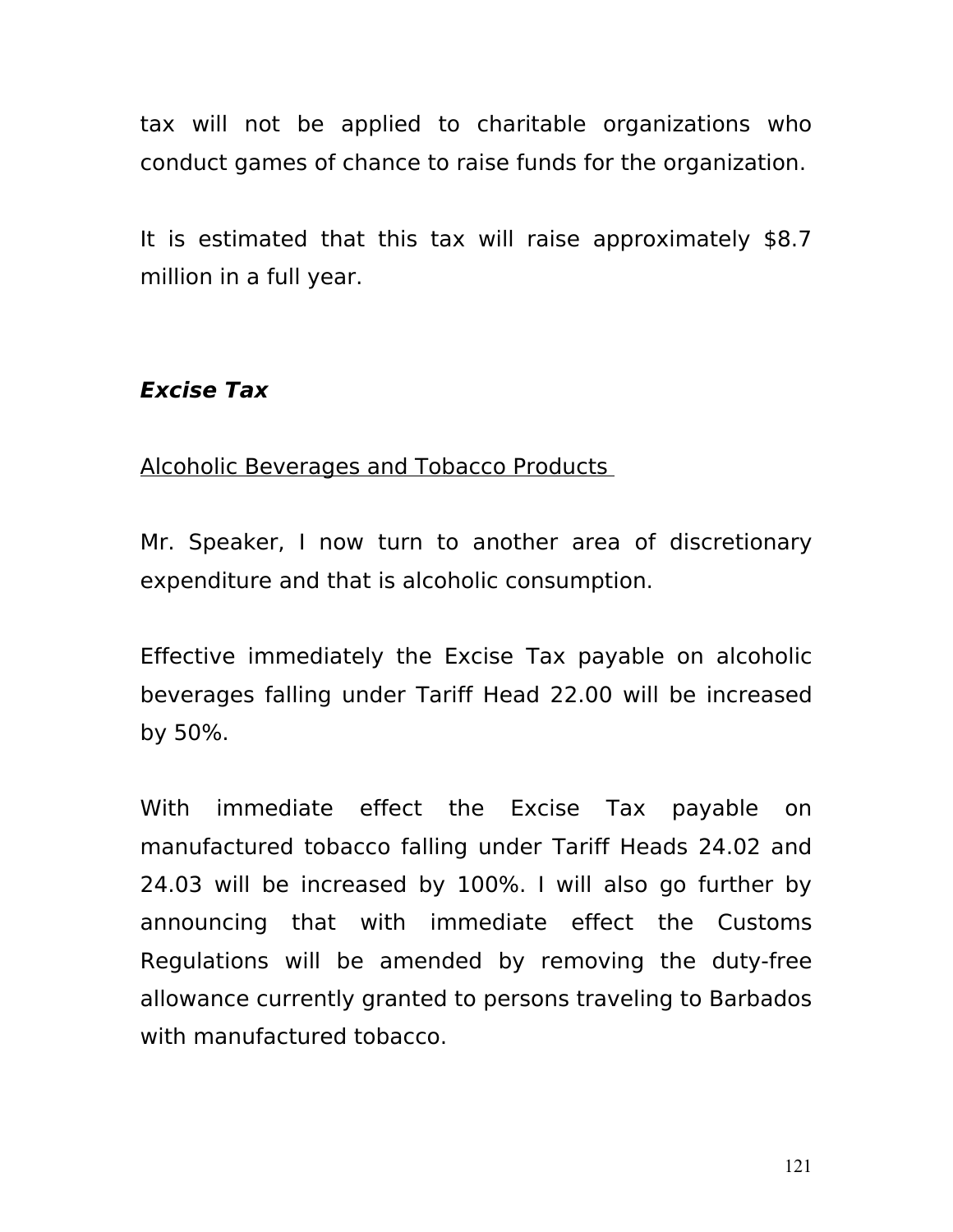tax will not be applied to charitable organizations who conduct games of chance to raise funds for the organization.

It is estimated that this tax will raise approximately $8.7 million in a full year.

***Excise Tax***

<u>Alcoholic Beverages and Tobacco Products</u>

Mr. Speaker, I now turn to another area of discretionary expenditure and that is alcoholic consumption.

Effective immediately the Excise Tax payable on alcoholic beverages falling under Tariff Head 22.00 will be increased by 50%.

With immediate effect the Excise Tax payable on manufactured tobacco falling under Tariff Heads 24.02 and 24.03 will be increased by 100%. I will also go further by announcing that with immediate effect the Customs Regulations will be amended by removing the duty-free allowance currently granted to persons traveling to Barbados with manufactured tobacco.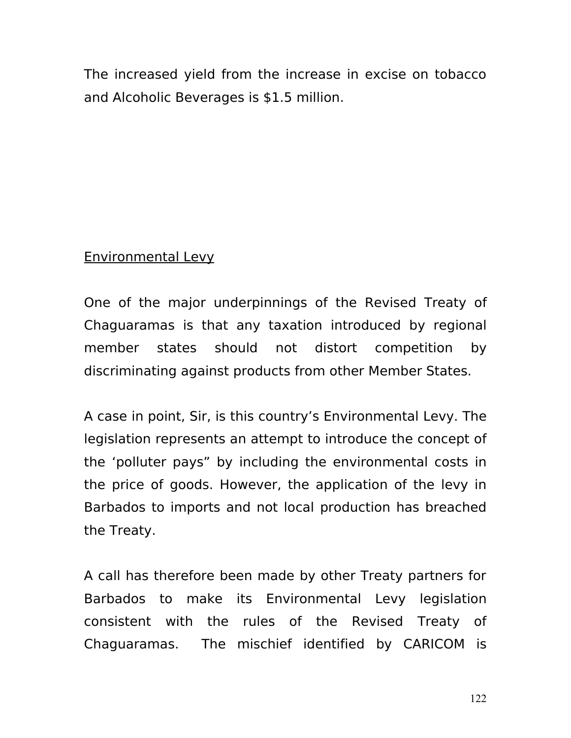The increased yield from the increase in excise on tobacco and Alcoholic Beverages is $1.5 million.

## Environmental Levy

One of the major underpinnings of the Revised Treaty of Chaguaramas is that any taxation introduced by regional member states should not distort competition by discriminating against products from other Member States.

A case in point, Sir, is this country's Environmental Levy. The legislation represents an attempt to introduce the concept of the 'polluter pays" by including the environmental costs in the price of goods. However, the application of the levy in Barbados to imports and not local production has breached the Treaty.

A call has therefore been made by other Treaty partners for Barbados to make its Environmental Levy legislation consistent with the rules of the Revised Treaty of Chaguaramas. The mischief identified by CARICOM is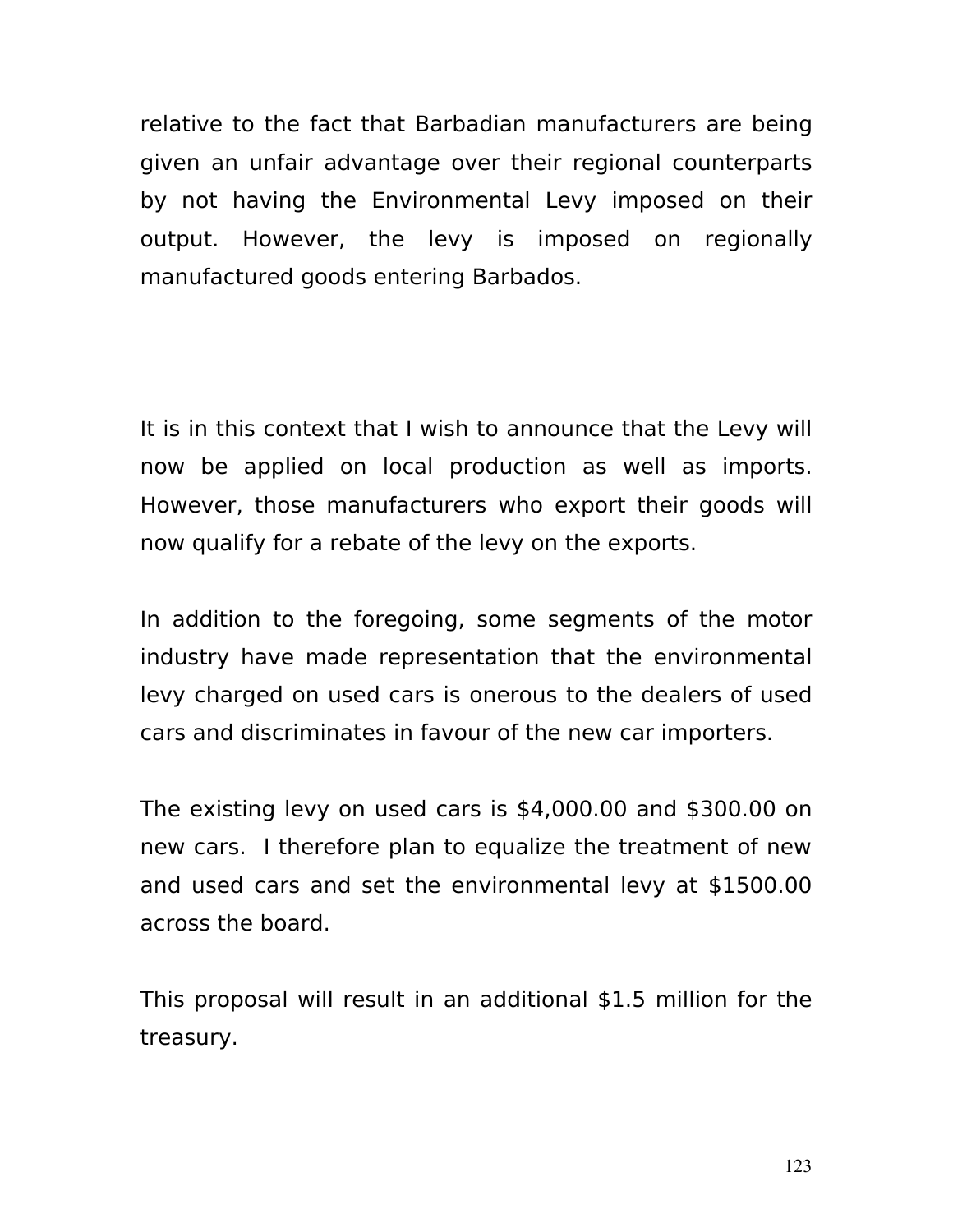relative to the fact that Barbadian manufacturers are being given an unfair advantage over their regional counterparts by not having the Environmental Levy imposed on their output. However, the levy is imposed on regionally manufactured goods entering Barbados.

It is in this context that I wish to announce that the Levy will now be applied on local production as well as imports. However, those manufacturers who export their goods will now qualify for a rebate of the levy on the exports.

In addition to the foregoing, some segments of the motor industry have made representation that the environmental levy charged on used cars is onerous to the dealers of used cars and discriminates in favour of the new car importers.

The existing levy on used cars is $4,000.00 and $300.00 on new cars. I therefore plan to equalize the treatment of new and used cars and set the environmental levy at $1500.00 across the board.

This proposal will result in an additional $1.5 million for the treasury.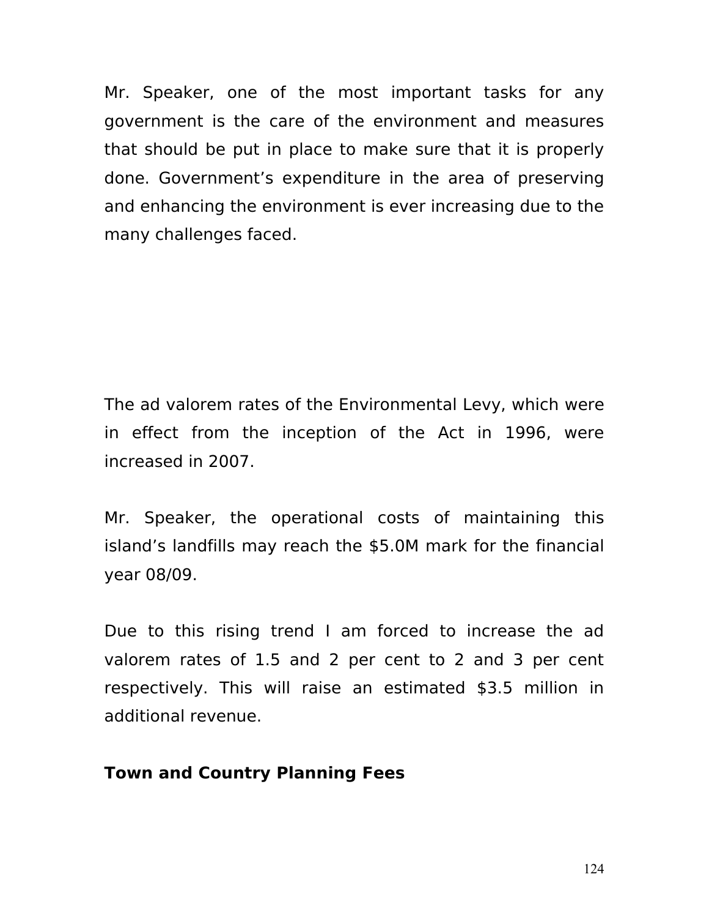Mr. Speaker, one of the most important tasks for any government is the care of the environment and measures that should be put in place to make sure that it is properly done. Government's expenditure in the area of preserving and enhancing the environment is ever increasing due to the many challenges faced.

The ad valorem rates of the Environmental Levy, which were in effect from the inception of the Act in 1996, were increased in 2007.

Mr. Speaker, the operational costs of maintaining this island's landfills may reach the $5.0M mark for the financial year 08/09.

Due to this rising trend I am forced to increase the ad valorem rates of 1.5 and 2 per cent to 2 and 3 per cent respectively. This will raise an estimated $3.5 million in additional revenue.

**Town and Country Planning Fees**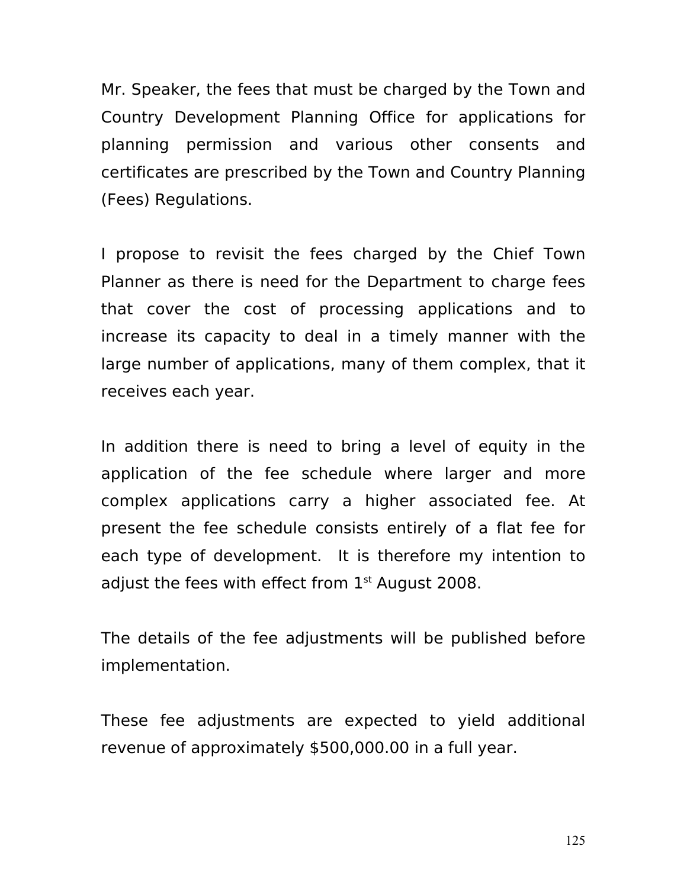Mr. Speaker, the fees that must be charged by the Town and Country Development Planning Office for applications for planning permission and various other consents and certificates are prescribed by the Town and Country Planning (Fees) Regulations.

I propose to revisit the fees charged by the Chief Town Planner as there is need for the Department to charge fees that cover the cost of processing applications and to increase its capacity to deal in a timely manner with the large number of applications, many of them complex, that it receives each year.

In addition there is need to bring a level of equity in the application of the fee schedule where larger and more complex applications carry a higher associated fee. At present the fee schedule consists entirely of a flat fee for each type of development. It is therefore my intention to adjust the fees with effect from 1st August 2008.

The details of the fee adjustments will be published before implementation.

These fee adjustments are expected to yield additional revenue of approximately $500,000.00 in a full year.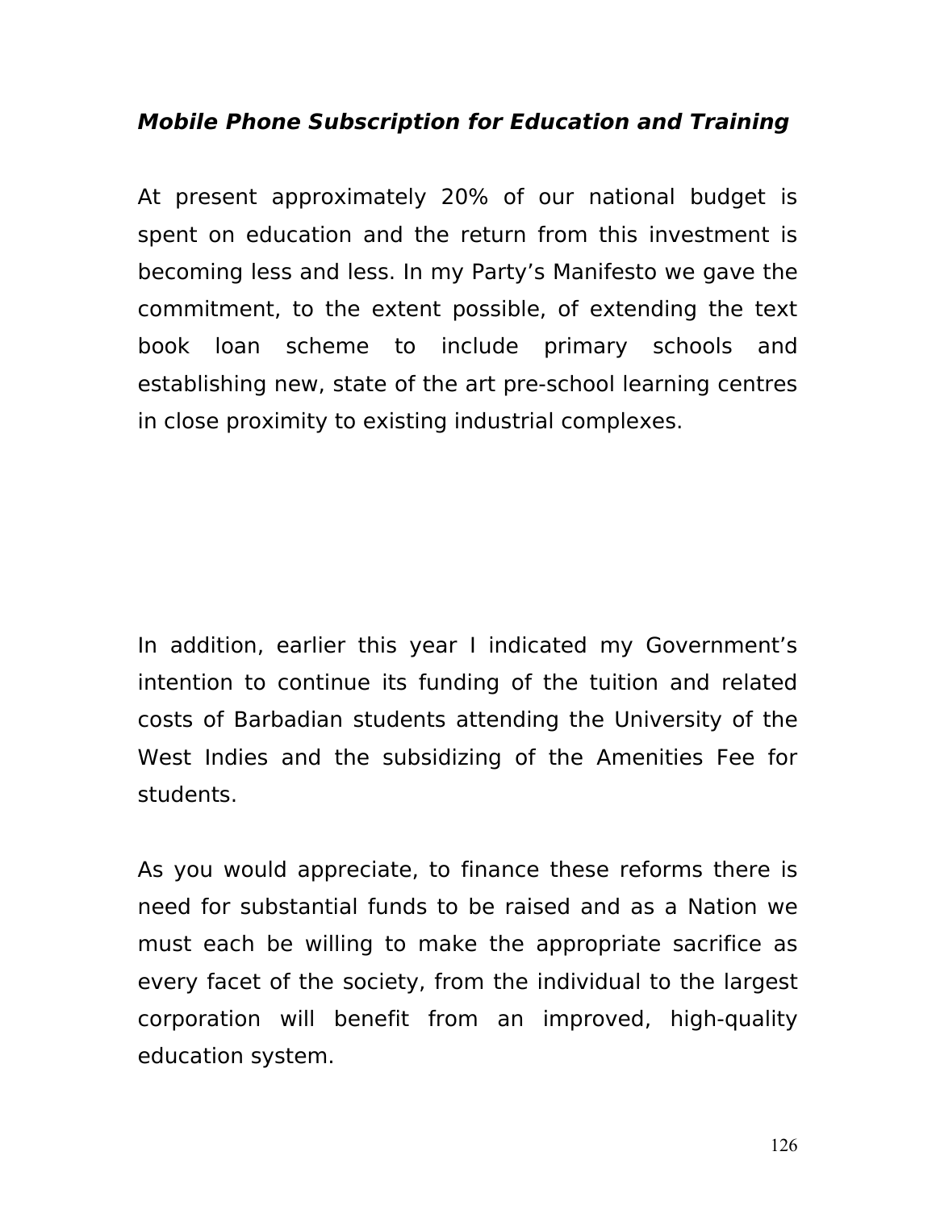***Mobile Phone Subscription for Education and Training***

At present approximately 20% of our national budget is spent on education and the return from this investment is becoming less and less. In my Party's Manifesto we gave the commitment, to the extent possible, of extending the text book loan scheme to include primary schools and establishing new, state of the art pre-school learning centres in close proximity to existing industrial complexes.

In addition, earlier this year I indicated my Government's intention to continue its funding of the tuition and related costs of Barbadian students attending the University of the West Indies and the subsidizing of the Amenities Fee for students.

As you would appreciate, to finance these reforms there is need for substantial funds to be raised and as a Nation we must each be willing to make the appropriate sacrifice as every facet of the society, from the individual to the largest corporation will benefit from an improved, high-quality education system.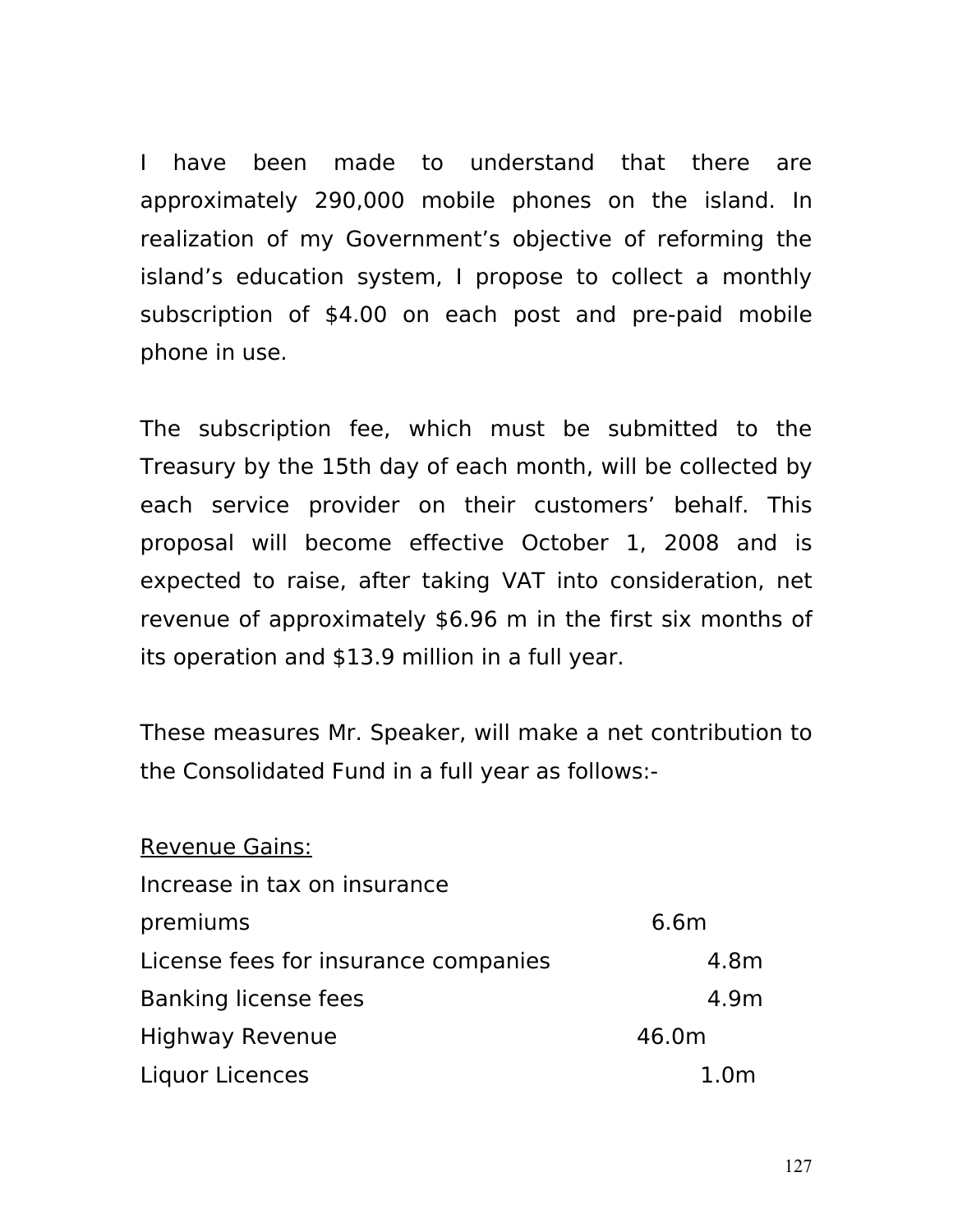I have been made to understand that there are approximately 290,000 mobile phones on the island. In realization of my Government's objective of reforming the island's education system, I propose to collect a monthly subscription of $4.00 on each post and pre-paid mobile phone in use.

The subscription fee, which must be submitted to the Treasury by the 15th day of each month, will be collected by each service provider on their customers' behalf. This proposal will become effective October 1, 2008 and is expected to raise, after taking VAT into consideration, net revenue of approximately $6.96 m in the first six months of its operation and $13.9 million in a full year.

These measures Mr. Speaker, will make a net contribution to the Consolidated Fund in a full year as follows:-

<u>Revenue Gains:</u>

| | |
|---|---|
| Increase in tax on insurance premiums | 6.6m |
| License fees for insurance companies | 4.8m |
| Banking license fees | 4.9m |
| Highway Revenue | 46.0m |
| Liquor Licences | 1.0m |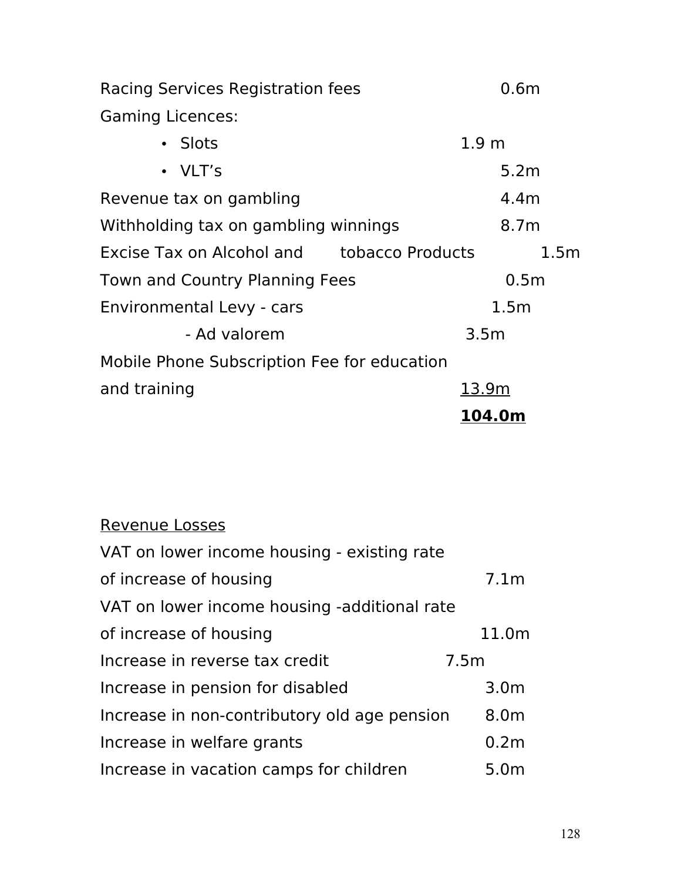| | |
|---|---|
| Racing Services Registration fees | 0.6m |
| Gaming Licences: | |
| • Slots | 1.9 m |
| • VLT's | 5.2m |
| Revenue tax on gambling | 4.4m |
| Withholding tax on gambling winnings | 8.7m |
| Excise Tax on Alcohol and tobacco Products | 1.5m |
| Town and Country Planning Fees | 0.5m |
| Environmental Levy - cars | 1.5m |
| - Ad valorem | 3.5m |
| Mobile Phone Subscription Fee for education and training | <u>13.9m</u> |
| | **<u>104.0m</u>** |

<u>Revenue Losses</u>

| | |
|---|---|
| VAT on lower income housing - existing rate of increase of housing | 7.1m |
| VAT on lower income housing -additional rate of increase of housing | 11.0m |
| Increase in reverse tax credit | 7.5m |
| Increase in pension for disabled | 3.0m |
| Increase in non-contributory old age pension | 8.0m |
| Increase in welfare grants | 0.2m |
| Increase in vacation camps for children | 5.0m |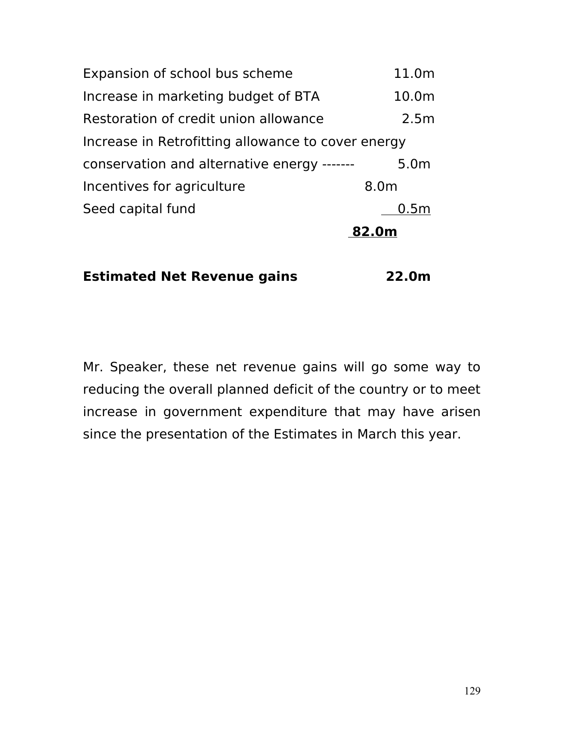| | |
|---|---|
| Expansion of school bus scheme | 11.0m |
| Increase in marketing budget of BTA | 10.0m |
| Restoration of credit union allowance | 2.5m |
| Increase in Retrofitting allowance to cover energy conservation and alternative energy ------- | 5.0m |
| Incentives for agriculture | 8.0m |
| Seed capital fund | 0.5m |
| | **82.0m** |

**Estimated Net Revenue gains 22.0m**

Mr. Speaker, these net revenue gains will go some way to reducing the overall planned deficit of the country or to meet increase in government expenditure that may have arisen since the presentation of the Estimates in March this year.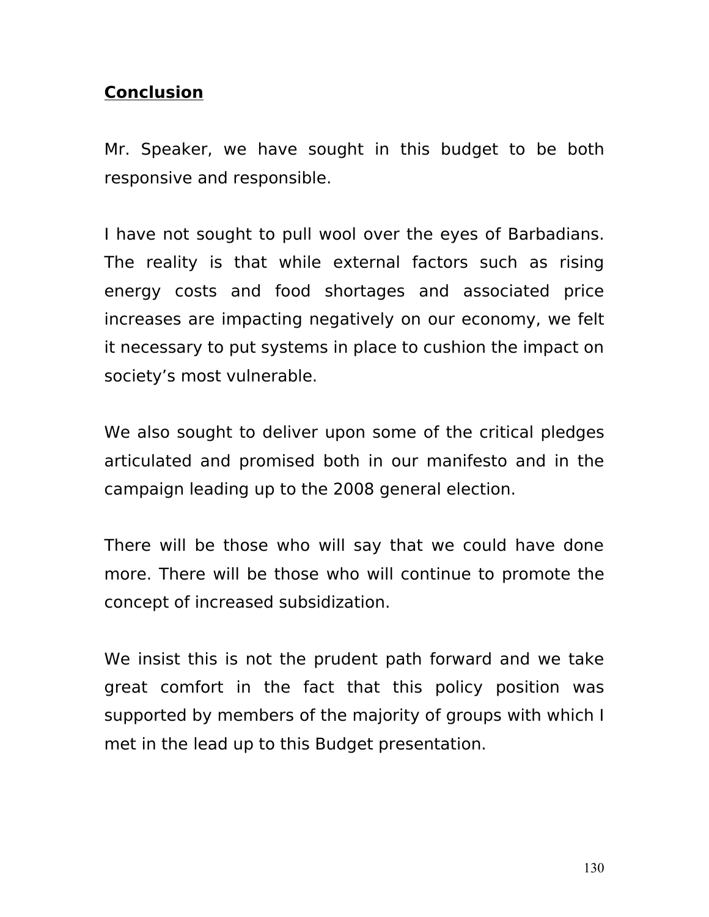## **Conclusion**

Mr. Speaker, we have sought in this budget to be both responsive and responsible.

I have not sought to pull wool over the eyes of Barbadians. The reality is that while external factors such as rising energy costs and food shortages and associated price increases are impacting negatively on our economy, we felt it necessary to put systems in place to cushion the impact on society's most vulnerable.

We also sought to deliver upon some of the critical pledges articulated and promised both in our manifesto and in the campaign leading up to the 2008 general election.

There will be those who will say that we could have done more. There will be those who will continue to promote the concept of increased subsidization.

We insist this is not the prudent path forward and we take great comfort in the fact that this policy position was supported by members of the majority of groups with which I met in the lead up to this Budget presentation.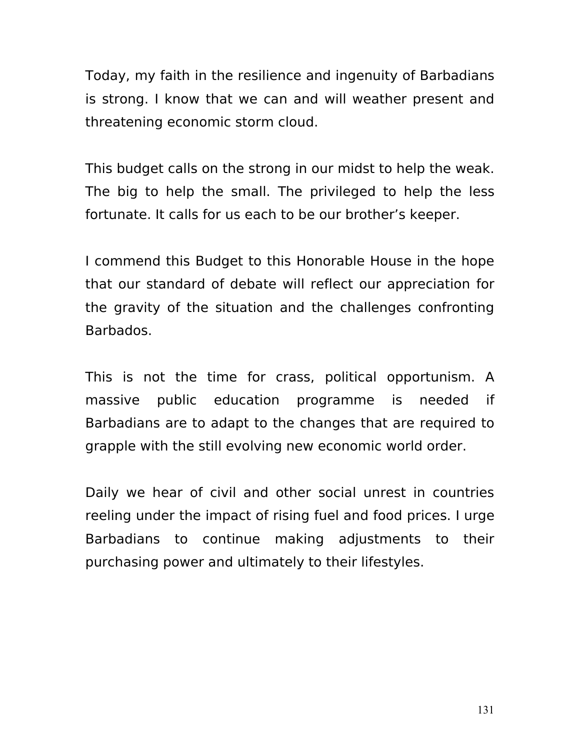Today, my faith in the resilience and ingenuity of Barbadians is strong. I know that we can and will weather present and threatening economic storm cloud.

This budget calls on the strong in our midst to help the weak. The big to help the small. The privileged to help the less fortunate. It calls for us each to be our brother's keeper.

I commend this Budget to this Honorable House in the hope that our standard of debate will reflect our appreciation for the gravity of the situation and the challenges confronting Barbados.

This is not the time for crass, political opportunism. A massive public education programme is needed if Barbadians are to adapt to the changes that are required to grapple with the still evolving new economic world order.

Daily we hear of civil and other social unrest in countries reeling under the impact of rising fuel and food prices. I urge Barbadians to continue making adjustments to their purchasing power and ultimately to their lifestyles.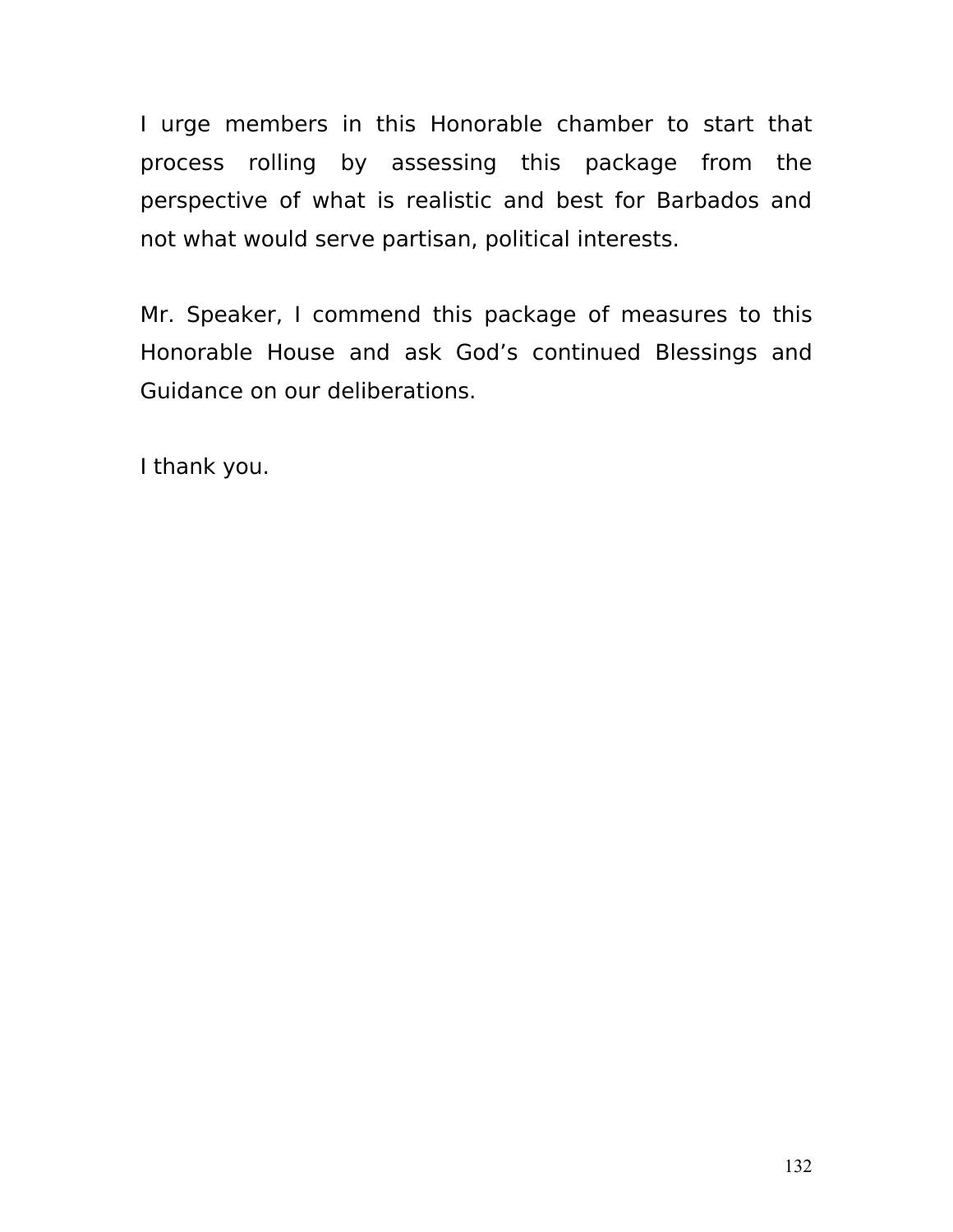I urge members in this Honorable chamber to start that process rolling by assessing this package from the perspective of what is realistic and best for Barbados and not what would serve partisan, political interests.

Mr. Speaker, I commend this package of measures to this Honorable House and ask God's continued Blessings and Guidance on our deliberations.

I thank you.